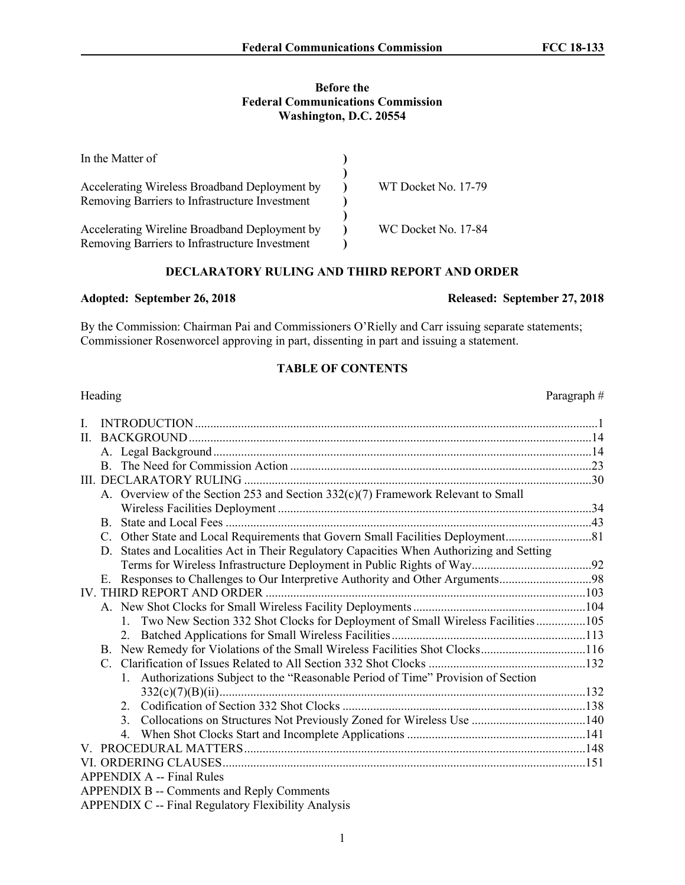**Before the**
**Federal Communications Commission**
**Washington, D.C. 20554**

| In the Matter of | ) | |
|---|---|---|
| | ) | |
| Accelerating Wireless Broadband Deployment by Removing Barriers to Infrastructure Investment | ) | WT Docket No. 17-79 |
| | ) | |
| Accelerating Wireline Broadband Deployment by Removing Barriers to Infrastructure Investment | ) | WC Docket No. 17-84 |

## DECLARATORY RULING AND THIRD REPORT AND ORDER

**Adopted: September 26, 2018** **Released: September 27, 2018**

By the Commission: Chairman Pai and Commissioners O'Rielly and Carr issuing separate statements; Commissioner Rosenworcel approving in part, dissenting in part and issuing a statement.

### TABLE OF CONTENTS

| Heading | Paragraph # |
|---|---|
| I. INTRODUCTION | 1 |
| II. BACKGROUND | 14 |
| A. Legal Background | 14 |
| B. The Need for Commission Action | 23 |
| III. DECLARATORY RULING | 30 |
| A. Overview of the Section 253 and Section 332(c)(7) Framework Relevant to Small Wireless Facilities Deployment | 34 |
| B. State and Local Fees | 43 |
| C. Other State and Local Requirements that Govern Small Facilities Deployment | 81 |
| D. States and Localities Act in Their Regulatory Capacities When Authorizing and Setting Terms for Wireless Infrastructure Deployment in Public Rights of Way | 92 |
| E. Responses to Challenges to Our Interpretive Authority and Other Arguments | 98 |
| IV. THIRD REPORT AND ORDER | 103 |
| A. New Shot Clocks for Small Wireless Facility Deployments | 104 |
| 1. Two New Section 332 Shot Clocks for Deployment of Small Wireless Facilities | 105 |
| 2. Batched Applications for Small Wireless Facilities | 113 |
| B. New Remedy for Violations of the Small Wireless Facilities Shot Clocks | 116 |
| C. Clarification of Issues Related to All Section 332 Shot Clocks | 132 |
| 1. Authorizations Subject to the "Reasonable Period of Time" Provision of Section 332(c)(7)(B)(ii) | 132 |
| 2. Codification of Section 332 Shot Clocks | 138 |
| 3. Collocations on Structures Not Previously Zoned for Wireless Use | 140 |
| 4. When Shot Clocks Start and Incomplete Applications | 141 |
| V. PROCEDURAL MATTERS | 148 |
| VI. ORDERING CLAUSES | 151 |
| APPENDIX A -- Final Rules | |
| APPENDIX B -- Comments and Reply Comments | |
| APPENDIX C -- Final Regulatory Flexibility Analysis | |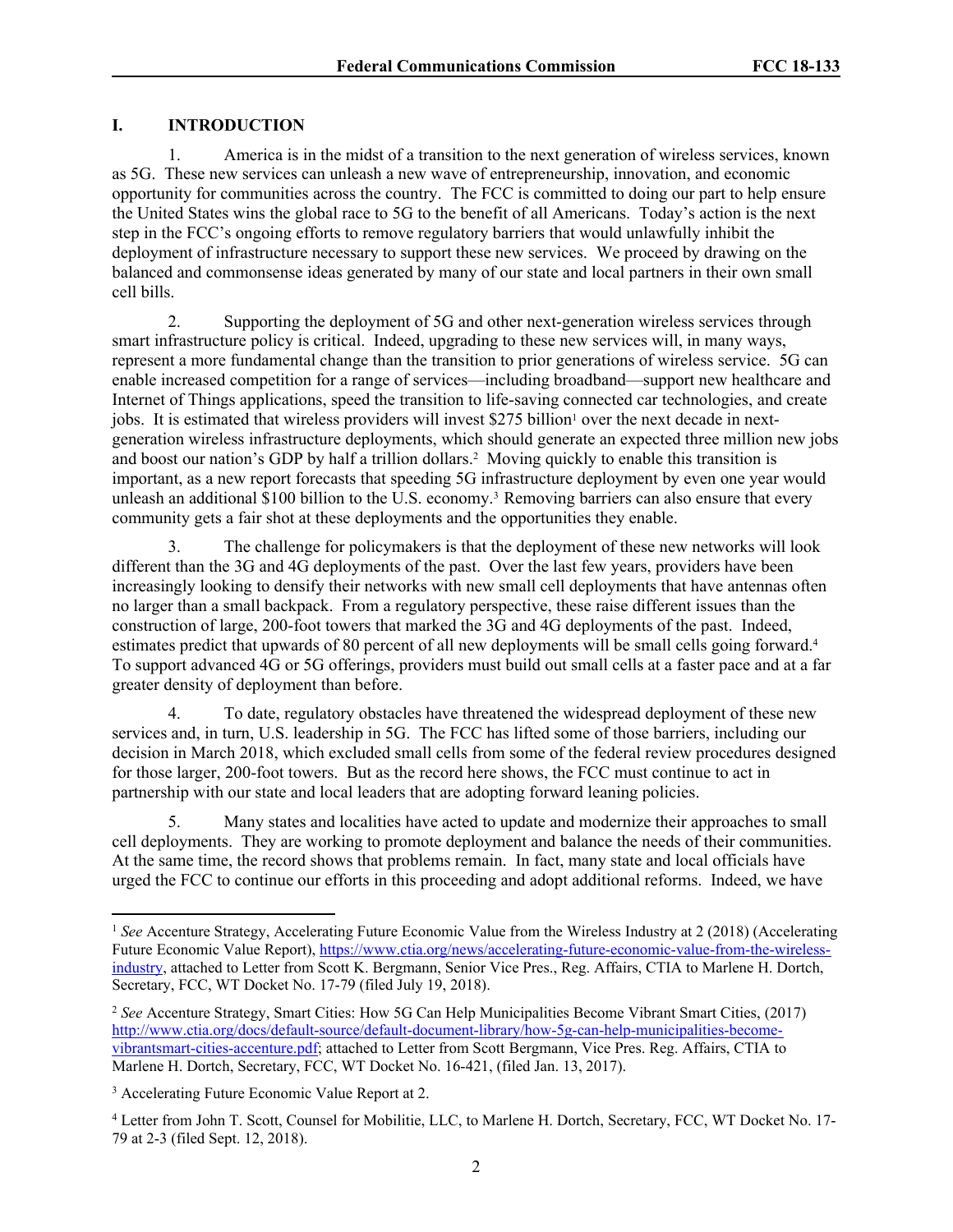## I. INTRODUCTION

1. America is in the midst of a transition to the next generation of wireless services, known as 5G. These new services can unleash a new wave of entrepreneurship, innovation, and economic opportunity for communities across the country. The FCC is committed to doing our part to help ensure the United States wins the global race to 5G to the benefit of all Americans. Today's action is the next step in the FCC's ongoing efforts to remove regulatory barriers that would unlawfully inhibit the deployment of infrastructure necessary to support these new services. We proceed by drawing on the balanced and commonsense ideas generated by many of our state and local partners in their own small cell bills.

2. Supporting the deployment of 5G and other next-generation wireless services through smart infrastructure policy is critical. Indeed, upgrading to these new services will, in many ways, represent a more fundamental change than the transition to prior generations of wireless service. 5G can enable increased competition for a range of services—including broadband—support new healthcare and Internet of Things applications, speed the transition to life-saving connected car technologies, and create jobs. It is estimated that wireless providers will invest $275 billion[1] over the next decade in next-generation wireless infrastructure deployments, which should generate an expected three million new jobs and boost our nation's GDP by half a trillion dollars.[2] Moving quickly to enable this transition is important, as a new report forecasts that speeding 5G infrastructure deployment by even one year would unleash an additional $100 billion to the U.S. economy.[3] Removing barriers can also ensure that every community gets a fair shot at these deployments and the opportunities they enable.

3. The challenge for policymakers is that the deployment of these new networks will look different than the 3G and 4G deployments of the past. Over the last few years, providers have been increasingly looking to densify their networks with new small cell deployments that have antennas often no larger than a small backpack. From a regulatory perspective, these raise different issues than the construction of large, 200-foot towers that marked the 3G and 4G deployments of the past. Indeed, estimates predict that upwards of 80 percent of all new deployments will be small cells going forward.[4] To support advanced 4G or 5G offerings, providers must build out small cells at a faster pace and at a far greater density of deployment than before.

4. To date, regulatory obstacles have threatened the widespread deployment of these new services and, in turn, U.S. leadership in 5G. The FCC has lifted some of those barriers, including our decision in March 2018, which excluded small cells from some of the federal review procedures designed for those larger, 200-foot towers. But as the record here shows, the FCC must continue to act in partnership with our state and local leaders that are adopting forward leaning policies.

5. Many states and localities have acted to update and modernize their approaches to small cell deployments. They are working to promote deployment and balance the needs of their communities. At the same time, the record shows that problems remain. In fact, many state and local officials have urged the FCC to continue our efforts in this proceeding and adopt additional reforms. Indeed, we have

---

[1] *See* Accenture Strategy, Accelerating Future Economic Value from the Wireless Industry at 2 (2018) (Accelerating Future Economic Value Report), https://www.ctia.org/news/accelerating-future-economic-value-from-the-wireless-industry, attached to Letter from Scott K. Bergmann, Senior Vice Pres., Reg. Affairs, CTIA to Marlene H. Dortch, Secretary, FCC, WT Docket No. 17-79 (filed July 19, 2018).

[2] *See* Accenture Strategy, Smart Cities: How 5G Can Help Municipalities Become Vibrant Smart Cities, (2017) http://www.ctia.org/docs/default-source/default-document-library/how-5g-can-help-municipalities-become-vibrantsmart-cities-accenture.pdf; attached to Letter from Scott Bergmann, Vice Pres. Reg. Affairs, CTIA to Marlene H. Dortch, Secretary, FCC, WT Docket No. 16-421, (filed Jan. 13, 2017).

[3] Accelerating Future Economic Value Report at 2.

[4] Letter from John T. Scott, Counsel for Mobilitie, LLC, to Marlene H. Dortch, Secretary, FCC, WT Docket No. 17-79 at 2-3 (filed Sept. 12, 2018).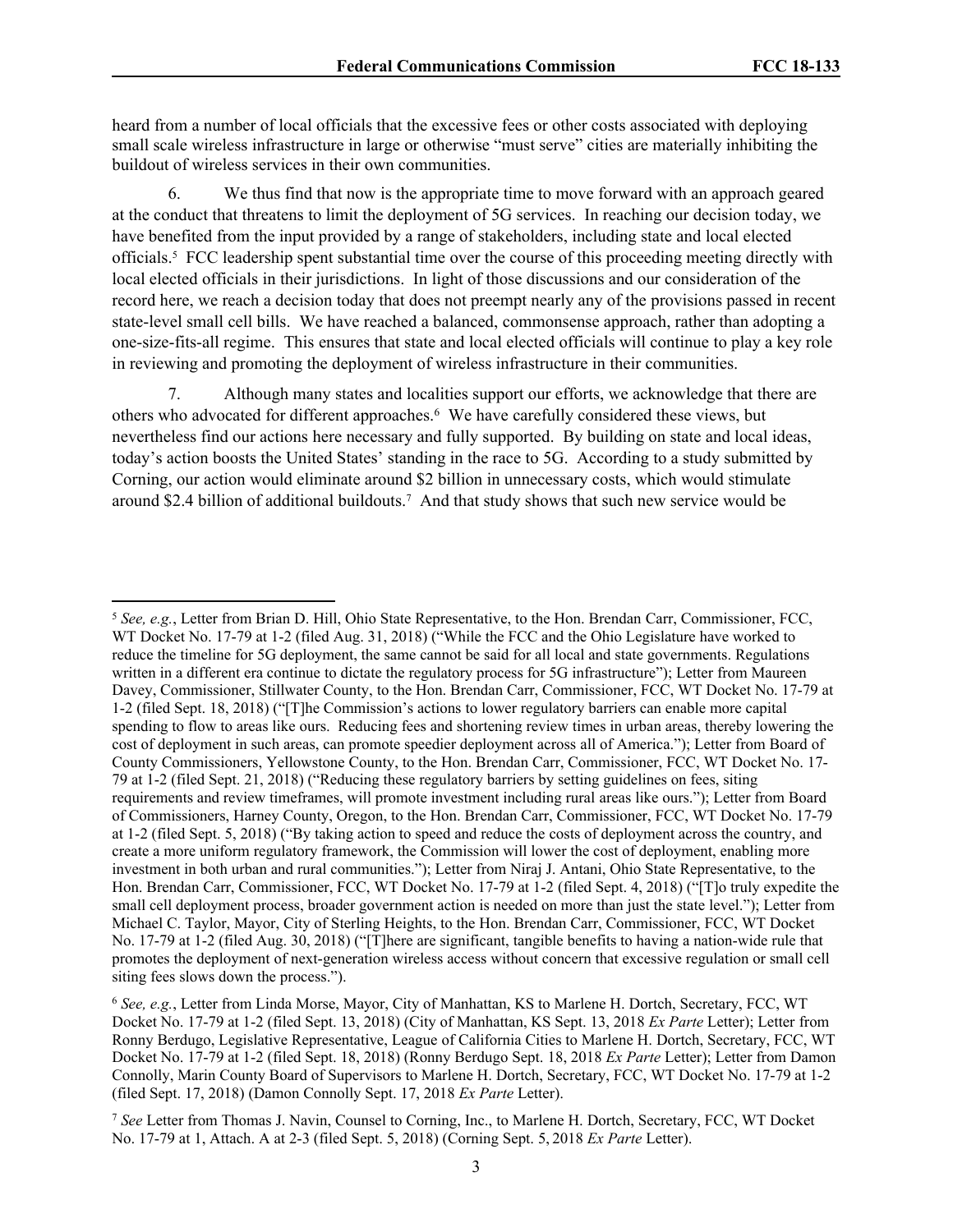heard from a number of local officials that the excessive fees or other costs associated with deploying small scale wireless infrastructure in large or otherwise "must serve" cities are materially inhibiting the buildout of wireless services in their own communities.

6. We thus find that now is the appropriate time to move forward with an approach geared at the conduct that threatens to limit the deployment of 5G services. In reaching our decision today, we have benefited from the input provided by a range of stakeholders, including state and local elected officials.[5] FCC leadership spent substantial time over the course of this proceeding meeting directly with local elected officials in their jurisdictions. In light of those discussions and our consideration of the record here, we reach a decision today that does not preempt nearly any of the provisions passed in recent state-level small cell bills. We have reached a balanced, commonsense approach, rather than adopting a one-size-fits-all regime. This ensures that state and local elected officials will continue to play a key role in reviewing and promoting the deployment of wireless infrastructure in their communities.

7. Although many states and localities support our efforts, we acknowledge that there are others who advocated for different approaches.[6] We have carefully considered these views, but nevertheless find our actions here necessary and fully supported. By building on state and local ideas, today's action boosts the United States' standing in the race to 5G. According to a study submitted by Corning, our action would eliminate around $2 billion in unnecessary costs, which would stimulate around $2.4 billion of additional buildouts.[7] And that study shows that such new service would be

---

[5] *See, e.g.*, Letter from Brian D. Hill, Ohio State Representative, to the Hon. Brendan Carr, Commissioner, FCC, WT Docket No. 17-79 at 1-2 (filed Aug. 31, 2018) ("While the FCC and the Ohio Legislature have worked to reduce the timeline for 5G deployment, the same cannot be said for all local and state governments. Regulations written in a different era continue to dictate the regulatory process for 5G infrastructure"); Letter from Maureen Davey, Commissioner, Stillwater County, to the Hon. Brendan Carr, Commissioner, FCC, WT Docket No. 17-79 at 1-2 (filed Sept. 18, 2018) ("[T]he Commission's actions to lower regulatory barriers can enable more capital spending to flow to areas like ours. Reducing fees and shortening review times in urban areas, thereby lowering the cost of deployment in such areas, can promote speedier deployment across all of America."); Letter from Board of County Commissioners, Yellowstone County, to the Hon. Brendan Carr, Commissioner, FCC, WT Docket No. 17-79 at 1-2 (filed Sept. 21, 2018) ("Reducing these regulatory barriers by setting guidelines on fees, siting requirements and review timeframes, will promote investment including rural areas like ours."); Letter from Board of Commissioners, Harney County, Oregon, to the Hon. Brendan Carr, Commissioner, FCC, WT Docket No. 17-79 at 1-2 (filed Sept. 5, 2018) ("By taking action to speed and reduce the costs of deployment across the country, and create a more uniform regulatory framework, the Commission will lower the cost of deployment, enabling more investment in both urban and rural communities."); Letter from Niraj J. Antani, Ohio State Representative, to the Hon. Brendan Carr, Commissioner, FCC, WT Docket No. 17-79 at 1-2 (filed Sept. 4, 2018) ("[T]o truly expedite the small cell deployment process, broader government action is needed on more than just the state level."); Letter from Michael C. Taylor, Mayor, City of Sterling Heights, to the Hon. Brendan Carr, Commissioner, FCC, WT Docket No. 17-79 at 1-2 (filed Aug. 30, 2018) ("[T]here are significant, tangible benefits to having a nation-wide rule that promotes the deployment of next-generation wireless access without concern that excessive regulation or small cell siting fees slows down the process.").

[6] *See, e.g.*, Letter from Linda Morse, Mayor, City of Manhattan, KS to Marlene H. Dortch, Secretary, FCC, WT Docket No. 17-79 at 1-2 (filed Sept. 13, 2018) (City of Manhattan, KS Sept. 13, 2018 *Ex Parte* Letter); Letter from Ronny Berdugo, Legislative Representative, League of California Cities to Marlene H. Dortch, Secretary, FCC, WT Docket No. 17-79 at 1-2 (filed Sept. 18, 2018) (Ronny Berdugo Sept. 18, 2018 *Ex Parte* Letter); Letter from Damon Connolly, Marin County Board of Supervisors to Marlene H. Dortch, Secretary, FCC, WT Docket No. 17-79 at 1-2 (filed Sept. 17, 2018) (Damon Connolly Sept. 17, 2018 *Ex Parte* Letter).

[7] *See* Letter from Thomas J. Navin, Counsel to Corning, Inc., to Marlene H. Dortch, Secretary, FCC, WT Docket No. 17-79 at 1, Attach. A at 2-3 (filed Sept. 5, 2018) (Corning Sept. 5, 2018 *Ex Parte* Letter).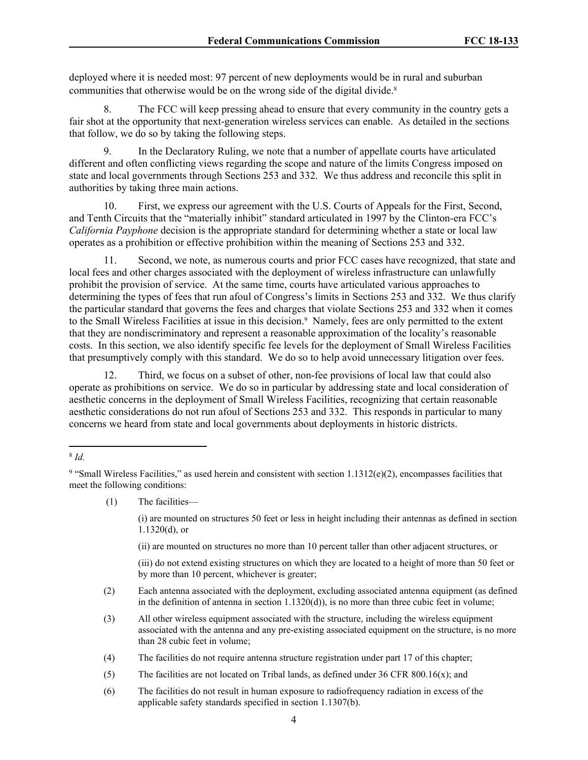deployed where it is needed most: 97 percent of new deployments would be in rural and suburban communities that otherwise would be on the wrong side of the digital divide.[8]

8. The FCC will keep pressing ahead to ensure that every community in the country gets a fair shot at the opportunity that next-generation wireless services can enable. As detailed in the sections that follow, we do so by taking the following steps.

9. In the Declaratory Ruling, we note that a number of appellate courts have articulated different and often conflicting views regarding the scope and nature of the limits Congress imposed on state and local governments through Sections 253 and 332. We thus address and reconcile this split in authorities by taking three main actions.

10. First, we express our agreement with the U.S. Courts of Appeals for the First, Second, and Tenth Circuits that the "materially inhibit" standard articulated in 1997 by the Clinton-era FCC's *California Payphone* decision is the appropriate standard for determining whether a state or local law operates as a prohibition or effective prohibition within the meaning of Sections 253 and 332.

11. Second, we note, as numerous courts and prior FCC cases have recognized, that state and local fees and other charges associated with the deployment of wireless infrastructure can unlawfully prohibit the provision of service. At the same time, courts have articulated various approaches to determining the types of fees that run afoul of Congress's limits in Sections 253 and 332. We thus clarify the particular standard that governs the fees and charges that violate Sections 253 and 332 when it comes to the Small Wireless Facilities at issue in this decision.[9] Namely, fees are only permitted to the extent that they are nondiscriminatory and represent a reasonable approximation of the locality's reasonable costs. In this section, we also identify specific fee levels for the deployment of Small Wireless Facilities that presumptively comply with this standard. We do so to help avoid unnecessary litigation over fees.

12. Third, we focus on a subset of other, non-fee provisions of local law that could also operate as prohibitions on service. We do so in particular by addressing state and local consideration of aesthetic concerns in the deployment of Small Wireless Facilities, recognizing that certain reasonable aesthetic considerations do not run afoul of Sections 253 and 332. This responds in particular to many concerns we heard from state and local governments about deployments in historic districts.

---

[8] *Id.*

[9] "Small Wireless Facilities," as used herein and consistent with section 1.1312(e)(2), encompasses facilities that meet the following conditions:

(1) The facilities—

(i) are mounted on structures 50 feet or less in height including their antennas as defined in section 1.1320(d), or

(ii) are mounted on structures no more than 10 percent taller than other adjacent structures, or

(iii) do not extend existing structures on which they are located to a height of more than 50 feet or by more than 10 percent, whichever is greater;

(2) Each antenna associated with the deployment, excluding associated antenna equipment (as defined in the definition of antenna in section 1.1320(d)), is no more than three cubic feet in volume;

(3) All other wireless equipment associated with the structure, including the wireless equipment associated with the antenna and any pre-existing associated equipment on the structure, is no more than 28 cubic feet in volume;

(4) The facilities do not require antenna structure registration under part 17 of this chapter;

(5) The facilities are not located on Tribal lands, as defined under 36 CFR 800.16(x); and

(6) The facilities do not result in human exposure to radiofrequency radiation in excess of the applicable safety standards specified in section 1.1307(b).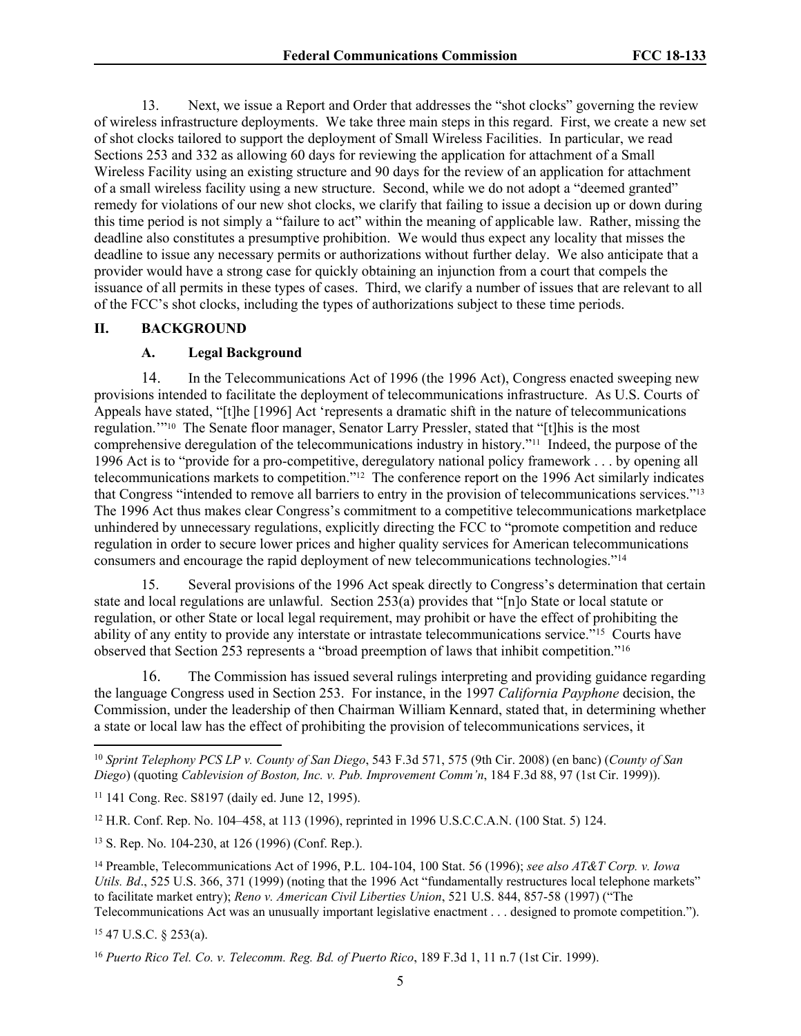13. Next, we issue a Report and Order that addresses the "shot clocks" governing the review of wireless infrastructure deployments. We take three main steps in this regard. First, we create a new set of shot clocks tailored to support the deployment of Small Wireless Facilities. In particular, we read Sections 253 and 332 as allowing 60 days for reviewing the application for attachment of a Small Wireless Facility using an existing structure and 90 days for the review of an application for attachment of a small wireless facility using a new structure. Second, while we do not adopt a "deemed granted" remedy for violations of our new shot clocks, we clarify that failing to issue a decision up or down during this time period is not simply a "failure to act" within the meaning of applicable law. Rather, missing the deadline also constitutes a presumptive prohibition. We would thus expect any locality that misses the deadline to issue any necessary permits or authorizations without further delay. We also anticipate that a provider would have a strong case for quickly obtaining an injunction from a court that compels the issuance of all permits in these types of cases. Third, we clarify a number of issues that are relevant to all of the FCC's shot clocks, including the types of authorizations subject to these time periods.

## II. BACKGROUND

### A. Legal Background

14. In the Telecommunications Act of 1996 (the 1996 Act), Congress enacted sweeping new provisions intended to facilitate the deployment of telecommunications infrastructure. As U.S. Courts of Appeals have stated, "[t]he [1996] Act 'represents a dramatic shift in the nature of telecommunications regulation.'"[10] The Senate floor manager, Senator Larry Pressler, stated that "[t]his is the most comprehensive deregulation of the telecommunications industry in history."[11] Indeed, the purpose of the 1996 Act is to "provide for a pro-competitive, deregulatory national policy framework . . . by opening all telecommunications markets to competition."[12] The conference report on the 1996 Act similarly indicates that Congress "intended to remove all barriers to entry in the provision of telecommunications services."[13] The 1996 Act thus makes clear Congress's commitment to a competitive telecommunications marketplace unhindered by unnecessary regulations, explicitly directing the FCC to "promote competition and reduce regulation in order to secure lower prices and higher quality services for American telecommunications consumers and encourage the rapid deployment of new telecommunications technologies."[14]

15. Several provisions of the 1996 Act speak directly to Congress's determination that certain state and local regulations are unlawful. Section 253(a) provides that "[n]o State or local statute or regulation, or other State or local legal requirement, may prohibit or have the effect of prohibiting the ability of any entity to provide any interstate or intrastate telecommunications service."[15] Courts have observed that Section 253 represents a "broad preemption of laws that inhibit competition."[16]

16. The Commission has issued several rulings interpreting and providing guidance regarding the language Congress used in Section 253. For instance, in the 1997 *California Payphone* decision, the Commission, under the leadership of then Chairman William Kennard, stated that, in determining whether a state or local law has the effect of prohibiting the provision of telecommunications services, it

---

[10] *Sprint Telephony PCS LP v. County of San Diego*, 543 F.3d 571, 575 (9th Cir. 2008) (en banc) (*County of San Diego*) (quoting *Cablevision of Boston, Inc. v. Pub. Improvement Comm'n*, 184 F.3d 88, 97 (1st Cir. 1999)).

[11] 141 Cong. Rec. S8197 (daily ed. June 12, 1995).

[12] H.R. Conf. Rep. No. 104–458, at 113 (1996), reprinted in 1996 U.S.C.C.A.N. (100 Stat. 5) 124.

[13] S. Rep. No. 104-230, at 126 (1996) (Conf. Rep.).

[14] Preamble, Telecommunications Act of 1996, P.L. 104-104, 100 Stat. 56 (1996); *see also AT&T Corp. v. Iowa Utils. Bd*., 525 U.S. 366, 371 (1999) (noting that the 1996 Act "fundamentally restructures local telephone markets" to facilitate market entry); *Reno v. American Civil Liberties Union*, 521 U.S. 844, 857-58 (1997) ("The Telecommunications Act was an unusually important legislative enactment . . . designed to promote competition.").

[15] 47 U.S.C. § 253(a).

[16] *Puerto Rico Tel. Co. v. Telecomm. Reg. Bd. of Puerto Rico*, 189 F.3d 1, 11 n.7 (1st Cir. 1999).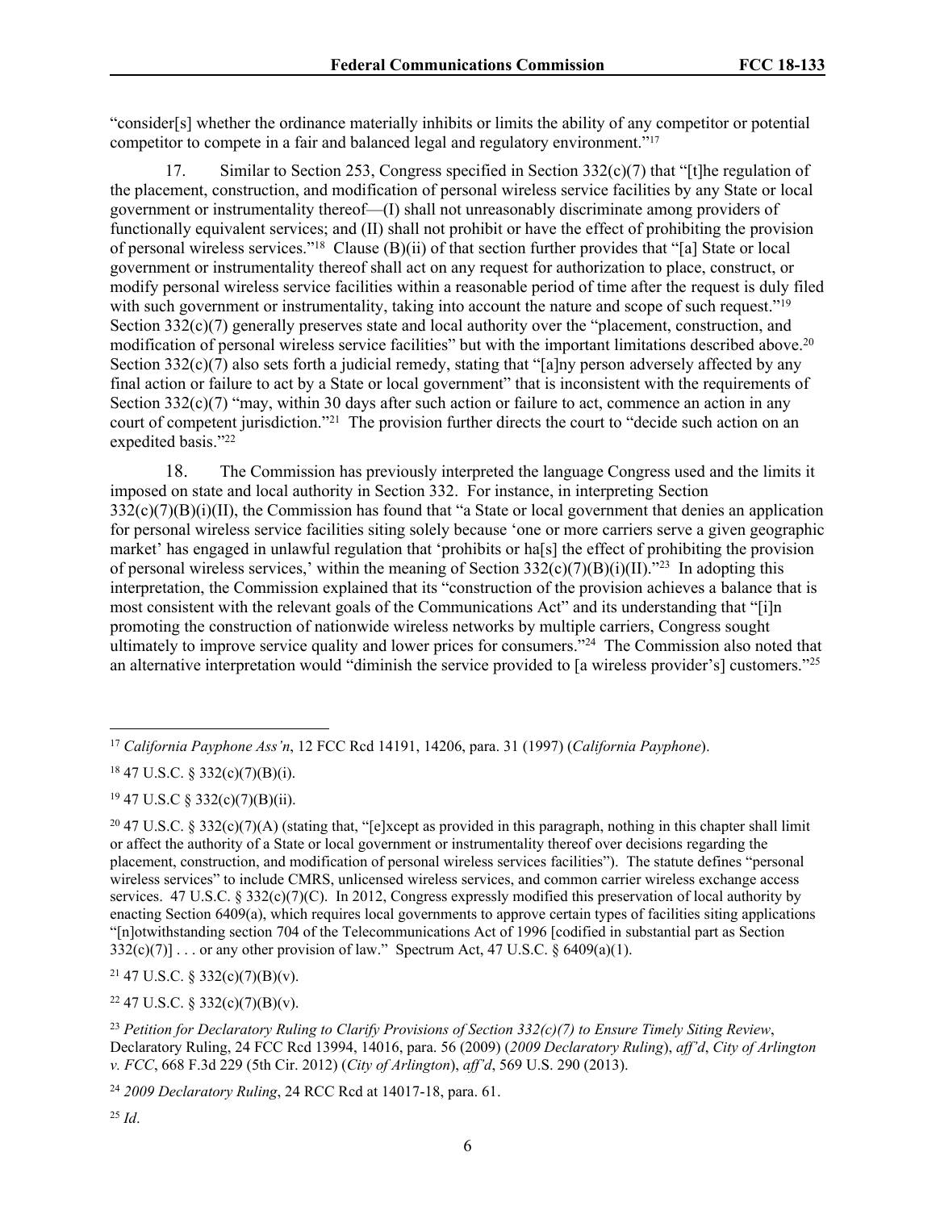"consider[s] whether the ordinance materially inhibits or limits the ability of any competitor or potential competitor to compete in a fair and balanced legal and regulatory environment."[17]

17. Similar to Section 253, Congress specified in Section 332(c)(7) that "[t]he regulation of the placement, construction, and modification of personal wireless service facilities by any State or local government or instrumentality thereof—(I) shall not unreasonably discriminate among providers of functionally equivalent services; and (II) shall not prohibit or have the effect of prohibiting the provision of personal wireless services."[18] Clause (B)(ii) of that section further provides that "[a] State or local government or instrumentality thereof shall act on any request for authorization to place, construct, or modify personal wireless service facilities within a reasonable period of time after the request is duly filed with such government or instrumentality, taking into account the nature and scope of such request."[19] Section 332(c)(7) generally preserves state and local authority over the "placement, construction, and modification of personal wireless service facilities" but with the important limitations described above.[20] Section 332(c)(7) also sets forth a judicial remedy, stating that "[a]ny person adversely affected by any final action or failure to act by a State or local government" that is inconsistent with the requirements of Section 332(c)(7) "may, within 30 days after such action or failure to act, commence an action in any court of competent jurisdiction."[21] The provision further directs the court to "decide such action on an expedited basis."[22]

18. The Commission has previously interpreted the language Congress used and the limits it imposed on state and local authority in Section 332. For instance, in interpreting Section 332(c)(7)(B)(i)(II), the Commission has found that "a State or local government that denies an application for personal wireless service facilities siting solely because 'one or more carriers serve a given geographic market' has engaged in unlawful regulation that 'prohibits or ha[s] the effect of prohibiting the provision of personal wireless services,' within the meaning of Section 332(c)(7)(B)(i)(II)."[23] In adopting this interpretation, the Commission explained that its "construction of the provision achieves a balance that is most consistent with the relevant goals of the Communications Act" and its understanding that "[i]n promoting the construction of nationwide wireless networks by multiple carriers, Congress sought ultimately to improve service quality and lower prices for consumers."[24] The Commission also noted that an alternative interpretation would "diminish the service provided to [a wireless provider's] customers."[25]

---

[17] *California Payphone Ass'n*, 12 FCC Rcd 14191, 14206, para. 31 (1997) (*California Payphone*).

[18] 47 U.S.C. § 332(c)(7)(B)(i).

[19] 47 U.S.C § 332(c)(7)(B)(ii).

[20] 47 U.S.C. § 332(c)(7)(A) (stating that, "[e]xcept as provided in this paragraph, nothing in this chapter shall limit or affect the authority of a State or local government or instrumentality thereof over decisions regarding the placement, construction, and modification of personal wireless services facilities"). The statute defines "personal wireless services" to include CMRS, unlicensed wireless services, and common carrier wireless exchange access services. 47 U.S.C. § 332(c)(7)(C). In 2012, Congress expressly modified this preservation of local authority by enacting Section 6409(a), which requires local governments to approve certain types of facilities siting applications "[n]otwithstanding section 704 of the Telecommunications Act of 1996 [codified in substantial part as Section 332(c)(7)] . . . or any other provision of law." Spectrum Act, 47 U.S.C. § 6409(a)(1).

[21] 47 U.S.C. § 332(c)(7)(B)(v).

[22] 47 U.S.C. § 332(c)(7)(B)(v).

[23] *Petition for Declaratory Ruling to Clarify Provisions of Section 332(c)(7) to Ensure Timely Siting Review*, Declaratory Ruling, 24 FCC Rcd 13994, 14016, para. 56 (2009) (*2009 Declaratory Ruling*), *aff'd*, *City of Arlington v. FCC*, 668 F.3d 229 (5th Cir. 2012) (*City of Arlington*), *aff'd*, 569 U.S. 290 (2013).

[24] *2009 Declaratory Ruling*, 24 RCC Rcd at 14017-18, para. 61.

[25] *Id*.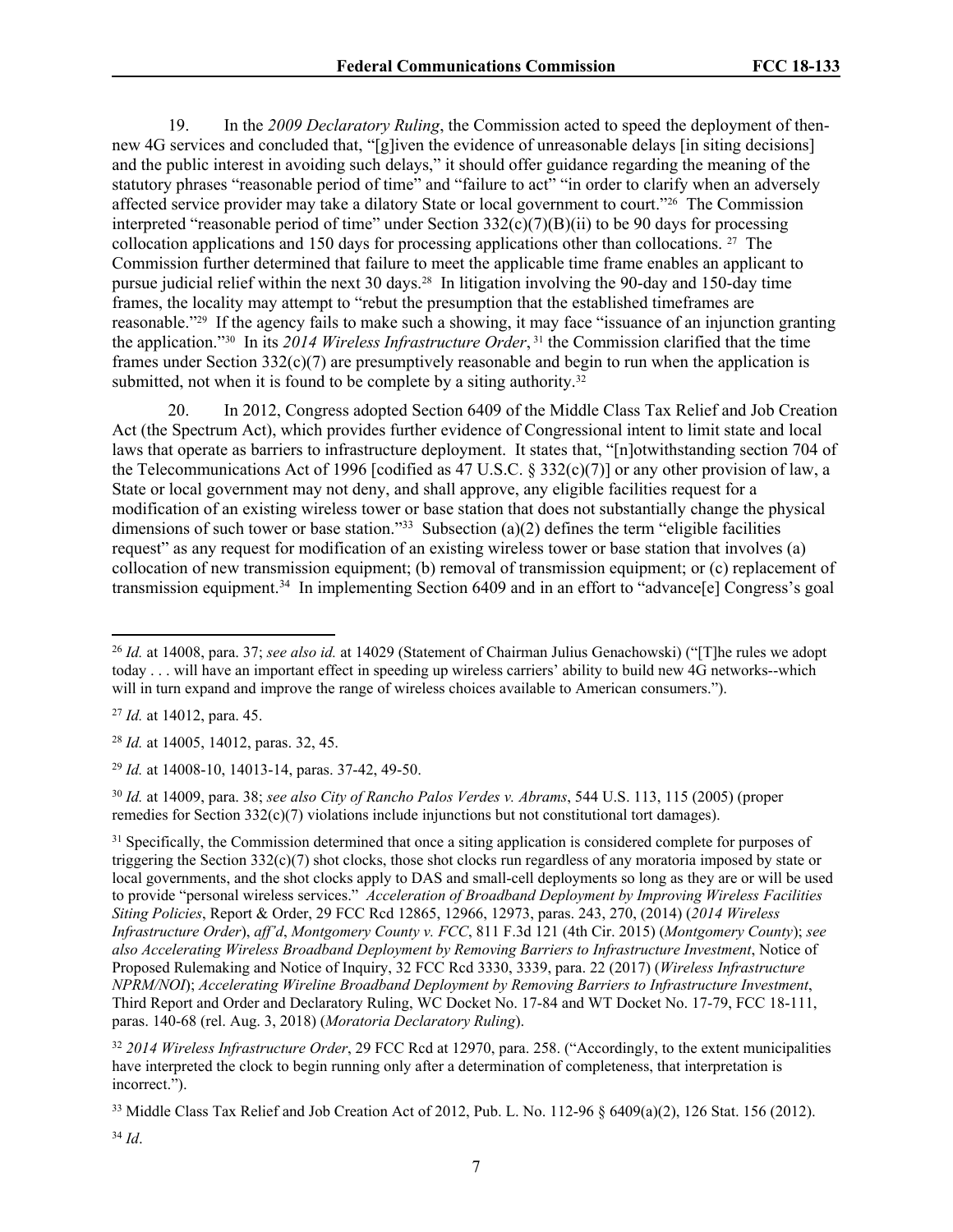19. In the *2009 Declaratory Ruling*, the Commission acted to speed the deployment of then-new 4G services and concluded that, "[g]iven the evidence of unreasonable delays [in siting decisions] and the public interest in avoiding such delays," it should offer guidance regarding the meaning of the statutory phrases "reasonable period of time" and "failure to act" "in order to clarify when an adversely affected service provider may take a dilatory State or local government to court."[26] The Commission interpreted "reasonable period of time" under Section 332(c)(7)(B)(ii) to be 90 days for processing collocation applications and 150 days for processing applications other than collocations. [27] The Commission further determined that failure to meet the applicable time frame enables an applicant to pursue judicial relief within the next 30 days.[28] In litigation involving the 90-day and 150-day time frames, the locality may attempt to "rebut the presumption that the established timeframes are reasonable."[29] If the agency fails to make such a showing, it may face "issuance of an injunction granting the application."[30] In its *2014 Wireless Infrastructure Order*, [31] the Commission clarified that the time frames under Section 332(c)(7) are presumptively reasonable and begin to run when the application is submitted, not when it is found to be complete by a siting authority.[32]

20. In 2012, Congress adopted Section 6409 of the Middle Class Tax Relief and Job Creation Act (the Spectrum Act), which provides further evidence of Congressional intent to limit state and local laws that operate as barriers to infrastructure deployment. It states that, "[n]otwithstanding section 704 of the Telecommunications Act of 1996 [codified as 47 U.S.C. § 332(c)(7)] or any other provision of law, a State or local government may not deny, and shall approve, any eligible facilities request for a modification of an existing wireless tower or base station that does not substantially change the physical dimensions of such tower or base station."[33] Subsection (a)(2) defines the term "eligible facilities request" as any request for modification of an existing wireless tower or base station that involves (a) collocation of new transmission equipment; (b) removal of transmission equipment; or (c) replacement of transmission equipment.[34] In implementing Section 6409 and in an effort to "advance[e] Congress's goal

---

[26] *Id.* at 14008, para. 37; *see also id.* at 14029 (Statement of Chairman Julius Genachowski) ("[T]he rules we adopt today . . . will have an important effect in speeding up wireless carriers' ability to build new 4G networks--which will in turn expand and improve the range of wireless choices available to American consumers.").

[27] *Id.* at 14012, para. 45.

[28] *Id.* at 14005, 14012, paras. 32, 45.

[29] *Id.* at 14008-10, 14013-14, paras. 37-42, 49-50.

[30] *Id.* at 14009, para. 38; *see also City of Rancho Palos Verdes v. Abrams*, 544 U.S. 113, 115 (2005) (proper remedies for Section 332(c)(7) violations include injunctions but not constitutional tort damages).

[31] Specifically, the Commission determined that once a siting application is considered complete for purposes of triggering the Section 332(c)(7) shot clocks, those shot clocks run regardless of any moratoria imposed by state or local governments, and the shot clocks apply to DAS and small-cell deployments so long as they are or will be used to provide "personal wireless services." *Acceleration of Broadband Deployment by Improving Wireless Facilities Siting Policies*, Report & Order, 29 FCC Rcd 12865, 12966, 12973, paras. 243, 270, (2014) (*2014 Wireless Infrastructure Order*), *aff'd*, *Montgomery County v. FCC*, 811 F.3d 121 (4th Cir. 2015) (*Montgomery County*); *see also Accelerating Wireless Broadband Deployment by Removing Barriers to Infrastructure Investment*, Notice of Proposed Rulemaking and Notice of Inquiry, 32 FCC Rcd 3330, 3339, para. 22 (2017) (*Wireless Infrastructure NPRM/NOI*); *Accelerating Wireline Broadband Deployment by Removing Barriers to Infrastructure Investment*, Third Report and Order and Declaratory Ruling, WC Docket No. 17-84 and WT Docket No. 17-79, FCC 18-111, paras. 140-68 (rel. Aug. 3, 2018) (*Moratoria Declaratory Ruling*).

[32] *2014 Wireless Infrastructure Order*, 29 FCC Rcd at 12970, para. 258. ("Accordingly, to the extent municipalities have interpreted the clock to begin running only after a determination of completeness, that interpretation is incorrect.").

[33] Middle Class Tax Relief and Job Creation Act of 2012, Pub. L. No. 112-96 § 6409(a)(2), 126 Stat. 156 (2012).

[34] *Id*.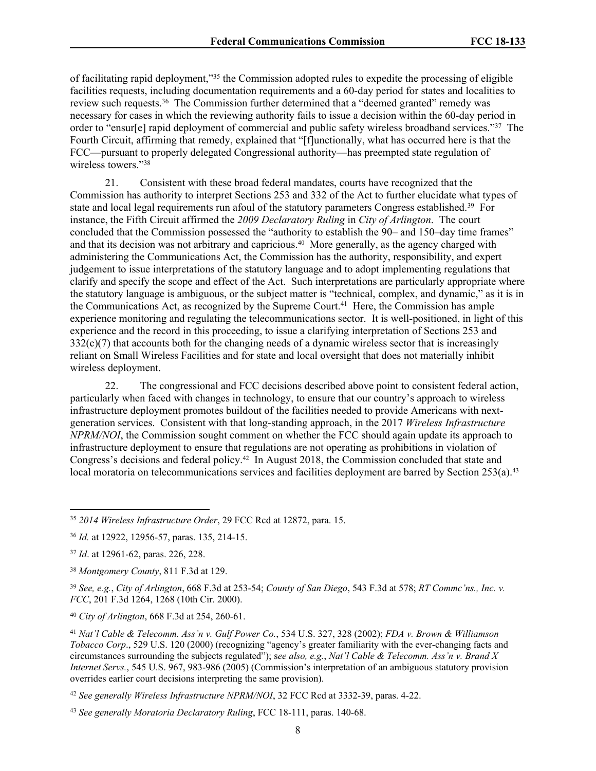of facilitating rapid deployment,"[35] the Commission adopted rules to expedite the processing of eligible facilities requests, including documentation requirements and a 60-day period for states and localities to review such requests.[36] The Commission further determined that a "deemed granted" remedy was necessary for cases in which the reviewing authority fails to issue a decision within the 60-day period in order to "ensur[e] rapid deployment of commercial and public safety wireless broadband services."[37] The Fourth Circuit, affirming that remedy, explained that "[f]unctionally, what has occurred here is that the FCC—pursuant to properly delegated Congressional authority—has preempted state regulation of wireless towers."[38]

21. Consistent with these broad federal mandates, courts have recognized that the Commission has authority to interpret Sections 253 and 332 of the Act to further elucidate what types of state and local legal requirements run afoul of the statutory parameters Congress established.[39] For instance, the Fifth Circuit affirmed the *2009 Declaratory Ruling* in *City of Arlington*. The court concluded that the Commission possessed the "authority to establish the 90– and 150–day time frames" and that its decision was not arbitrary and capricious.[40] More generally, as the agency charged with administering the Communications Act, the Commission has the authority, responsibility, and expert judgement to issue interpretations of the statutory language and to adopt implementing regulations that clarify and specify the scope and effect of the Act. Such interpretations are particularly appropriate where the statutory language is ambiguous, or the subject matter is "technical, complex, and dynamic," as it is in the Communications Act, as recognized by the Supreme Court.[41] Here, the Commission has ample experience monitoring and regulating the telecommunications sector. It is well-positioned, in light of this experience and the record in this proceeding, to issue a clarifying interpretation of Sections 253 and 332(c)(7) that accounts both for the changing needs of a dynamic wireless sector that is increasingly reliant on Small Wireless Facilities and for state and local oversight that does not materially inhibit wireless deployment.

22. The congressional and FCC decisions described above point to consistent federal action, particularly when faced with changes in technology, to ensure that our country's approach to wireless infrastructure deployment promotes buildout of the facilities needed to provide Americans with next-generation services. Consistent with that long-standing approach, in the 2017 *Wireless Infrastructure NPRM/NOI*, the Commission sought comment on whether the FCC should again update its approach to infrastructure deployment to ensure that regulations are not operating as prohibitions in violation of Congress's decisions and federal policy.[42] In August 2018, the Commission concluded that state and local moratoria on telecommunications services and facilities deployment are barred by Section 253(a).[43]

---

[35] *2014 Wireless Infrastructure Order*, 29 FCC Rcd at 12872, para. 15.

[36] *Id.* at 12922, 12956-57, paras. 135, 214-15.

[37] *Id*. at 12961-62, paras. 226, 228.

[38] *Montgomery County*, 811 F.3d at 129.

[39] *See, e.g.*, *City of Arlington*, 668 F.3d at 253-54; *County of San Diego*, 543 F.3d at 578; *RT Commc'ns., Inc. v. FCC*, 201 F.3d 1264, 1268 (10th Cir. 2000).

[40] *City of Arlington*, 668 F.3d at 254, 260-61.

[41] *Nat'l Cable & Telecomm. Ass'n v. Gulf Power Co.*, 534 U.S. 327, 328 (2002); *FDA v. Brown & Williamson Tobacco Corp*., 529 U.S. 120 (2000) (recognizing "agency's greater familiarity with the ever-changing facts and circumstances surrounding the subjects regulated"); s*ee also, e.g.*, *Nat'l Cable & Telecomm. Ass'n v. Brand X Internet Servs.*, 545 U.S. 967, 983-986 (2005) (Commission's interpretation of an ambiguous statutory provision overrides earlier court decisions interpreting the same provision).

[42] *See generally Wireless Infrastructure NPRM/NOI*, 32 FCC Rcd at 3332-39, paras. 4-22.

[43] *See generally Moratoria Declaratory Ruling*, FCC 18-111, paras. 140-68.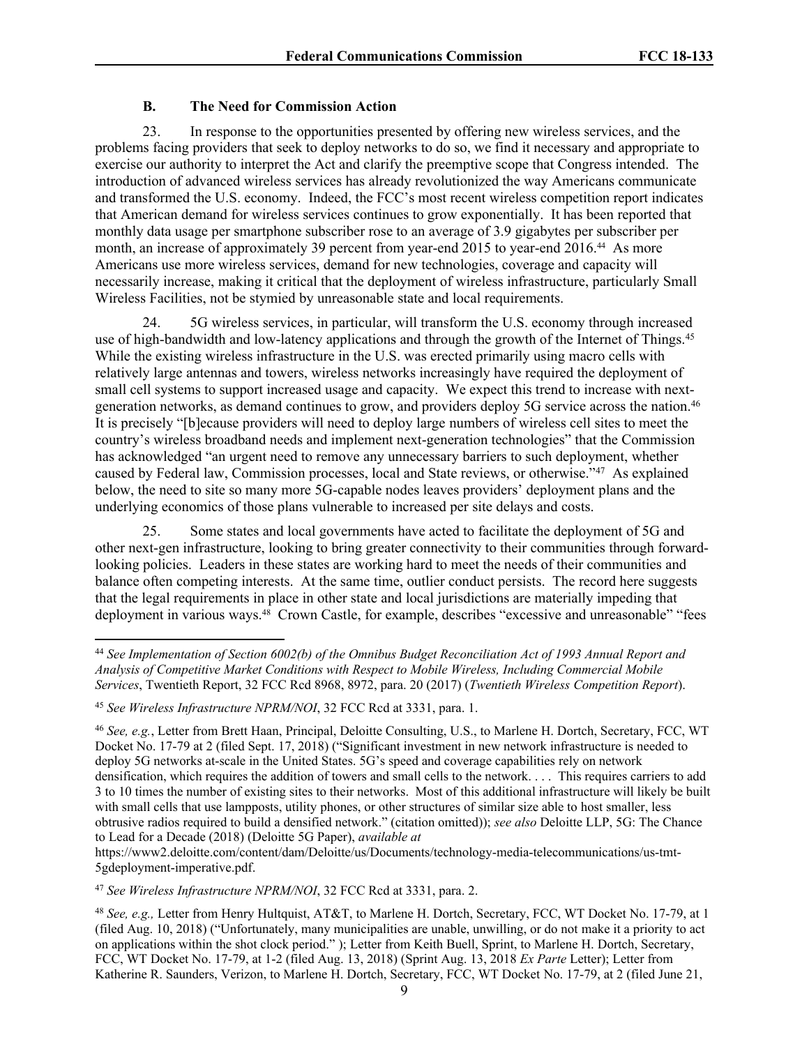### B. The Need for Commission Action

23. In response to the opportunities presented by offering new wireless services, and the problems facing providers that seek to deploy networks to do so, we find it necessary and appropriate to exercise our authority to interpret the Act and clarify the preemptive scope that Congress intended. The introduction of advanced wireless services has already revolutionized the way Americans communicate and transformed the U.S. economy. Indeed, the FCC's most recent wireless competition report indicates that American demand for wireless services continues to grow exponentially. It has been reported that monthly data usage per smartphone subscriber rose to an average of 3.9 gigabytes per subscriber per month, an increase of approximately 39 percent from year-end 2015 to year-end 2016.[44] As more Americans use more wireless services, demand for new technologies, coverage and capacity will necessarily increase, making it critical that the deployment of wireless infrastructure, particularly Small Wireless Facilities, not be stymied by unreasonable state and local requirements.

24. 5G wireless services, in particular, will transform the U.S. economy through increased use of high-bandwidth and low-latency applications and through the growth of the Internet of Things.[45] While the existing wireless infrastructure in the U.S. was erected primarily using macro cells with relatively large antennas and towers, wireless networks increasingly have required the deployment of small cell systems to support increased usage and capacity. We expect this trend to increase with next-generation networks, as demand continues to grow, and providers deploy 5G service across the nation.[46] It is precisely "[b]ecause providers will need to deploy large numbers of wireless cell sites to meet the country's wireless broadband needs and implement next-generation technologies" that the Commission has acknowledged "an urgent need to remove any unnecessary barriers to such deployment, whether caused by Federal law, Commission processes, local and State reviews, or otherwise."[47] As explained below, the need to site so many more 5G-capable nodes leaves providers' deployment plans and the underlying economics of those plans vulnerable to increased per site delays and costs.

25. Some states and local governments have acted to facilitate the deployment of 5G and other next-gen infrastructure, looking to bring greater connectivity to their communities through forward-looking policies. Leaders in these states are working hard to meet the needs of their communities and balance often competing interests. At the same time, outlier conduct persists. The record here suggests that the legal requirements in place in other state and local jurisdictions are materially impeding that deployment in various ways.[48] Crown Castle, for example, describes "excessive and unreasonable" "fees

---

[44] *See Implementation of Section 6002(b) of the Omnibus Budget Reconciliation Act of 1993 Annual Report and Analysis of Competitive Market Conditions with Respect to Mobile Wireless, Including Commercial Mobile Services*, Twentieth Report, 32 FCC Rcd 8968, 8972, para. 20 (2017) (*Twentieth Wireless Competition Report*).

[45] *See Wireless Infrastructure NPRM/NOI*, 32 FCC Rcd at 3331, para. 1.

[46] *See, e.g.*, Letter from Brett Haan, Principal, Deloitte Consulting, U.S., to Marlene H. Dortch, Secretary, FCC, WT Docket No. 17-79 at 2 (filed Sept. 17, 2018) ("Significant investment in new network infrastructure is needed to deploy 5G networks at-scale in the United States. 5G's speed and coverage capabilities rely on network densification, which requires the addition of towers and small cells to the network. . . . This requires carriers to add 3 to 10 times the number of existing sites to their networks. Most of this additional infrastructure will likely be built with small cells that use lampposts, utility phones, or other structures of similar size able to host smaller, less obtrusive radios required to build a densified network." (citation omitted)); *see also* Deloitte LLP, 5G: The Chance to Lead for a Decade (2018) (Deloitte 5G Paper), *available at* https://www2.deloitte.com/content/dam/Deloitte/us/Documents/technology-media-telecommunications/us-tmt-5gdeployment-imperative.pdf.

[47] *See Wireless Infrastructure NPRM/NOI*, 32 FCC Rcd at 3331, para. 2.

[48] *See, e.g.,* Letter from Henry Hultquist, AT&T, to Marlene H. Dortch, Secretary, FCC, WT Docket No. 17-79, at 1 (filed Aug. 10, 2018) ("Unfortunately, many municipalities are unable, unwilling, or do not make it a priority to act on applications within the shot clock period." ); Letter from Keith Buell, Sprint, to Marlene H. Dortch, Secretary, FCC, WT Docket No. 17-79, at 1-2 (filed Aug. 13, 2018) (Sprint Aug. 13, 2018 *Ex Parte* Letter); Letter from Katherine R. Saunders, Verizon, to Marlene H. Dortch, Secretary, FCC, WT Docket No. 17-79, at 2 (filed June 21,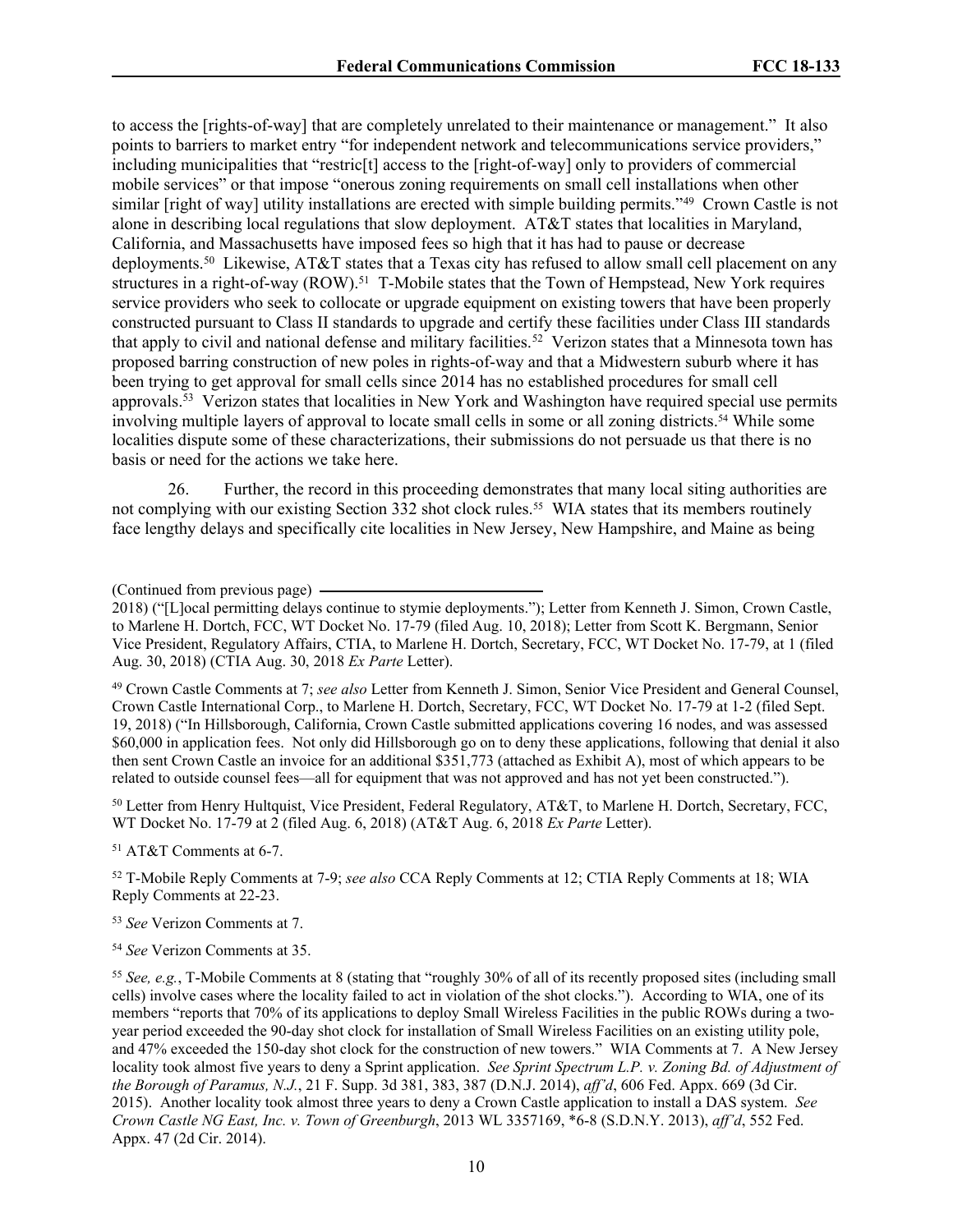to access the [rights-of-way] that are completely unrelated to their maintenance or management." It also points to barriers to market entry "for independent network and telecommunications service providers," including municipalities that "restric[t] access to the [right-of-way] only to providers of commercial mobile services" or that impose "onerous zoning requirements on small cell installations when other similar [right of way] utility installations are erected with simple building permits."[49] Crown Castle is not alone in describing local regulations that slow deployment. AT&T states that localities in Maryland, California, and Massachusetts have imposed fees so high that it has had to pause or decrease deployments.[50] Likewise, AT&T states that a Texas city has refused to allow small cell placement on any structures in a right-of-way (ROW).[51] T-Mobile states that the Town of Hempstead, New York requires service providers who seek to collocate or upgrade equipment on existing towers that have been properly constructed pursuant to Class II standards to upgrade and certify these facilities under Class III standards that apply to civil and national defense and military facilities.[52] Verizon states that a Minnesota town has proposed barring construction of new poles in rights-of-way and that a Midwestern suburb where it has been trying to get approval for small cells since 2014 has no established procedures for small cell approvals.[53] Verizon states that localities in New York and Washington have required special use permits involving multiple layers of approval to locate small cells in some or all zoning districts.[54] While some localities dispute some of these characterizations, their submissions do not persuade us that there is no basis or need for the actions we take here.

26. Further, the record in this proceeding demonstrates that many local siting authorities are not complying with our existing Section 332 shot clock rules.[55] WIA states that its members routinely face lengthy delays and specifically cite localities in New Jersey, New Hampshire, and Maine as being

(Continued from previous page)

2018) ("[L]ocal permitting delays continue to stymie deployments."); Letter from Kenneth J. Simon, Crown Castle, to Marlene H. Dortch, FCC, WT Docket No. 17-79 (filed Aug. 10, 2018); Letter from Scott K. Bergmann, Senior Vice President, Regulatory Affairs, CTIA, to Marlene H. Dortch, Secretary, FCC, WT Docket No. 17-79, at 1 (filed Aug. 30, 2018) (CTIA Aug. 30, 2018 *Ex Parte* Letter).

[49] Crown Castle Comments at 7; *see also* Letter from Kenneth J. Simon, Senior Vice President and General Counsel, Crown Castle International Corp., to Marlene H. Dortch, Secretary, FCC, WT Docket No. 17-79 at 1-2 (filed Sept. 19, 2018) ("In Hillsborough, California, Crown Castle submitted applications covering 16 nodes, and was assessed $60,000 in application fees. Not only did Hillsborough go on to deny these applications, following that denial it also then sent Crown Castle an invoice for an additional $351,773 (attached as Exhibit A), most of which appears to be related to outside counsel fees—all for equipment that was not approved and has not yet been constructed.").

[50] Letter from Henry Hultquist, Vice President, Federal Regulatory, AT&T, to Marlene H. Dortch, Secretary, FCC, WT Docket No. 17-79 at 2 (filed Aug. 6, 2018) (AT&T Aug. 6, 2018 *Ex Parte* Letter).

[51] AT&T Comments at 6-7.

[52] T-Mobile Reply Comments at 7-9; *see also* CCA Reply Comments at 12; CTIA Reply Comments at 18; WIA Reply Comments at 22-23.

[53] *See* Verizon Comments at 7.

[54] *See* Verizon Comments at 35.

[55] *See, e.g.*, T-Mobile Comments at 8 (stating that "roughly 30% of all of its recently proposed sites (including small cells) involve cases where the locality failed to act in violation of the shot clocks."). According to WIA, one of its members "reports that 70% of its applications to deploy Small Wireless Facilities in the public ROWs during a two-year period exceeded the 90-day shot clock for installation of Small Wireless Facilities on an existing utility pole, and 47% exceeded the 150-day shot clock for the construction of new towers." WIA Comments at 7. A New Jersey locality took almost five years to deny a Sprint application. *See Sprint Spectrum L.P. v. Zoning Bd. of Adjustment of the Borough of Paramus, N.J.*, 21 F. Supp. 3d 381, 383, 387 (D.N.J. 2014), *aff'd*, 606 Fed. Appx. 669 (3d Cir. 2015). Another locality took almost three years to deny a Crown Castle application to install a DAS system. *See Crown Castle NG East, Inc. v. Town of Greenburgh*, 2013 WL 3357169, \*6-8 (S.D.N.Y. 2013), *aff'd*, 552 Fed. Appx. 47 (2d Cir. 2014).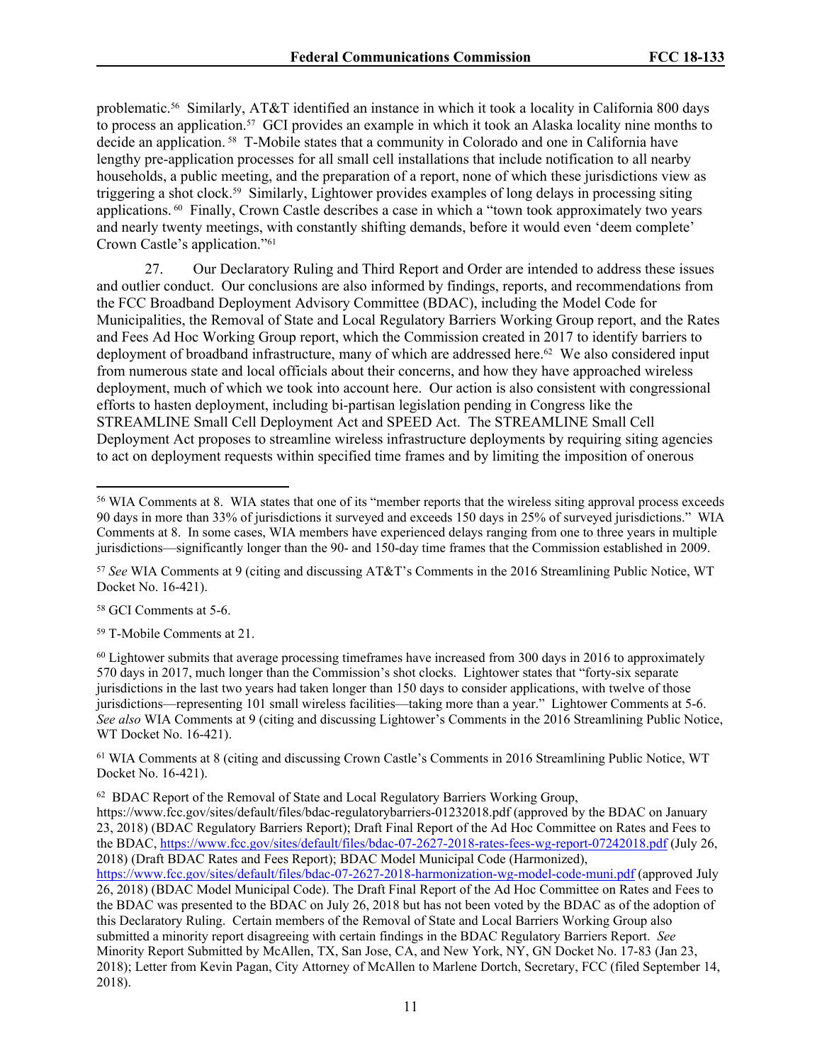problematic.[56] Similarly, AT&T identified an instance in which it took a locality in California 800 days to process an application.[57] GCI provides an example in which it took an Alaska locality nine months to decide an application.[58] T-Mobile states that a community in Colorado and one in California have lengthy pre-application processes for all small cell installations that include notification to all nearby households, a public meeting, and the preparation of a report, none of which these jurisdictions view as triggering a shot clock.[59] Similarly, Lightower provides examples of long delays in processing siting applications.[60] Finally, Crown Castle describes a case in which a "town took approximately two years and nearly twenty meetings, with constantly shifting demands, before it would even 'deem complete' Crown Castle's application."[61]

27. Our Declaratory Ruling and Third Report and Order are intended to address these issues and outlier conduct. Our conclusions are also informed by findings, reports, and recommendations from the FCC Broadband Deployment Advisory Committee (BDAC), including the Model Code for Municipalities, the Removal of State and Local Regulatory Barriers Working Group report, and the Rates and Fees Ad Hoc Working Group report, which the Commission created in 2017 to identify barriers to deployment of broadband infrastructure, many of which are addressed here.[62] We also considered input from numerous state and local officials about their concerns, and how they have approached wireless deployment, much of which we took into account here. Our action is also consistent with congressional efforts to hasten deployment, including bi-partisan legislation pending in Congress like the STREAMLINE Small Cell Deployment Act and SPEED Act. The STREAMLINE Small Cell Deployment Act proposes to streamline wireless infrastructure deployments by requiring siting agencies to act on deployment requests within specified time frames and by limiting the imposition of onerous

---

[56] WIA Comments at 8. WIA states that one of its "member reports that the wireless siting approval process exceeds 90 days in more than 33% of jurisdictions it surveyed and exceeds 150 days in 25% of surveyed jurisdictions." WIA Comments at 8. In some cases, WIA members have experienced delays ranging from one to three years in multiple jurisdictions—significantly longer than the 90- and 150-day time frames that the Commission established in 2009.

[57] *See* WIA Comments at 9 (citing and discussing AT&T's Comments in the 2016 Streamlining Public Notice, WT Docket No. 16-421).

[58] GCI Comments at 5-6.

[59] T-Mobile Comments at 21.

[60] Lightower submits that average processing timeframes have increased from 300 days in 2016 to approximately 570 days in 2017, much longer than the Commission's shot clocks. Lightower states that "forty-six separate jurisdictions in the last two years had taken longer than 150 days to consider applications, with twelve of those jurisdictions—representing 101 small wireless facilities—taking more than a year." Lightower Comments at 5-6. *See also* WIA Comments at 9 (citing and discussing Lightower's Comments in the 2016 Streamlining Public Notice, WT Docket No. 16-421).

[61] WIA Comments at 8 (citing and discussing Crown Castle's Comments in 2016 Streamlining Public Notice, WT Docket No. 16-421).

[62] BDAC Report of the Removal of State and Local Regulatory Barriers Working Group, https://www.fcc.gov/sites/default/files/bdac-regulatorybarriers-01232018.pdf (approved by the BDAC on January 23, 2018) (BDAC Regulatory Barriers Report); Draft Final Report of the Ad Hoc Committee on Rates and Fees to the BDAC, https://www.fcc.gov/sites/default/files/bdac-07-2627-2018-rates-fees-wg-report-07242018.pdf (July 26, 2018) (Draft BDAC Rates and Fees Report); BDAC Model Municipal Code (Harmonized), https://www.fcc.gov/sites/default/files/bdac-07-2627-2018-harmonization-wg-model-code-muni.pdf (approved July 26, 2018) (BDAC Model Municipal Code). The Draft Final Report of the Ad Hoc Committee on Rates and Fees to the BDAC was presented to the BDAC on July 26, 2018 but has not been voted by the BDAC as of the adoption of this Declaratory Ruling. Certain members of the Removal of State and Local Barriers Working Group also submitted a minority report disagreeing with certain findings in the BDAC Regulatory Barriers Report. *See* Minority Report Submitted by McAllen, TX, San Jose, CA, and New York, NY, GN Docket No. 17-83 (Jan 23, 2018); Letter from Kevin Pagan, City Attorney of McAllen to Marlene Dortch, Secretary, FCC (filed September 14, 2018).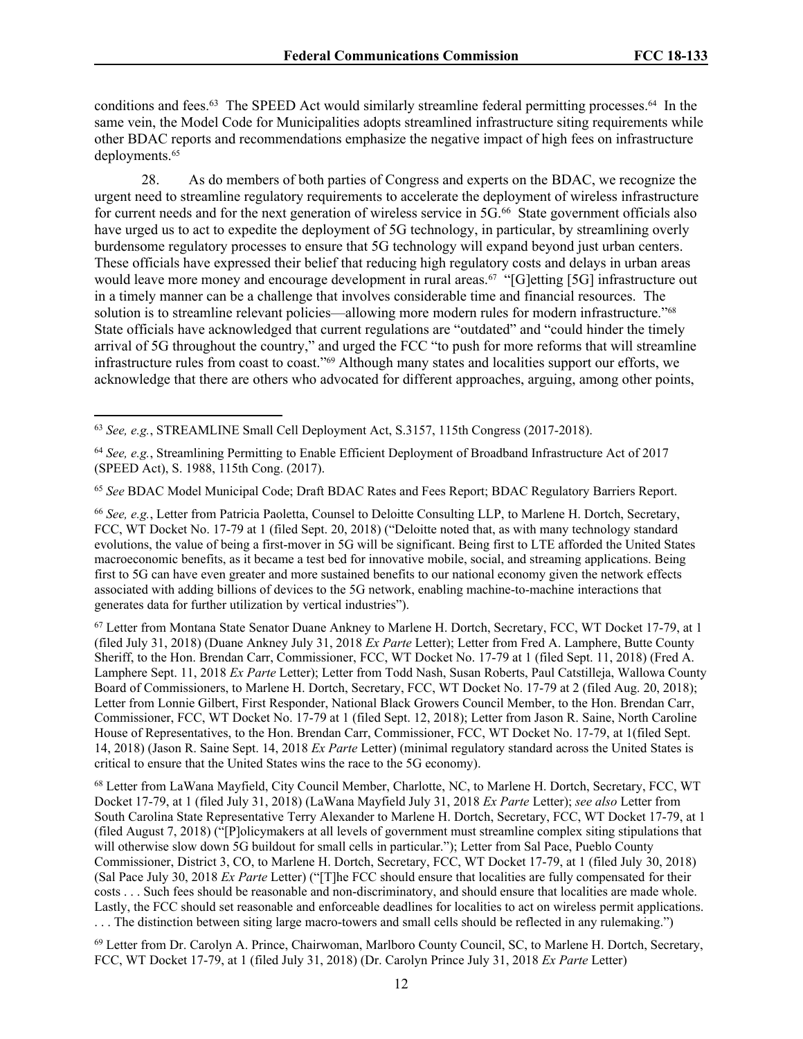conditions and fees.[63] The SPEED Act would similarly streamline federal permitting processes.[64] In the same vein, the Model Code for Municipalities adopts streamlined infrastructure siting requirements while other BDAC reports and recommendations emphasize the negative impact of high fees on infrastructure deployments.[65]

28. As do members of both parties of Congress and experts on the BDAC, we recognize the urgent need to streamline regulatory requirements to accelerate the deployment of wireless infrastructure for current needs and for the next generation of wireless service in 5G.[66] State government officials also have urged us to act to expedite the deployment of 5G technology, in particular, by streamlining overly burdensome regulatory processes to ensure that 5G technology will expand beyond just urban centers. These officials have expressed their belief that reducing high regulatory costs and delays in urban areas would leave more money and encourage development in rural areas.[67] "[G]etting [5G] infrastructure out in a timely manner can be a challenge that involves considerable time and financial resources. The solution is to streamline relevant policies—allowing more modern rules for modern infrastructure."[68] State officials have acknowledged that current regulations are "outdated" and "could hinder the timely arrival of 5G throughout the country," and urged the FCC "to push for more reforms that will streamline infrastructure rules from coast to coast."[69] Although many states and localities support our efforts, we acknowledge that there are others who advocated for different approaches, arguing, among other points,

---

[63] *See, e.g.*, STREAMLINE Small Cell Deployment Act, S.3157, 115th Congress (2017-2018).

[64] *See, e.g.*, Streamlining Permitting to Enable Efficient Deployment of Broadband Infrastructure Act of 2017 (SPEED Act), S. 1988, 115th Cong. (2017).

[65] *See* BDAC Model Municipal Code; Draft BDAC Rates and Fees Report; BDAC Regulatory Barriers Report.

[66] *See, e.g.*, Letter from Patricia Paoletta, Counsel to Deloitte Consulting LLP, to Marlene H. Dortch, Secretary, FCC, WT Docket No. 17-79 at 1 (filed Sept. 20, 2018) ("Deloitte noted that, as with many technology standard evolutions, the value of being a first-mover in 5G will be significant. Being first to LTE afforded the United States macroeconomic benefits, as it became a test bed for innovative mobile, social, and streaming applications. Being first to 5G can have even greater and more sustained benefits to our national economy given the network effects associated with adding billions of devices to the 5G network, enabling machine-to-machine interactions that generates data for further utilization by vertical industries").

[67] Letter from Montana State Senator Duane Ankney to Marlene H. Dortch, Secretary, FCC, WT Docket 17-79, at 1 (filed July 31, 2018) (Duane Ankney July 31, 2018 *Ex Parte* Letter); Letter from Fred A. Lamphere, Butte County Sheriff, to the Hon. Brendan Carr, Commissioner, FCC, WT Docket No. 17-79 at 1 (filed Sept. 11, 2018) (Fred A. Lamphere Sept. 11, 2018 *Ex Parte* Letter); Letter from Todd Nash, Susan Roberts, Paul Catstilleja, Wallowa County Board of Commissioners, to Marlene H. Dortch, Secretary, FCC, WT Docket No. 17-79 at 2 (filed Aug. 20, 2018); Letter from Lonnie Gilbert, First Responder, National Black Growers Council Member, to the Hon. Brendan Carr, Commissioner, FCC, WT Docket No. 17-79 at 1 (filed Sept. 12, 2018); Letter from Jason R. Saine, North Caroline House of Representatives, to the Hon. Brendan Carr, Commissioner, FCC, WT Docket No. 17-79, at 1(filed Sept. 14, 2018) (Jason R. Saine Sept. 14, 2018 *Ex Parte* Letter) (minimal regulatory standard across the United States is critical to ensure that the United States wins the race to the 5G economy).

[68] Letter from LaWana Mayfield, City Council Member, Charlotte, NC, to Marlene H. Dortch, Secretary, FCC, WT Docket 17-79, at 1 (filed July 31, 2018) (LaWana Mayfield July 31, 2018 *Ex Parte* Letter); *see also* Letter from South Carolina State Representative Terry Alexander to Marlene H. Dortch, Secretary, FCC, WT Docket 17-79, at 1 (filed August 7, 2018) ("[P]olicymakers at all levels of government must streamline complex siting stipulations that will otherwise slow down 5G buildout for small cells in particular."); Letter from Sal Pace, Pueblo County Commissioner, District 3, CO, to Marlene H. Dortch, Secretary, FCC, WT Docket 17-79, at 1 (filed July 30, 2018) (Sal Pace July 30, 2018 *Ex Parte* Letter) ("[T]he FCC should ensure that localities are fully compensated for their costs . . . Such fees should be reasonable and non-discriminatory, and should ensure that localities are made whole. Lastly, the FCC should set reasonable and enforceable deadlines for localities to act on wireless permit applications. . . . The distinction between siting large macro-towers and small cells should be reflected in any rulemaking.")

[69] Letter from Dr. Carolyn A. Prince, Chairwoman, Marlboro County Council, SC, to Marlene H. Dortch, Secretary, FCC, WT Docket 17-79, at 1 (filed July 31, 2018) (Dr. Carolyn Prince July 31, 2018 *Ex Parte* Letter)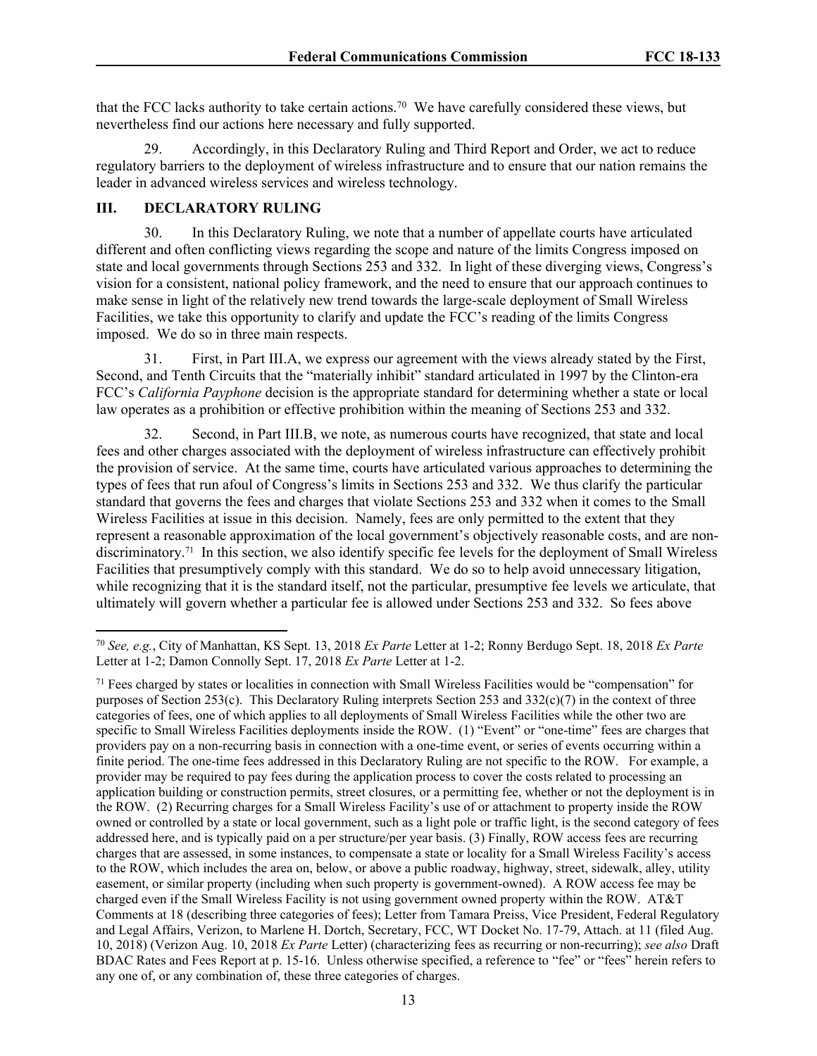that the FCC lacks authority to take certain actions.[70] We have carefully considered these views, but nevertheless find our actions here necessary and fully supported.

29. Accordingly, in this Declaratory Ruling and Third Report and Order, we act to reduce regulatory barriers to the deployment of wireless infrastructure and to ensure that our nation remains the leader in advanced wireless services and wireless technology.

## III. DECLARATORY RULING

30. In this Declaratory Ruling, we note that a number of appellate courts have articulated different and often conflicting views regarding the scope and nature of the limits Congress imposed on state and local governments through Sections 253 and 332. In light of these diverging views, Congress's vision for a consistent, national policy framework, and the need to ensure that our approach continues to make sense in light of the relatively new trend towards the large-scale deployment of Small Wireless Facilities, we take this opportunity to clarify and update the FCC's reading of the limits Congress imposed. We do so in three main respects.

31. First, in Part III.A, we express our agreement with the views already stated by the First, Second, and Tenth Circuits that the "materially inhibit" standard articulated in 1997 by the Clinton-era FCC's *California Payphone* decision is the appropriate standard for determining whether a state or local law operates as a prohibition or effective prohibition within the meaning of Sections 253 and 332.

32. Second, in Part III.B, we note, as numerous courts have recognized, that state and local fees and other charges associated with the deployment of wireless infrastructure can effectively prohibit the provision of service. At the same time, courts have articulated various approaches to determining the types of fees that run afoul of Congress's limits in Sections 253 and 332. We thus clarify the particular standard that governs the fees and charges that violate Sections 253 and 332 when it comes to the Small Wireless Facilities at issue in this decision. Namely, fees are only permitted to the extent that they represent a reasonable approximation of the local government's objectively reasonable costs, and are non-discriminatory.[71] In this section, we also identify specific fee levels for the deployment of Small Wireless Facilities that presumptively comply with this standard. We do so to help avoid unnecessary litigation, while recognizing that it is the standard itself, not the particular, presumptive fee levels we articulate, that ultimately will govern whether a particular fee is allowed under Sections 253 and 332. So fees above

---

[70] *See, e.g.*, City of Manhattan, KS Sept. 13, 2018 *Ex Parte* Letter at 1-2; Ronny Berdugo Sept. 18, 2018 *Ex Parte* Letter at 1-2; Damon Connolly Sept. 17, 2018 *Ex Parte* Letter at 1-2.

[71] Fees charged by states or localities in connection with Small Wireless Facilities would be "compensation" for purposes of Section 253(c). This Declaratory Ruling interprets Section 253 and 332(c)(7) in the context of three categories of fees, one of which applies to all deployments of Small Wireless Facilities while the other two are specific to Small Wireless Facilities deployments inside the ROW. (1) "Event" or "one-time" fees are charges that providers pay on a non-recurring basis in connection with a one-time event, or series of events occurring within a finite period. The one-time fees addressed in this Declaratory Ruling are not specific to the ROW. For example, a provider may be required to pay fees during the application process to cover the costs related to processing an application building or construction permits, street closures, or a permitting fee, whether or not the deployment is in the ROW. (2) Recurring charges for a Small Wireless Facility's use of or attachment to property inside the ROW owned or controlled by a state or local government, such as a light pole or traffic light, is the second category of fees addressed here, and is typically paid on a per structure/per year basis. (3) Finally, ROW access fees are recurring charges that are assessed, in some instances, to compensate a state or locality for a Small Wireless Facility's access to the ROW, which includes the area on, below, or above a public roadway, highway, street, sidewalk, alley, utility easement, or similar property (including when such property is government-owned). A ROW access fee may be charged even if the Small Wireless Facility is not using government owned property within the ROW. AT&T Comments at 18 (describing three categories of fees); Letter from Tamara Preiss, Vice President, Federal Regulatory and Legal Affairs, Verizon, to Marlene H. Dortch, Secretary, FCC, WT Docket No. 17-79, Attach. at 11 (filed Aug. 10, 2018) (Verizon Aug. 10, 2018 *Ex Parte* Letter) (characterizing fees as recurring or non-recurring); *see also* Draft BDAC Rates and Fees Report at p. 15-16. Unless otherwise specified, a reference to "fee" or "fees" herein refers to any one of, or any combination of, these three categories of charges.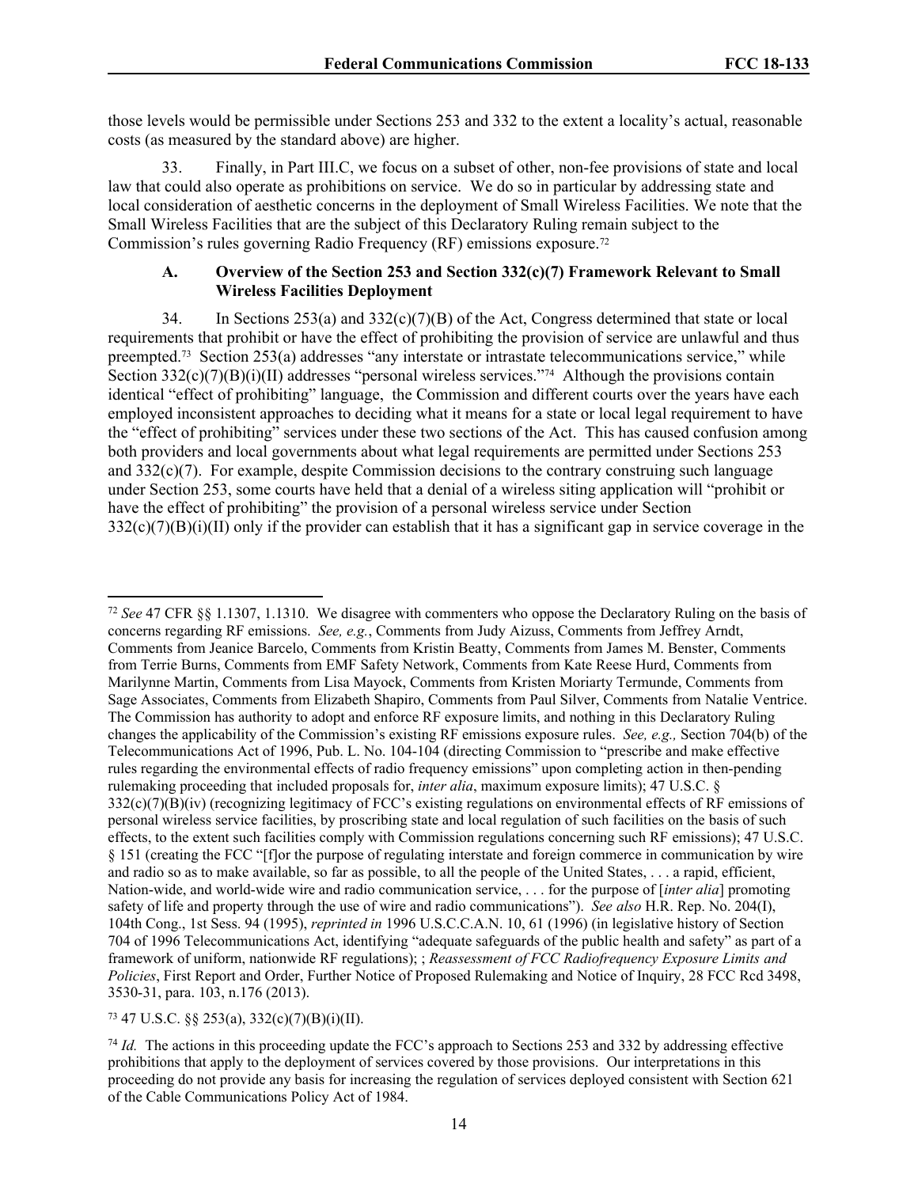those levels would be permissible under Sections 253 and 332 to the extent a locality's actual, reasonable costs (as measured by the standard above) are higher.

33. Finally, in Part III.C, we focus on a subset of other, non-fee provisions of state and local law that could also operate as prohibitions on service. We do so in particular by addressing state and local consideration of aesthetic concerns in the deployment of Small Wireless Facilities. We note that the Small Wireless Facilities that are the subject of this Declaratory Ruling remain subject to the Commission's rules governing Radio Frequency (RF) emissions exposure.[72]

### A. Overview of the Section 253 and Section 332(c)(7) Framework Relevant to Small Wireless Facilities Deployment

34. In Sections 253(a) and 332(c)(7)(B) of the Act, Congress determined that state or local requirements that prohibit or have the effect of prohibiting the provision of service are unlawful and thus preempted.[73] Section 253(a) addresses "any interstate or intrastate telecommunications service," while Section 332(c)(7)(B)(i)(II) addresses "personal wireless services."[74] Although the provisions contain identical "effect of prohibiting" language, the Commission and different courts over the years have each employed inconsistent approaches to deciding what it means for a state or local legal requirement to have the "effect of prohibiting" services under these two sections of the Act. This has caused confusion among both providers and local governments about what legal requirements are permitted under Sections 253 and 332(c)(7). For example, despite Commission decisions to the contrary construing such language under Section 253, some courts have held that a denial of a wireless siting application will "prohibit or have the effect of prohibiting" the provision of a personal wireless service under Section 332(c)(7)(B)(i)(II) only if the provider can establish that it has a significant gap in service coverage in the

---

[72] *See* 47 CFR §§ 1.1307, 1.1310. We disagree with commenters who oppose the Declaratory Ruling on the basis of concerns regarding RF emissions. *See, e.g.*, Comments from Judy Aizuss, Comments from Jeffrey Arndt, Comments from Jeanice Barcelo, Comments from Kristin Beatty, Comments from James M. Benster, Comments from Terrie Burns, Comments from EMF Safety Network, Comments from Kate Reese Hurd, Comments from Marilynne Martin, Comments from Lisa Mayock, Comments from Kristen Moriarty Termunde, Comments from Sage Associates, Comments from Elizabeth Shapiro, Comments from Paul Silver, Comments from Natalie Ventrice. The Commission has authority to adopt and enforce RF exposure limits, and nothing in this Declaratory Ruling changes the applicability of the Commission's existing RF emissions exposure rules. *See, e.g.,* Section 704(b) of the Telecommunications Act of 1996, Pub. L. No. 104-104 (directing Commission to "prescribe and make effective rules regarding the environmental effects of radio frequency emissions" upon completing action in then-pending rulemaking proceeding that included proposals for, *inter alia*, maximum exposure limits); 47 U.S.C. § 332(c)(7)(B)(iv) (recognizing legitimacy of FCC's existing regulations on environmental effects of RF emissions of personal wireless service facilities, by proscribing state and local regulation of such facilities on the basis of such effects, to the extent such facilities comply with Commission regulations concerning such RF emissions); 47 U.S.C. § 151 (creating the FCC "[f]or the purpose of regulating interstate and foreign commerce in communication by wire and radio so as to make available, so far as possible, to all the people of the United States, . . . a rapid, efficient, Nation-wide, and world-wide wire and radio communication service, . . . for the purpose of [*inter alia*] promoting safety of life and property through the use of wire and radio communications"). *See also* H.R. Rep. No. 204(I), 104th Cong., 1st Sess. 94 (1995), *reprinted in* 1996 U.S.C.C.A.N. 10, 61 (1996) (in legislative history of Section 704 of 1996 Telecommunications Act, identifying "adequate safeguards of the public health and safety" as part of a framework of uniform, nationwide RF regulations); ; *Reassessment of FCC Radiofrequency Exposure Limits and Policies*, First Report and Order, Further Notice of Proposed Rulemaking and Notice of Inquiry, 28 FCC Rcd 3498, 3530-31, para. 103, n.176 (2013).

[73] 47 U.S.C. §§ 253(a), 332(c)(7)(B)(i)(II).

[74] *Id.* The actions in this proceeding update the FCC's approach to Sections 253 and 332 by addressing effective prohibitions that apply to the deployment of services covered by those provisions. Our interpretations in this proceeding do not provide any basis for increasing the regulation of services deployed consistent with Section 621 of the Cable Communications Policy Act of 1984.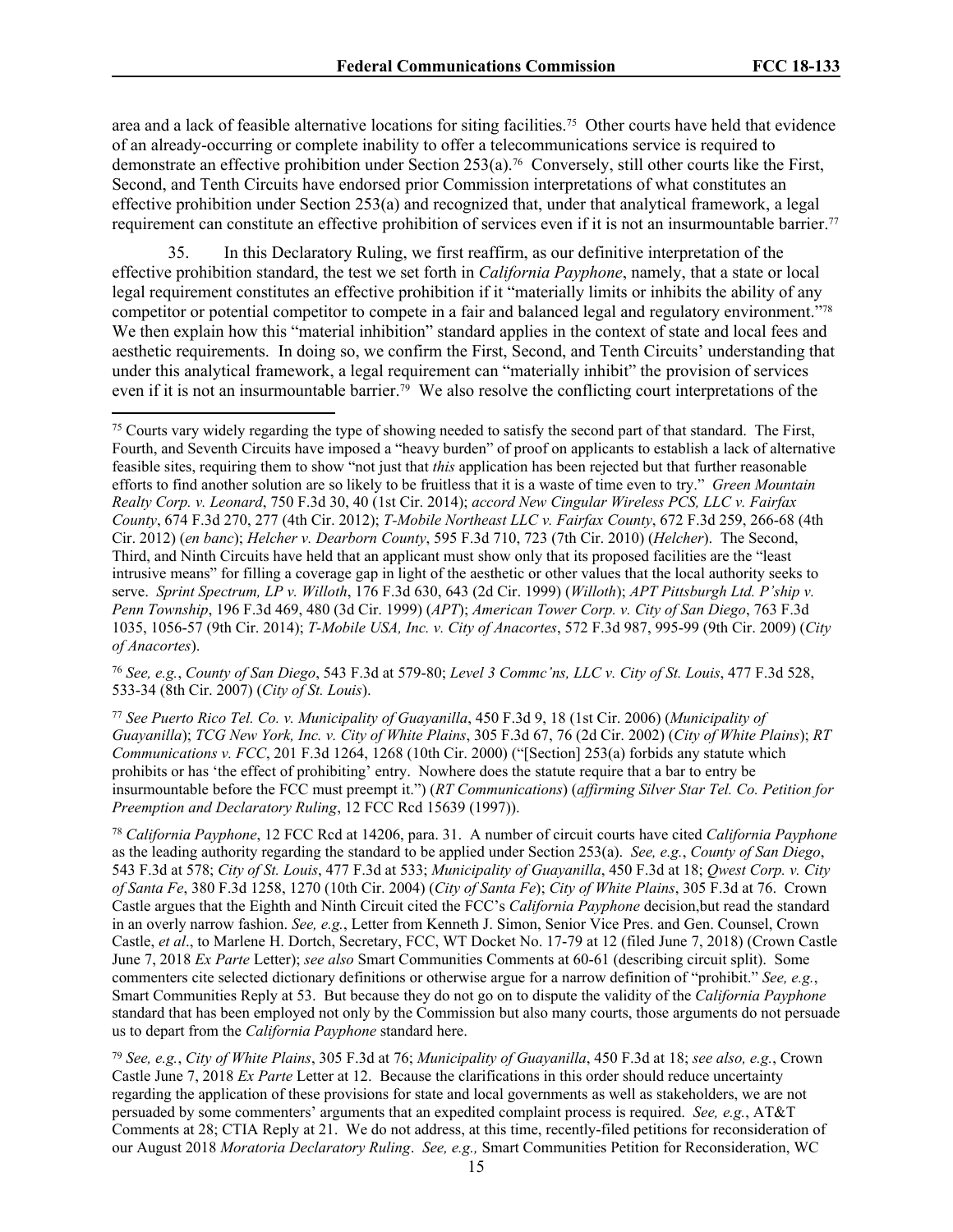area and a lack of feasible alternative locations for siting facilities.[75] Other courts have held that evidence of an already-occurring or complete inability to offer a telecommunications service is required to demonstrate an effective prohibition under Section 253(a).[76] Conversely, still other courts like the First, Second, and Tenth Circuits have endorsed prior Commission interpretations of what constitutes an effective prohibition under Section 253(a) and recognized that, under that analytical framework, a legal requirement can constitute an effective prohibition of services even if it is not an insurmountable barrier.[77]

35. In this Declaratory Ruling, we first reaffirm, as our definitive interpretation of the effective prohibition standard, the test we set forth in *California Payphone*, namely, that a state or local legal requirement constitutes an effective prohibition if it "materially limits or inhibits the ability of any competitor or potential competitor to compete in a fair and balanced legal and regulatory environment."[78] We then explain how this "material inhibition" standard applies in the context of state and local fees and aesthetic requirements. In doing so, we confirm the First, Second, and Tenth Circuits' understanding that under this analytical framework, a legal requirement can "materially inhibit" the provision of services even if it is not an insurmountable barrier.[79] We also resolve the conflicting court interpretations of the

---

[75] Courts vary widely regarding the type of showing needed to satisfy the second part of that standard. The First, Fourth, and Seventh Circuits have imposed a "heavy burden" of proof on applicants to establish a lack of alternative feasible sites, requiring them to show "not just that *this* application has been rejected but that further reasonable efforts to find another solution are so likely to be fruitless that it is a waste of time even to try." *Green Mountain Realty Corp. v. Leonard*, 750 F.3d 30, 40 (1st Cir. 2014); *accord New Cingular Wireless PCS, LLC v. Fairfax County*, 674 F.3d 270, 277 (4th Cir. 2012); *T-Mobile Northeast LLC v. Fairfax County*, 672 F.3d 259, 266-68 (4th Cir. 2012) (*en banc*); *Helcher v. Dearborn County*, 595 F.3d 710, 723 (7th Cir. 2010) (*Helcher*). The Second, Third, and Ninth Circuits have held that an applicant must show only that its proposed facilities are the "least intrusive means" for filling a coverage gap in light of the aesthetic or other values that the local authority seeks to serve. *Sprint Spectrum, LP v. Willoth*, 176 F.3d 630, 643 (2d Cir. 1999) (*Willoth*); *APT Pittsburgh Ltd. P'ship v. Penn Township*, 196 F.3d 469, 480 (3d Cir. 1999) (*APT*); *American Tower Corp. v. City of San Diego*, 763 F.3d 1035, 1056-57 (9th Cir. 2014); *T-Mobile USA, Inc. v. City of Anacortes*, 572 F.3d 987, 995-99 (9th Cir. 2009) (*City of Anacortes*).

[76] *See, e.g.*, *County of San Diego*, 543 F.3d at 579-80; *Level 3 Commc'ns, LLC v. City of St. Louis*, 477 F.3d 528, 533-34 (8th Cir. 2007) (*City of St. Louis*).

[77] *See Puerto Rico Tel. Co. v. Municipality of Guayanilla*, 450 F.3d 9, 18 (1st Cir. 2006) (*Municipality of Guayanilla*); *TCG New York, Inc. v. City of White Plains*, 305 F.3d 67, 76 (2d Cir. 2002) (*City of White Plains*); *RT Communications v. FCC*, 201 F.3d 1264, 1268 (10th Cir. 2000) ("[Section] 253(a) forbids any statute which prohibits or has 'the effect of prohibiting' entry. Nowhere does the statute require that a bar to entry be insurmountable before the FCC must preempt it.") (*RT Communications*) (*affirming Silver Star Tel. Co. Petition for Preemption and Declaratory Ruling*, 12 FCC Rcd 15639 (1997)).

[78] *California Payphone*, 12 FCC Rcd at 14206, para. 31. A number of circuit courts have cited *California Payphone* as the leading authority regarding the standard to be applied under Section 253(a). *See, e.g.*, *County of San Diego*, 543 F.3d at 578; *City of St. Louis*, 477 F.3d at 533; *Municipality of Guayanilla*, 450 F.3d at 18; *Qwest Corp. v. City of Santa Fe*, 380 F.3d 1258, 1270 (10th Cir. 2004) (*City of Santa Fe*); *City of White Plains*, 305 F.3d at 76. Crown Castle argues that the Eighth and Ninth Circuit cited the FCC's *California Payphone* decision,but read the standard in an overly narrow fashion. *See, e.g.*, Letter from Kenneth J. Simon, Senior Vice Pres. and Gen. Counsel, Crown Castle, *et al*., to Marlene H. Dortch, Secretary, FCC, WT Docket No. 17-79 at 12 (filed June 7, 2018) (Crown Castle June 7, 2018 *Ex Parte* Letter); *see also* Smart Communities Comments at 60-61 (describing circuit split). Some commenters cite selected dictionary definitions or otherwise argue for a narrow definition of "prohibit." *See, e.g.*, Smart Communities Reply at 53. But because they do not go on to dispute the validity of the *California Payphone* standard that has been employed not only by the Commission but also many courts, those arguments do not persuade us to depart from the *California Payphone* standard here.

[79] *See, e.g.*, *City of White Plains*, 305 F.3d at 76; *Municipality of Guayanilla*, 450 F.3d at 18; *see also, e.g.*, Crown Castle June 7, 2018 *Ex Parte* Letter at 12. Because the clarifications in this order should reduce uncertainty regarding the application of these provisions for state and local governments as well as stakeholders, we are not persuaded by some commenters' arguments that an expedited complaint process is required. *See, e.g.*, AT&T Comments at 28; CTIA Reply at 21. We do not address, at this time, recently-filed petitions for reconsideration of our August 2018 *Moratoria Declaratory Ruling*. *See, e.g.,* Smart Communities Petition for Reconsideration, WC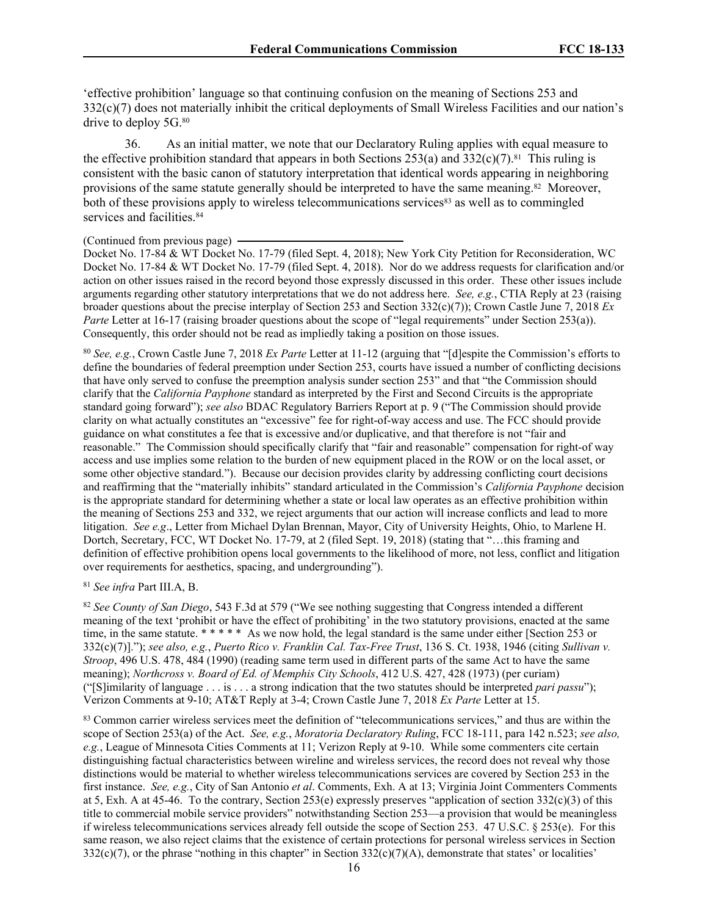'effective prohibition' language so that continuing confusion on the meaning of Sections 253 and 332(c)(7) does not materially inhibit the critical deployments of Small Wireless Facilities and our nation's drive to deploy 5G.[80]

36. As an initial matter, we note that our Declaratory Ruling applies with equal measure to the effective prohibition standard that appears in both Sections 253(a) and 332(c)(7).[81] This ruling is consistent with the basic canon of statutory interpretation that identical words appearing in neighboring provisions of the same statute generally should be interpreted to have the same meaning.[82] Moreover, both of these provisions apply to wireless telecommunications services[83] as well as to commingled services and facilities.[84]

(Continued from previous page)

Docket No. 17-84 & WT Docket No. 17-79 (filed Sept. 4, 2018); New York City Petition for Reconsideration, WC Docket No. 17-84 & WT Docket No. 17-79 (filed Sept. 4, 2018). Nor do we address requests for clarification and/or action on other issues raised in the record beyond those expressly discussed in this order. These other issues include arguments regarding other statutory interpretations that we do not address here. *See, e.g.*, CTIA Reply at 23 (raising broader questions about the precise interplay of Section 253 and Section 332(c)(7)); Crown Castle June 7, 2018 *Ex Parte* Letter at 16-17 (raising broader questions about the scope of "legal requirements" under Section 253(a)). Consequently, this order should not be read as impliedly taking a position on those issues.

[80] *See, e.g.*, Crown Castle June 7, 2018 *Ex Parte* Letter at 11-12 (arguing that "[d]espite the Commission's efforts to define the boundaries of federal preemption under Section 253, courts have issued a number of conflicting decisions that have only served to confuse the preemption analysis sunder section 253" and that "the Commission should clarify that the *California Payphone* standard as interpreted by the First and Second Circuits is the appropriate standard going forward"); *see also* BDAC Regulatory Barriers Report at p. 9 ("The Commission should provide clarity on what actually constitutes an "excessive" fee for right-of-way access and use. The FCC should provide guidance on what constitutes a fee that is excessive and/or duplicative, and that therefore is not "fair and reasonable." The Commission should specifically clarify that "fair and reasonable" compensation for right-of way access and use implies some relation to the burden of new equipment placed in the ROW or on the local asset, or some other objective standard."). Because our decision provides clarity by addressing conflicting court decisions and reaffirming that the "materially inhibits" standard articulated in the Commission's *California Payphone* decision is the appropriate standard for determining whether a state or local law operates as an effective prohibition within the meaning of Sections 253 and 332, we reject arguments that our action will increase conflicts and lead to more litigation. *See e.g*., Letter from Michael Dylan Brennan, Mayor, City of University Heights, Ohio, to Marlene H. Dortch, Secretary, FCC, WT Docket No. 17-79, at 2 (filed Sept. 19, 2018) (stating that "…this framing and definition of effective prohibition opens local governments to the likelihood of more, not less, conflict and litigation over requirements for aesthetics, spacing, and undergrounding").

[81] *See infra* Part III.A, B.

[82] *See County of San Diego*, 543 F.3d at 579 ("We see nothing suggesting that Congress intended a different meaning of the text 'prohibit or have the effect of prohibiting' in the two statutory provisions, enacted at the same time, in the same statute. * * * * * As we now hold, the legal standard is the same under either [Section 253 or 332(c)(7)]."); *see also, e.g.*, *Puerto Rico v. Franklin Cal. Tax-Free Trust*, 136 S. Ct. 1938, 1946 (citing *Sullivan v. Stroop*, 496 U.S. 478, 484 (1990) (reading same term used in different parts of the same Act to have the same meaning); *Northcross v. Board of Ed. of Memphis City Schools*, 412 U.S. 427, 428 (1973) (per curiam) ("[S]imilarity of language . . . is . . . a strong indication that the two statutes should be interpreted *pari passu*"); Verizon Comments at 9-10; AT&T Reply at 3-4; Crown Castle June 7, 2018 *Ex Parte* Letter at 15.

[83] Common carrier wireless services meet the definition of "telecommunications services," and thus are within the scope of Section 253(a) of the Act. *See, e.g.*, *Moratoria Declaratory Ruling*, FCC 18-111, para 142 n.523; *see also, e.g.*, League of Minnesota Cities Comments at 11; Verizon Reply at 9-10. While some commenters cite certain distinguishing factual characteristics between wireline and wireless services, the record does not reveal why those distinctions would be material to whether wireless telecommunications services are covered by Section 253 in the first instance. *See, e.g.*, City of San Antonio *et al*. Comments, Exh. A at 13; Virginia Joint Commenters Comments at 5, Exh. A at 45-46. To the contrary, Section 253(e) expressly preserves "application of section 332(c)(3) of this title to commercial mobile service providers" notwithstanding Section 253—a provision that would be meaningless if wireless telecommunications services already fell outside the scope of Section 253. 47 U.S.C. § 253(e). For this same reason, we also reject claims that the existence of certain protections for personal wireless services in Section 332(c)(7), or the phrase "nothing in this chapter" in Section 332(c)(7)(A), demonstrate that states' or localities'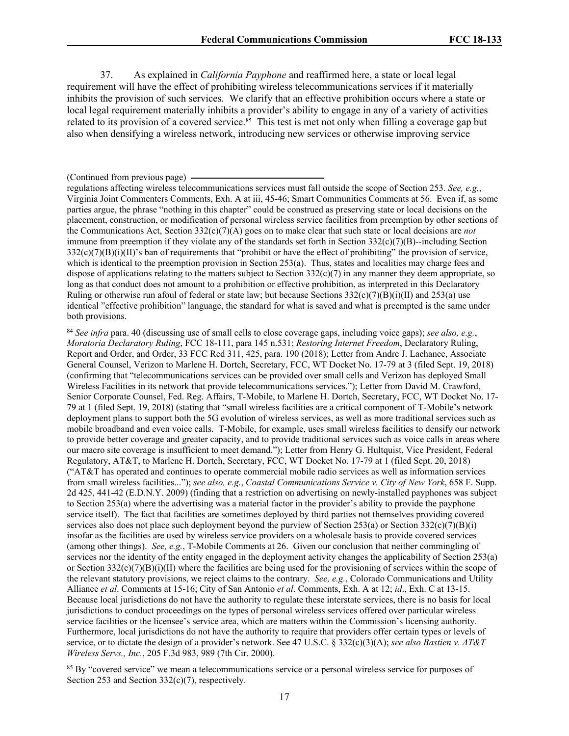37. As explained in *California Payphone* and reaffirmed here, a state or local legal requirement will have the effect of prohibiting wireless telecommunications services if it materially inhibits the provision of such services. We clarify that an effective prohibition occurs where a state or local legal requirement materially inhibits a provider's ability to engage in any of a variety of activities related to its provision of a covered service.[85] This test is met not only when filling a coverage gap but also when densifying a wireless network, introducing new services or otherwise improving service

(Continued from previous page)

regulations affecting wireless telecommunications services must fall outside the scope of Section 253. *See, e.g.*, Virginia Joint Commenters Comments, Exh. A at iii, 45-46; Smart Communities Comments at 56. Even if, as some parties argue, the phrase "nothing in this chapter" could be construed as preserving state or local decisions on the placement, construction, or modification of personal wireless service facilities from preemption by other sections of the Communications Act, Section 332(c)(7)(A) goes on to make clear that such state or local decisions are *not* immune from preemption if they violate any of the standards set forth in Section 332(c)(7)(B)--including Section 332(c)(7)(B)(i)(II)'s ban of requirements that "prohibit or have the effect of prohibiting" the provision of service, which is identical to the preemption provision in Section 253(a). Thus, states and localities may charge fees and dispose of applications relating to the matters subject to Section 332(c)(7) in any manner they deem appropriate, so long as that conduct does not amount to a prohibition or effective prohibition, as interpreted in this Declaratory Ruling or otherwise run afoul of federal or state law; but because Sections 332(c)(7)(B)(i)(II) and 253(a) use identical "effective prohibition" language, the standard for what is saved and what is preempted is the same under both provisions.

[84] *See infra* para. 40 (discussing use of small cells to close coverage gaps, including voice gaps); *see also, e.g.*, *Moratoria Declaratory Ruling*, FCC 18-111, para 145 n.531; *Restoring Internet Freedom*, Declaratory Ruling, Report and Order, and Order, 33 FCC Rcd 311, 425, para. 190 (2018); Letter from Andre J. Lachance, Associate General Counsel, Verizon to Marlene H. Dortch, Secretary, FCC, WT Docket No. 17-79 at 3 (filed Sept. 19, 2018) (confirming that "telecommunications services can be provided over small cells and Verizon has deployed Small Wireless Facilities in its network that provide telecommunications services."); Letter from David M. Crawford, Senior Corporate Counsel, Fed. Reg. Affairs, T-Mobile, to Marlene H. Dortch, Secretary, FCC, WT Docket No. 17-79 at 1 (filed Sept. 19, 2018) (stating that "small wireless facilities are a critical component of T-Mobile's network deployment plans to support both the 5G evolution of wireless services, as well as more traditional services such as mobile broadband and even voice calls. T-Mobile, for example, uses small wireless facilities to densify our network to provide better coverage and greater capacity, and to provide traditional services such as voice calls in areas where our macro site coverage is insufficient to meet demand."); Letter from Henry G. Hultquist, Vice President, Federal Regulatory, AT&T, to Marlene H. Dortch, Secretary, FCC, WT Docket No. 17-79 at 1 (filed Sept. 20, 2018) ("AT&T has operated and continues to operate commercial mobile radio services as well as information services from small wireless facilities..."); *see also, e.g.*, *Coastal Communications Service v. City of New York*, 658 F. Supp. 2d 425, 441-42 (E.D.N.Y. 2009) (finding that a restriction on advertising on newly-installed payphones was subject to Section 253(a) where the advertising was a material factor in the provider's ability to provide the payphone service itself). The fact that facilities are sometimes deployed by third parties not themselves providing covered services also does not place such deployment beyond the purview of Section 253(a) or Section 332(c)(7)(B)(i) insofar as the facilities are used by wireless service providers on a wholesale basis to provide covered services (among other things). *See, e.g.*, T-Mobile Comments at 26. Given our conclusion that neither commingling of services nor the identity of the entity engaged in the deployment activity changes the applicability of Section 253(a) or Section 332(c)(7)(B)(i)(II) where the facilities are being used for the provisioning of services within the scope of the relevant statutory provisions, we reject claims to the contrary. *See, e.g.*, Colorado Communications and Utility Alliance *et al*. Comments at 15-16; City of San Antonio *et al*. Comments, Exh. A at 12; *id*., Exh. C at 13-15. Because local jurisdictions do not have the authority to regulate these interstate services, there is no basis for local jurisdictions to conduct proceedings on the types of personal wireless services offered over particular wireless service facilities or the licensee's service area, which are matters within the Commission's licensing authority. Furthermore, local jurisdictions do not have the authority to require that providers offer certain types or levels of service, or to dictate the design of a provider's network. See 47 U.S.C. § 332(c)(3)(A); *see also Bastien v. AT&T Wireless Servs., Inc.*, 205 F.3d 983, 989 (7th Cir. 2000).

[85] By "covered service" we mean a telecommunications service or a personal wireless service for purposes of Section 253 and Section 332(c)(7), respectively.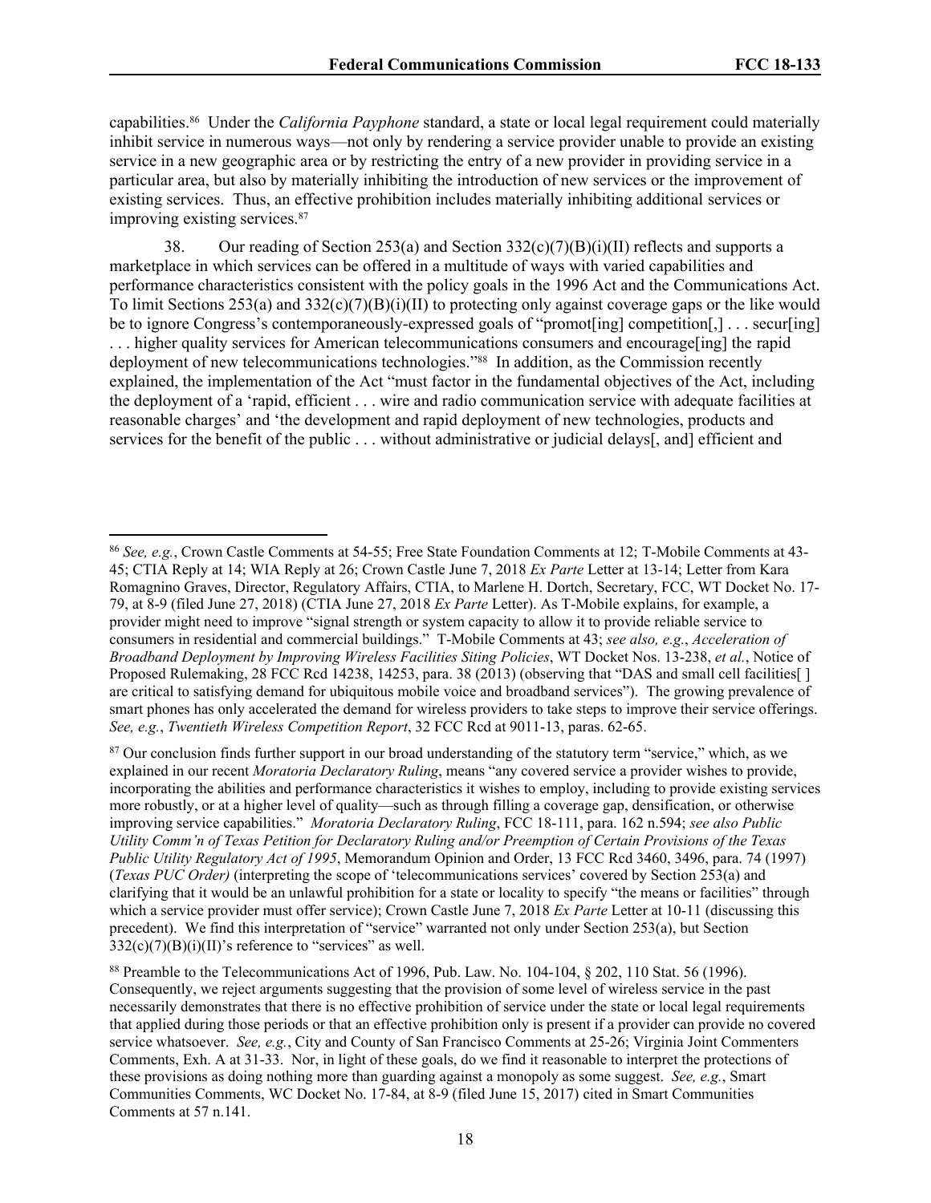capabilities.[86] Under the *California Payphone* standard, a state or local legal requirement could materially inhibit service in numerous ways—not only by rendering a service provider unable to provide an existing service in a new geographic area or by restricting the entry of a new provider in providing service in a particular area, but also by materially inhibiting the introduction of new services or the improvement of existing services. Thus, an effective prohibition includes materially inhibiting additional services or improving existing services.[87]

38. Our reading of Section 253(a) and Section 332(c)(7)(B)(i)(II) reflects and supports a marketplace in which services can be offered in a multitude of ways with varied capabilities and performance characteristics consistent with the policy goals in the 1996 Act and the Communications Act. To limit Sections 253(a) and 332(c)(7)(B)(i)(II) to protecting only against coverage gaps or the like would be to ignore Congress's contemporaneously-expressed goals of "promot[ing] competition[,] . . . secur[ing] . . . higher quality services for American telecommunications consumers and encourage[ing] the rapid deployment of new telecommunications technologies."[88] In addition, as the Commission recently explained, the implementation of the Act "must factor in the fundamental objectives of the Act, including the deployment of a 'rapid, efficient . . . wire and radio communication service with adequate facilities at reasonable charges' and 'the development and rapid deployment of new technologies, products and services for the benefit of the public . . . without administrative or judicial delays[, and] efficient and

---

[86] *See, e.g.*, Crown Castle Comments at 54-55; Free State Foundation Comments at 12; T-Mobile Comments at 43-45; CTIA Reply at 14; WIA Reply at 26; Crown Castle June 7, 2018 *Ex Parte* Letter at 13-14; Letter from Kara Romagnino Graves, Director, Regulatory Affairs, CTIA, to Marlene H. Dortch, Secretary, FCC, WT Docket No. 17-79, at 8-9 (filed June 27, 2018) (CTIA June 27, 2018 *Ex Parte* Letter). As T-Mobile explains, for example, a provider might need to improve "signal strength or system capacity to allow it to provide reliable service to consumers in residential and commercial buildings." T-Mobile Comments at 43; *see also, e.g.*, *Acceleration of Broadband Deployment by Improving Wireless Facilities Siting Policies*, WT Docket Nos. 13-238, *et al.*, Notice of Proposed Rulemaking, 28 FCC Rcd 14238, 14253, para. 38 (2013) (observing that "DAS and small cell facilities[ ] are critical to satisfying demand for ubiquitous mobile voice and broadband services"). The growing prevalence of smart phones has only accelerated the demand for wireless providers to take steps to improve their service offerings. *See, e.g.*, *Twentieth Wireless Competition Report*, 32 FCC Rcd at 9011-13, paras. 62-65.

[87] Our conclusion finds further support in our broad understanding of the statutory term "service," which, as we explained in our recent *Moratoria Declaratory Ruling*, means "any covered service a provider wishes to provide, incorporating the abilities and performance characteristics it wishes to employ, including to provide existing services more robustly, or at a higher level of quality—such as through filling a coverage gap, densification, or otherwise improving service capabilities." *Moratoria Declaratory Ruling*, FCC 18-111, para. 162 n.594; *see also Public Utility Comm'n of Texas Petition for Declaratory Ruling and/or Preemption of Certain Provisions of the Texas Public Utility Regulatory Act of 1995*, Memorandum Opinion and Order, 13 FCC Rcd 3460, 3496, para. 74 (1997) (*Texas PUC Order)* (interpreting the scope of 'telecommunications services' covered by Section 253(a) and clarifying that it would be an unlawful prohibition for a state or locality to specify "the means or facilities" through which a service provider must offer service); Crown Castle June 7, 2018 *Ex Parte* Letter at 10-11 (discussing this precedent). We find this interpretation of "service" warranted not only under Section 253(a), but Section 332(c)(7)(B)(i)(II)'s reference to "services" as well.

[88] Preamble to the Telecommunications Act of 1996, Pub. Law. No. 104-104, § 202, 110 Stat. 56 (1996). Consequently, we reject arguments suggesting that the provision of some level of wireless service in the past necessarily demonstrates that there is no effective prohibition of service under the state or local legal requirements that applied during those periods or that an effective prohibition only is present if a provider can provide no covered service whatsoever. *See, e.g.*, City and County of San Francisco Comments at 25-26; Virginia Joint Commenters Comments, Exh. A at 31-33. Nor, in light of these goals, do we find it reasonable to interpret the protections of these provisions as doing nothing more than guarding against a monopoly as some suggest. *See, e.g.*, Smart Communities Comments, WC Docket No. 17-84, at 8-9 (filed June 15, 2017) cited in Smart Communities Comments at 57 n.141.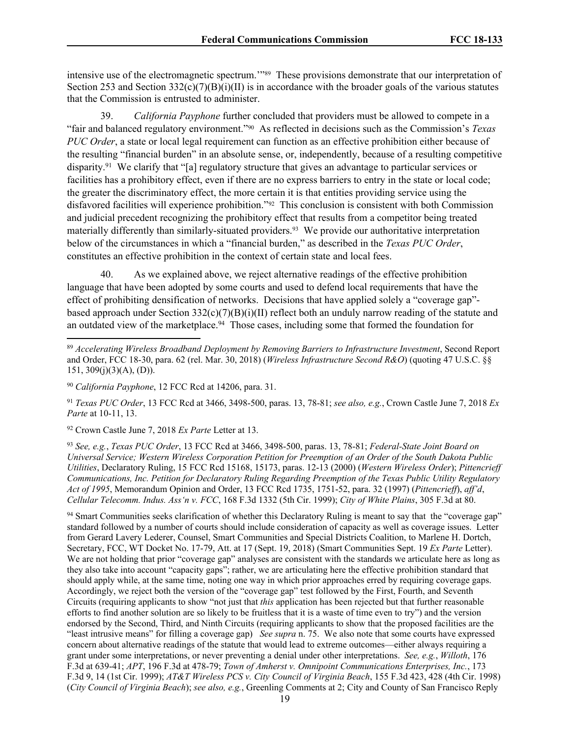intensive use of the electromagnetic spectrum.'"[89] These provisions demonstrate that our interpretation of Section 253 and Section 332(c)(7)(B)(i)(II) is in accordance with the broader goals of the various statutes that the Commission is entrusted to administer.

39. *California Payphone* further concluded that providers must be allowed to compete in a "fair and balanced regulatory environment."[90] As reflected in decisions such as the Commission's *Texas PUC Order*, a state or local legal requirement can function as an effective prohibition either because of the resulting "financial burden" in an absolute sense, or, independently, because of a resulting competitive disparity.[91] We clarify that "[a] regulatory structure that gives an advantage to particular services or facilities has a prohibitory effect, even if there are no express barriers to entry in the state or local code; the greater the discriminatory effect, the more certain it is that entities providing service using the disfavored facilities will experience prohibition."[92] This conclusion is consistent with both Commission and judicial precedent recognizing the prohibitory effect that results from a competitor being treated materially differently than similarly-situated providers.[93] We provide our authoritative interpretation below of the circumstances in which a "financial burden," as described in the *Texas PUC Order*, constitutes an effective prohibition in the context of certain state and local fees.

40. As we explained above, we reject alternative readings of the effective prohibition language that have been adopted by some courts and used to defend local requirements that have the effect of prohibiting densification of networks. Decisions that have applied solely a "coverage gap"-based approach under Section 332(c)(7)(B)(i)(II) reflect both an unduly narrow reading of the statute and an outdated view of the marketplace.[94] Those cases, including some that formed the foundation for

---

[89] *Accelerating Wireless Broadband Deployment by Removing Barriers to Infrastructure Investment*, Second Report and Order, FCC 18-30, para. 62 (rel. Mar. 30, 2018) (*Wireless Infrastructure Second R&O*) (quoting 47 U.S.C. §§ 151, 309(j)(3)(A), (D)).

[90] *California Payphone*, 12 FCC Rcd at 14206, para. 31.

[91] *Texas PUC Order*, 13 FCC Rcd at 3466, 3498-500, paras. 13, 78-81; *see also, e.g.*, Crown Castle June 7, 2018 *Ex Parte* at 10-11, 13.

[92] Crown Castle June 7, 2018 *Ex Parte* Letter at 13.

[93] *See, e.g.*, *Texas PUC Order*, 13 FCC Rcd at 3466, 3498-500, paras. 13, 78-81; *Federal-State Joint Board on Universal Service; Western Wireless Corporation Petition for Preemption of an Order of the South Dakota Public Utilities*, Declaratory Ruling, 15 FCC Rcd 15168, 15173, paras. 12-13 (2000) (*Western Wireless Order*); *Pittencrieff Communications, Inc. Petition for Declaratory Ruling Regarding Preemption of the Texas Public Utility Regulatory Act of 1995*, Memorandum Opinion and Order, 13 FCC Rcd 1735, 1751-52, para. 32 (1997) (*Pittencrieff*), *aff'd*, *Cellular Telecomm. Indus. Ass'n v. FCC*, 168 F.3d 1332 (5th Cir. 1999); *City of White Plains*, 305 F.3d at 80.

[94] Smart Communities seeks clarification of whether this Declaratory Ruling is meant to say that the "coverage gap" standard followed by a number of courts should include consideration of capacity as well as coverage issues. Letter from Gerard Lavery Lederer, Counsel, Smart Communities and Special Districts Coalition, to Marlene H. Dortch, Secretary, FCC, WT Docket No. 17-79, Att. at 17 (Sept. 19, 2018) (Smart Communities Sept. 19 *Ex Parte* Letter). We are not holding that prior "coverage gap" analyses are consistent with the standards we articulate here as long as they also take into account "capacity gaps"; rather, we are articulating here the effective prohibition standard that should apply while, at the same time, noting one way in which prior approaches erred by requiring coverage gaps. Accordingly, we reject both the version of the "coverage gap" test followed by the First, Fourth, and Seventh Circuits (requiring applicants to show "not just that *this* application has been rejected but that further reasonable efforts to find another solution are so likely to be fruitless that it is a waste of time even to try") and the version endorsed by the Second, Third, and Ninth Circuits (requiring applicants to show that the proposed facilities are the "least intrusive means" for filling a coverage gap) *See supra* n. 75. We also note that some courts have expressed concern about alternative readings of the statute that would lead to extreme outcomes—either always requiring a grant under some interpretations, or never preventing a denial under other interpretations. *See, e.g.*, *Willoth*, 176 F.3d at 639-41; *APT*, 196 F.3d at 478-79; *Town of Amherst v. Omnipoint Communications Enterprises, Inc.*, 173 F.3d 9, 14 (1st Cir. 1999); *AT&T Wireless PCS v. City Council of Virginia Beach*, 155 F.3d 423, 428 (4th Cir. 1998) (*City Council of Virginia Beach*); *see also, e.g.*, Greenling Comments at 2; City and County of San Francisco Reply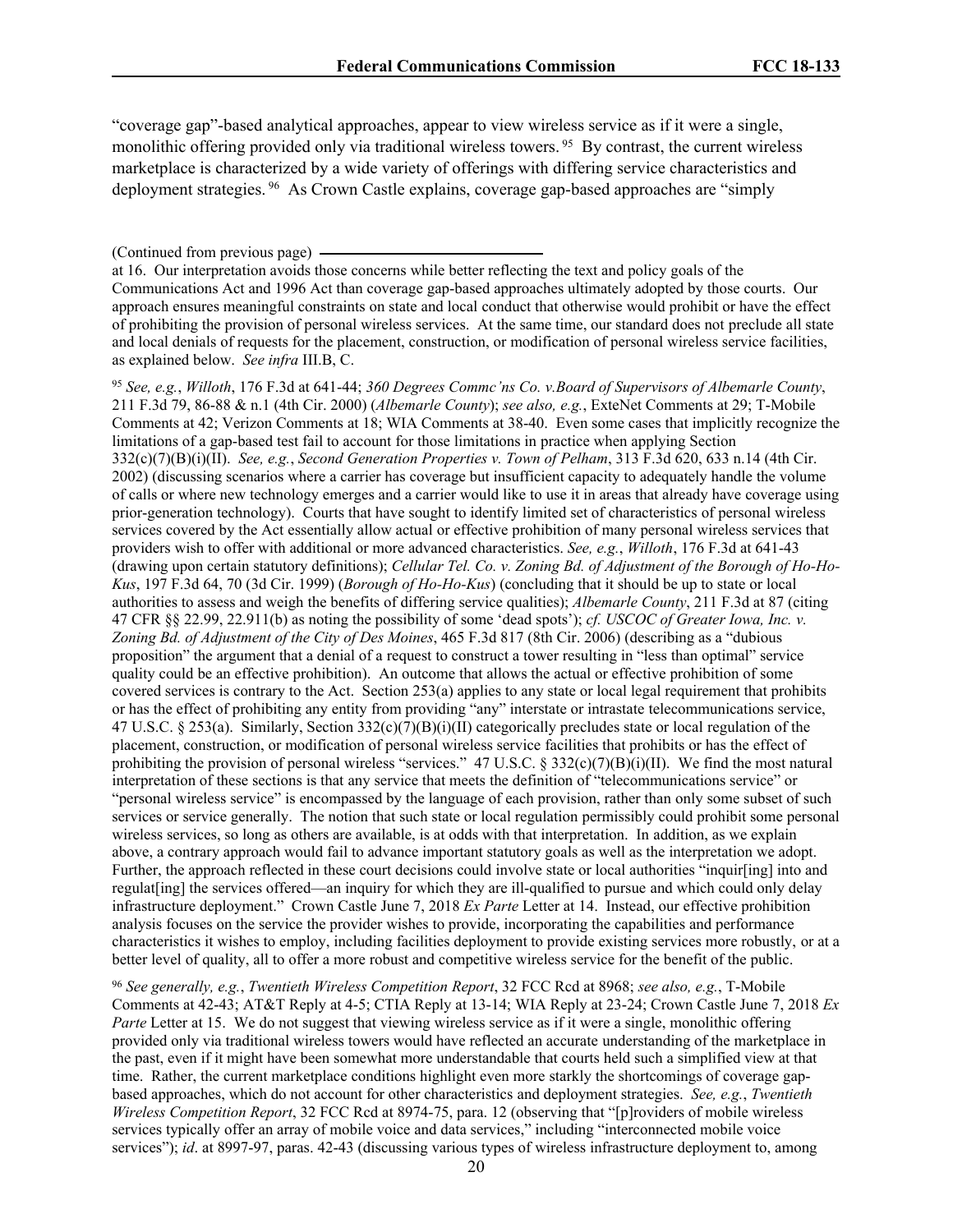"coverage gap"-based analytical approaches, appear to view wireless service as if it were a single, monolithic offering provided only via traditional wireless towers.[95] By contrast, the current wireless marketplace is characterized by a wide variety of offerings with differing service characteristics and deployment strategies.[96] As Crown Castle explains, coverage gap-based approaches are "simply

(Continued from previous page)

at 16. Our interpretation avoids those concerns while better reflecting the text and policy goals of the Communications Act and 1996 Act than coverage gap-based approaches ultimately adopted by those courts. Our approach ensures meaningful constraints on state and local conduct that otherwise would prohibit or have the effect of prohibiting the provision of personal wireless services. At the same time, our standard does not preclude all state and local denials of requests for the placement, construction, or modification of personal wireless service facilities, as explained below. *See infra* III.B, C.

[95] *See, e.g.*, *Willoth*, 176 F.3d at 641-44; *360 Degrees Commc'ns Co. v.Board of Supervisors of Albemarle County*, 211 F.3d 79, 86-88 & n.1 (4th Cir. 2000) (*Albemarle County*); *see also, e.g.*, ExteNet Comments at 29; T-Mobile Comments at 42; Verizon Comments at 18; WIA Comments at 38-40. Even some cases that implicitly recognize the limitations of a gap-based test fail to account for those limitations in practice when applying Section 332(c)(7)(B)(i)(II). *See, e.g.*, *Second Generation Properties v. Town of Pelham*, 313 F.3d 620, 633 n.14 (4th Cir. 2002) (discussing scenarios where a carrier has coverage but insufficient capacity to adequately handle the volume of calls or where new technology emerges and a carrier would like to use it in areas that already have coverage using prior-generation technology). Courts that have sought to identify limited set of characteristics of personal wireless services covered by the Act essentially allow actual or effective prohibition of many personal wireless services that providers wish to offer with additional or more advanced characteristics. *See, e.g.*, *Willoth*, 176 F.3d at 641-43 (drawing upon certain statutory definitions); *Cellular Tel. Co. v. Zoning Bd. of Adjustment of the Borough of Ho-Ho-Kus*, 197 F.3d 64, 70 (3d Cir. 1999) (*Borough of Ho-Ho-Kus*) (concluding that it should be up to state or local authorities to assess and weigh the benefits of differing service qualities); *Albemarle County*, 211 F.3d at 87 (citing 47 CFR §§ 22.99, 22.911(b) as noting the possibility of some 'dead spots'); *cf. USCOC of Greater Iowa, Inc. v. Zoning Bd. of Adjustment of the City of Des Moines*, 465 F.3d 817 (8th Cir. 2006) (describing as a "dubious proposition" the argument that a denial of a request to construct a tower resulting in "less than optimal" service quality could be an effective prohibition). An outcome that allows the actual or effective prohibition of some covered services is contrary to the Act. Section 253(a) applies to any state or local legal requirement that prohibits or has the effect of prohibiting any entity from providing "any" interstate or intrastate telecommunications service, 47 U.S.C. § 253(a). Similarly, Section 332(c)(7)(B)(i)(II) categorically precludes state or local regulation of the placement, construction, or modification of personal wireless service facilities that prohibits or has the effect of prohibiting the provision of personal wireless "services." 47 U.S.C. § 332(c)(7)(B)(i)(II). We find the most natural interpretation of these sections is that any service that meets the definition of "telecommunications service" or "personal wireless service" is encompassed by the language of each provision, rather than only some subset of such services or service generally. The notion that such state or local regulation permissibly could prohibit some personal wireless services, so long as others are available, is at odds with that interpretation. In addition, as we explain above, a contrary approach would fail to advance important statutory goals as well as the interpretation we adopt. Further, the approach reflected in these court decisions could involve state or local authorities "inquir[ing] into and regulat[ing] the services offered—an inquiry for which they are ill-qualified to pursue and which could only delay infrastructure deployment." Crown Castle June 7, 2018 *Ex Parte* Letter at 14. Instead, our effective prohibition analysis focuses on the service the provider wishes to provide, incorporating the capabilities and performance characteristics it wishes to employ, including facilities deployment to provide existing services more robustly, or at a better level of quality, all to offer a more robust and competitive wireless service for the benefit of the public.

[96] *See generally, e.g.*, *Twentieth Wireless Competition Report*, 32 FCC Rcd at 8968; *see also, e.g.*, T-Mobile Comments at 42-43; AT&T Reply at 4-5; CTIA Reply at 13-14; WIA Reply at 23-24; Crown Castle June 7, 2018 *Ex Parte* Letter at 15. We do not suggest that viewing wireless service as if it were a single, monolithic offering provided only via traditional wireless towers would have reflected an accurate understanding of the marketplace in the past, even if it might have been somewhat more understandable that courts held such a simplified view at that time. Rather, the current marketplace conditions highlight even more starkly the shortcomings of coverage gap-based approaches, which do not account for other characteristics and deployment strategies. *See, e.g.*, *Twentieth Wireless Competition Report*, 32 FCC Rcd at 8974-75, para. 12 (observing that "[p]roviders of mobile wireless services typically offer an array of mobile voice and data services," including "interconnected mobile voice services"); *id*. at 8997-97, paras. 42-43 (discussing various types of wireless infrastructure deployment to, among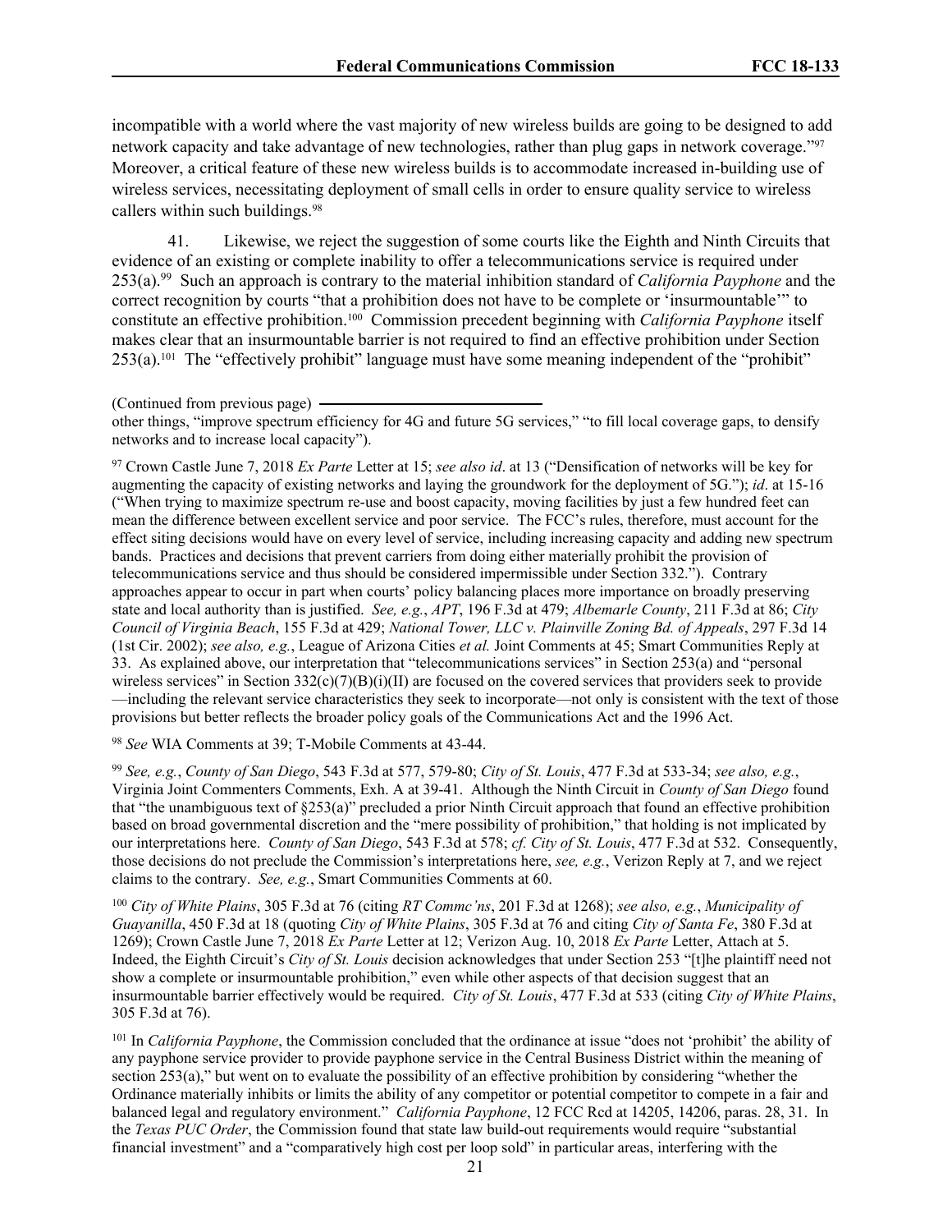incompatible with a world where the vast majority of new wireless builds are going to be designed to add network capacity and take advantage of new technologies, rather than plug gaps in network coverage."[97] Moreover, a critical feature of these new wireless builds is to accommodate increased in-building use of wireless services, necessitating deployment of small cells in order to ensure quality service to wireless callers within such buildings.[98]

41. Likewise, we reject the suggestion of some courts like the Eighth and Ninth Circuits that evidence of an existing or complete inability to offer a telecommunications service is required under 253(a).[99] Such an approach is contrary to the material inhibition standard of *California Payphone* and the correct recognition by courts "that a prohibition does not have to be complete or 'insurmountable'" to constitute an effective prohibition.[100] Commission precedent beginning with *California Payphone* itself makes clear that an insurmountable barrier is not required to find an effective prohibition under Section 253(a).[101] The "effectively prohibit" language must have some meaning independent of the "prohibit"

(Continued from previous page)
other things, "improve spectrum efficiency for 4G and future 5G services," "to fill local coverage gaps, to densify networks and to increase local capacity").

[97] Crown Castle June 7, 2018 *Ex Parte* Letter at 15; *see also id*. at 13 ("Densification of networks will be key for augmenting the capacity of existing networks and laying the groundwork for the deployment of 5G."); *id*. at 15-16 ("When trying to maximize spectrum re-use and boost capacity, moving facilities by just a few hundred feet can mean the difference between excellent service and poor service. The FCC's rules, therefore, must account for the effect siting decisions would have on every level of service, including increasing capacity and adding new spectrum bands. Practices and decisions that prevent carriers from doing either materially prohibit the provision of telecommunications service and thus should be considered impermissible under Section 332."). Contrary approaches appear to occur in part when courts' policy balancing places more importance on broadly preserving state and local authority than is justified. *See, e.g.*, *APT*, 196 F.3d at 479; *Albemarle County*, 211 F.3d at 86; *City Council of Virginia Beach*, 155 F.3d at 429; *National Tower, LLC v. Plainville Zoning Bd. of Appeals*, 297 F.3d 14 (1st Cir. 2002); *see also, e.g.*, League of Arizona Cities *et al.* Joint Comments at 45; Smart Communities Reply at 33. As explained above, our interpretation that "telecommunications services" in Section 253(a) and "personal wireless services" in Section 332(c)(7)(B)(i)(II) are focused on the covered services that providers seek to provide —including the relevant service characteristics they seek to incorporate—not only is consistent with the text of those provisions but better reflects the broader policy goals of the Communications Act and the 1996 Act.

[98] *See* WIA Comments at 39; T-Mobile Comments at 43-44.

[99] *See, e.g.*, *County of San Diego*, 543 F.3d at 577, 579-80; *City of St. Louis*, 477 F.3d at 533-34; *see also, e.g.*, Virginia Joint Commenters Comments, Exh. A at 39-41. Although the Ninth Circuit in *County of San Diego* found that "the unambiguous text of §253(a)" precluded a prior Ninth Circuit approach that found an effective prohibition based on broad governmental discretion and the "mere possibility of prohibition," that holding is not implicated by our interpretations here. *County of San Diego*, 543 F.3d at 578; *cf. City of St. Louis*, 477 F.3d at 532. Consequently, those decisions do not preclude the Commission's interpretations here, *see, e.g.*, Verizon Reply at 7, and we reject claims to the contrary. *See, e.g.*, Smart Communities Comments at 60.

[100] *City of White Plains*, 305 F.3d at 76 (citing *RT Commc'ns*, 201 F.3d at 1268); *see also, e.g.*, *Municipality of Guayanilla*, 450 F.3d at 18 (quoting *City of White Plains*, 305 F.3d at 76 and citing *City of Santa Fe*, 380 F.3d at 1269); Crown Castle June 7, 2018 *Ex Parte* Letter at 12; Verizon Aug. 10, 2018 *Ex Parte* Letter, Attach at 5. Indeed, the Eighth Circuit's *City of St. Louis* decision acknowledges that under Section 253 "[t]he plaintiff need not show a complete or insurmountable prohibition," even while other aspects of that decision suggest that an insurmountable barrier effectively would be required. *City of St. Louis*, 477 F.3d at 533 (citing *City of White Plains*, 305 F.3d at 76).

[101] In *California Payphone*, the Commission concluded that the ordinance at issue "does not 'prohibit' the ability of any payphone service provider to provide payphone service in the Central Business District within the meaning of section 253(a)," but went on to evaluate the possibility of an effective prohibition by considering "whether the Ordinance materially inhibits or limits the ability of any competitor or potential competitor to compete in a fair and balanced legal and regulatory environment." *California Payphone*, 12 FCC Rcd at 14205, 14206, paras. 28, 31. In the *Texas PUC Order*, the Commission found that state law build-out requirements would require "substantial financial investment" and a "comparatively high cost per loop sold" in particular areas, interfering with the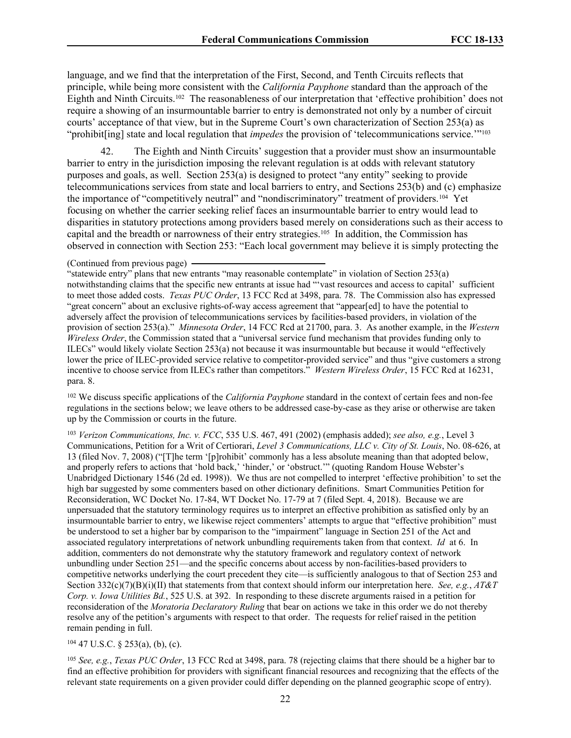language, and we find that the interpretation of the First, Second, and Tenth Circuits reflects that principle, while being more consistent with the *California Payphone* standard than the approach of the Eighth and Ninth Circuits.[102] The reasonableness of our interpretation that 'effective prohibition' does not require a showing of an insurmountable barrier to entry is demonstrated not only by a number of circuit courts' acceptance of that view, but in the Supreme Court's own characterization of Section 253(a) as "prohibit[ing] state and local regulation that *impedes* the provision of 'telecommunications service.'"[103]

42. The Eighth and Ninth Circuits' suggestion that a provider must show an insurmountable barrier to entry in the jurisdiction imposing the relevant regulation is at odds with relevant statutory purposes and goals, as well. Section 253(a) is designed to protect "any entity" seeking to provide telecommunications services from state and local barriers to entry, and Sections 253(b) and (c) emphasize the importance of "competitively neutral" and "nondiscriminatory" treatment of providers.[104] Yet focusing on whether the carrier seeking relief faces an insurmountable barrier to entry would lead to disparities in statutory protections among providers based merely on considerations such as their access to capital and the breadth or narrowness of their entry strategies.[105] In addition, the Commission has observed in connection with Section 253: "Each local government may believe it is simply protecting the

(Continued from previous page)
"statewide entry" plans that new entrants "may reasonable contemplate" in violation of Section 253(a) notwithstanding claims that the specific new entrants at issue had "'vast resources and access to capital' sufficient to meet those added costs. *Texas PUC Order*, 13 FCC Rcd at 3498, para. 78. The Commission also has expressed "great concern" about an exclusive rights-of-way access agreement that "appear[ed] to have the potential to adversely affect the provision of telecommunications services by facilities-based providers, in violation of the provision of section 253(a)." *Minnesota Order*, 14 FCC Rcd at 21700, para. 3. As another example, in the *Western Wireless Order*, the Commission stated that a "universal service fund mechanism that provides funding only to ILECs" would likely violate Section 253(a) not because it was insurmountable but because it would "effectively lower the price of ILEC-provided service relative to competitor-provided service" and thus "give customers a strong incentive to choose service from ILECs rather than competitors." *Western Wireless Order*, 15 FCC Rcd at 16231, para. 8.

[102] We discuss specific applications of the *California Payphone* standard in the context of certain fees and non-fee regulations in the sections below; we leave others to be addressed case-by-case as they arise or otherwise are taken up by the Commission or courts in the future.

[103] *Verizon Communications, Inc. v. FCC*, 535 U.S. 467, 491 (2002) (emphasis added); *see also, e.g.*, Level 3 Communications, Petition for a Writ of Certiorari, *Level 3 Communications, LLC v. City of St. Louis*, No. 08-626, at 13 (filed Nov. 7, 2008) ("[T]he term '[p]rohibit' commonly has a less absolute meaning than that adopted below, and properly refers to actions that 'hold back,' 'hinder,' or 'obstruct.'" (quoting Random House Webster's Unabridged Dictionary 1546 (2d ed. 1998)). We thus are not compelled to interpret 'effective prohibition' to set the high bar suggested by some commenters based on other dictionary definitions. Smart Communities Petition for Reconsideration, WC Docket No. 17-84, WT Docket No. 17-79 at 7 (filed Sept. 4, 2018). Because we are unpersuaded that the statutory terminology requires us to interpret an effective prohibition as satisfied only by an insurmountable barrier to entry, we likewise reject commenters' attempts to argue that "effective prohibition" must be understood to set a higher bar by comparison to the "impairment" language in Section 251 of the Act and associated regulatory interpretations of network unbundling requirements taken from that context. *Id* at 6. In addition, commenters do not demonstrate why the statutory framework and regulatory context of network unbundling under Section 251—and the specific concerns about access by non-facilities-based providers to competitive networks underlying the court precedent they cite—is sufficiently analogous to that of Section 253 and Section 332(c)(7)(B)(i)(II) that statements from that context should inform our interpretation here. *See, e.g.*, *AT&T Corp. v. Iowa Utilities Bd.*, 525 U.S. at 392. In responding to these discrete arguments raised in a petition for reconsideration of the *Moratoria Declaratory Ruling* that bear on actions we take in this order we do not thereby resolve any of the petition's arguments with respect to that order. The requests for relief raised in the petition remain pending in full.

[104] 47 U.S.C. § 253(a), (b), (c).

[105] *See, e.g.*, *Texas PUC Order*, 13 FCC Rcd at 3498, para. 78 (rejecting claims that there should be a higher bar to find an effective prohibition for providers with significant financial resources and recognizing that the effects of the relevant state requirements on a given provider could differ depending on the planned geographic scope of entry).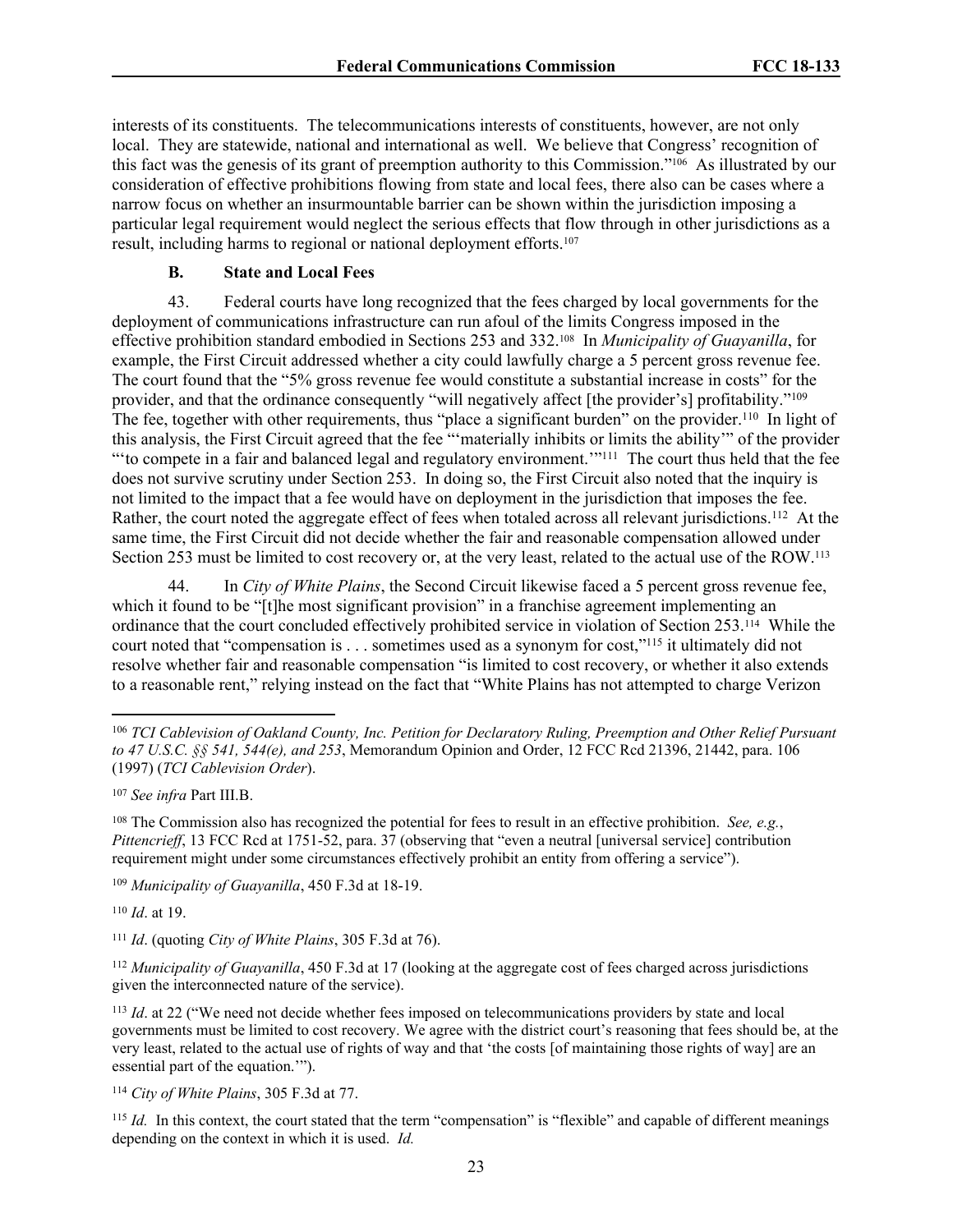interests of its constituents. The telecommunications interests of constituents, however, are not only local. They are statewide, national and international as well. We believe that Congress' recognition of this fact was the genesis of its grant of preemption authority to this Commission."[106] As illustrated by our consideration of effective prohibitions flowing from state and local fees, there also can be cases where a narrow focus on whether an insurmountable barrier can be shown within the jurisdiction imposing a particular legal requirement would neglect the serious effects that flow through in other jurisdictions as a result, including harms to regional or national deployment efforts.[107]

### B. State and Local Fees

43. Federal courts have long recognized that the fees charged by local governments for the deployment of communications infrastructure can run afoul of the limits Congress imposed in the effective prohibition standard embodied in Sections 253 and 332.[108] In *Municipality of Guayanilla*, for example, the First Circuit addressed whether a city could lawfully charge a 5 percent gross revenue fee. The court found that the "5% gross revenue fee would constitute a substantial increase in costs" for the provider, and that the ordinance consequently "will negatively affect [the provider's] profitability."[109] The fee, together with other requirements, thus "place a significant burden" on the provider.[110] In light of this analysis, the First Circuit agreed that the fee "'materially inhibits or limits the ability'" of the provider "'to compete in a fair and balanced legal and regulatory environment.'"[111] The court thus held that the fee does not survive scrutiny under Section 253. In doing so, the First Circuit also noted that the inquiry is not limited to the impact that a fee would have on deployment in the jurisdiction that imposes the fee. Rather, the court noted the aggregate effect of fees when totaled across all relevant jurisdictions.[112] At the same time, the First Circuit did not decide whether the fair and reasonable compensation allowed under Section 253 must be limited to cost recovery or, at the very least, related to the actual use of the ROW.[113]

44. In *City of White Plains*, the Second Circuit likewise faced a 5 percent gross revenue fee, which it found to be "[t]he most significant provision" in a franchise agreement implementing an ordinance that the court concluded effectively prohibited service in violation of Section 253.[114] While the court noted that "compensation is . . . sometimes used as a synonym for cost,"[115] it ultimately did not resolve whether fair and reasonable compensation "is limited to cost recovery, or whether it also extends to a reasonable rent," relying instead on the fact that "White Plains has not attempted to charge Verizon

---

[106] *TCI Cablevision of Oakland County, Inc. Petition for Declaratory Ruling, Preemption and Other Relief Pursuant to 47 U.S.C. §§ 541, 544(e), and 253*, Memorandum Opinion and Order, 12 FCC Rcd 21396, 21442, para. 106 (1997) (*TCI Cablevision Order*).

[107] *See infra* Part III.B.

[108] The Commission also has recognized the potential for fees to result in an effective prohibition. *See, e.g.*, *Pittencrieff*, 13 FCC Rcd at 1751-52, para. 37 (observing that "even a neutral [universal service] contribution requirement might under some circumstances effectively prohibit an entity from offering a service").

[109] *Municipality of Guayanilla*, 450 F.3d at 18-19.

[110] *Id*. at 19.

[111] *Id*. (quoting *City of White Plains*, 305 F.3d at 76).

[112] *Municipality of Guayanilla*, 450 F.3d at 17 (looking at the aggregate cost of fees charged across jurisdictions given the interconnected nature of the service).

[113] *Id*. at 22 ("We need not decide whether fees imposed on telecommunications providers by state and local governments must be limited to cost recovery. We agree with the district court's reasoning that fees should be, at the very least, related to the actual use of rights of way and that 'the costs [of maintaining those rights of way] are an essential part of the equation.'").

[114] *City of White Plains*, 305 F.3d at 77.

[115] *Id.* In this context, the court stated that the term "compensation" is "flexible" and capable of different meanings depending on the context in which it is used. *Id.*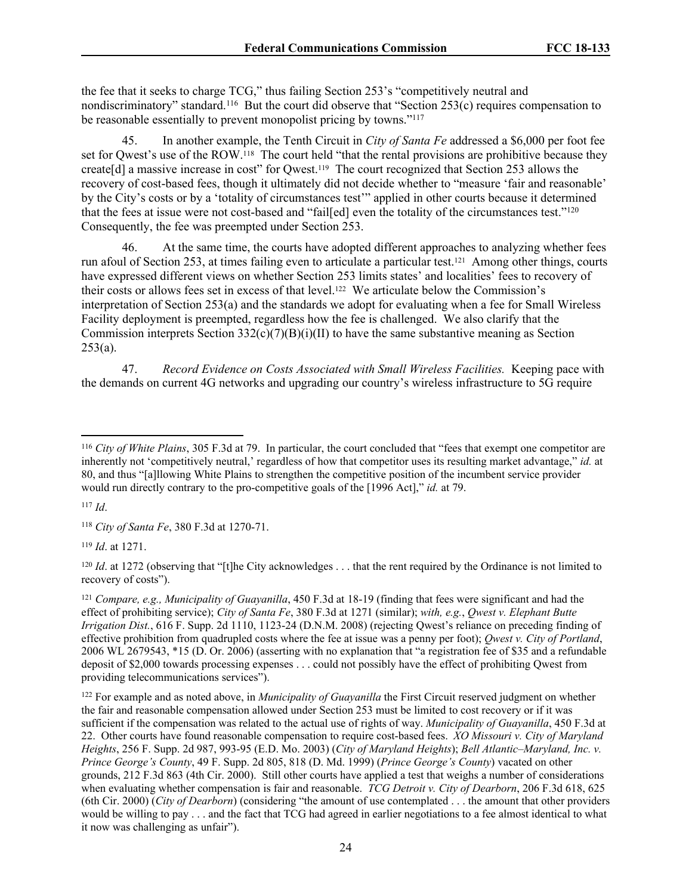the fee that it seeks to charge TCG," thus failing Section 253's "competitively neutral and nondiscriminatory" standard.[116] But the court did observe that "Section 253(c) requires compensation to be reasonable essentially to prevent monopolist pricing by towns."[117]

45. In another example, the Tenth Circuit in *City of Santa Fe* addressed a $6,000 per foot fee set for Qwest's use of the ROW.[118] The court held "that the rental provisions are prohibitive because they create[d] a massive increase in cost" for Qwest.[119] The court recognized that Section 253 allows the recovery of cost-based fees, though it ultimately did not decide whether to "measure 'fair and reasonable' by the City's costs or by a 'totality of circumstances test'" applied in other courts because it determined that the fees at issue were not cost-based and "fail[ed] even the totality of the circumstances test."[120] Consequently, the fee was preempted under Section 253.

46. At the same time, the courts have adopted different approaches to analyzing whether fees run afoul of Section 253, at times failing even to articulate a particular test.[121] Among other things, courts have expressed different views on whether Section 253 limits states' and localities' fees to recovery of their costs or allows fees set in excess of that level.[122] We articulate below the Commission's interpretation of Section 253(a) and the standards we adopt for evaluating when a fee for Small Wireless Facility deployment is preempted, regardless how the fee is challenged. We also clarify that the Commission interprets Section 332(c)(7)(B)(i)(II) to have the same substantive meaning as Section 253(a).

47. *Record Evidence on Costs Associated with Small Wireless Facilities.* Keeping pace with the demands on current 4G networks and upgrading our country's wireless infrastructure to 5G require

---

[116] *City of White Plains*, 305 F.3d at 79. In particular, the court concluded that "fees that exempt one competitor are inherently not 'competitively neutral,' regardless of how that competitor uses its resulting market advantage," *id.* at 80, and thus "[a]llowing White Plains to strengthen the competitive position of the incumbent service provider would run directly contrary to the pro-competitive goals of the [1996 Act]," *id.* at 79.

[117] *Id*.

[118] *City of Santa Fe*, 380 F.3d at 1270-71.

[119] *Id*. at 1271.

[120] *Id*. at 1272 (observing that "[t]he City acknowledges . . . that the rent required by the Ordinance is not limited to recovery of costs").

[121] *Compare, e.g., Municipality of Guayanilla*, 450 F.3d at 18-19 (finding that fees were significant and had the effect of prohibiting service); *City of Santa Fe*, 380 F.3d at 1271 (similar); *with, e.g.*, *Qwest v. Elephant Butte Irrigation Dist.*, 616 F. Supp. 2d 1110, 1123-24 (D.N.M. 2008) (rejecting Qwest's reliance on preceding finding of effective prohibition from quadrupled costs where the fee at issue was a penny per foot); *Qwest v. City of Portland*, 2006 WL 2679543, *15 (D. Or. 2006) (asserting with no explanation that "a registration fee of $35 and a refundable deposit of $2,000 towards processing expenses . . . could not possibly have the effect of prohibiting Qwest from providing telecommunications services").

[122] For example and as noted above, in *Municipality of Guayanilla* the First Circuit reserved judgment on whether the fair and reasonable compensation allowed under Section 253 must be limited to cost recovery or if it was sufficient if the compensation was related to the actual use of rights of way. *Municipality of Guayanilla*, 450 F.3d at 22. Other courts have found reasonable compensation to require cost-based fees. *XO Missouri v. City of Maryland Heights*, 256 F. Supp. 2d 987, 993-95 (E.D. Mo. 2003) (*City of Maryland Heights*); *Bell Atlantic–Maryland, Inc. v. Prince George's County*, 49 F. Supp. 2d 805, 818 (D. Md. 1999) (*Prince George's County*) vacated on other grounds, 212 F.3d 863 (4th Cir. 2000). Still other courts have applied a test that weighs a number of considerations when evaluating whether compensation is fair and reasonable. *TCG Detroit v. City of Dearborn*, 206 F.3d 618, 625 (6th Cir. 2000) (*City of Dearborn*) (considering "the amount of use contemplated . . . the amount that other providers would be willing to pay . . . and the fact that TCG had agreed in earlier negotiations to a fee almost identical to what it now was challenging as unfair").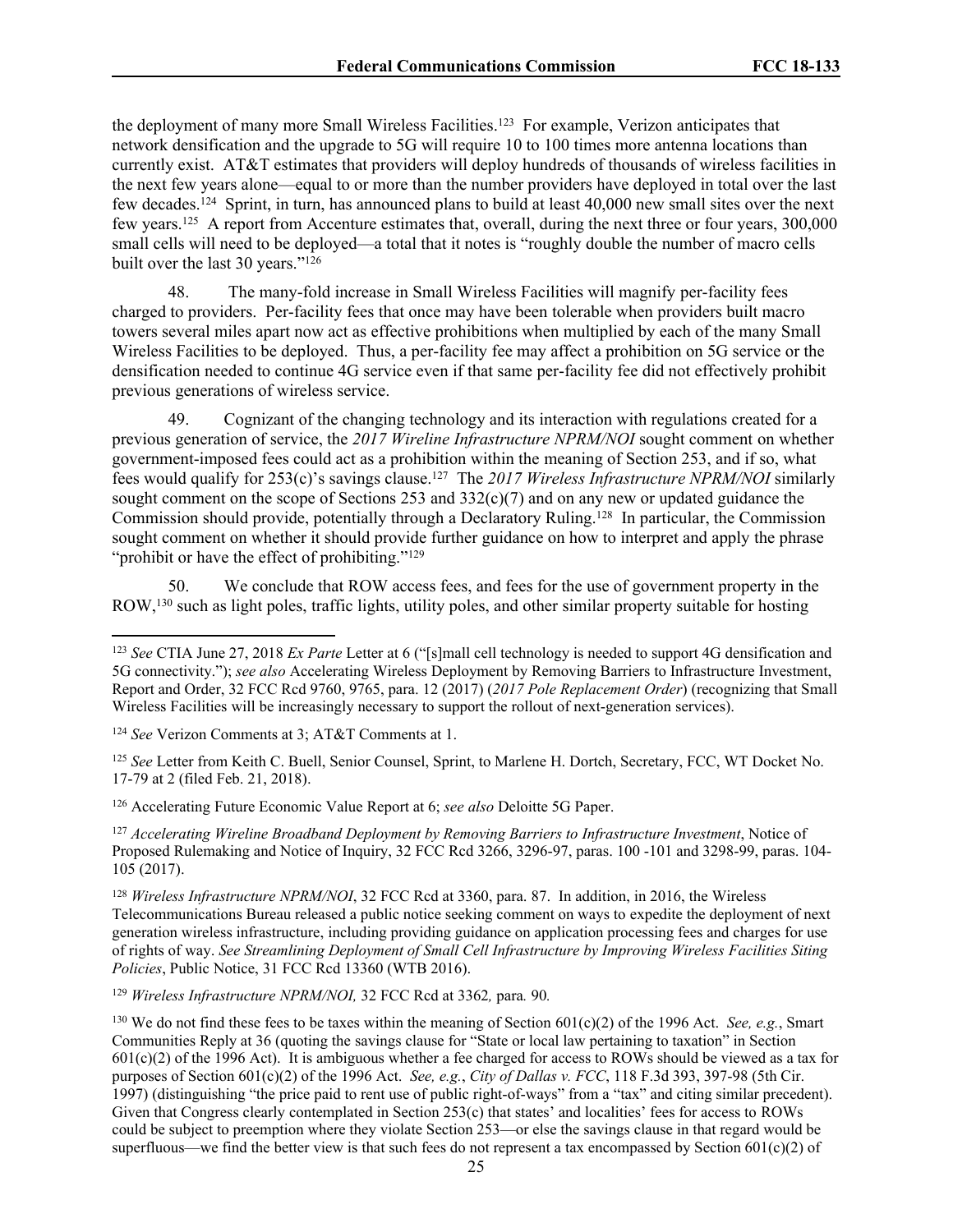the deployment of many more Small Wireless Facilities.[123] For example, Verizon anticipates that network densification and the upgrade to 5G will require 10 to 100 times more antenna locations than currently exist. AT&T estimates that providers will deploy hundreds of thousands of wireless facilities in the next few years alone—equal to or more than the number providers have deployed in total over the last few decades.[124] Sprint, in turn, has announced plans to build at least 40,000 new small sites over the next few years.[125] A report from Accenture estimates that, overall, during the next three or four years, 300,000 small cells will need to be deployed—a total that it notes is "roughly double the number of macro cells built over the last 30 years."[126]

48. The many-fold increase in Small Wireless Facilities will magnify per-facility fees charged to providers. Per-facility fees that once may have been tolerable when providers built macro towers several miles apart now act as effective prohibitions when multiplied by each of the many Small Wireless Facilities to be deployed. Thus, a per-facility fee may affect a prohibition on 5G service or the densification needed to continue 4G service even if that same per-facility fee did not effectively prohibit previous generations of wireless service.

49. Cognizant of the changing technology and its interaction with regulations created for a previous generation of service, the *2017 Wireline Infrastructure NPRM/NOI* sought comment on whether government-imposed fees could act as a prohibition within the meaning of Section 253, and if so, what fees would qualify for 253(c)'s savings clause.[127] The *2017 Wireless Infrastructure NPRM/NOI* similarly sought comment on the scope of Sections 253 and 332(c)(7) and on any new or updated guidance the Commission should provide, potentially through a Declaratory Ruling.[128] In particular, the Commission sought comment on whether it should provide further guidance on how to interpret and apply the phrase "prohibit or have the effect of prohibiting."[129]

50. We conclude that ROW access fees, and fees for the use of government property in the ROW,[130] such as light poles, traffic lights, utility poles, and other similar property suitable for hosting

---

[123] *See* CTIA June 27, 2018 *Ex Parte* Letter at 6 ("[s]mall cell technology is needed to support 4G densification and 5G connectivity."); *see also* Accelerating Wireless Deployment by Removing Barriers to Infrastructure Investment, Report and Order, 32 FCC Rcd 9760, 9765, para. 12 (2017) (*2017 Pole Replacement Order*) (recognizing that Small Wireless Facilities will be increasingly necessary to support the rollout of next-generation services).

[124] *See* Verizon Comments at 3; AT&T Comments at 1.

[125] *See* Letter from Keith C. Buell, Senior Counsel, Sprint, to Marlene H. Dortch, Secretary, FCC, WT Docket No. 17-79 at 2 (filed Feb. 21, 2018).

[126] Accelerating Future Economic Value Report at 6; *see also* Deloitte 5G Paper.

[127] *Accelerating Wireline Broadband Deployment by Removing Barriers to Infrastructure Investment*, Notice of Proposed Rulemaking and Notice of Inquiry, 32 FCC Rcd 3266, 3296-97, paras. 100 -101 and 3298-99, paras. 104-105 (2017).

[128] *Wireless Infrastructure NPRM/NOI*, 32 FCC Rcd at 3360, para. 87. In addition, in 2016, the Wireless Telecommunications Bureau released a public notice seeking comment on ways to expedite the deployment of next generation wireless infrastructure, including providing guidance on application processing fees and charges for use of rights of way. *See Streamlining Deployment of Small Cell Infrastructure by Improving Wireless Facilities Siting Policies*, Public Notice, 31 FCC Rcd 13360 (WTB 2016).

[129] *Wireless Infrastructure NPRM/NOI,* 32 FCC Rcd at 3362*,* para*.* 90*.*

[130] We do not find these fees to be taxes within the meaning of Section 601(c)(2) of the 1996 Act. *See, e.g.*, Smart Communities Reply at 36 (quoting the savings clause for "State or local law pertaining to taxation" in Section 601(c)(2) of the 1996 Act). It is ambiguous whether a fee charged for access to ROWs should be viewed as a tax for purposes of Section 601(c)(2) of the 1996 Act. *See, e.g.*, *City of Dallas v. FCC*, 118 F.3d 393, 397-98 (5th Cir. 1997) (distinguishing "the price paid to rent use of public right-of-ways" from a "tax" and citing similar precedent). Given that Congress clearly contemplated in Section 253(c) that states' and localities' fees for access to ROWs could be subject to preemption where they violate Section 253—or else the savings clause in that regard would be superfluous—we find the better view is that such fees do not represent a tax encompassed by Section 601(c)(2) of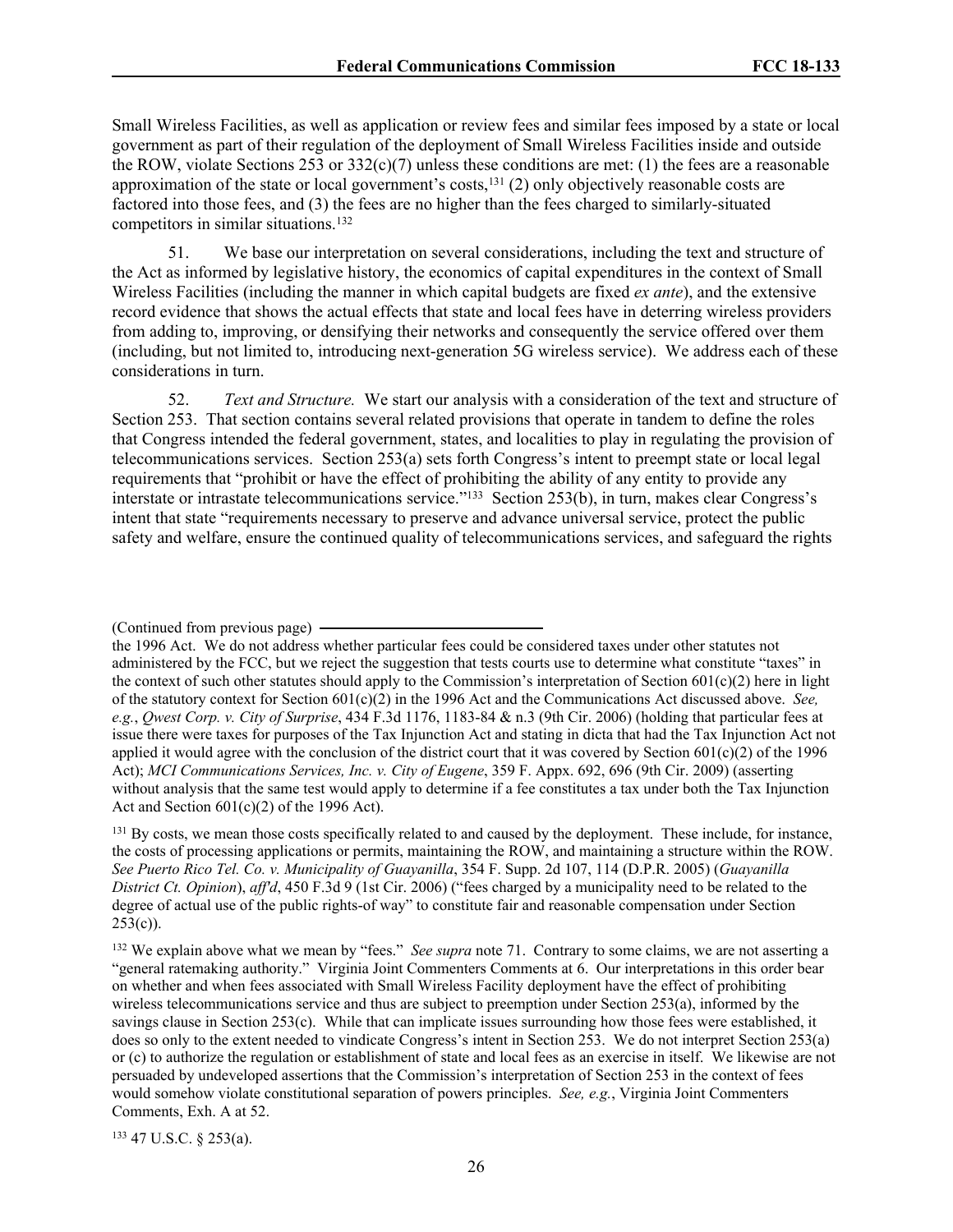Small Wireless Facilities, as well as application or review fees and similar fees imposed by a state or local government as part of their regulation of the deployment of Small Wireless Facilities inside and outside the ROW, violate Sections 253 or 332(c)(7) unless these conditions are met: (1) the fees are a reasonable approximation of the state or local government's costs,[131] (2) only objectively reasonable costs are factored into those fees, and (3) the fees are no higher than the fees charged to similarly-situated competitors in similar situations.[132]

51. We base our interpretation on several considerations, including the text and structure of the Act as informed by legislative history, the economics of capital expenditures in the context of Small Wireless Facilities (including the manner in which capital budgets are fixed *ex ante*), and the extensive record evidence that shows the actual effects that state and local fees have in deterring wireless providers from adding to, improving, or densifying their networks and consequently the service offered over them (including, but not limited to, introducing next-generation 5G wireless service). We address each of these considerations in turn.

52. *Text and Structure.* We start our analysis with a consideration of the text and structure of Section 253. That section contains several related provisions that operate in tandem to define the roles that Congress intended the federal government, states, and localities to play in regulating the provision of telecommunications services. Section 253(a) sets forth Congress's intent to preempt state or local legal requirements that "prohibit or have the effect of prohibiting the ability of any entity to provide any interstate or intrastate telecommunications service."[133] Section 253(b), in turn, makes clear Congress's intent that state "requirements necessary to preserve and advance universal service, protect the public safety and welfare, ensure the continued quality of telecommunications services, and safeguard the rights

---

(Continued from previous page)

the 1996 Act. We do not address whether particular fees could be considered taxes under other statutes not administered by the FCC, but we reject the suggestion that tests courts use to determine what constitute "taxes" in the context of such other statutes should apply to the Commission's interpretation of Section 601(c)(2) here in light of the statutory context for Section 601(c)(2) in the 1996 Act and the Communications Act discussed above. *See, e.g.*, *Qwest Corp. v. City of Surprise*, 434 F.3d 1176, 1183-84 & n.3 (9th Cir. 2006) (holding that particular fees at issue there were taxes for purposes of the Tax Injunction Act and stating in dicta that had the Tax Injunction Act not applied it would agree with the conclusion of the district court that it was covered by Section 601(c)(2) of the 1996 Act); *MCI Communications Services, Inc. v. City of Eugene*, 359 F. Appx. 692, 696 (9th Cir. 2009) (asserting without analysis that the same test would apply to determine if a fee constitutes a tax under both the Tax Injunction Act and Section 601(c)(2) of the 1996 Act).

[131] By costs, we mean those costs specifically related to and caused by the deployment. These include, for instance, the costs of processing applications or permits, maintaining the ROW, and maintaining a structure within the ROW. *See Puerto Rico Tel. Co. v. Municipality of Guayanilla*, 354 F. Supp. 2d 107, 114 (D.P.R. 2005) (*Guayanilla District Ct. Opinion*), *aff'd*, 450 F.3d 9 (1st Cir. 2006) ("fees charged by a municipality need to be related to the degree of actual use of the public rights-of way" to constitute fair and reasonable compensation under Section 253(c)).

[132] We explain above what we mean by "fees." *See supra* note 71. Contrary to some claims, we are not asserting a "general ratemaking authority." Virginia Joint Commenters Comments at 6. Our interpretations in this order bear on whether and when fees associated with Small Wireless Facility deployment have the effect of prohibiting wireless telecommunications service and thus are subject to preemption under Section 253(a), informed by the savings clause in Section 253(c). While that can implicate issues surrounding how those fees were established, it does so only to the extent needed to vindicate Congress's intent in Section 253. We do not interpret Section 253(a) or (c) to authorize the regulation or establishment of state and local fees as an exercise in itself. We likewise are not persuaded by undeveloped assertions that the Commission's interpretation of Section 253 in the context of fees would somehow violate constitutional separation of powers principles. *See, e.g.*, Virginia Joint Commenters Comments, Exh. A at 52.

[133] 47 U.S.C. § 253(a).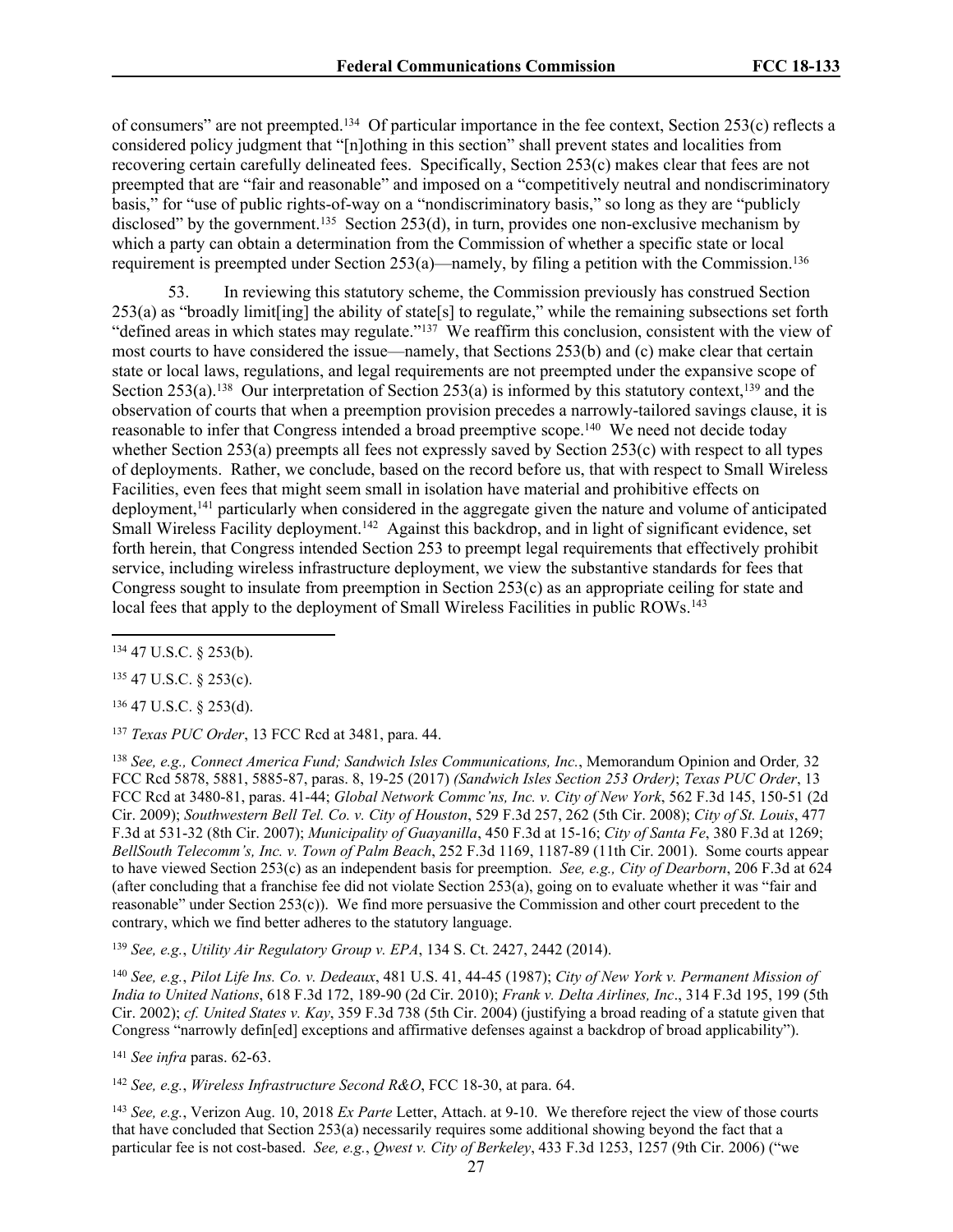of consumers" are not preempted.[134] Of particular importance in the fee context, Section 253(c) reflects a considered policy judgment that "[n]othing in this section" shall prevent states and localities from recovering certain carefully delineated fees. Specifically, Section 253(c) makes clear that fees are not preempted that are "fair and reasonable" and imposed on a "competitively neutral and nondiscriminatory basis," for "use of public rights-of-way on a "nondiscriminatory basis," so long as they are "publicly disclosed" by the government.[135] Section 253(d), in turn, provides one non-exclusive mechanism by which a party can obtain a determination from the Commission of whether a specific state or local requirement is preempted under Section 253(a)—namely, by filing a petition with the Commission.[136]

53. In reviewing this statutory scheme, the Commission previously has construed Section 253(a) as "broadly limit[ing] the ability of state[s] to regulate," while the remaining subsections set forth "defined areas in which states may regulate."[137] We reaffirm this conclusion, consistent with the view of most courts to have considered the issue—namely, that Sections 253(b) and (c) make clear that certain state or local laws, regulations, and legal requirements are not preempted under the expansive scope of Section 253(a).[138] Our interpretation of Section 253(a) is informed by this statutory context,[139] and the observation of courts that when a preemption provision precedes a narrowly-tailored savings clause, it is reasonable to infer that Congress intended a broad preemptive scope.[140] We need not decide today whether Section 253(a) preempts all fees not expressly saved by Section 253(c) with respect to all types of deployments. Rather, we conclude, based on the record before us, that with respect to Small Wireless Facilities, even fees that might seem small in isolation have material and prohibitive effects on deployment,[141] particularly when considered in the aggregate given the nature and volume of anticipated Small Wireless Facility deployment.[142] Against this backdrop, and in light of significant evidence, set forth herein, that Congress intended Section 253 to preempt legal requirements that effectively prohibit service, including wireless infrastructure deployment, we view the substantive standards for fees that Congress sought to insulate from preemption in Section 253(c) as an appropriate ceiling for state and local fees that apply to the deployment of Small Wireless Facilities in public ROWs.[143]

---

[134] 47 U.S.C. § 253(b).

[135] 47 U.S.C. § 253(c).

[136] 47 U.S.C. § 253(d).

[137] *Texas PUC Order*, 13 FCC Rcd at 3481, para. 44.

[138] *See, e.g., Connect America Fund; Sandwich Isles Communications, Inc.*, Memorandum Opinion and Order*,* 32 FCC Rcd 5878, 5881, 5885-87, paras. 8, 19-25 (2017) *(Sandwich Isles Section 253 Order)*; *Texas PUC Order*, 13 FCC Rcd at 3480-81, paras. 41-44; *Global Network Commc'ns, Inc. v. City of New York*, 562 F.3d 145, 150-51 (2d Cir. 2009); *Southwestern Bell Tel. Co. v. City of Houston*, 529 F.3d 257, 262 (5th Cir. 2008); *City of St. Louis*, 477 F.3d at 531-32 (8th Cir. 2007); *Municipality of Guayanilla*, 450 F.3d at 15-16; *City of Santa Fe*, 380 F.3d at 1269; *BellSouth Telecomm's, Inc. v. Town of Palm Beach*, 252 F.3d 1169, 1187-89 (11th Cir. 2001). Some courts appear to have viewed Section 253(c) as an independent basis for preemption. *See, e.g., City of Dearborn*, 206 F.3d at 624 (after concluding that a franchise fee did not violate Section 253(a), going on to evaluate whether it was "fair and reasonable" under Section 253(c)). We find more persuasive the Commission and other court precedent to the contrary, which we find better adheres to the statutory language.

[139] *See, e.g.*, *Utility Air Regulatory Group v. EPA*, 134 S. Ct. 2427, 2442 (2014).

[140] *See, e.g.*, *Pilot Life Ins. Co. v. Dedeaux*, 481 U.S. 41, 44-45 (1987); *City of New York v. Permanent Mission of India to United Nations*, 618 F.3d 172, 189-90 (2d Cir. 2010); *Frank v. Delta Airlines, Inc*., 314 F.3d 195, 199 (5th Cir. 2002); *cf. United States v. Kay*, 359 F.3d 738 (5th Cir. 2004) (justifying a broad reading of a statute given that Congress "narrowly defin[ed] exceptions and affirmative defenses against a backdrop of broad applicability").

[141] *See infra* paras. 62-63.

[142] *See, e.g.*, *Wireless Infrastructure Second R&O*, FCC 18-30, at para. 64.

[143] *See, e.g.*, Verizon Aug. 10, 2018 *Ex Parte* Letter, Attach. at 9-10. We therefore reject the view of those courts that have concluded that Section 253(a) necessarily requires some additional showing beyond the fact that a particular fee is not cost-based. *See, e.g.*, *Qwest v. City of Berkeley*, 433 F.3d 1253, 1257 (9th Cir. 2006) ("we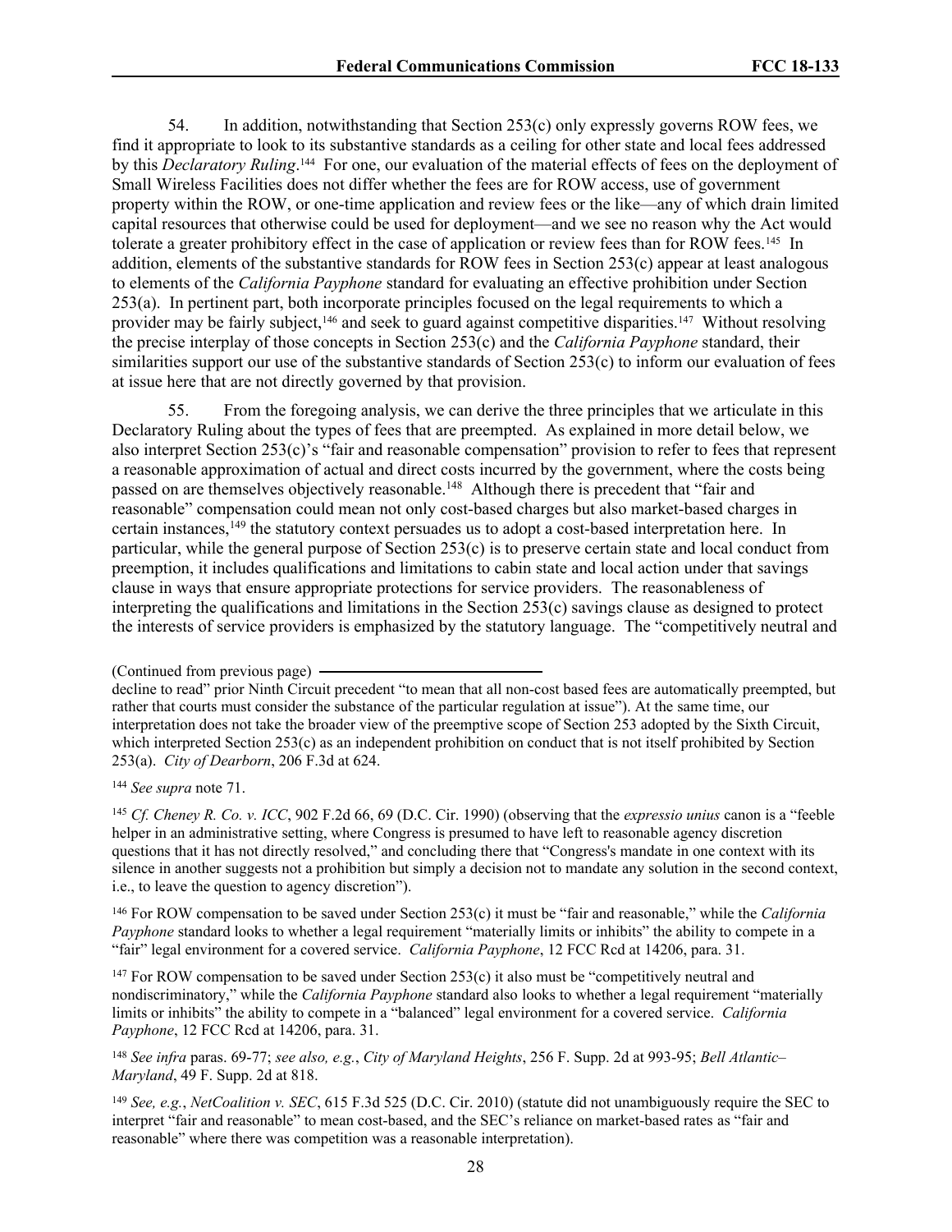54. In addition, notwithstanding that Section 253(c) only expressly governs ROW fees, we find it appropriate to look to its substantive standards as a ceiling for other state and local fees addressed by this *Declaratory Ruling*.[144] For one, our evaluation of the material effects of fees on the deployment of Small Wireless Facilities does not differ whether the fees are for ROW access, use of government property within the ROW, or one-time application and review fees or the like—any of which drain limited capital resources that otherwise could be used for deployment—and we see no reason why the Act would tolerate a greater prohibitory effect in the case of application or review fees than for ROW fees.[145] In addition, elements of the substantive standards for ROW fees in Section 253(c) appear at least analogous to elements of the *California Payphone* standard for evaluating an effective prohibition under Section 253(a). In pertinent part, both incorporate principles focused on the legal requirements to which a provider may be fairly subject,[146] and seek to guard against competitive disparities.[147] Without resolving the precise interplay of those concepts in Section 253(c) and the *California Payphone* standard, their similarities support our use of the substantive standards of Section 253(c) to inform our evaluation of fees at issue here that are not directly governed by that provision.

55. From the foregoing analysis, we can derive the three principles that we articulate in this Declaratory Ruling about the types of fees that are preempted. As explained in more detail below, we also interpret Section 253(c)'s "fair and reasonable compensation" provision to refer to fees that represent a reasonable approximation of actual and direct costs incurred by the government, where the costs being passed on are themselves objectively reasonable.[148] Although there is precedent that "fair and reasonable" compensation could mean not only cost-based charges but also market-based charges in certain instances,[149] the statutory context persuades us to adopt a cost-based interpretation here. In particular, while the general purpose of Section 253(c) is to preserve certain state and local conduct from preemption, it includes qualifications and limitations to cabin state and local action under that savings clause in ways that ensure appropriate protections for service providers. The reasonableness of interpreting the qualifications and limitations in the Section 253(c) savings clause as designed to protect the interests of service providers is emphasized by the statutory language. The "competitively neutral and

(Continued from previous page)

decline to read" prior Ninth Circuit precedent "to mean that all non-cost based fees are automatically preempted, but rather that courts must consider the substance of the particular regulation at issue"). At the same time, our interpretation does not take the broader view of the preemptive scope of Section 253 adopted by the Sixth Circuit, which interpreted Section 253(c) as an independent prohibition on conduct that is not itself prohibited by Section 253(a). *City of Dearborn*, 206 F.3d at 624.

[144] *See supra* note 71.

[145] *Cf. Cheney R. Co. v. ICC*, 902 F.2d 66, 69 (D.C. Cir. 1990) (observing that the *expressio unius* canon is a "feeble helper in an administrative setting, where Congress is presumed to have left to reasonable agency discretion questions that it has not directly resolved," and concluding there that "Congress's mandate in one context with its silence in another suggests not a prohibition but simply a decision not to mandate any solution in the second context, i.e., to leave the question to agency discretion").

[146] For ROW compensation to be saved under Section 253(c) it must be "fair and reasonable," while the *California Payphone* standard looks to whether a legal requirement "materially limits or inhibits" the ability to compete in a "fair" legal environment for a covered service. *California Payphone*, 12 FCC Rcd at 14206, para. 31.

[147] For ROW compensation to be saved under Section 253(c) it also must be "competitively neutral and nondiscriminatory," while the *California Payphone* standard also looks to whether a legal requirement "materially limits or inhibits" the ability to compete in a "balanced" legal environment for a covered service. *California Payphone*, 12 FCC Rcd at 14206, para. 31.

[148] *See infra* paras. 69-77; *see also, e.g.*, *City of Maryland Heights*, 256 F. Supp. 2d at 993-95; *Bell Atlantic–Maryland*, 49 F. Supp. 2d at 818.

[149] *See, e.g.*, *NetCoalition v. SEC*, 615 F.3d 525 (D.C. Cir. 2010) (statute did not unambiguously require the SEC to interpret "fair and reasonable" to mean cost-based, and the SEC's reliance on market-based rates as "fair and reasonable" where there was competition was a reasonable interpretation).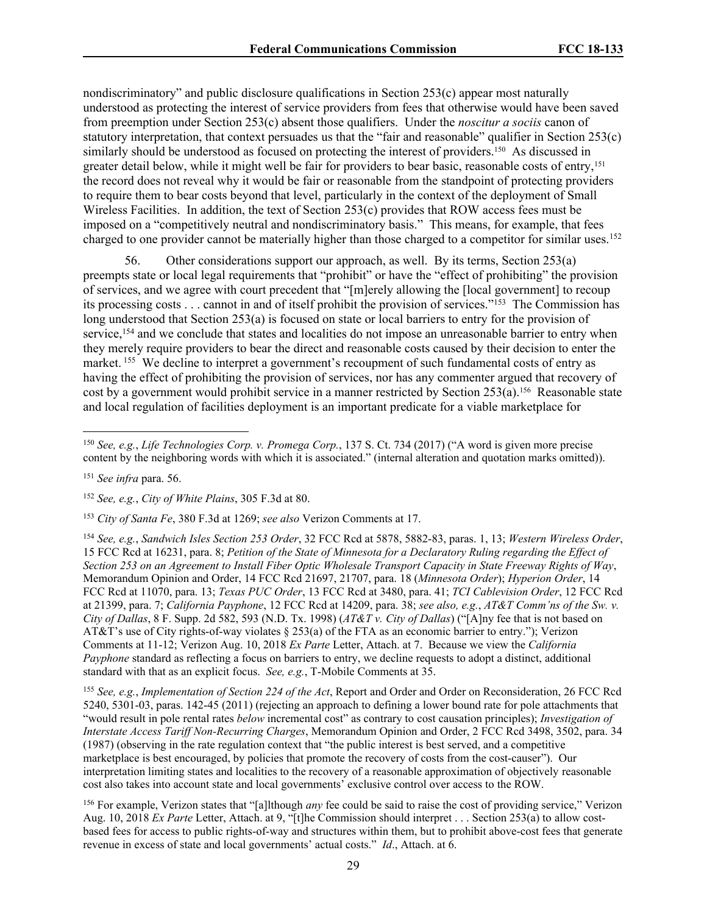nondiscriminatory" and public disclosure qualifications in Section 253(c) appear most naturally understood as protecting the interest of service providers from fees that otherwise would have been saved from preemption under Section 253(c) absent those qualifiers. Under the *noscitur a sociis* canon of statutory interpretation, that context persuades us that the "fair and reasonable" qualifier in Section 253(c) similarly should be understood as focused on protecting the interest of providers.[150] As discussed in greater detail below, while it might well be fair for providers to bear basic, reasonable costs of entry,[151] the record does not reveal why it would be fair or reasonable from the standpoint of protecting providers to require them to bear costs beyond that level, particularly in the context of the deployment of Small Wireless Facilities. In addition, the text of Section 253(c) provides that ROW access fees must be imposed on a "competitively neutral and nondiscriminatory basis." This means, for example, that fees charged to one provider cannot be materially higher than those charged to a competitor for similar uses.[152]

56. Other considerations support our approach, as well. By its terms, Section 253(a) preempts state or local legal requirements that "prohibit" or have the "effect of prohibiting" the provision of services, and we agree with court precedent that "[m]erely allowing the [local government] to recoup its processing costs . . . cannot in and of itself prohibit the provision of services."[153] The Commission has long understood that Section 253(a) is focused on state or local barriers to entry for the provision of service,[154] and we conclude that states and localities do not impose an unreasonable barrier to entry when they merely require providers to bear the direct and reasonable costs caused by their decision to enter the market.[155] We decline to interpret a government's recoupment of such fundamental costs of entry as having the effect of prohibiting the provision of services, nor has any commenter argued that recovery of cost by a government would prohibit service in a manner restricted by Section 253(a).[156] Reasonable state and local regulation of facilities deployment is an important predicate for a viable marketplace for

---

[150] *See, e.g.*, *Life Technologies Corp. v. Promega Corp.*, 137 S. Ct. 734 (2017) ("A word is given more precise content by the neighboring words with which it is associated." (internal alteration and quotation marks omitted)).

[151] *See infra* para. 56.

[152] *See, e.g.*, *City of White Plains*, 305 F.3d at 80.

[153] *City of Santa Fe*, 380 F.3d at 1269; *see also* Verizon Comments at 17.

[154] *See, e.g.*, *Sandwich Isles Section 253 Order*, 32 FCC Rcd at 5878, 5882-83, paras. 1, 13; *Western Wireless Order*, 15 FCC Rcd at 16231, para. 8; *Petition of the State of Minnesota for a Declaratory Ruling regarding the Effect of Section 253 on an Agreement to Install Fiber Optic Wholesale Transport Capacity in State Freeway Rights of Way*, Memorandum Opinion and Order, 14 FCC Rcd 21697, 21707, para. 18 (*Minnesota Order*); *Hyperion Order*, 14 FCC Rcd at 11070, para. 13; *Texas PUC Order*, 13 FCC Rcd at 3480, para. 41; *TCI Cablevision Order*, 12 FCC Rcd at 21399, para. 7; *California Payphone*, 12 FCC Rcd at 14209, para. 38; *see also, e.g.*, *AT&T Comm'ns of the Sw. v. City of Dallas*, 8 F. Supp. 2d 582, 593 (N.D. Tx. 1998) (*AT&T v. City of Dallas*) ("[A]ny fee that is not based on AT&T's use of City rights-of-way violates § 253(a) of the FTA as an economic barrier to entry."); Verizon Comments at 11-12; Verizon Aug. 10, 2018 *Ex Parte* Letter, Attach. at 7. Because we view the *California Payphone* standard as reflecting a focus on barriers to entry, we decline requests to adopt a distinct, additional standard with that as an explicit focus. *See, e.g.*, T-Mobile Comments at 35.

[155] *See, e.g.*, *Implementation of Section 224 of the Act*, Report and Order and Order on Reconsideration, 26 FCC Rcd 5240, 5301-03, paras. 142-45 (2011) (rejecting an approach to defining a lower bound rate for pole attachments that "would result in pole rental rates *below* incremental cost" as contrary to cost causation principles); *Investigation of Interstate Access Tariff Non-Recurring Charges*, Memorandum Opinion and Order, 2 FCC Rcd 3498, 3502, para. 34 (1987) (observing in the rate regulation context that "the public interest is best served, and a competitive marketplace is best encouraged, by policies that promote the recovery of costs from the cost-causer"). Our interpretation limiting states and localities to the recovery of a reasonable approximation of objectively reasonable cost also takes into account state and local governments' exclusive control over access to the ROW.

[156] For example, Verizon states that "[a]lthough *any* fee could be said to raise the cost of providing service," Verizon Aug. 10, 2018 *Ex Parte* Letter, Attach. at 9, "[t]he Commission should interpret . . . Section 253(a) to allow cost-based fees for access to public rights-of-way and structures within them, but to prohibit above-cost fees that generate revenue in excess of state and local governments' actual costs." *Id*., Attach. at 6.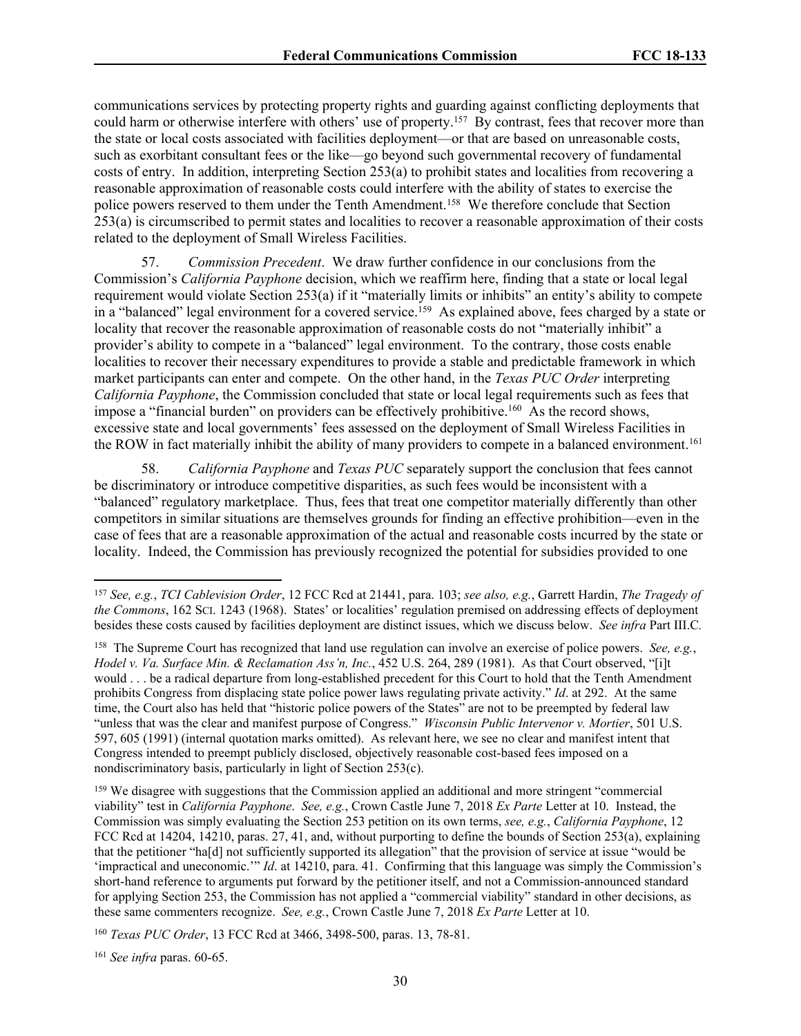communications services by protecting property rights and guarding against conflicting deployments that could harm or otherwise interfere with others' use of property.[157] By contrast, fees that recover more than the state or local costs associated with facilities deployment—or that are based on unreasonable costs, such as exorbitant consultant fees or the like—go beyond such governmental recovery of fundamental costs of entry. In addition, interpreting Section 253(a) to prohibit states and localities from recovering a reasonable approximation of reasonable costs could interfere with the ability of states to exercise the police powers reserved to them under the Tenth Amendment.[158] We therefore conclude that Section 253(a) is circumscribed to permit states and localities to recover a reasonable approximation of their costs related to the deployment of Small Wireless Facilities.

57. *Commission Precedent*. We draw further confidence in our conclusions from the Commission's *California Payphone* decision, which we reaffirm here, finding that a state or local legal requirement would violate Section 253(a) if it "materially limits or inhibits" an entity's ability to compete in a "balanced" legal environment for a covered service.[159] As explained above, fees charged by a state or locality that recover the reasonable approximation of reasonable costs do not "materially inhibit" a provider's ability to compete in a "balanced" legal environment. To the contrary, those costs enable localities to recover their necessary expenditures to provide a stable and predictable framework in which market participants can enter and compete. On the other hand, in the *Texas PUC Order* interpreting *California Payphone*, the Commission concluded that state or local legal requirements such as fees that impose a "financial burden" on providers can be effectively prohibitive.[160] As the record shows, excessive state and local governments' fees assessed on the deployment of Small Wireless Facilities in the ROW in fact materially inhibit the ability of many providers to compete in a balanced environment.[161]

58. *California Payphone* and *Texas PUC* separately support the conclusion that fees cannot be discriminatory or introduce competitive disparities, as such fees would be inconsistent with a "balanced" regulatory marketplace. Thus, fees that treat one competitor materially differently than other competitors in similar situations are themselves grounds for finding an effective prohibition—even in the case of fees that are a reasonable approximation of the actual and reasonable costs incurred by the state or locality. Indeed, the Commission has previously recognized the potential for subsidies provided to one

---

[157] *See, e.g.*, *TCI Cablevision Order*, 12 FCC Rcd at 21441, para. 103; *see also, e.g.*, Garrett Hardin, *The Tragedy of the Commons*, 162 SCI. 1243 (1968). States' or localities' regulation premised on addressing effects of deployment besides these costs caused by facilities deployment are distinct issues, which we discuss below. *See infra* Part III.C.

[158] The Supreme Court has recognized that land use regulation can involve an exercise of police powers. *See, e.g.*, *Hodel v. Va. Surface Min. & Reclamation Ass'n, Inc.*, 452 U.S. 264, 289 (1981). As that Court observed, "[i]t would . . . be a radical departure from long-established precedent for this Court to hold that the Tenth Amendment prohibits Congress from displacing state police power laws regulating private activity." *Id*. at 292. At the same time, the Court also has held that "historic police powers of the States" are not to be preempted by federal law "unless that was the clear and manifest purpose of Congress." *Wisconsin Public Intervenor v. Mortier*, 501 U.S. 597, 605 (1991) (internal quotation marks omitted). As relevant here, we see no clear and manifest intent that Congress intended to preempt publicly disclosed, objectively reasonable cost-based fees imposed on a nondiscriminatory basis, particularly in light of Section 253(c).

[159] We disagree with suggestions that the Commission applied an additional and more stringent "commercial viability" test in *California Payphone*. *See, e.g.*, Crown Castle June 7, 2018 *Ex Parte* Letter at 10. Instead, the Commission was simply evaluating the Section 253 petition on its own terms, *see, e.g.*, *California Payphone*, 12 FCC Rcd at 14204, 14210, paras. 27, 41, and, without purporting to define the bounds of Section 253(a), explaining that the petitioner "ha[d] not sufficiently supported its allegation" that the provision of service at issue "would be 'impractical and uneconomic.'" *Id*. at 14210, para. 41. Confirming that this language was simply the Commission's short-hand reference to arguments put forward by the petitioner itself, and not a Commission-announced standard for applying Section 253, the Commission has not applied a "commercial viability" standard in other decisions, as these same commenters recognize. *See, e.g.*, Crown Castle June 7, 2018 *Ex Parte* Letter at 10.

[160] *Texas PUC Order*, 13 FCC Rcd at 3466, 3498-500, paras. 13, 78-81.

[161] *See infra* paras. 60-65.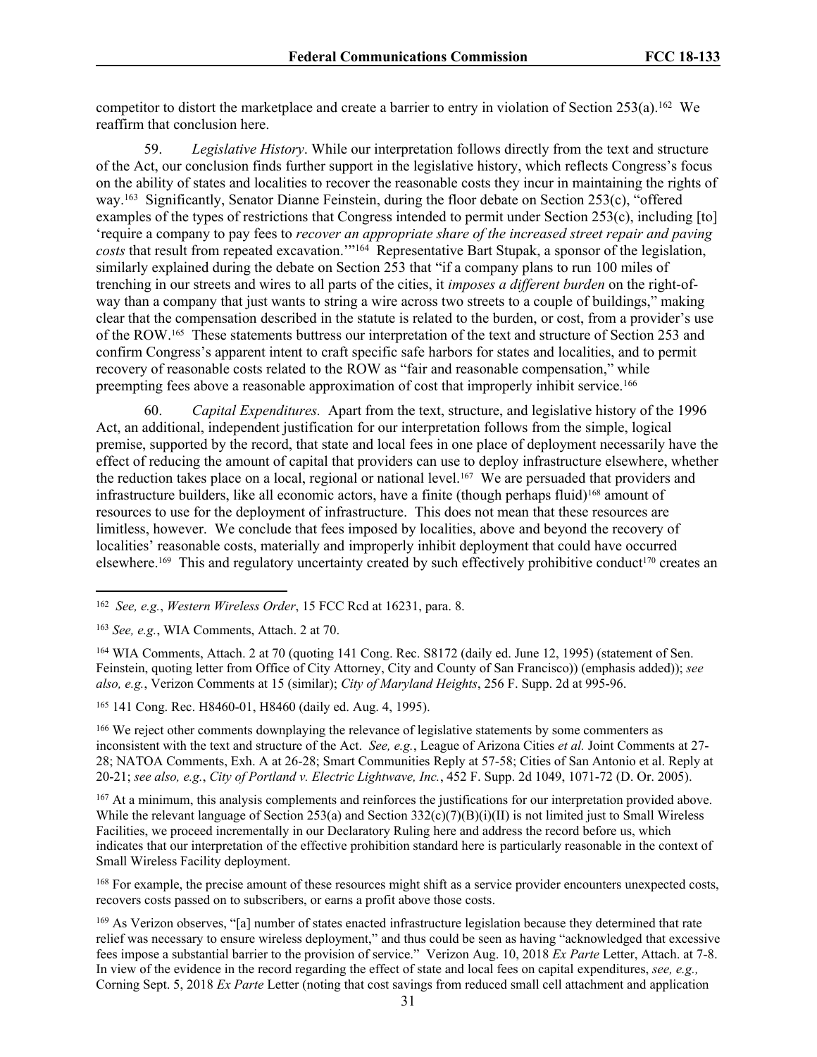competitor to distort the marketplace and create a barrier to entry in violation of Section 253(a).[162] We reaffirm that conclusion here.

59. *Legislative History*. While our interpretation follows directly from the text and structure of the Act, our conclusion finds further support in the legislative history, which reflects Congress's focus on the ability of states and localities to recover the reasonable costs they incur in maintaining the rights of way.[163] Significantly, Senator Dianne Feinstein, during the floor debate on Section 253(c), "offered examples of the types of restrictions that Congress intended to permit under Section 253(c), including [to] 'require a company to pay fees to *recover an appropriate share of the increased street repair and paving costs* that result from repeated excavation.'"[164] Representative Bart Stupak, a sponsor of the legislation, similarly explained during the debate on Section 253 that "if a company plans to run 100 miles of trenching in our streets and wires to all parts of the cities, it *imposes a different burden* on the right-of-way than a company that just wants to string a wire across two streets to a couple of buildings," making clear that the compensation described in the statute is related to the burden, or cost, from a provider's use of the ROW.[165] These statements buttress our interpretation of the text and structure of Section 253 and confirm Congress's apparent intent to craft specific safe harbors for states and localities, and to permit recovery of reasonable costs related to the ROW as "fair and reasonable compensation," while preempting fees above a reasonable approximation of cost that improperly inhibit service.[166]

60. *Capital Expenditures.* Apart from the text, structure, and legislative history of the 1996 Act, an additional, independent justification for our interpretation follows from the simple, logical premise, supported by the record, that state and local fees in one place of deployment necessarily have the effect of reducing the amount of capital that providers can use to deploy infrastructure elsewhere, whether the reduction takes place on a local, regional or national level.[167] We are persuaded that providers and infrastructure builders, like all economic actors, have a finite (though perhaps fluid)[168] amount of resources to use for the deployment of infrastructure. This does not mean that these resources are limitless, however. We conclude that fees imposed by localities, above and beyond the recovery of localities' reasonable costs, materially and improperly inhibit deployment that could have occurred elsewhere.[169] This and regulatory uncertainty created by such effectively prohibitive conduct[170] creates an

---

[162] *See, e.g.*, *Western Wireless Order*, 15 FCC Rcd at 16231, para. 8.

[163] *See, e.g.*, WIA Comments, Attach. 2 at 70.

[164] WIA Comments, Attach. 2 at 70 (quoting 141 Cong. Rec. S8172 (daily ed. June 12, 1995) (statement of Sen. Feinstein, quoting letter from Office of City Attorney, City and County of San Francisco)) (emphasis added)); *see also, e.g.*, Verizon Comments at 15 (similar); *City of Maryland Heights*, 256 F. Supp. 2d at 995-96.

[165] 141 Cong. Rec. H8460-01, H8460 (daily ed. Aug. 4, 1995).

[166] We reject other comments downplaying the relevance of legislative statements by some commenters as inconsistent with the text and structure of the Act. *See, e.g.*, League of Arizona Cities *et al.* Joint Comments at 27-28; NATOA Comments, Exh. A at 26-28; Smart Communities Reply at 57-58; Cities of San Antonio et al. Reply at 20-21; *see also, e.g.*, *City of Portland v. Electric Lightwave, Inc.*, 452 F. Supp. 2d 1049, 1071-72 (D. Or. 2005).

[167] At a minimum, this analysis complements and reinforces the justifications for our interpretation provided above. While the relevant language of Section 253(a) and Section 332(c)(7)(B)(i)(II) is not limited just to Small Wireless Facilities, we proceed incrementally in our Declaratory Ruling here and address the record before us, which indicates that our interpretation of the effective prohibition standard here is particularly reasonable in the context of Small Wireless Facility deployment.

[168] For example, the precise amount of these resources might shift as a service provider encounters unexpected costs, recovers costs passed on to subscribers, or earns a profit above those costs.

[169] As Verizon observes, "[a] number of states enacted infrastructure legislation because they determined that rate relief was necessary to ensure wireless deployment," and thus could be seen as having "acknowledged that excessive fees impose a substantial barrier to the provision of service." Verizon Aug. 10, 2018 *Ex Parte* Letter, Attach. at 7-8. In view of the evidence in the record regarding the effect of state and local fees on capital expenditures, *see, e.g.,* Corning Sept. 5, 2018 *Ex Parte* Letter (noting that cost savings from reduced small cell attachment and application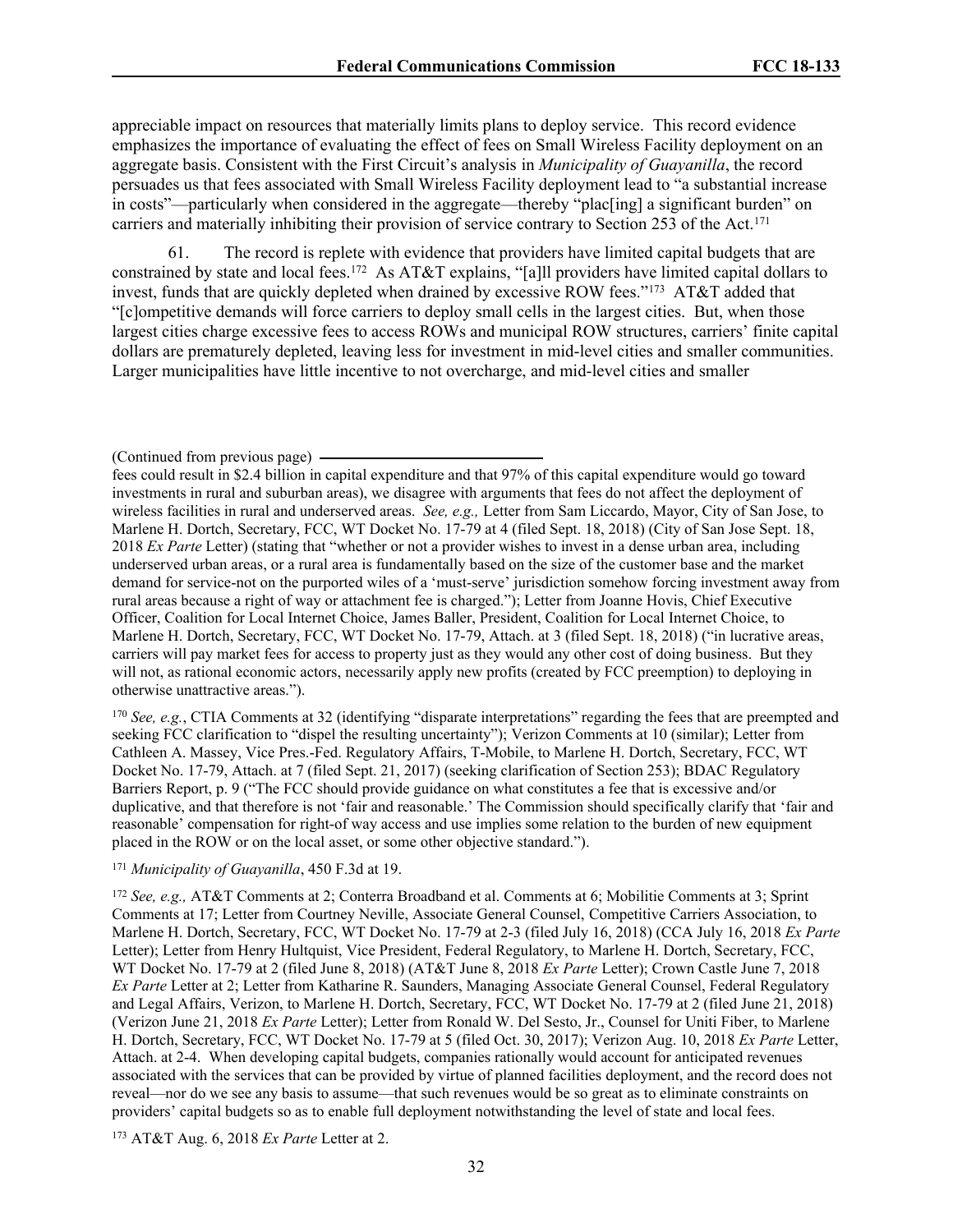appreciable impact on resources that materially limits plans to deploy service. This record evidence emphasizes the importance of evaluating the effect of fees on Small Wireless Facility deployment on an aggregate basis. Consistent with the First Circuit's analysis in *Municipality of Guayanilla*, the record persuades us that fees associated with Small Wireless Facility deployment lead to "a substantial increase in costs"—particularly when considered in the aggregate—thereby "plac[ing] a significant burden" on carriers and materially inhibiting their provision of service contrary to Section 253 of the Act.[171]

61. The record is replete with evidence that providers have limited capital budgets that are constrained by state and local fees.[172] As AT&T explains, "[a]ll providers have limited capital dollars to invest, funds that are quickly depleted when drained by excessive ROW fees."[173] AT&T added that "[c]ompetitive demands will force carriers to deploy small cells in the largest cities. But, when those largest cities charge excessive fees to access ROWs and municipal ROW structures, carriers' finite capital dollars are prematurely depleted, leaving less for investment in mid-level cities and smaller communities. Larger municipalities have little incentive to not overcharge, and mid-level cities and smaller

(Continued from previous page)

fees could result in \$2.4 billion in capital expenditure and that 97% of this capital expenditure would go toward investments in rural and suburban areas), we disagree with arguments that fees do not affect the deployment of wireless facilities in rural and underserved areas. *See, e.g.,* Letter from Sam Liccardo, Mayor, City of San Jose, to Marlene H. Dortch, Secretary, FCC, WT Docket No. 17-79 at 4 (filed Sept. 18, 2018) (City of San Jose Sept. 18, 2018 *Ex Parte* Letter) (stating that "whether or not a provider wishes to invest in a dense urban area, including underserved urban areas, or a rural area is fundamentally based on the size of the customer base and the market demand for service-not on the purported wiles of a 'must-serve' jurisdiction somehow forcing investment away from rural areas because a right of way or attachment fee is charged."); Letter from Joanne Hovis, Chief Executive Officer, Coalition for Local Internet Choice, James Baller, President, Coalition for Local Internet Choice, to Marlene H. Dortch, Secretary, FCC, WT Docket No. 17-79, Attach. at 3 (filed Sept. 18, 2018) ("in lucrative areas, carriers will pay market fees for access to property just as they would any other cost of doing business. But they will not, as rational economic actors, necessarily apply new profits (created by FCC preemption) to deploying in otherwise unattractive areas.").

[170] *See, e.g.*, CTIA Comments at 32 (identifying "disparate interpretations" regarding the fees that are preempted and seeking FCC clarification to "dispel the resulting uncertainty"); Verizon Comments at 10 (similar); Letter from Cathleen A. Massey, Vice Pres.-Fed. Regulatory Affairs, T-Mobile, to Marlene H. Dortch, Secretary, FCC, WT Docket No. 17-79, Attach. at 7 (filed Sept. 21, 2017) (seeking clarification of Section 253); BDAC Regulatory Barriers Report, p. 9 ("The FCC should provide guidance on what constitutes a fee that is excessive and/or duplicative, and that therefore is not 'fair and reasonable.' The Commission should specifically clarify that 'fair and reasonable' compensation for right-of way access and use implies some relation to the burden of new equipment placed in the ROW or on the local asset, or some other objective standard.").

[171] *Municipality of Guayanilla*, 450 F.3d at 19.

[172] *See, e.g.,* AT&T Comments at 2; Conterra Broadband et al. Comments at 6; Mobilitie Comments at 3; Sprint Comments at 17; Letter from Courtney Neville, Associate General Counsel, Competitive Carriers Association, to Marlene H. Dortch, Secretary, FCC, WT Docket No. 17-79 at 2-3 (filed July 16, 2018) (CCA July 16, 2018 *Ex Parte* Letter); Letter from Henry Hultquist, Vice President, Federal Regulatory, to Marlene H. Dortch, Secretary, FCC, WT Docket No. 17-79 at 2 (filed June 8, 2018) (AT&T June 8, 2018 *Ex Parte* Letter); Crown Castle June 7, 2018 *Ex Parte* Letter at 2; Letter from Katharine R. Saunders, Managing Associate General Counsel, Federal Regulatory and Legal Affairs, Verizon, to Marlene H. Dortch, Secretary, FCC, WT Docket No. 17-79 at 2 (filed June 21, 2018) (Verizon June 21, 2018 *Ex Parte* Letter); Letter from Ronald W. Del Sesto, Jr., Counsel for Uniti Fiber, to Marlene H. Dortch, Secretary, FCC, WT Docket No. 17-79 at 5 (filed Oct. 30, 2017); Verizon Aug. 10, 2018 *Ex Parte* Letter, Attach. at 2-4. When developing capital budgets, companies rationally would account for anticipated revenues associated with the services that can be provided by virtue of planned facilities deployment, and the record does not reveal—nor do we see any basis to assume—that such revenues would be so great as to eliminate constraints on providers' capital budgets so as to enable full deployment notwithstanding the level of state and local fees.

[173] AT&T Aug. 6, 2018 *Ex Parte* Letter at 2.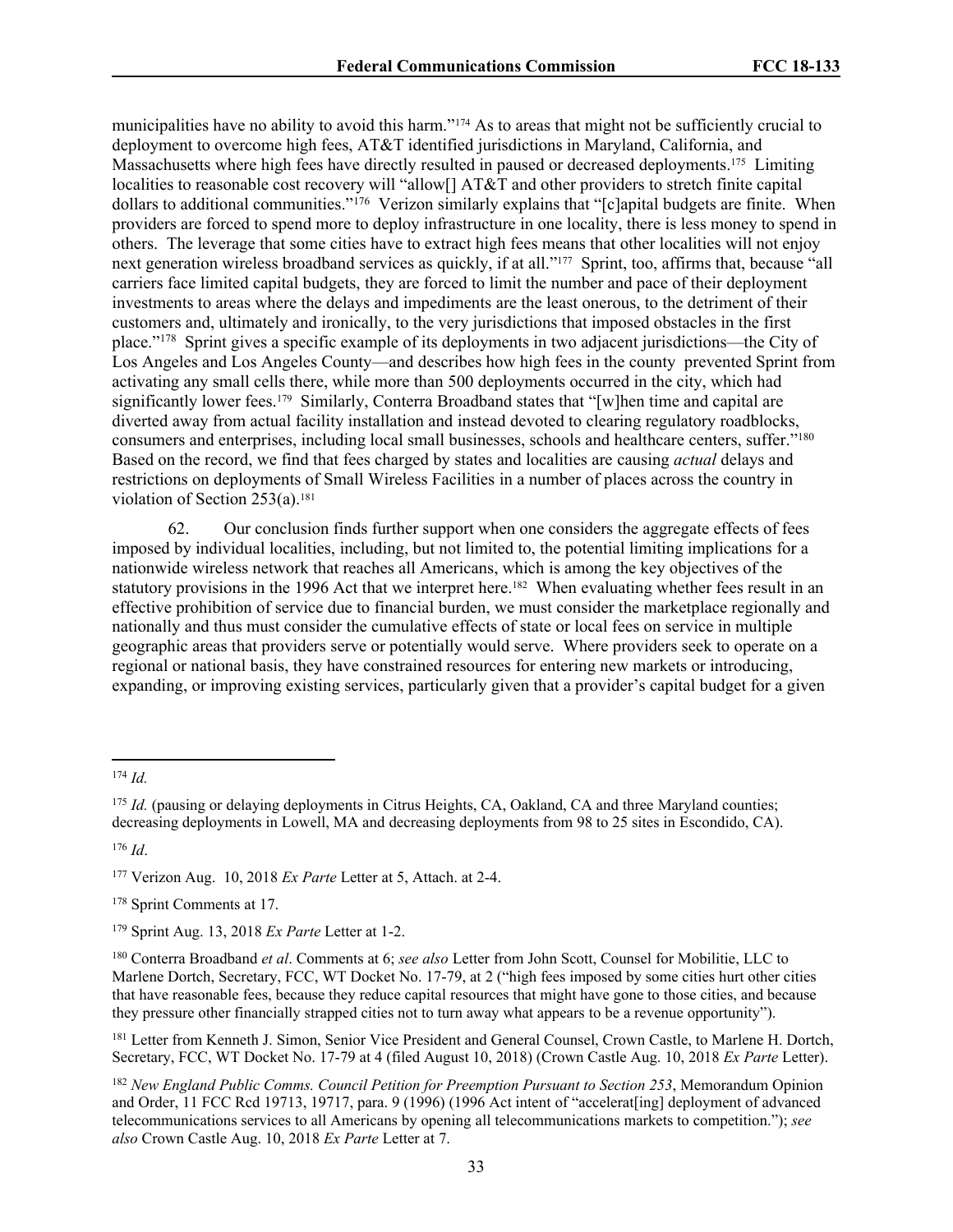municipalities have no ability to avoid this harm."[174] As to areas that might not be sufficiently crucial to deployment to overcome high fees, AT&T identified jurisdictions in Maryland, California, and Massachusetts where high fees have directly resulted in paused or decreased deployments.[175] Limiting localities to reasonable cost recovery will "allow[] AT&T and other providers to stretch finite capital dollars to additional communities."[176] Verizon similarly explains that "[c]apital budgets are finite. When providers are forced to spend more to deploy infrastructure in one locality, there is less money to spend in others. The leverage that some cities have to extract high fees means that other localities will not enjoy next generation wireless broadband services as quickly, if at all."[177] Sprint, too, affirms that, because "all carriers face limited capital budgets, they are forced to limit the number and pace of their deployment investments to areas where the delays and impediments are the least onerous, to the detriment of their customers and, ultimately and ironically, to the very jurisdictions that imposed obstacles in the first place."[178] Sprint gives a specific example of its deployments in two adjacent jurisdictions—the City of Los Angeles and Los Angeles County—and describes how high fees in the county prevented Sprint from activating any small cells there, while more than 500 deployments occurred in the city, which had significantly lower fees.[179] Similarly, Conterra Broadband states that "[w]hen time and capital are diverted away from actual facility installation and instead devoted to clearing regulatory roadblocks, consumers and enterprises, including local small businesses, schools and healthcare centers, suffer."[180] Based on the record, we find that fees charged by states and localities are causing *actual* delays and restrictions on deployments of Small Wireless Facilities in a number of places across the country in violation of Section 253(a).[181]

62. Our conclusion finds further support when one considers the aggregate effects of fees imposed by individual localities, including, but not limited to, the potential limiting implications for a nationwide wireless network that reaches all Americans, which is among the key objectives of the statutory provisions in the 1996 Act that we interpret here.[182] When evaluating whether fees result in an effective prohibition of service due to financial burden, we must consider the marketplace regionally and nationally and thus must consider the cumulative effects of state or local fees on service in multiple geographic areas that providers serve or potentially would serve. Where providers seek to operate on a regional or national basis, they have constrained resources for entering new markets or introducing, expanding, or improving existing services, particularly given that a provider's capital budget for a given

---

[174] *Id.*

[175] *Id.* (pausing or delaying deployments in Citrus Heights, CA, Oakland, CA and three Maryland counties; decreasing deployments in Lowell, MA and decreasing deployments from 98 to 25 sites in Escondido, CA).

[176] *Id*.

[177] Verizon Aug. 10, 2018 *Ex Parte* Letter at 5, Attach. at 2-4.

[178] Sprint Comments at 17.

[179] Sprint Aug. 13, 2018 *Ex Parte* Letter at 1-2.

[180] Conterra Broadband *et al*. Comments at 6; *see also* Letter from John Scott, Counsel for Mobilitie, LLC to Marlene Dortch, Secretary, FCC, WT Docket No. 17-79, at 2 ("high fees imposed by some cities hurt other cities that have reasonable fees, because they reduce capital resources that might have gone to those cities, and because they pressure other financially strapped cities not to turn away what appears to be a revenue opportunity").

[181] Letter from Kenneth J. Simon, Senior Vice President and General Counsel, Crown Castle, to Marlene H. Dortch, Secretary, FCC, WT Docket No. 17-79 at 4 (filed August 10, 2018) (Crown Castle Aug. 10, 2018 *Ex Parte* Letter).

[182] *New England Public Comms. Council Petition for Preemption Pursuant to Section 253*, Memorandum Opinion and Order, 11 FCC Rcd 19713, 19717, para. 9 (1996) (1996 Act intent of "accelerat[ing] deployment of advanced telecommunications services to all Americans by opening all telecommunications markets to competition."); *see also* Crown Castle Aug. 10, 2018 *Ex Parte* Letter at 7.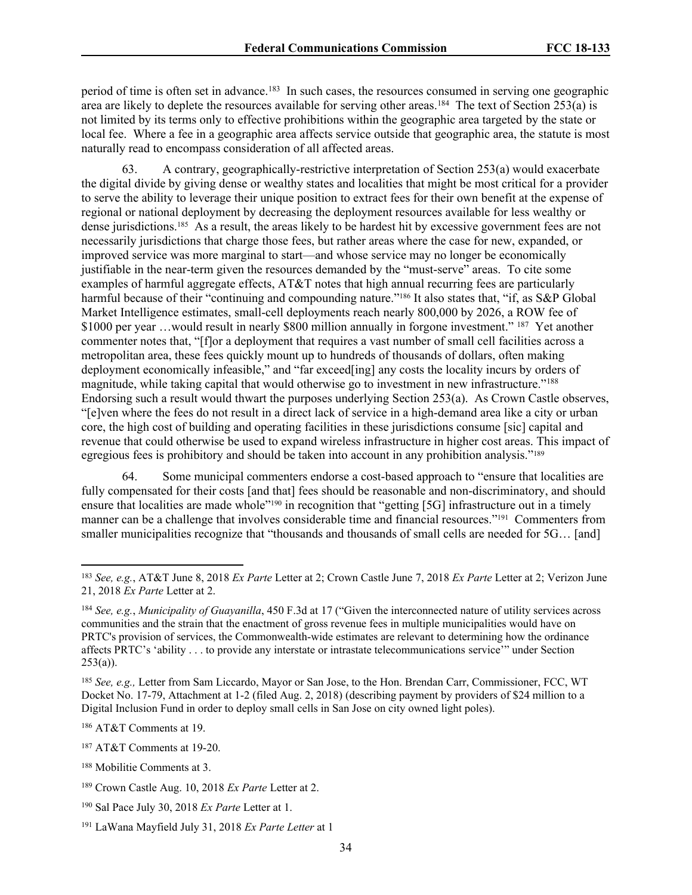period of time is often set in advance.[183] In such cases, the resources consumed in serving one geographic area are likely to deplete the resources available for serving other areas.[184] The text of Section 253(a) is not limited by its terms only to effective prohibitions within the geographic area targeted by the state or local fee. Where a fee in a geographic area affects service outside that geographic area, the statute is most naturally read to encompass consideration of all affected areas.

63. A contrary, geographically-restrictive interpretation of Section 253(a) would exacerbate the digital divide by giving dense or wealthy states and localities that might be most critical for a provider to serve the ability to leverage their unique position to extract fees for their own benefit at the expense of regional or national deployment by decreasing the deployment resources available for less wealthy or dense jurisdictions.[185] As a result, the areas likely to be hardest hit by excessive government fees are not necessarily jurisdictions that charge those fees, but rather areas where the case for new, expanded, or improved service was more marginal to start—and whose service may no longer be economically justifiable in the near-term given the resources demanded by the "must-serve" areas. To cite some examples of harmful aggregate effects, AT&T notes that high annual recurring fees are particularly harmful because of their "continuing and compounding nature."[186] It also states that, "if, as S&P Global Market Intelligence estimates, small-cell deployments reach nearly 800,000 by 2026, a ROW fee of $1000 per year …would result in nearly $800 million annually in forgone investment." [187] Yet another commenter notes that, "[f]or a deployment that requires a vast number of small cell facilities across a metropolitan area, these fees quickly mount up to hundreds of thousands of dollars, often making deployment economically infeasible," and "far exceed[ing] any costs the locality incurs by orders of magnitude, while taking capital that would otherwise go to investment in new infrastructure."[188] Endorsing such a result would thwart the purposes underlying Section 253(a). As Crown Castle observes, "[e]ven where the fees do not result in a direct lack of service in a high-demand area like a city or urban core, the high cost of building and operating facilities in these jurisdictions consume [sic] capital and revenue that could otherwise be used to expand wireless infrastructure in higher cost areas. This impact of egregious fees is prohibitory and should be taken into account in any prohibition analysis."[189]

64. Some municipal commenters endorse a cost-based approach to "ensure that localities are fully compensated for their costs [and that] fees should be reasonable and non-discriminatory, and should ensure that localities are made whole"[190] in recognition that "getting [5G] infrastructure out in a timely manner can be a challenge that involves considerable time and financial resources."[191] Commenters from smaller municipalities recognize that "thousands and thousands of small cells are needed for 5G… [and]

---

[183] *See, e.g.*, AT&T June 8, 2018 *Ex Parte* Letter at 2; Crown Castle June 7, 2018 *Ex Parte* Letter at 2; Verizon June 21, 2018 *Ex Parte* Letter at 2.

[184] *See, e.g.*, *Municipality of Guayanilla*, 450 F.3d at 17 ("Given the interconnected nature of utility services across communities and the strain that the enactment of gross revenue fees in multiple municipalities would have on PRTC's provision of services, the Commonwealth-wide estimates are relevant to determining how the ordinance affects PRTC's 'ability . . . to provide any interstate or intrastate telecommunications service'" under Section 253(a)).

[185] *See, e.g.,* Letter from Sam Liccardo, Mayor or San Jose, to the Hon. Brendan Carr, Commissioner, FCC, WT Docket No. 17-79, Attachment at 1-2 (filed Aug. 2, 2018) (describing payment by providers of $24 million to a Digital Inclusion Fund in order to deploy small cells in San Jose on city owned light poles).

[186] AT&T Comments at 19.

[187] AT&T Comments at 19-20.

[188] Mobilitie Comments at 3.

[189] Crown Castle Aug. 10, 2018 *Ex Parte* Letter at 2.

[190] Sal Pace July 30, 2018 *Ex Parte* Letter at 1.

[191] LaWana Mayfield July 31, 2018 *Ex Parte Letter* at 1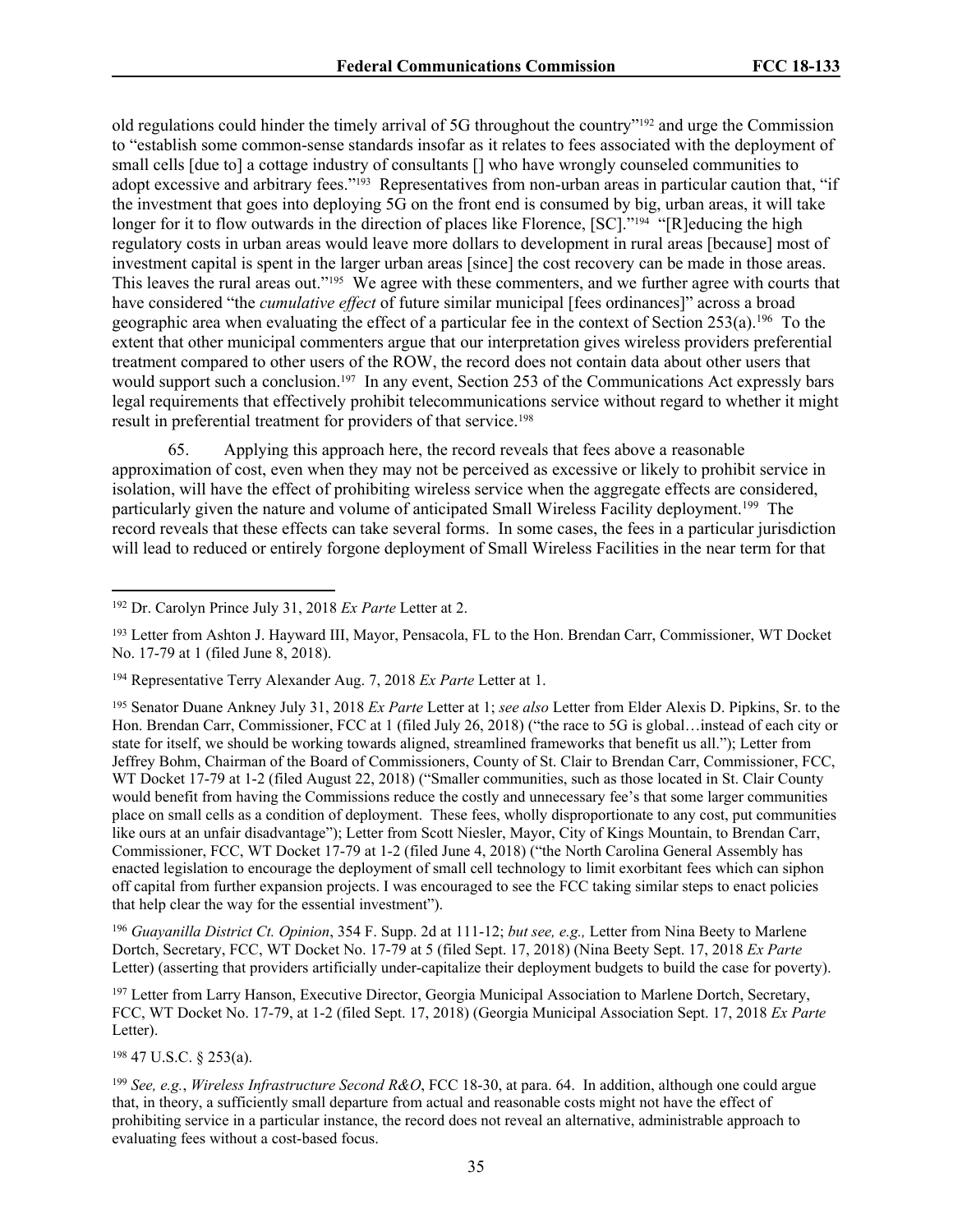old regulations could hinder the timely arrival of 5G throughout the country"[192] and urge the Commission to "establish some common-sense standards insofar as it relates to fees associated with the deployment of small cells [due to] a cottage industry of consultants [] who have wrongly counseled communities to adopt excessive and arbitrary fees."[193] Representatives from non-urban areas in particular caution that, "if the investment that goes into deploying 5G on the front end is consumed by big, urban areas, it will take longer for it to flow outwards in the direction of places like Florence, [SC]."[194] "[R]educing the high regulatory costs in urban areas would leave more dollars to development in rural areas [because] most of investment capital is spent in the larger urban areas [since] the cost recovery can be made in those areas. This leaves the rural areas out."[195] We agree with these commenters, and we further agree with courts that have considered "the *cumulative effect* of future similar municipal [fees ordinances]" across a broad geographic area when evaluating the effect of a particular fee in the context of Section 253(a).[196] To the extent that other municipal commenters argue that our interpretation gives wireless providers preferential treatment compared to other users of the ROW, the record does not contain data about other users that would support such a conclusion.[197] In any event, Section 253 of the Communications Act expressly bars legal requirements that effectively prohibit telecommunications service without regard to whether it might result in preferential treatment for providers of that service.[198]

65. Applying this approach here, the record reveals that fees above a reasonable approximation of cost, even when they may not be perceived as excessive or likely to prohibit service in isolation, will have the effect of prohibiting wireless service when the aggregate effects are considered, particularly given the nature and volume of anticipated Small Wireless Facility deployment.[199] The record reveals that these effects can take several forms. In some cases, the fees in a particular jurisdiction will lead to reduced or entirely forgone deployment of Small Wireless Facilities in the near term for that

---

[192] Dr. Carolyn Prince July 31, 2018 *Ex Parte* Letter at 2.

[193] Letter from Ashton J. Hayward III, Mayor, Pensacola, FL to the Hon. Brendan Carr, Commissioner, WT Docket No. 17-79 at 1 (filed June 8, 2018).

[194] Representative Terry Alexander Aug. 7, 2018 *Ex Parte* Letter at 1.

[195] Senator Duane Ankney July 31, 2018 *Ex Parte* Letter at 1; *see also* Letter from Elder Alexis D. Pipkins, Sr. to the Hon. Brendan Carr, Commissioner, FCC at 1 (filed July 26, 2018) ("the race to 5G is global…instead of each city or state for itself, we should be working towards aligned, streamlined frameworks that benefit us all."); Letter from Jeffrey Bohm, Chairman of the Board of Commissioners, County of St. Clair to Brendan Carr, Commissioner, FCC, WT Docket 17-79 at 1-2 (filed August 22, 2018) ("Smaller communities, such as those located in St. Clair County would benefit from having the Commissions reduce the costly and unnecessary fee's that some larger communities place on small cells as a condition of deployment. These fees, wholly disproportionate to any cost, put communities like ours at an unfair disadvantage"); Letter from Scott Niesler, Mayor, City of Kings Mountain, to Brendan Carr, Commissioner, FCC, WT Docket 17-79 at 1-2 (filed June 4, 2018) ("the North Carolina General Assembly has enacted legislation to encourage the deployment of small cell technology to limit exorbitant fees which can siphon off capital from further expansion projects. I was encouraged to see the FCC taking similar steps to enact policies that help clear the way for the essential investment").

[196] *Guayanilla District Ct. Opinion*, 354 F. Supp. 2d at 111-12; *but see, e.g.,* Letter from Nina Beety to Marlene Dortch, Secretary, FCC, WT Docket No. 17-79 at 5 (filed Sept. 17, 2018) (Nina Beety Sept. 17, 2018 *Ex Parte* Letter) (asserting that providers artificially under-capitalize their deployment budgets to build the case for poverty).

[197] Letter from Larry Hanson, Executive Director, Georgia Municipal Association to Marlene Dortch, Secretary, FCC, WT Docket No. 17-79, at 1-2 (filed Sept. 17, 2018) (Georgia Municipal Association Sept. 17, 2018 *Ex Parte* Letter).

[198] 47 U.S.C. § 253(a).

[199] *See, e.g.*, *Wireless Infrastructure Second R&O*, FCC 18-30, at para. 64. In addition, although one could argue that, in theory, a sufficiently small departure from actual and reasonable costs might not have the effect of prohibiting service in a particular instance, the record does not reveal an alternative, administrable approach to evaluating fees without a cost-based focus.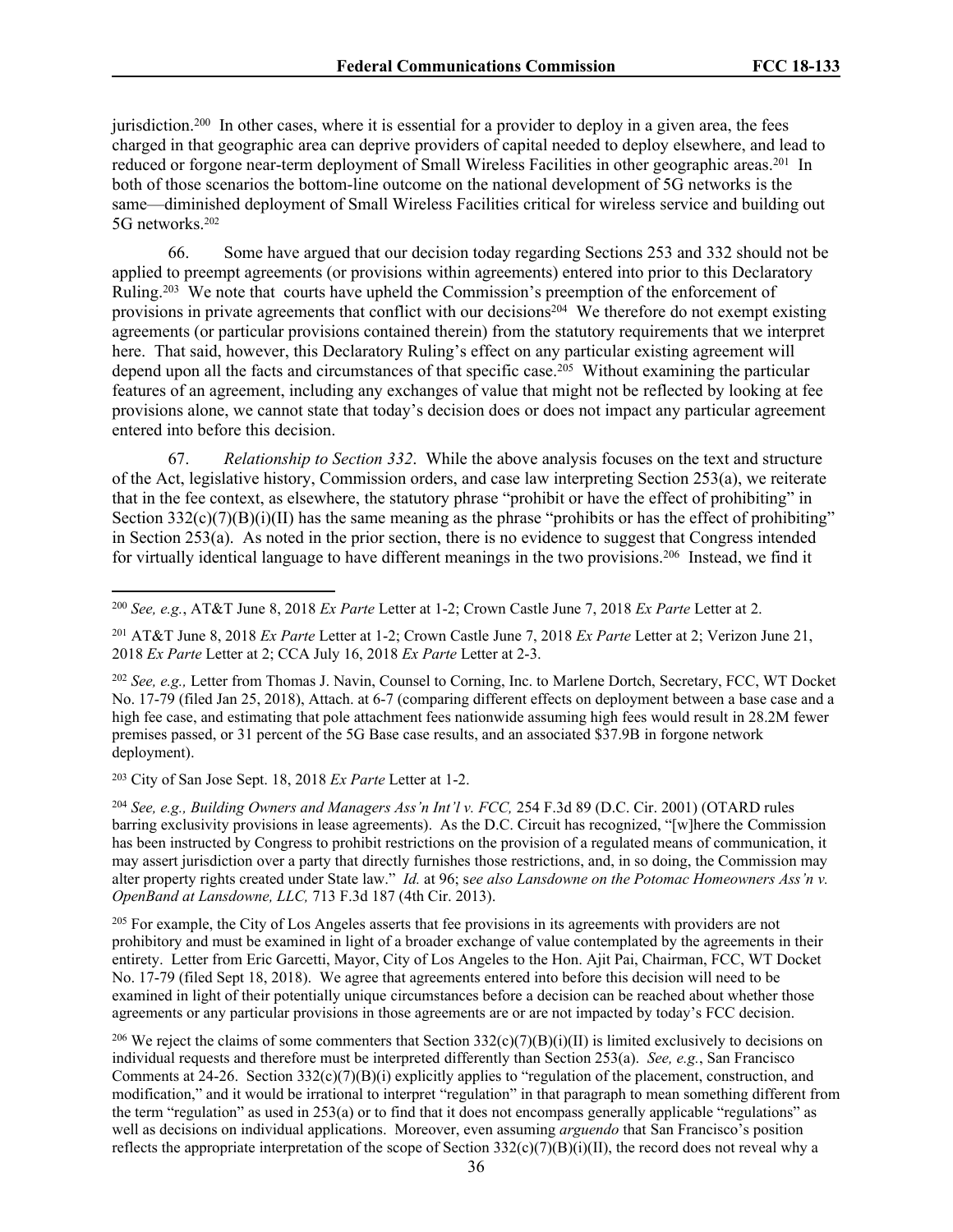jurisdiction.[200] In other cases, where it is essential for a provider to deploy in a given area, the fees charged in that geographic area can deprive providers of capital needed to deploy elsewhere, and lead to reduced or forgone near-term deployment of Small Wireless Facilities in other geographic areas.[201] In both of those scenarios the bottom-line outcome on the national development of 5G networks is the same—diminished deployment of Small Wireless Facilities critical for wireless service and building out 5G networks.[202]

66. Some have argued that our decision today regarding Sections 253 and 332 should not be applied to preempt agreements (or provisions within agreements) entered into prior to this Declaratory Ruling.[203] We note that courts have upheld the Commission's preemption of the enforcement of provisions in private agreements that conflict with our decisions[204] We therefore do not exempt existing agreements (or particular provisions contained therein) from the statutory requirements that we interpret here. That said, however, this Declaratory Ruling's effect on any particular existing agreement will depend upon all the facts and circumstances of that specific case.[205] Without examining the particular features of an agreement, including any exchanges of value that might not be reflected by looking at fee provisions alone, we cannot state that today's decision does or does not impact any particular agreement entered into before this decision.

67. *Relationship to Section 332*. While the above analysis focuses on the text and structure of the Act, legislative history, Commission orders, and case law interpreting Section 253(a), we reiterate that in the fee context, as elsewhere, the statutory phrase "prohibit or have the effect of prohibiting" in Section 332(c)(7)(B)(i)(II) has the same meaning as the phrase "prohibits or has the effect of prohibiting" in Section 253(a). As noted in the prior section, there is no evidence to suggest that Congress intended for virtually identical language to have different meanings in the two provisions.[206] Instead, we find it

---

[200] *See, e.g.*, AT&T June 8, 2018 *Ex Parte* Letter at 1-2; Crown Castle June 7, 2018 *Ex Parte* Letter at 2.

[201] AT&T June 8, 2018 *Ex Parte* Letter at 1-2; Crown Castle June 7, 2018 *Ex Parte* Letter at 2; Verizon June 21, 2018 *Ex Parte* Letter at 2; CCA July 16, 2018 *Ex Parte* Letter at 2-3.

[202] *See, e.g.,* Letter from Thomas J. Navin, Counsel to Corning, Inc. to Marlene Dortch, Secretary, FCC, WT Docket No. 17-79 (filed Jan 25, 2018), Attach. at 6-7 (comparing different effects on deployment between a base case and a high fee case, and estimating that pole attachment fees nationwide assuming high fees would result in 28.2M fewer premises passed, or 31 percent of the 5G Base case results, and an associated $37.9B in forgone network deployment).

[203] City of San Jose Sept. 18, 2018 *Ex Parte* Letter at 1-2.

[204] *See, e.g., Building Owners and Managers Ass'n Int'l v. FCC,* 254 F.3d 89 (D.C. Cir. 2001) (OTARD rules barring exclusivity provisions in lease agreements). As the D.C. Circuit has recognized, "[w]here the Commission has been instructed by Congress to prohibit restrictions on the provision of a regulated means of communication, it may assert jurisdiction over a party that directly furnishes those restrictions, and, in so doing, the Commission may alter property rights created under State law." *Id.* at 96; s*ee also Lansdowne on the Potomac Homeowners Ass'n v. OpenBand at Lansdowne, LLC,* 713 F.3d 187 (4th Cir. 2013).

[205] For example, the City of Los Angeles asserts that fee provisions in its agreements with providers are not prohibitory and must be examined in light of a broader exchange of value contemplated by the agreements in their entirety. Letter from Eric Garcetti, Mayor, City of Los Angeles to the Hon. Ajit Pai, Chairman, FCC, WT Docket No. 17-79 (filed Sept 18, 2018). We agree that agreements entered into before this decision will need to be examined in light of their potentially unique circumstances before a decision can be reached about whether those agreements or any particular provisions in those agreements are or are not impacted by today's FCC decision.

[206] We reject the claims of some commenters that Section 332(c)(7)(B)(i)(II) is limited exclusively to decisions on individual requests and therefore must be interpreted differently than Section 253(a). *See, e.g.*, San Francisco Comments at 24-26. Section 332(c)(7)(B)(i) explicitly applies to "regulation of the placement, construction, and modification," and it would be irrational to interpret "regulation" in that paragraph to mean something different from the term "regulation" as used in 253(a) or to find that it does not encompass generally applicable "regulations" as well as decisions on individual applications. Moreover, even assuming *arguendo* that San Francisco's position reflects the appropriate interpretation of the scope of Section 332(c)(7)(B)(i)(II), the record does not reveal why a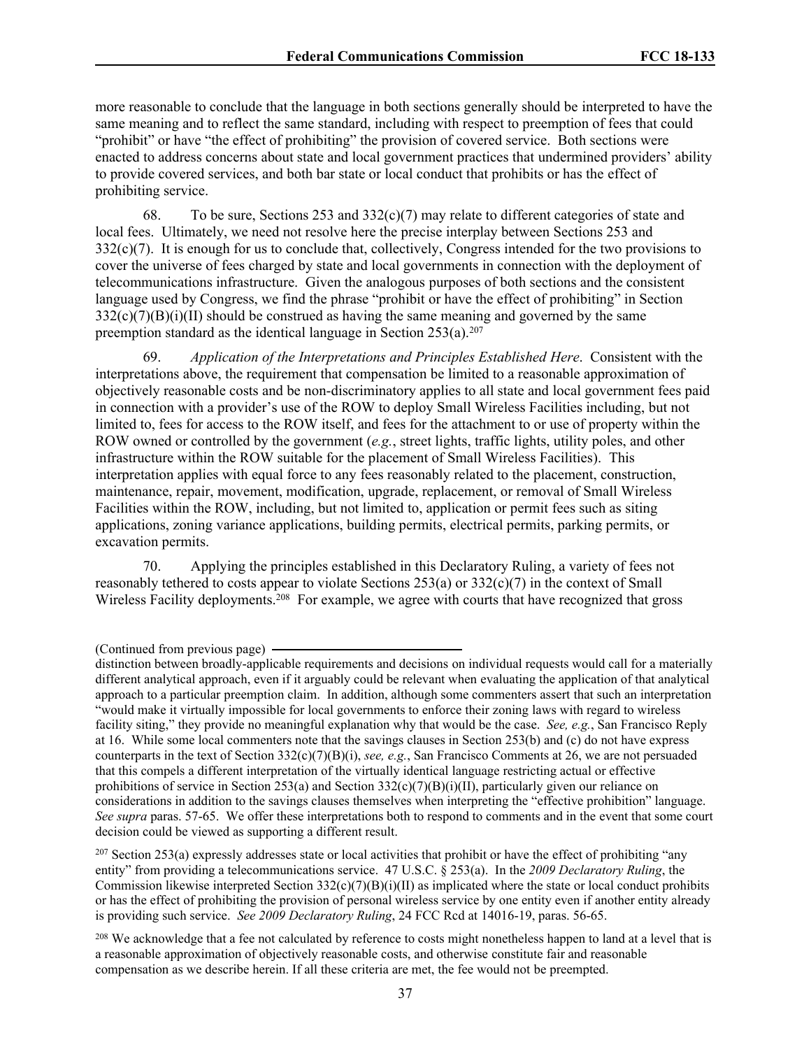more reasonable to conclude that the language in both sections generally should be interpreted to have the same meaning and to reflect the same standard, including with respect to preemption of fees that could "prohibit" or have "the effect of prohibiting" the provision of covered service. Both sections were enacted to address concerns about state and local government practices that undermined providers' ability to provide covered services, and both bar state or local conduct that prohibits or has the effect of prohibiting service.

68. To be sure, Sections 253 and 332(c)(7) may relate to different categories of state and local fees. Ultimately, we need not resolve here the precise interplay between Sections 253 and 332(c)(7). It is enough for us to conclude that, collectively, Congress intended for the two provisions to cover the universe of fees charged by state and local governments in connection with the deployment of telecommunications infrastructure. Given the analogous purposes of both sections and the consistent language used by Congress, we find the phrase "prohibit or have the effect of prohibiting" in Section 332(c)(7)(B)(i)(II) should be construed as having the same meaning and governed by the same preemption standard as the identical language in Section 253(a).[207]

69. *Application of the Interpretations and Principles Established Here*. Consistent with the interpretations above, the requirement that compensation be limited to a reasonable approximation of objectively reasonable costs and be non-discriminatory applies to all state and local government fees paid in connection with a provider's use of the ROW to deploy Small Wireless Facilities including, but not limited to, fees for access to the ROW itself, and fees for the attachment to or use of property within the ROW owned or controlled by the government (*e.g.*, street lights, traffic lights, utility poles, and other infrastructure within the ROW suitable for the placement of Small Wireless Facilities). This interpretation applies with equal force to any fees reasonably related to the placement, construction, maintenance, repair, movement, modification, upgrade, replacement, or removal of Small Wireless Facilities within the ROW, including, but not limited to, application or permit fees such as siting applications, zoning variance applications, building permits, electrical permits, parking permits, or excavation permits.

70. Applying the principles established in this Declaratory Ruling, a variety of fees not reasonably tethered to costs appear to violate Sections 253(a) or 332(c)(7) in the context of Small Wireless Facility deployments.[208] For example, we agree with courts that have recognized that gross

---

(Continued from previous page) distinction between broadly-applicable requirements and decisions on individual requests would call for a materially different analytical approach, even if it arguably could be relevant when evaluating the application of that analytical approach to a particular preemption claim. In addition, although some commenters assert that such an interpretation "would make it virtually impossible for local governments to enforce their zoning laws with regard to wireless facility siting," they provide no meaningful explanation why that would be the case. *See, e.g.*, San Francisco Reply at 16. While some local commenters note that the savings clauses in Section 253(b) and (c) do not have express counterparts in the text of Section 332(c)(7)(B)(i), *see, e.g.*, San Francisco Comments at 26, we are not persuaded that this compels a different interpretation of the virtually identical language restricting actual or effective prohibitions of service in Section 253(a) and Section 332(c)(7)(B)(i)(II), particularly given our reliance on considerations in addition to the savings clauses themselves when interpreting the "effective prohibition" language. *See supra* paras. 57-65. We offer these interpretations both to respond to comments and in the event that some court decision could be viewed as supporting a different result.

[207] Section 253(a) expressly addresses state or local activities that prohibit or have the effect of prohibiting "any entity" from providing a telecommunications service. 47 U.S.C. § 253(a). In the *2009 Declaratory Ruling*, the Commission likewise interpreted Section 332(c)(7)(B)(i)(II) as implicated where the state or local conduct prohibits or has the effect of prohibiting the provision of personal wireless service by one entity even if another entity already is providing such service. *See 2009 Declaratory Ruling*, 24 FCC Rcd at 14016-19, paras. 56-65.

[208] We acknowledge that a fee not calculated by reference to costs might nonetheless happen to land at a level that is a reasonable approximation of objectively reasonable costs, and otherwise constitute fair and reasonable compensation as we describe herein. If all these criteria are met, the fee would not be preempted.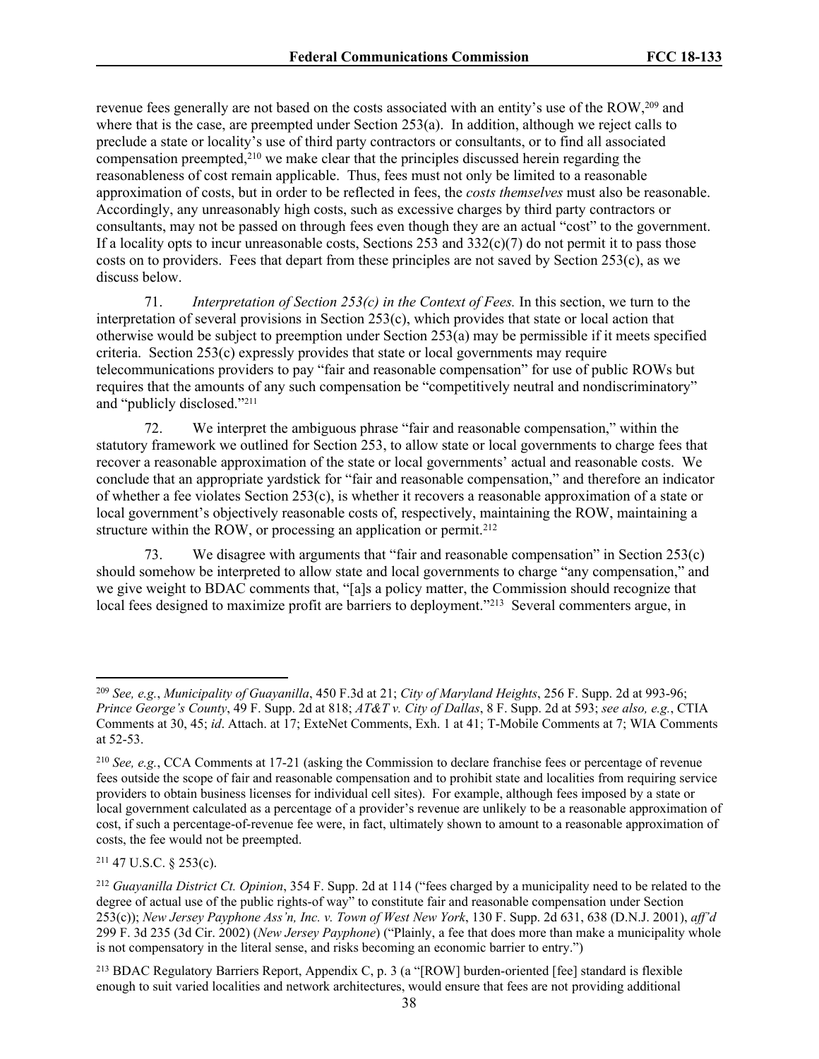revenue fees generally are not based on the costs associated with an entity's use of the ROW,[209] and where that is the case, are preempted under Section 253(a). In addition, although we reject calls to preclude a state or locality's use of third party contractors or consultants, or to find all associated compensation preempted,[210] we make clear that the principles discussed herein regarding the reasonableness of cost remain applicable. Thus, fees must not only be limited to a reasonable approximation of costs, but in order to be reflected in fees, the *costs themselves* must also be reasonable. Accordingly, any unreasonably high costs, such as excessive charges by third party contractors or consultants, may not be passed on through fees even though they are an actual "cost" to the government. If a locality opts to incur unreasonable costs, Sections 253 and 332(c)(7) do not permit it to pass those costs on to providers. Fees that depart from these principles are not saved by Section 253(c), as we discuss below.

71. *Interpretation of Section 253(c) in the Context of Fees.* In this section, we turn to the interpretation of several provisions in Section 253(c), which provides that state or local action that otherwise would be subject to preemption under Section 253(a) may be permissible if it meets specified criteria. Section 253(c) expressly provides that state or local governments may require telecommunications providers to pay "fair and reasonable compensation" for use of public ROWs but requires that the amounts of any such compensation be "competitively neutral and nondiscriminatory" and "publicly disclosed."[211]

72. We interpret the ambiguous phrase "fair and reasonable compensation," within the statutory framework we outlined for Section 253, to allow state or local governments to charge fees that recover a reasonable approximation of the state or local governments' actual and reasonable costs. We conclude that an appropriate yardstick for "fair and reasonable compensation," and therefore an indicator of whether a fee violates Section 253(c), is whether it recovers a reasonable approximation of a state or local government's objectively reasonable costs of, respectively, maintaining the ROW, maintaining a structure within the ROW, or processing an application or permit.[212]

73. We disagree with arguments that "fair and reasonable compensation" in Section 253(c) should somehow be interpreted to allow state and local governments to charge "any compensation," and we give weight to BDAC comments that, "[a]s a policy matter, the Commission should recognize that local fees designed to maximize profit are barriers to deployment."[213] Several commenters argue, in

---

[209] *See, e.g.*, *Municipality of Guayanilla*, 450 F.3d at 21; *City of Maryland Heights*, 256 F. Supp. 2d at 993-96; *Prince George's County*, 49 F. Supp. 2d at 818; *AT&T v. City of Dallas*, 8 F. Supp. 2d at 593; *see also, e.g.*, CTIA Comments at 30, 45; *id*. Attach. at 17; ExteNet Comments, Exh. 1 at 41; T-Mobile Comments at 7; WIA Comments at 52-53.

[210] *See, e.g.*, CCA Comments at 17-21 (asking the Commission to declare franchise fees or percentage of revenue fees outside the scope of fair and reasonable compensation and to prohibit state and localities from requiring service providers to obtain business licenses for individual cell sites). For example, although fees imposed by a state or local government calculated as a percentage of a provider's revenue are unlikely to be a reasonable approximation of cost, if such a percentage-of-revenue fee were, in fact, ultimately shown to amount to a reasonable approximation of costs, the fee would not be preempted.

[211] 47 U.S.C. § 253(c).

[212] *Guayanilla District Ct. Opinion*, 354 F. Supp. 2d at 114 ("fees charged by a municipality need to be related to the degree of actual use of the public rights-of way" to constitute fair and reasonable compensation under Section 253(c)); *New Jersey Payphone Ass'n, Inc. v. Town of West New York*, 130 F. Supp. 2d 631, 638 (D.N.J. 2001), *aff'd* 299 F. 3d 235 (3d Cir. 2002) (*New Jersey Payphone*) ("Plainly, a fee that does more than make a municipality whole is not compensatory in the literal sense, and risks becoming an economic barrier to entry.")

[213] BDAC Regulatory Barriers Report, Appendix C, p. 3 (a "[ROW] burden-oriented [fee] standard is flexible enough to suit varied localities and network architectures, would ensure that fees are not providing additional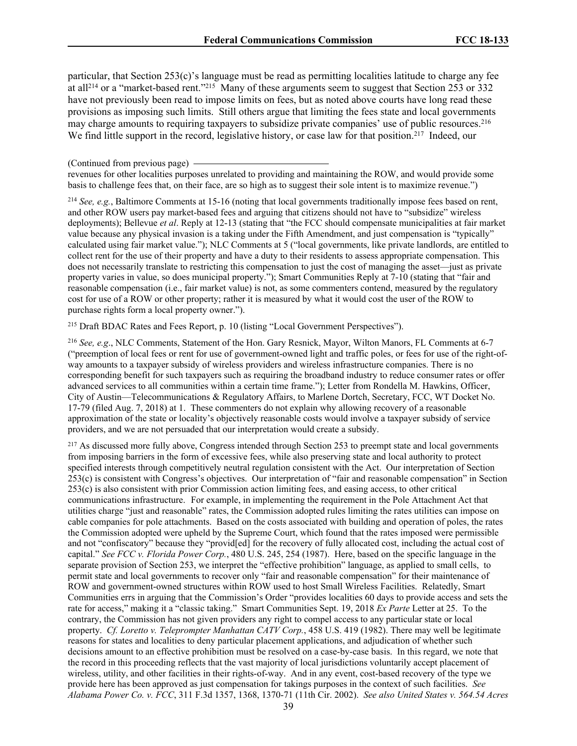particular, that Section 253(c)'s language must be read as permitting localities latitude to charge any fee at all[214] or a "market-based rent."[215] Many of these arguments seem to suggest that Section 253 or 332 have not previously been read to impose limits on fees, but as noted above courts have long read these provisions as imposing such limits. Still others argue that limiting the fees state and local governments may charge amounts to requiring taxpayers to subsidize private companies' use of public resources.[216] We find little support in the record, legislative history, or case law for that position.[217] Indeed, our

(Continued from previous page)

revenues for other localities purposes unrelated to providing and maintaining the ROW, and would provide some basis to challenge fees that, on their face, are so high as to suggest their sole intent is to maximize revenue.")

[214] *See, e.g.*, Baltimore Comments at 15-16 (noting that local governments traditionally impose fees based on rent, and other ROW users pay market-based fees and arguing that citizens should not have to "subsidize" wireless deployments); Bellevue *et al*. Reply at 12-13 (stating that "the FCC should compensate municipalities at fair market value because any physical invasion is a taking under the Fifth Amendment, and just compensation is "typically" calculated using fair market value."); NLC Comments at 5 ("local governments, like private landlords, are entitled to collect rent for the use of their property and have a duty to their residents to assess appropriate compensation. This does not necessarily translate to restricting this compensation to just the cost of managing the asset—just as private property varies in value, so does municipal property."); Smart Communities Reply at 7-10 (stating that "fair and reasonable compensation (i.e., fair market value) is not, as some commenters contend, measured by the regulatory cost for use of a ROW or other property; rather it is measured by what it would cost the user of the ROW to purchase rights form a local property owner.").

[215] Draft BDAC Rates and Fees Report, p. 10 (listing "Local Government Perspectives").

[216] *See, e.g*., NLC Comments, Statement of the Hon. Gary Resnick, Mayor, Wilton Manors, FL Comments at 6-7 ("preemption of local fees or rent for use of government-owned light and traffic poles, or fees for use of the right-of-way amounts to a taxpayer subsidy of wireless providers and wireless infrastructure companies. There is no corresponding benefit for such taxpayers such as requiring the broadband industry to reduce consumer rates or offer advanced services to all communities within a certain time frame."); Letter from Rondella M. Hawkins, Officer, City of Austin—Telecommunications & Regulatory Affairs, to Marlene Dortch, Secretary, FCC, WT Docket No. 17-79 (filed Aug. 7, 2018) at 1. These commenters do not explain why allowing recovery of a reasonable approximation of the state or locality's objectively reasonable costs would involve a taxpayer subsidy of service providers, and we are not persuaded that our interpretation would create a subsidy.

[217] As discussed more fully above, Congress intended through Section 253 to preempt state and local governments from imposing barriers in the form of excessive fees, while also preserving state and local authority to protect specified interests through competitively neutral regulation consistent with the Act. Our interpretation of Section 253(c) is consistent with Congress's objectives. Our interpretation of "fair and reasonable compensation" in Section 253(c) is also consistent with prior Commission action limiting fees, and easing access, to other critical communications infrastructure. For example, in implementing the requirement in the Pole Attachment Act that utilities charge "just and reasonable" rates, the Commission adopted rules limiting the rates utilities can impose on cable companies for pole attachments. Based on the costs associated with building and operation of poles, the rates the Commission adopted were upheld by the Supreme Court, which found that the rates imposed were permissible and not "confiscatory" because they "provid[ed] for the recovery of fully allocated cost, including the actual cost of capital." *See FCC v. Florida Power Corp.*, 480 U.S. 245, 254 (1987). Here, based on the specific language in the separate provision of Section 253, we interpret the "effective prohibition" language, as applied to small cells, to permit state and local governments to recover only "fair and reasonable compensation" for their maintenance of ROW and government-owned structures within ROW used to host Small Wireless Facilities. Relatedly, Smart Communities errs in arguing that the Commission's Order "provides localities 60 days to provide access and sets the rate for access," making it a "classic taking." Smart Communities Sept. 19, 2018 *Ex Parte* Letter at 25. To the contrary, the Commission has not given providers any right to compel access to any particular state or local property. *Cf. Loretto v. Teleprompter Manhattan CATV Corp.*, 458 U.S. 419 (1982). There may well be legitimate reasons for states and localities to deny particular placement applications, and adjudication of whether such decisions amount to an effective prohibition must be resolved on a case-by-case basis. In this regard, we note that the record in this proceeding reflects that the vast majority of local jurisdictions voluntarily accept placement of wireless, utility, and other facilities in their rights-of-way. And in any event, cost-based recovery of the type we provide here has been approved as just compensation for takings purposes in the context of such facilities. *See Alabama Power Co. v. FCC*, 311 F.3d 1357, 1368, 1370-71 (11th Cir. 2002). *See also United States v. 564.54 Acres*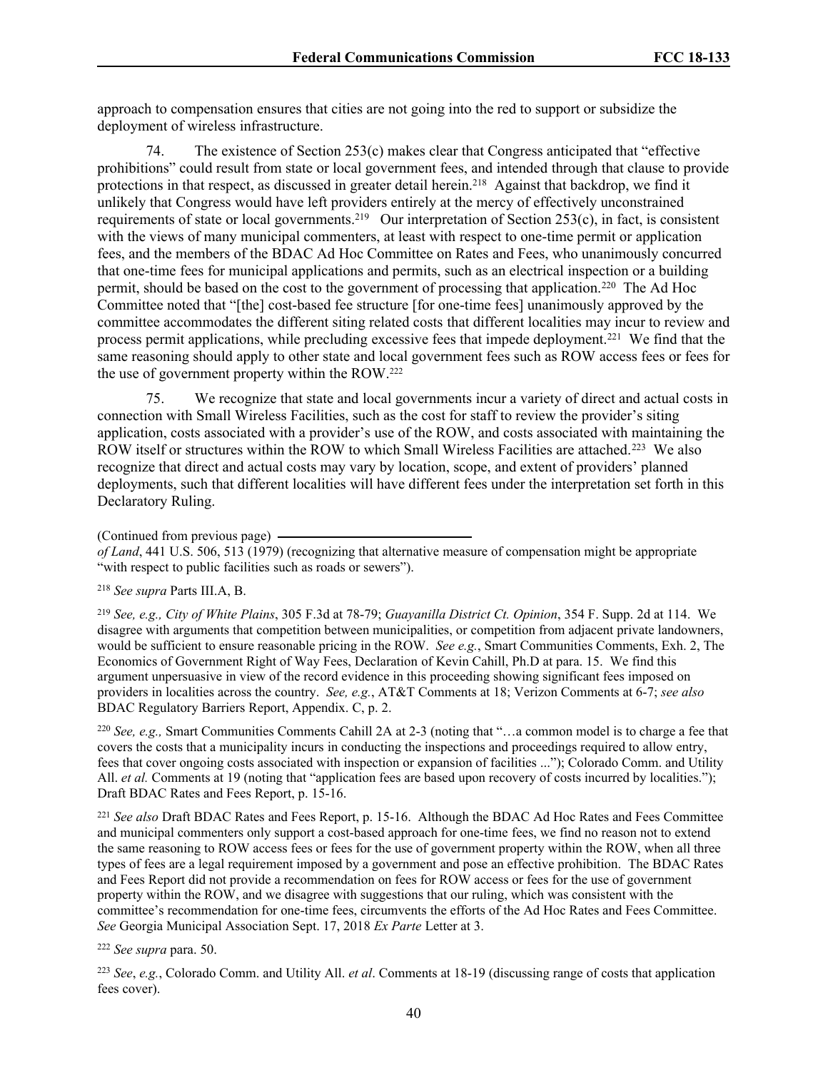approach to compensation ensures that cities are not going into the red to support or subsidize the deployment of wireless infrastructure.

74. The existence of Section 253(c) makes clear that Congress anticipated that "effective prohibitions" could result from state or local government fees, and intended through that clause to provide protections in that respect, as discussed in greater detail herein.[218] Against that backdrop, we find it unlikely that Congress would have left providers entirely at the mercy of effectively unconstrained requirements of state or local governments.[219] Our interpretation of Section 253(c), in fact, is consistent with the views of many municipal commenters, at least with respect to one-time permit or application fees, and the members of the BDAC Ad Hoc Committee on Rates and Fees, who unanimously concurred that one-time fees for municipal applications and permits, such as an electrical inspection or a building permit, should be based on the cost to the government of processing that application.[220] The Ad Hoc Committee noted that "[the] cost-based fee structure [for one-time fees] unanimously approved by the committee accommodates the different siting related costs that different localities may incur to review and process permit applications, while precluding excessive fees that impede deployment.[221] We find that the same reasoning should apply to other state and local government fees such as ROW access fees or fees for the use of government property within the ROW.[222]

75. We recognize that state and local governments incur a variety of direct and actual costs in connection with Small Wireless Facilities, such as the cost for staff to review the provider's siting application, costs associated with a provider's use of the ROW, and costs associated with maintaining the ROW itself or structures within the ROW to which Small Wireless Facilities are attached.[223] We also recognize that direct and actual costs may vary by location, scope, and extent of providers' planned deployments, such that different localities will have different fees under the interpretation set forth in this Declaratory Ruling.

(Continued from previous page)
*of Land*, 441 U.S. 506, 513 (1979) (recognizing that alternative measure of compensation might be appropriate "with respect to public facilities such as roads or sewers").

[218] *See supra* Parts III.A, B.

[219] *See, e.g., City of White Plains*, 305 F.3d at 78-79; *Guayanilla District Ct. Opinion*, 354 F. Supp. 2d at 114. We disagree with arguments that competition between municipalities, or competition from adjacent private landowners, would be sufficient to ensure reasonable pricing in the ROW. *See e.g.*, Smart Communities Comments, Exh. 2, The Economics of Government Right of Way Fees, Declaration of Kevin Cahill, Ph.D at para. 15. We find this argument unpersuasive in view of the record evidence in this proceeding showing significant fees imposed on providers in localities across the country. *See, e.g.*, AT&T Comments at 18; Verizon Comments at 6-7; *see also* BDAC Regulatory Barriers Report, Appendix. C, p. 2.

[220] *See, e.g.,* Smart Communities Comments Cahill 2A at 2-3 (noting that "…a common model is to charge a fee that covers the costs that a municipality incurs in conducting the inspections and proceedings required to allow entry, fees that cover ongoing costs associated with inspection or expansion of facilities ..."); Colorado Comm. and Utility All. *et al.* Comments at 19 (noting that "application fees are based upon recovery of costs incurred by localities."); Draft BDAC Rates and Fees Report, p. 15-16.

[221] *See also* Draft BDAC Rates and Fees Report, p. 15-16. Although the BDAC Ad Hoc Rates and Fees Committee and municipal commenters only support a cost-based approach for one-time fees, we find no reason not to extend the same reasoning to ROW access fees or fees for the use of government property within the ROW, when all three types of fees are a legal requirement imposed by a government and pose an effective prohibition. The BDAC Rates and Fees Report did not provide a recommendation on fees for ROW access or fees for the use of government property within the ROW, and we disagree with suggestions that our ruling, which was consistent with the committee's recommendation for one-time fees, circumvents the efforts of the Ad Hoc Rates and Fees Committee. *See* Georgia Municipal Association Sept. 17, 2018 *Ex Parte* Letter at 3.

[222] *See supra* para. 50.

[223] *See*, *e.g.*, Colorado Comm. and Utility All. *et al*. Comments at 18-19 (discussing range of costs that application fees cover).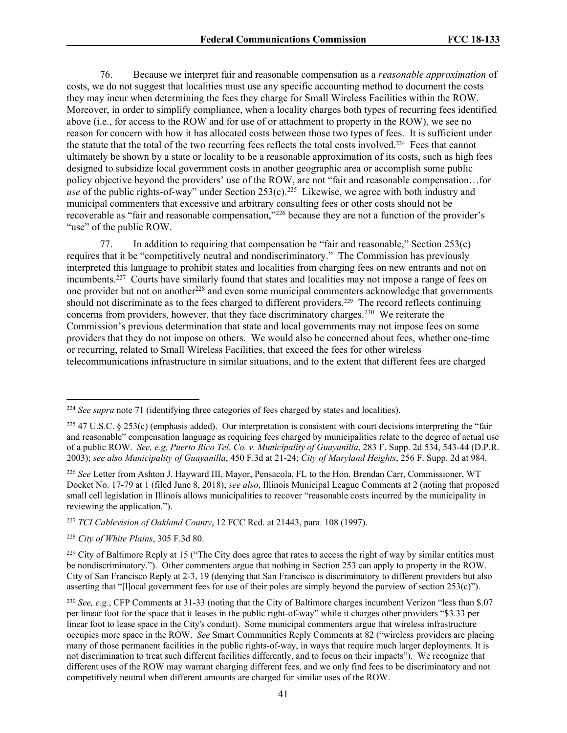76. Because we interpret fair and reasonable compensation as a *reasonable approximation* of costs, we do not suggest that localities must use any specific accounting method to document the costs they may incur when determining the fees they charge for Small Wireless Facilities within the ROW. Moreover, in order to simplify compliance, when a locality charges both types of recurring fees identified above (i.e., for access to the ROW and for use of or attachment to property in the ROW), we see no reason for concern with how it has allocated costs between those two types of fees. It is sufficient under the statute that the total of the two recurring fees reflects the total costs involved.[224] Fees that cannot ultimately be shown by a state or locality to be a reasonable approximation of its costs, such as high fees designed to subsidize local government costs in another geographic area or accomplish some public policy objective beyond the providers' use of the ROW, are not "fair and reasonable compensation…for *use* of the public rights-of-way" under Section 253(c).[225] Likewise, we agree with both industry and municipal commenters that excessive and arbitrary consulting fees or other costs should not be recoverable as "fair and reasonable compensation,"[226] because they are not a function of the provider's "use" of the public ROW.

77. In addition to requiring that compensation be "fair and reasonable," Section 253(c) requires that it be "competitively neutral and nondiscriminatory." The Commission has previously interpreted this language to prohibit states and localities from charging fees on new entrants and not on incumbents.[227] Courts have similarly found that states and localities may not impose a range of fees on one provider but not on another[228] and even some municipal commenters acknowledge that governments should not discriminate as to the fees charged to different providers.[229] The record reflects continuing concerns from providers, however, that they face discriminatory charges.[230] We reiterate the Commission's previous determination that state and local governments may not impose fees on some providers that they do not impose on others. We would also be concerned about fees, whether one-time or recurring, related to Small Wireless Facilities, that exceed the fees for other wireless telecommunications infrastructure in similar situations, and to the extent that different fees are charged

---

[224] *See supra* note 71 (identifying three categories of fees charged by states and localities).

[225] 47 U.S.C. § 253(c) (emphasis added). Our interpretation is consistent with court decisions interpreting the "fair and reasonable" compensation language as requiring fees charged by municipalities relate to the degree of actual use of a public ROW. *See, e.g, Puerto Rico Tel. Co. v. Municipality of Guayanilla*, 283 F. Supp. 2d 534, 543-44 (D.P.R. 2003); *see also Municipality of Guayanilla*, 450 F.3d at 21-24; *City of Maryland Heights*, 256 F. Supp. 2d at 984.

[226] *See* Letter from Ashton J. Hayward III, Mayor, Pensacola, FL to the Hon. Brendan Carr, Commissioner, WT Docket No. 17-79 at 1 (filed June 8, 2018); *see also*, Illinois Municipal League Comments at 2 (noting that proposed small cell legislation in Illinois allows municipalities to recover "reasonable costs incurred by the municipality in reviewing the application.").

[227] *TCI Cablevision of Oakland County*, 12 FCC Rcd. at 21443, para. 108 (1997).

[228] *City of White Plains*, 305 F.3d 80.

[229] City of Baltimore Reply at 15 ("The City does agree that rates to access the right of way by similar entities must be nondiscriminatory."). Other commenters argue that nothing in Section 253 can apply to property in the ROW. City of San Francisco Reply at 2-3, 19 (denying that San Francisco is discriminatory to different providers but also asserting that "[l]ocal government fees for use of their poles are simply beyond the purview of section 253(c)").

[230] *See, e.g.*, CFP Comments at 31-33 (noting that the City of Baltimore charges incumbent Verizon "less than $.07 per linear foot for the space that it leases in the public right-of-way" while it charges other providers "$3.33 per linear foot to lease space in the City's conduit). Some municipal commenters argue that wireless infrastructure occupies more space in the ROW. *See* Smart Communities Reply Comments at 82 ("wireless providers are placing many of those permanent facilities in the public rights-of-way, in ways that require much larger deployments. It is not discrimination to treat such different facilities differently, and to focus on their impacts"). We recognize that different uses of the ROW may warrant charging different fees, and we only find fees to be discriminatory and not competitively neutral when different amounts are charged for similar uses of the ROW.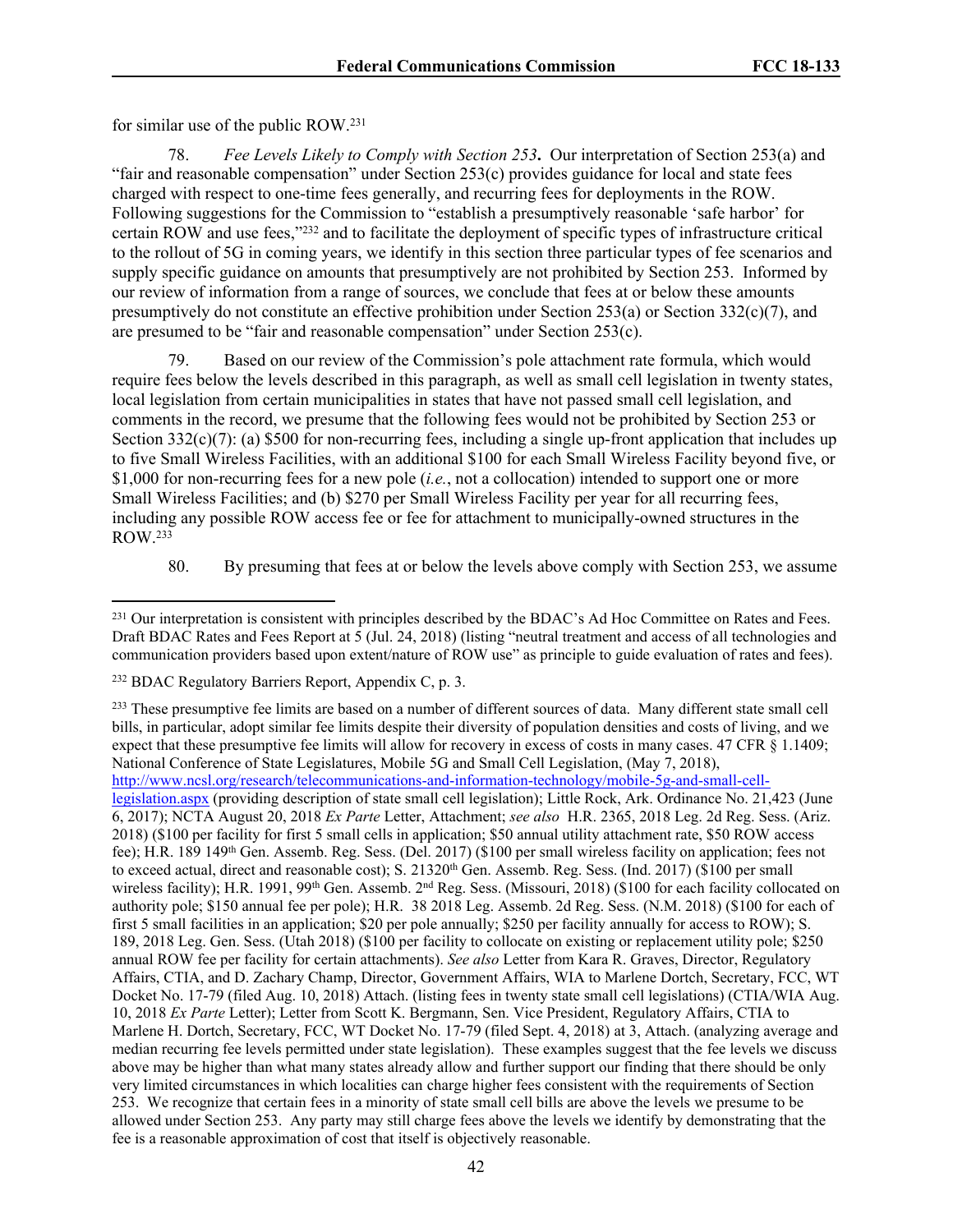for similar use of the public ROW.[231]

78. *Fee Levels Likely to Comply with Section 253***.** Our interpretation of Section 253(a) and "fair and reasonable compensation" under Section 253(c) provides guidance for local and state fees charged with respect to one-time fees generally, and recurring fees for deployments in the ROW. Following suggestions for the Commission to "establish a presumptively reasonable 'safe harbor' for certain ROW and use fees,"[232] and to facilitate the deployment of specific types of infrastructure critical to the rollout of 5G in coming years, we identify in this section three particular types of fee scenarios and supply specific guidance on amounts that presumptively are not prohibited by Section 253. Informed by our review of information from a range of sources, we conclude that fees at or below these amounts presumptively do not constitute an effective prohibition under Section 253(a) or Section 332(c)(7), and are presumed to be "fair and reasonable compensation" under Section 253(c).

79. Based on our review of the Commission's pole attachment rate formula, which would require fees below the levels described in this paragraph, as well as small cell legislation in twenty states, local legislation from certain municipalities in states that have not passed small cell legislation, and comments in the record, we presume that the following fees would not be prohibited by Section 253 or Section 332(c)(7): (a) $500 for non-recurring fees, including a single up-front application that includes up to five Small Wireless Facilities, with an additional $100 for each Small Wireless Facility beyond five, or $1,000 for non-recurring fees for a new pole (*i.e.*, not a collocation) intended to support one or more Small Wireless Facilities; and (b) $270 per Small Wireless Facility per year for all recurring fees, including any possible ROW access fee or fee for attachment to municipally-owned structures in the ROW.[233]

80. By presuming that fees at or below the levels above comply with Section 253, we assume

---

[231] Our interpretation is consistent with principles described by the BDAC's Ad Hoc Committee on Rates and Fees. Draft BDAC Rates and Fees Report at 5 (Jul. 24, 2018) (listing "neutral treatment and access of all technologies and communication providers based upon extent/nature of ROW use" as principle to guide evaluation of rates and fees).

[232] BDAC Regulatory Barriers Report, Appendix C, p. 3.

[233] These presumptive fee limits are based on a number of different sources of data. Many different state small cell bills, in particular, adopt similar fee limits despite their diversity of population densities and costs of living, and we expect that these presumptive fee limits will allow for recovery in excess of costs in many cases. 47 CFR § 1.1409; National Conference of State Legislatures, Mobile 5G and Small Cell Legislation, (May 7, 2018), http://www.ncsl.org/research/telecommunications-and-information-technology/mobile-5g-and-small-cell-legislation.aspx (providing description of state small cell legislation); Little Rock, Ark. Ordinance No. 21,423 (June 6, 2017); NCTA August 20, 2018 *Ex Parte* Letter, Attachment; *see also* H.R. 2365, 2018 Leg. 2d Reg. Sess. (Ariz. 2018) ($100 per facility for first 5 small cells in application; $50 annual utility attachment rate, $50 ROW access fee); H.R. 189 149th Gen. Assemb. Reg. Sess. (Del. 2017) ($100 per small wireless facility on application; fees not to exceed actual, direct and reasonable cost); S. 21320th Gen. Assemb. Reg. Sess. (Ind. 2017) ($100 per small wireless facility); H.R. 1991, 99th Gen. Assemb. 2nd Reg. Sess. (Missouri, 2018) ($100 for each facility collocated on authority pole; $150 annual fee per pole); H.R. 38 2018 Leg. Assemb. 2d Reg. Sess. (N.M. 2018) ($100 for each of first 5 small facilities in an application; $20 per pole annually; $250 per facility annually for access to ROW); S. 189, 2018 Leg. Gen. Sess. (Utah 2018) ($100 per facility to collocate on existing or replacement utility pole; $250 annual ROW fee per facility for certain attachments). *See also* Letter from Kara R. Graves, Director, Regulatory Affairs, CTIA, and D. Zachary Champ, Director, Government Affairs, WIA to Marlene Dortch, Secretary, FCC, WT Docket No. 17-79 (filed Aug. 10, 2018) Attach. (listing fees in twenty state small cell legislations) (CTIA/WIA Aug. 10, 2018 *Ex Parte* Letter); Letter from Scott K. Bergmann, Sen. Vice President, Regulatory Affairs, CTIA to Marlene H. Dortch, Secretary, FCC, WT Docket No. 17-79 (filed Sept. 4, 2018) at 3, Attach. (analyzing average and median recurring fee levels permitted under state legislation). These examples suggest that the fee levels we discuss above may be higher than what many states already allow and further support our finding that there should be only very limited circumstances in which localities can charge higher fees consistent with the requirements of Section 253. We recognize that certain fees in a minority of state small cell bills are above the levels we presume to be allowed under Section 253. Any party may still charge fees above the levels we identify by demonstrating that the fee is a reasonable approximation of cost that itself is objectively reasonable.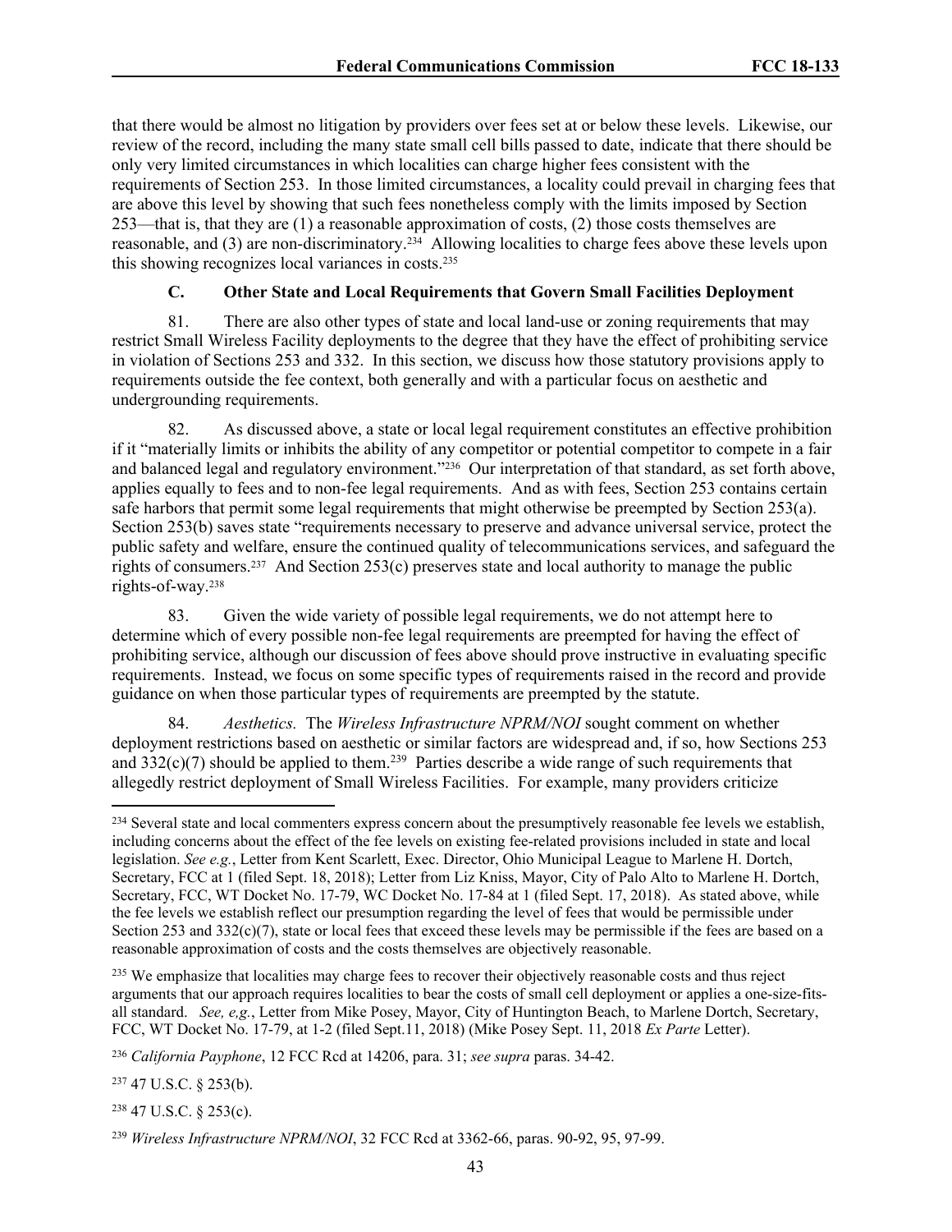that there would be almost no litigation by providers over fees set at or below these levels. Likewise, our review of the record, including the many state small cell bills passed to date, indicate that there should be only very limited circumstances in which localities can charge higher fees consistent with the requirements of Section 253. In those limited circumstances, a locality could prevail in charging fees that are above this level by showing that such fees nonetheless comply with the limits imposed by Section 253—that is, that they are (1) a reasonable approximation of costs, (2) those costs themselves are reasonable, and (3) are non-discriminatory.[234] Allowing localities to charge fees above these levels upon this showing recognizes local variances in costs.[235]

### C. Other State and Local Requirements that Govern Small Facilities Deployment

81. There are also other types of state and local land-use or zoning requirements that may restrict Small Wireless Facility deployments to the degree that they have the effect of prohibiting service in violation of Sections 253 and 332. In this section, we discuss how those statutory provisions apply to requirements outside the fee context, both generally and with a particular focus on aesthetic and undergrounding requirements.

82. As discussed above, a state or local legal requirement constitutes an effective prohibition if it "materially limits or inhibits the ability of any competitor or potential competitor to compete in a fair and balanced legal and regulatory environment."[236] Our interpretation of that standard, as set forth above, applies equally to fees and to non-fee legal requirements. And as with fees, Section 253 contains certain safe harbors that permit some legal requirements that might otherwise be preempted by Section 253(a). Section 253(b) saves state "requirements necessary to preserve and advance universal service, protect the public safety and welfare, ensure the continued quality of telecommunications services, and safeguard the rights of consumers.[237] And Section 253(c) preserves state and local authority to manage the public rights-of-way.[238]

83. Given the wide variety of possible legal requirements, we do not attempt here to determine which of every possible non-fee legal requirements are preempted for having the effect of prohibiting service, although our discussion of fees above should prove instructive in evaluating specific requirements. Instead, we focus on some specific types of requirements raised in the record and provide guidance on when those particular types of requirements are preempted by the statute.

84. *Aesthetics.* The *Wireless Infrastructure NPRM/NOI* sought comment on whether deployment restrictions based on aesthetic or similar factors are widespread and, if so, how Sections 253 and 332(c)(7) should be applied to them.[239] Parties describe a wide range of such requirements that allegedly restrict deployment of Small Wireless Facilities. For example, many providers criticize

---

[234] Several state and local commenters express concern about the presumptively reasonable fee levels we establish, including concerns about the effect of the fee levels on existing fee-related provisions included in state and local legislation. *See e.g.*, Letter from Kent Scarlett, Exec. Director, Ohio Municipal League to Marlene H. Dortch, Secretary, FCC at 1 (filed Sept. 18, 2018); Letter from Liz Kniss, Mayor, City of Palo Alto to Marlene H. Dortch, Secretary, FCC, WT Docket No. 17-79, WC Docket No. 17-84 at 1 (filed Sept. 17, 2018). As stated above, while the fee levels we establish reflect our presumption regarding the level of fees that would be permissible under Section 253 and 332(c)(7), state or local fees that exceed these levels may be permissible if the fees are based on a reasonable approximation of costs and the costs themselves are objectively reasonable.

[235] We emphasize that localities may charge fees to recover their objectively reasonable costs and thus reject arguments that our approach requires localities to bear the costs of small cell deployment or applies a one-size-fits-all standard. *See, e,g.*, Letter from Mike Posey, Mayor, City of Huntington Beach, to Marlene Dortch, Secretary, FCC, WT Docket No. 17-79, at 1-2 (filed Sept.11, 2018) (Mike Posey Sept. 11, 2018 *Ex Parte* Letter).

[236] *California Payphone*, 12 FCC Rcd at 14206, para. 31; *see supra* paras. 34-42.

[237] 47 U.S.C. § 253(b).

[238] 47 U.S.C. § 253(c).

[239] *Wireless Infrastructure NPRM/NOI*, 32 FCC Rcd at 3362-66, paras. 90-92, 95, 97-99.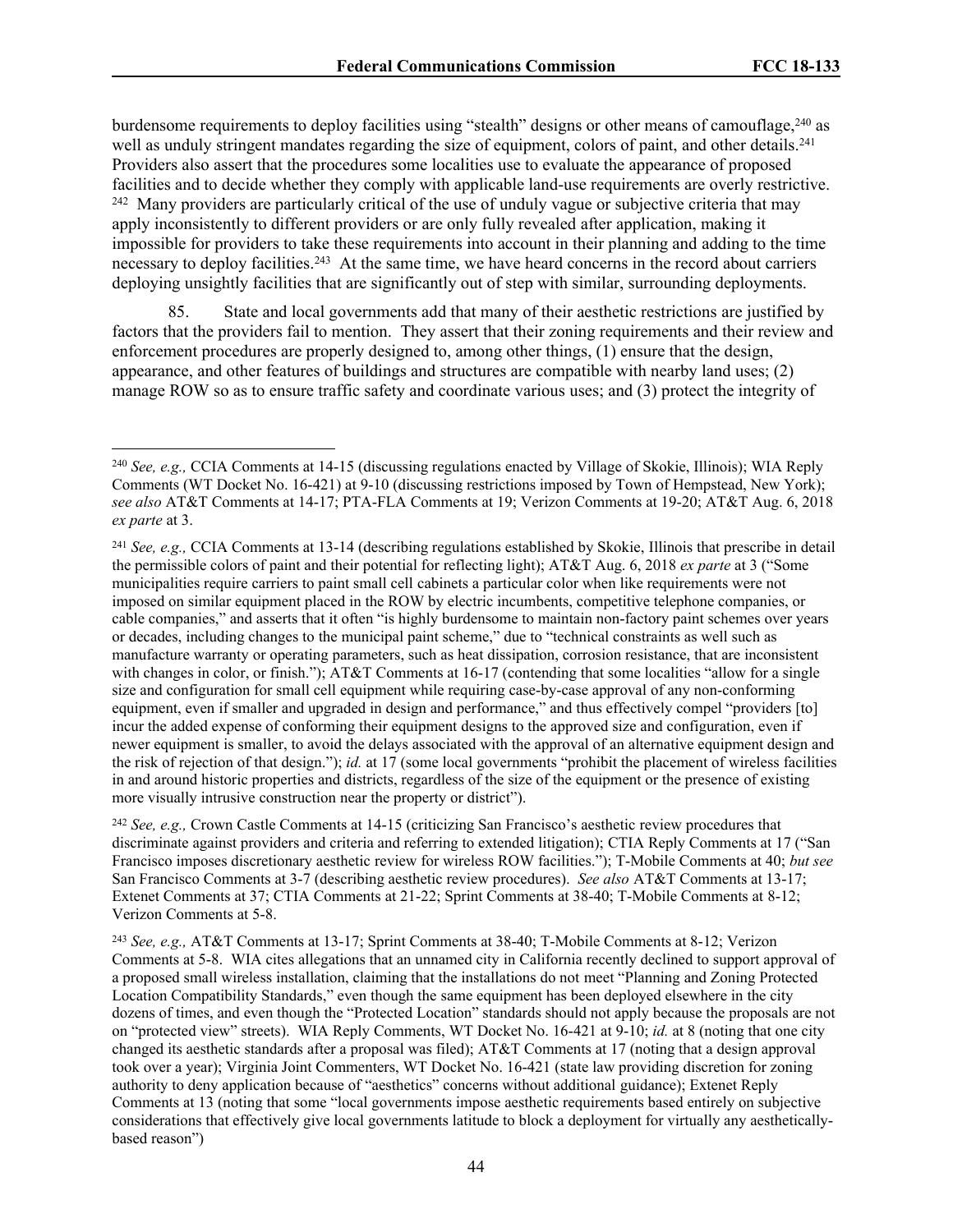burdensome requirements to deploy facilities using "stealth" designs or other means of camouflage,[240] as well as unduly stringent mandates regarding the size of equipment, colors of paint, and other details.[241] Providers also assert that the procedures some localities use to evaluate the appearance of proposed facilities and to decide whether they comply with applicable land-use requirements are overly restrictive.[242] Many providers are particularly critical of the use of unduly vague or subjective criteria that may apply inconsistently to different providers or are only fully revealed after application, making it impossible for providers to take these requirements into account in their planning and adding to the time necessary to deploy facilities.[243] At the same time, we have heard concerns in the record about carriers deploying unsightly facilities that are significantly out of step with similar, surrounding deployments.

85. State and local governments add that many of their aesthetic restrictions are justified by factors that the providers fail to mention. They assert that their zoning requirements and their review and enforcement procedures are properly designed to, among other things, (1) ensure that the design, appearance, and other features of buildings and structures are compatible with nearby land uses; (2) manage ROW so as to ensure traffic safety and coordinate various uses; and (3) protect the integrity of

---

[240] *See, e.g.,* CCIA Comments at 14-15 (discussing regulations enacted by Village of Skokie, Illinois); WIA Reply Comments (WT Docket No. 16-421) at 9-10 (discussing restrictions imposed by Town of Hempstead, New York); *see also* AT&T Comments at 14-17; PTA-FLA Comments at 19; Verizon Comments at 19-20; AT&T Aug. 6, 2018 *ex parte* at 3.

[241] *See, e.g.,* CCIA Comments at 13-14 (describing regulations established by Skokie, Illinois that prescribe in detail the permissible colors of paint and their potential for reflecting light); AT&T Aug. 6, 2018 *ex parte* at 3 ("Some municipalities require carriers to paint small cell cabinets a particular color when like requirements were not imposed on similar equipment placed in the ROW by electric incumbents, competitive telephone companies, or cable companies," and asserts that it often "is highly burdensome to maintain non-factory paint schemes over years or decades, including changes to the municipal paint scheme," due to "technical constraints as well such as manufacture warranty or operating parameters, such as heat dissipation, corrosion resistance, that are inconsistent with changes in color, or finish."); AT&T Comments at 16-17 (contending that some localities "allow for a single size and configuration for small cell equipment while requiring case-by-case approval of any non-conforming equipment, even if smaller and upgraded in design and performance," and thus effectively compel "providers [to] incur the added expense of conforming their equipment designs to the approved size and configuration, even if newer equipment is smaller, to avoid the delays associated with the approval of an alternative equipment design and the risk of rejection of that design."); *id.* at 17 (some local governments "prohibit the placement of wireless facilities in and around historic properties and districts, regardless of the size of the equipment or the presence of existing more visually intrusive construction near the property or district").

[242] *See, e.g.,* Crown Castle Comments at 14-15 (criticizing San Francisco's aesthetic review procedures that discriminate against providers and criteria and referring to extended litigation); CTIA Reply Comments at 17 ("San Francisco imposes discretionary aesthetic review for wireless ROW facilities."); T-Mobile Comments at 40; *but see* San Francisco Comments at 3-7 (describing aesthetic review procedures). *See also* AT&T Comments at 13-17; Extenet Comments at 37; CTIA Comments at 21-22; Sprint Comments at 38-40; T-Mobile Comments at 8-12; Verizon Comments at 5-8.

[243] *See, e.g.,* AT&T Comments at 13-17; Sprint Comments at 38-40; T-Mobile Comments at 8-12; Verizon Comments at 5-8. WIA cites allegations that an unnamed city in California recently declined to support approval of a proposed small wireless installation, claiming that the installations do not meet "Planning and Zoning Protected Location Compatibility Standards," even though the same equipment has been deployed elsewhere in the city dozens of times, and even though the "Protected Location" standards should not apply because the proposals are not on "protected view" streets). WIA Reply Comments, WT Docket No. 16-421 at 9-10; *id.* at 8 (noting that one city changed its aesthetic standards after a proposal was filed); AT&T Comments at 17 (noting that a design approval took over a year); Virginia Joint Commenters, WT Docket No. 16-421 (state law providing discretion for zoning authority to deny application because of "aesthetics" concerns without additional guidance); Extenet Reply Comments at 13 (noting that some "local governments impose aesthetic requirements based entirely on subjective considerations that effectively give local governments latitude to block a deployment for virtually any aesthetically-based reason")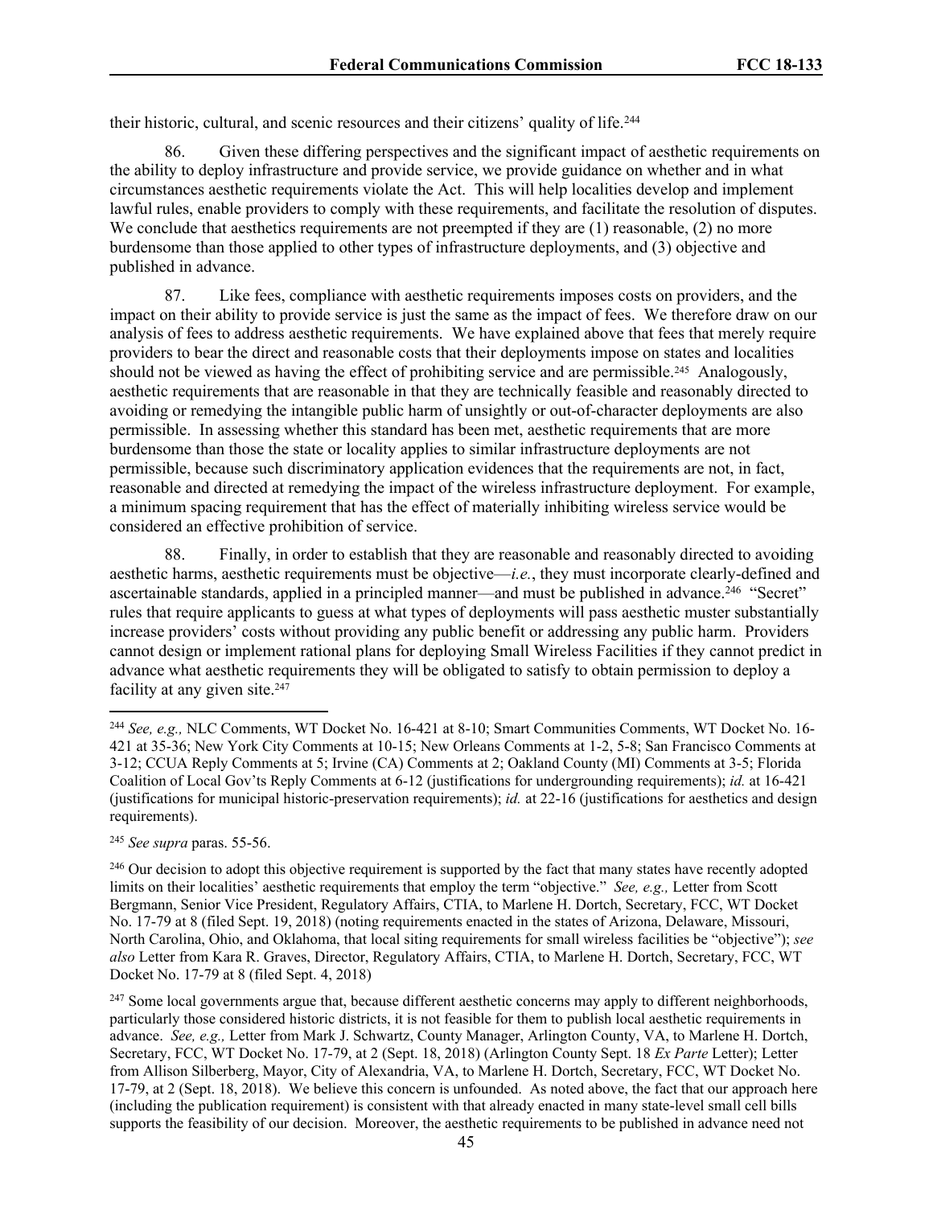their historic, cultural, and scenic resources and their citizens' quality of life.[244]

86. Given these differing perspectives and the significant impact of aesthetic requirements on the ability to deploy infrastructure and provide service, we provide guidance on whether and in what circumstances aesthetic requirements violate the Act. This will help localities develop and implement lawful rules, enable providers to comply with these requirements, and facilitate the resolution of disputes. We conclude that aesthetics requirements are not preempted if they are (1) reasonable, (2) no more burdensome than those applied to other types of infrastructure deployments, and (3) objective and published in advance.

87. Like fees, compliance with aesthetic requirements imposes costs on providers, and the impact on their ability to provide service is just the same as the impact of fees. We therefore draw on our analysis of fees to address aesthetic requirements. We have explained above that fees that merely require providers to bear the direct and reasonable costs that their deployments impose on states and localities should not be viewed as having the effect of prohibiting service and are permissible.[245] Analogously, aesthetic requirements that are reasonable in that they are technically feasible and reasonably directed to avoiding or remedying the intangible public harm of unsightly or out-of-character deployments are also permissible. In assessing whether this standard has been met, aesthetic requirements that are more burdensome than those the state or locality applies to similar infrastructure deployments are not permissible, because such discriminatory application evidences that the requirements are not, in fact, reasonable and directed at remedying the impact of the wireless infrastructure deployment. For example, a minimum spacing requirement that has the effect of materially inhibiting wireless service would be considered an effective prohibition of service.

88. Finally, in order to establish that they are reasonable and reasonably directed to avoiding aesthetic harms, aesthetic requirements must be objective—*i.e.*, they must incorporate clearly-defined and ascertainable standards, applied in a principled manner—and must be published in advance.[246] "Secret" rules that require applicants to guess at what types of deployments will pass aesthetic muster substantially increase providers' costs without providing any public benefit or addressing any public harm. Providers cannot design or implement rational plans for deploying Small Wireless Facilities if they cannot predict in advance what aesthetic requirements they will be obligated to satisfy to obtain permission to deploy a facility at any given site.[247]

---

[244] *See, e.g.,* NLC Comments, WT Docket No. 16-421 at 8-10; Smart Communities Comments, WT Docket No. 16-421 at 35-36; New York City Comments at 10-15; New Orleans Comments at 1-2, 5-8; San Francisco Comments at 3-12; CCUA Reply Comments at 5; Irvine (CA) Comments at 2; Oakland County (MI) Comments at 3-5; Florida Coalition of Local Gov'ts Reply Comments at 6-12 (justifications for undergrounding requirements); *id.* at 16-421 (justifications for municipal historic-preservation requirements); *id.* at 22-16 (justifications for aesthetics and design requirements).

[245] *See supra* paras. 55-56.

[246] Our decision to adopt this objective requirement is supported by the fact that many states have recently adopted limits on their localities' aesthetic requirements that employ the term "objective." *See, e.g.,* Letter from Scott Bergmann, Senior Vice President, Regulatory Affairs, CTIA, to Marlene H. Dortch, Secretary, FCC, WT Docket No. 17-79 at 8 (filed Sept. 19, 2018) (noting requirements enacted in the states of Arizona, Delaware, Missouri, North Carolina, Ohio, and Oklahoma, that local siting requirements for small wireless facilities be "objective"); *see also* Letter from Kara R. Graves, Director, Regulatory Affairs, CTIA, to Marlene H. Dortch, Secretary, FCC, WT Docket No. 17-79 at 8 (filed Sept. 4, 2018)

[247] Some local governments argue that, because different aesthetic concerns may apply to different neighborhoods, particularly those considered historic districts, it is not feasible for them to publish local aesthetic requirements in advance. *See, e.g.,* Letter from Mark J. Schwartz, County Manager, Arlington County, VA, to Marlene H. Dortch, Secretary, FCC, WT Docket No. 17-79, at 2 (Sept. 18, 2018) (Arlington County Sept. 18 *Ex Parte* Letter); Letter from Allison Silberberg, Mayor, City of Alexandria, VA, to Marlene H. Dortch, Secretary, FCC, WT Docket No. 17-79, at 2 (Sept. 18, 2018). We believe this concern is unfounded. As noted above, the fact that our approach here (including the publication requirement) is consistent with that already enacted in many state-level small cell bills supports the feasibility of our decision. Moreover, the aesthetic requirements to be published in advance need not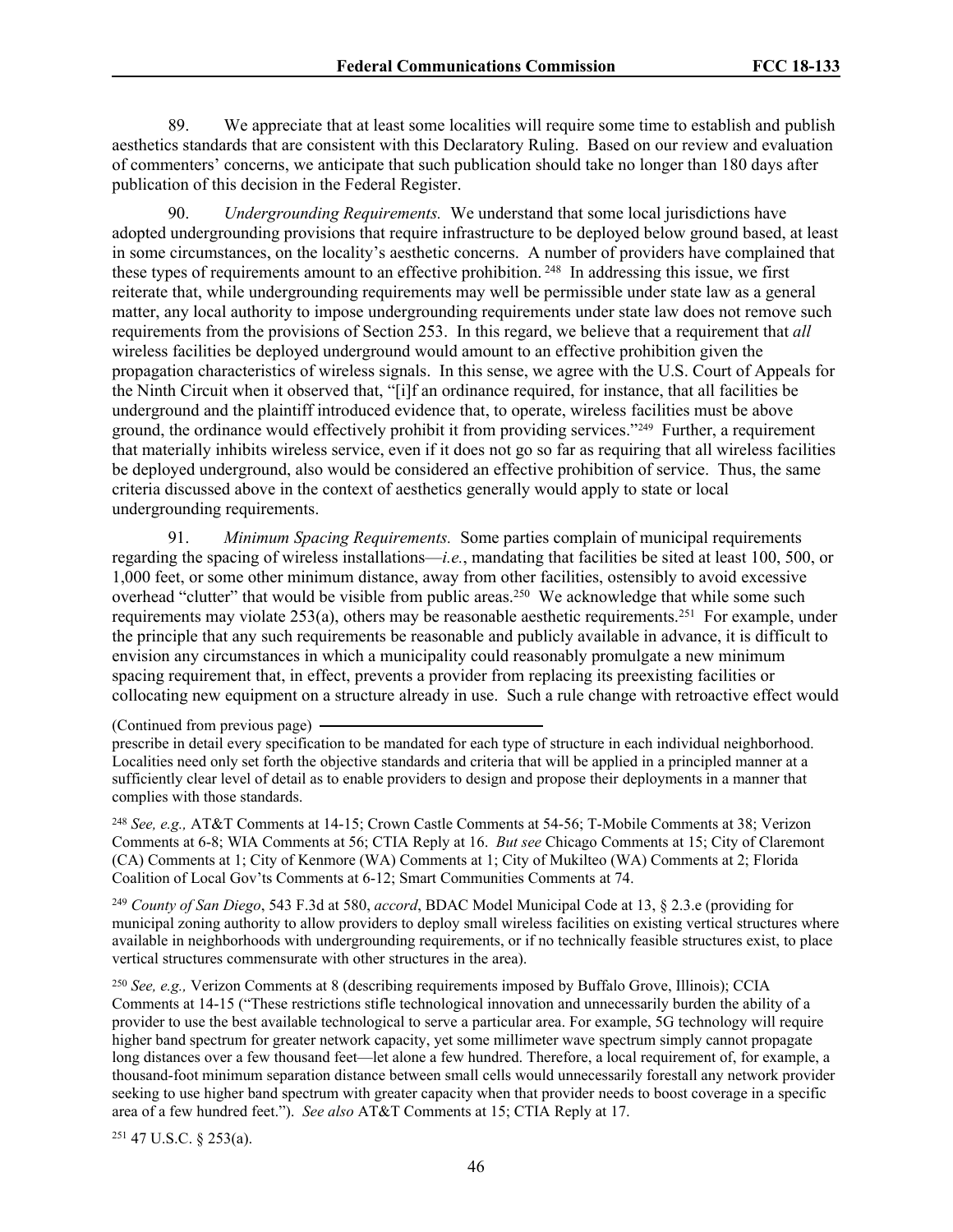89. We appreciate that at least some localities will require some time to establish and publish aesthetics standards that are consistent with this Declaratory Ruling. Based on our review and evaluation of commenters' concerns, we anticipate that such publication should take no longer than 180 days after publication of this decision in the Federal Register.

90. *Undergrounding Requirements.* We understand that some local jurisdictions have adopted undergrounding provisions that require infrastructure to be deployed below ground based, at least in some circumstances, on the locality's aesthetic concerns. A number of providers have complained that these types of requirements amount to an effective prohibition. [248] In addressing this issue, we first reiterate that, while undergrounding requirements may well be permissible under state law as a general matter, any local authority to impose undergrounding requirements under state law does not remove such requirements from the provisions of Section 253. In this regard, we believe that a requirement that *all* wireless facilities be deployed underground would amount to an effective prohibition given the propagation characteristics of wireless signals. In this sense, we agree with the U.S. Court of Appeals for the Ninth Circuit when it observed that, "[i]f an ordinance required, for instance, that all facilities be underground and the plaintiff introduced evidence that, to operate, wireless facilities must be above ground, the ordinance would effectively prohibit it from providing services."[249] Further, a requirement that materially inhibits wireless service, even if it does not go so far as requiring that all wireless facilities be deployed underground, also would be considered an effective prohibition of service. Thus, the same criteria discussed above in the context of aesthetics generally would apply to state or local undergrounding requirements.

91. *Minimum Spacing Requirements.* Some parties complain of municipal requirements regarding the spacing of wireless installations—*i.e.*, mandating that facilities be sited at least 100, 500, or 1,000 feet, or some other minimum distance, away from other facilities, ostensibly to avoid excessive overhead "clutter" that would be visible from public areas.[250] We acknowledge that while some such requirements may violate 253(a), others may be reasonable aesthetic requirements.[251] For example, under the principle that any such requirements be reasonable and publicly available in advance, it is difficult to envision any circumstances in which a municipality could reasonably promulgate a new minimum spacing requirement that, in effect, prevents a provider from replacing its preexisting facilities or collocating new equipment on a structure already in use. Such a rule change with retroactive effect would

(Continued from previous page)

prescribe in detail every specification to be mandated for each type of structure in each individual neighborhood. Localities need only set forth the objective standards and criteria that will be applied in a principled manner at a sufficiently clear level of detail as to enable providers to design and propose their deployments in a manner that complies with those standards.

[248] *See, e.g.,* AT&T Comments at 14-15; Crown Castle Comments at 54-56; T-Mobile Comments at 38; Verizon Comments at 6-8; WIA Comments at 56; CTIA Reply at 16. *But see* Chicago Comments at 15; City of Claremont (CA) Comments at 1; City of Kenmore (WA) Comments at 1; City of Mukilteo (WA) Comments at 2; Florida Coalition of Local Gov'ts Comments at 6-12; Smart Communities Comments at 74.

[249] *County of San Diego*, 543 F.3d at 580, *accord*, BDAC Model Municipal Code at 13, § 2.3.e (providing for municipal zoning authority to allow providers to deploy small wireless facilities on existing vertical structures where available in neighborhoods with undergrounding requirements, or if no technically feasible structures exist, to place vertical structures commensurate with other structures in the area).

[250] *See, e.g.,* Verizon Comments at 8 (describing requirements imposed by Buffalo Grove, Illinois); CCIA Comments at 14-15 ("These restrictions stifle technological innovation and unnecessarily burden the ability of a provider to use the best available technological to serve a particular area. For example, 5G technology will require higher band spectrum for greater network capacity, yet some millimeter wave spectrum simply cannot propagate long distances over a few thousand feet—let alone a few hundred. Therefore, a local requirement of, for example, a thousand-foot minimum separation distance between small cells would unnecessarily forestall any network provider seeking to use higher band spectrum with greater capacity when that provider needs to boost coverage in a specific area of a few hundred feet."). *See also* AT&T Comments at 15; CTIA Reply at 17.

[251] 47 U.S.C. § 253(a).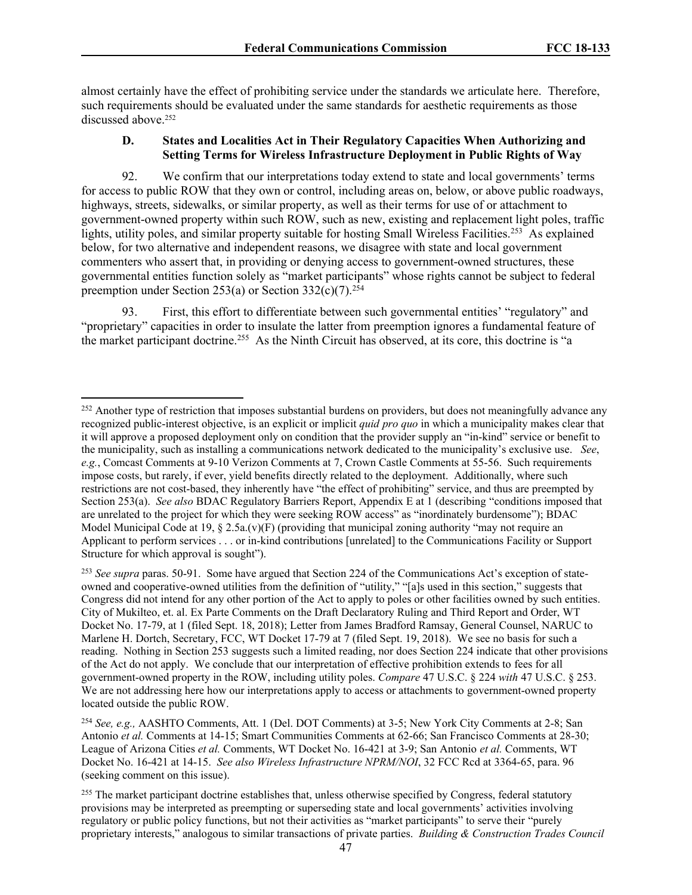almost certainly have the effect of prohibiting service under the standards we articulate here. Therefore, such requirements should be evaluated under the same standards for aesthetic requirements as those discussed above.[252]

### D. States and Localities Act in Their Regulatory Capacities When Authorizing and Setting Terms for Wireless Infrastructure Deployment in Public Rights of Way

92. We confirm that our interpretations today extend to state and local governments' terms for access to public ROW that they own or control, including areas on, below, or above public roadways, highways, streets, sidewalks, or similar property, as well as their terms for use of or attachment to government-owned property within such ROW, such as new, existing and replacement light poles, traffic lights, utility poles, and similar property suitable for hosting Small Wireless Facilities.[253] As explained below, for two alternative and independent reasons, we disagree with state and local government commenters who assert that, in providing or denying access to government-owned structures, these governmental entities function solely as "market participants" whose rights cannot be subject to federal preemption under Section 253(a) or Section 332(c)(7).[254]

93. First, this effort to differentiate between such governmental entities' "regulatory" and "proprietary" capacities in order to insulate the latter from preemption ignores a fundamental feature of the market participant doctrine.[255] As the Ninth Circuit has observed, at its core, this doctrine is "a

---

[252] Another type of restriction that imposes substantial burdens on providers, but does not meaningfully advance any recognized public-interest objective, is an explicit or implicit *quid pro quo* in which a municipality makes clear that it will approve a proposed deployment only on condition that the provider supply an "in-kind" service or benefit to the municipality, such as installing a communications network dedicated to the municipality's exclusive use. *See*, *e.g.*, Comcast Comments at 9-10 Verizon Comments at 7, Crown Castle Comments at 55-56. Such requirements impose costs, but rarely, if ever, yield benefits directly related to the deployment. Additionally, where such restrictions are not cost-based, they inherently have "the effect of prohibiting" service, and thus are preempted by Section 253(a). *See also* BDAC Regulatory Barriers Report, Appendix E at 1 (describing "conditions imposed that are unrelated to the project for which they were seeking ROW access" as "inordinately burdensome"); BDAC Model Municipal Code at 19, § 2.5a.(v)(F) (providing that municipal zoning authority "may not require an Applicant to perform services . . . or in-kind contributions [unrelated] to the Communications Facility or Support Structure for which approval is sought").

[253] *See supra* paras. 50-91. Some have argued that Section 224 of the Communications Act's exception of state-owned and cooperative-owned utilities from the definition of "utility," "[a]s used in this section," suggests that Congress did not intend for any other portion of the Act to apply to poles or other facilities owned by such entities. City of Mukilteo, et. al. Ex Parte Comments on the Draft Declaratory Ruling and Third Report and Order, WT Docket No. 17-79, at 1 (filed Sept. 18, 2018); Letter from James Bradford Ramsay, General Counsel, NARUC to Marlene H. Dortch, Secretary, FCC, WT Docket 17-79 at 7 (filed Sept. 19, 2018). We see no basis for such a reading. Nothing in Section 253 suggests such a limited reading, nor does Section 224 indicate that other provisions of the Act do not apply. We conclude that our interpretation of effective prohibition extends to fees for all government-owned property in the ROW, including utility poles. *Compare* 47 U.S.C. § 224 *with* 47 U.S.C. § 253. We are not addressing here how our interpretations apply to access or attachments to government-owned property located outside the public ROW.

[254] *See, e.g.,* AASHTO Comments, Att. 1 (Del. DOT Comments) at 3-5; New York City Comments at 2-8; San Antonio *et al.* Comments at 14-15; Smart Communities Comments at 62-66; San Francisco Comments at 28-30; League of Arizona Cities *et al.* Comments, WT Docket No. 16-421 at 3-9; San Antonio *et al.* Comments, WT Docket No. 16-421 at 14-15. *See also Wireless Infrastructure NPRM/NOI*, 32 FCC Rcd at 3364-65, para. 96 (seeking comment on this issue).

[255] The market participant doctrine establishes that, unless otherwise specified by Congress, federal statutory provisions may be interpreted as preempting or superseding state and local governments' activities involving regulatory or public policy functions, but not their activities as "market participants" to serve their "purely proprietary interests," analogous to similar transactions of private parties. *Building & Construction Trades Council*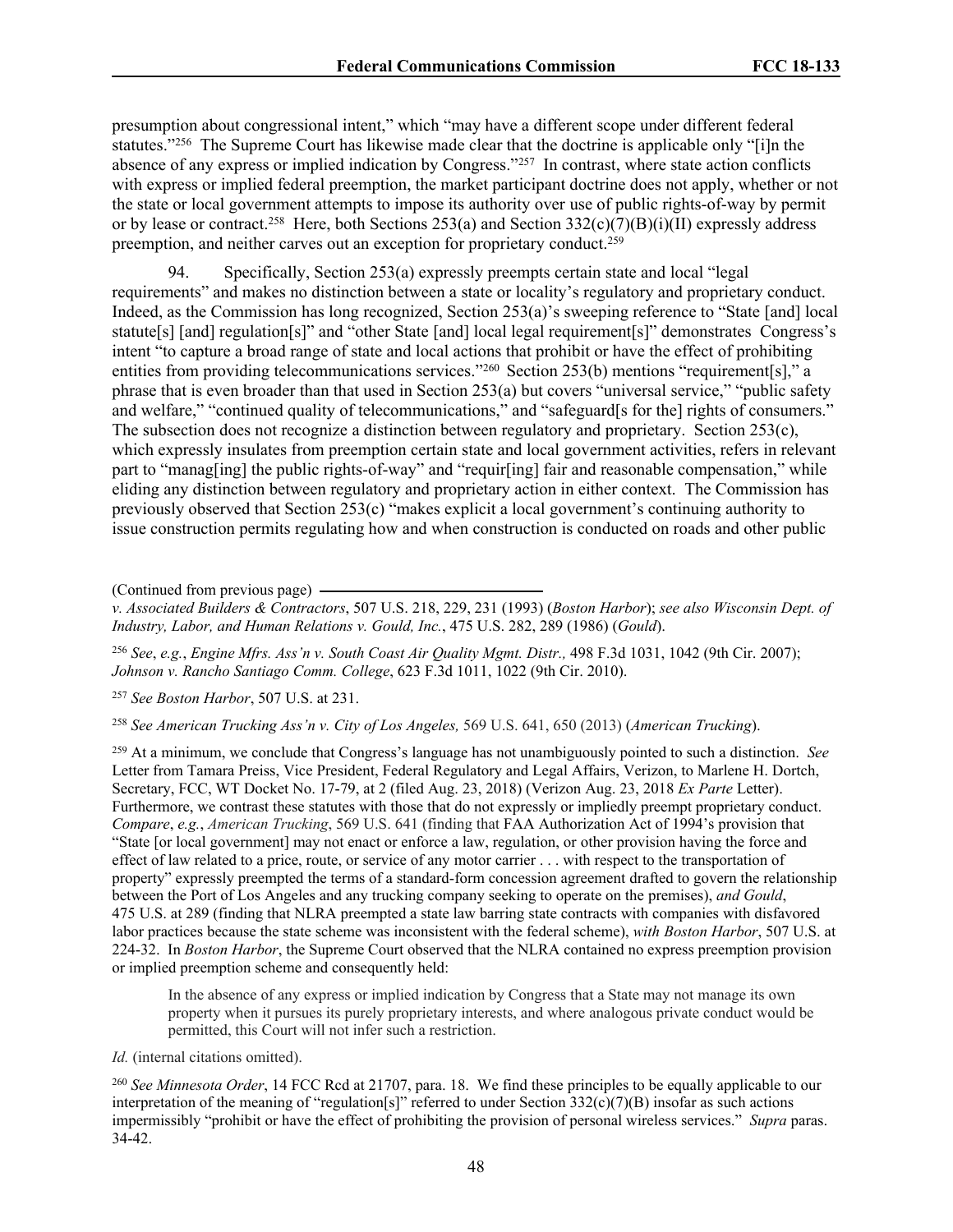presumption about congressional intent," which "may have a different scope under different federal statutes."[256] The Supreme Court has likewise made clear that the doctrine is applicable only "[i]n the absence of any express or implied indication by Congress."[257] In contrast, where state action conflicts with express or implied federal preemption, the market participant doctrine does not apply, whether or not the state or local government attempts to impose its authority over use of public rights-of-way by permit or by lease or contract.[258] Here, both Sections 253(a) and Section 332(c)(7)(B)(i)(II) expressly address preemption, and neither carves out an exception for proprietary conduct.[259]

94. Specifically, Section 253(a) expressly preempts certain state and local "legal requirements" and makes no distinction between a state or locality's regulatory and proprietary conduct. Indeed, as the Commission has long recognized, Section 253(a)'s sweeping reference to "State [and] local statute[s] [and] regulation[s]" and "other State [and] local legal requirement[s]" demonstrates Congress's intent "to capture a broad range of state and local actions that prohibit or have the effect of prohibiting entities from providing telecommunications services."[260] Section 253(b) mentions "requirement[s]," a phrase that is even broader than that used in Section 253(a) but covers "universal service," "public safety and welfare," "continued quality of telecommunications," and "safeguard[s for the] rights of consumers." The subsection does not recognize a distinction between regulatory and proprietary. Section 253(c), which expressly insulates from preemption certain state and local government activities, refers in relevant part to "manag[ing] the public rights-of-way" and "requir[ing] fair and reasonable compensation," while eliding any distinction between regulatory and proprietary action in either context. The Commission has previously observed that Section 253(c) "makes explicit a local government's continuing authority to issue construction permits regulating how and when construction is conducted on roads and other public

(Continued from previous page)

*v. Associated Builders & Contractors*, 507 U.S. 218, 229, 231 (1993) (*Boston Harbor*); *see also Wisconsin Dept. of Industry, Labor, and Human Relations v. Gould, Inc.*, 475 U.S. 282, 289 (1986) (*Gould*).

[256] *See*, *e.g.*, *Engine Mfrs. Ass'n v. South Coast Air Quality Mgmt. Distr.,* 498 F.3d 1031, 1042 (9th Cir. 2007); *Johnson v. Rancho Santiago Comm. College*, 623 F.3d 1011, 1022 (9th Cir. 2010).

[257] *See Boston Harbor*, 507 U.S. at 231.

[258] *See American Trucking Ass'n v. City of Los Angeles,* 569 U.S. 641, 650 (2013) (*American Trucking*).

[259] At a minimum, we conclude that Congress's language has not unambiguously pointed to such a distinction. *See* Letter from Tamara Preiss, Vice President, Federal Regulatory and Legal Affairs, Verizon, to Marlene H. Dortch, Secretary, FCC, WT Docket No. 17-79, at 2 (filed Aug. 23, 2018) (Verizon Aug. 23, 2018 *Ex Parte* Letter). Furthermore, we contrast these statutes with those that do not expressly or impliedly preempt proprietary conduct. *Compare*, *e.g.*, *American Trucking*, 569 U.S. 641 (finding that FAA Authorization Act of 1994's provision that "State [or local government] may not enact or enforce a law, regulation, or other provision having the force and effect of law related to a price, route, or service of any motor carrier . . . with respect to the transportation of property" expressly preempted the terms of a standard-form concession agreement drafted to govern the relationship between the Port of Los Angeles and any trucking company seeking to operate on the premises), *and Gould*, 475 U.S. at 289 (finding that NLRA preempted a state law barring state contracts with companies with disfavored labor practices because the state scheme was inconsistent with the federal scheme), *with Boston Harbor*, 507 U.S. at 224-32. In *Boston Harbor*, the Supreme Court observed that the NLRA contained no express preemption provision or implied preemption scheme and consequently held:

> In the absence of any express or implied indication by Congress that a State may not manage its own property when it pursues its purely proprietary interests, and where analogous private conduct would be permitted, this Court will not infer such a restriction.

*Id.* (internal citations omitted).

[260] *See Minnesota Order*, 14 FCC Rcd at 21707, para. 18. We find these principles to be equally applicable to our interpretation of the meaning of "regulation[s]" referred to under Section 332(c)(7)(B) insofar as such actions impermissibly "prohibit or have the effect of prohibiting the provision of personal wireless services." *Supra* paras. 34-42.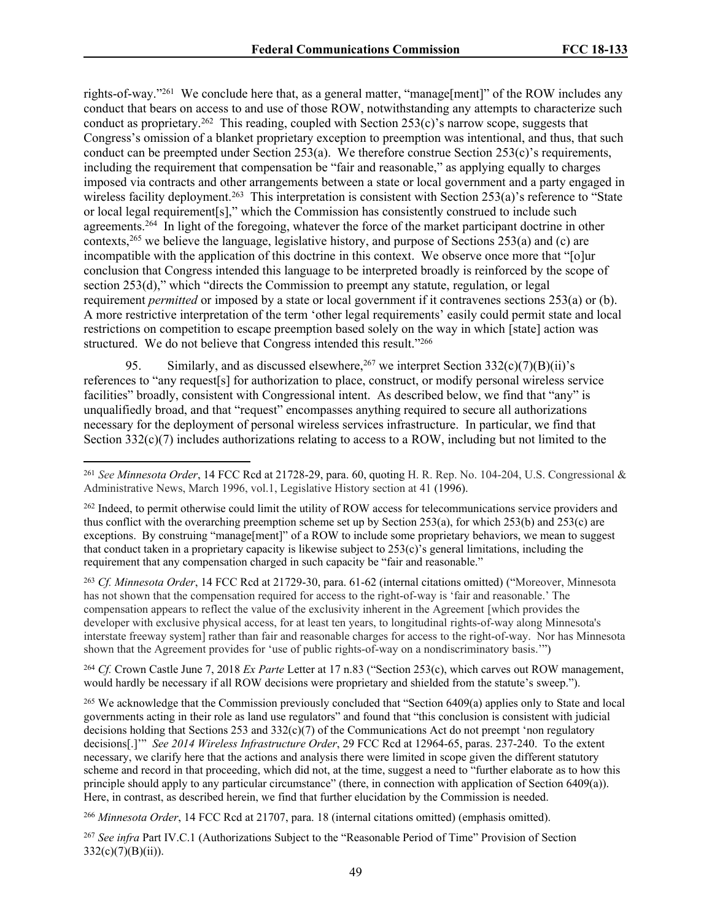rights-of-way."[261] We conclude here that, as a general matter, "manage[ment]" of the ROW includes any conduct that bears on access to and use of those ROW, notwithstanding any attempts to characterize such conduct as proprietary.[262] This reading, coupled with Section 253(c)'s narrow scope, suggests that Congress's omission of a blanket proprietary exception to preemption was intentional, and thus, that such conduct can be preempted under Section 253(a). We therefore construe Section 253(c)'s requirements, including the requirement that compensation be "fair and reasonable," as applying equally to charges imposed via contracts and other arrangements between a state or local government and a party engaged in wireless facility deployment.[263] This interpretation is consistent with Section 253(a)'s reference to "State or local legal requirement[s]," which the Commission has consistently construed to include such agreements.[264] In light of the foregoing, whatever the force of the market participant doctrine in other contexts,[265] we believe the language, legislative history, and purpose of Sections 253(a) and (c) are incompatible with the application of this doctrine in this context. We observe once more that "[o]ur conclusion that Congress intended this language to be interpreted broadly is reinforced by the scope of section 253(d)," which "directs the Commission to preempt any statute, regulation, or legal requirement *permitted* or imposed by a state or local government if it contravenes sections 253(a) or (b). A more restrictive interpretation of the term 'other legal requirements' easily could permit state and local restrictions on competition to escape preemption based solely on the way in which [state] action was structured. We do not believe that Congress intended this result."[266]

95. Similarly, and as discussed elsewhere,[267] we interpret Section 332(c)(7)(B)(ii)'s references to "any request[s] for authorization to place, construct, or modify personal wireless service facilities" broadly, consistent with Congressional intent. As described below, we find that "any" is unqualifiedly broad, and that "request" encompasses anything required to secure all authorizations necessary for the deployment of personal wireless services infrastructure. In particular, we find that Section 332(c)(7) includes authorizations relating to access to a ROW, including but not limited to the

---

[261] *See Minnesota Order*, 14 FCC Rcd at 21728-29, para. 60, quoting H. R. Rep. No. 104-204, U.S. Congressional & Administrative News, March 1996, vol.1, Legislative History section at 41 (1996).

[262] Indeed, to permit otherwise could limit the utility of ROW access for telecommunications service providers and thus conflict with the overarching preemption scheme set up by Section 253(a), for which 253(b) and 253(c) are exceptions. By construing "manage[ment]" of a ROW to include some proprietary behaviors, we mean to suggest that conduct taken in a proprietary capacity is likewise subject to 253(c)'s general limitations, including the requirement that any compensation charged in such capacity be "fair and reasonable."

[263] *Cf. Minnesota Order*, 14 FCC Rcd at 21729-30, para. 61-62 (internal citations omitted) ("Moreover, Minnesota has not shown that the compensation required for access to the right-of-way is 'fair and reasonable.' The compensation appears to reflect the value of the exclusivity inherent in the Agreement [which provides the developer with exclusive physical access, for at least ten years, to longitudinal rights-of-way along Minnesota's interstate freeway system] rather than fair and reasonable charges for access to the right-of-way. Nor has Minnesota shown that the Agreement provides for 'use of public rights-of-way on a nondiscriminatory basis.'")

[264] *Cf.* Crown Castle June 7, 2018 *Ex Parte* Letter at 17 n.83 ("Section 253(c), which carves out ROW management, would hardly be necessary if all ROW decisions were proprietary and shielded from the statute's sweep.").

[265] We acknowledge that the Commission previously concluded that "Section 6409(a) applies only to State and local governments acting in their role as land use regulators" and found that "this conclusion is consistent with judicial decisions holding that Sections 253 and 332(c)(7) of the Communications Act do not preempt 'non regulatory decisions[.]'" *See 2014 Wireless Infrastructure Order*, 29 FCC Rcd at 12964-65, paras. 237-240. To the extent necessary, we clarify here that the actions and analysis there were limited in scope given the different statutory scheme and record in that proceeding, which did not, at the time, suggest a need to "further elaborate as to how this principle should apply to any particular circumstance" (there, in connection with application of Section 6409(a)). Here, in contrast, as described herein, we find that further elucidation by the Commission is needed.

[266] *Minnesota Order*, 14 FCC Rcd at 21707, para. 18 (internal citations omitted) (emphasis omitted).

[267] *See infra* Part IV.C.1 (Authorizations Subject to the "Reasonable Period of Time" Provision of Section 332(c)(7)(B)(ii)).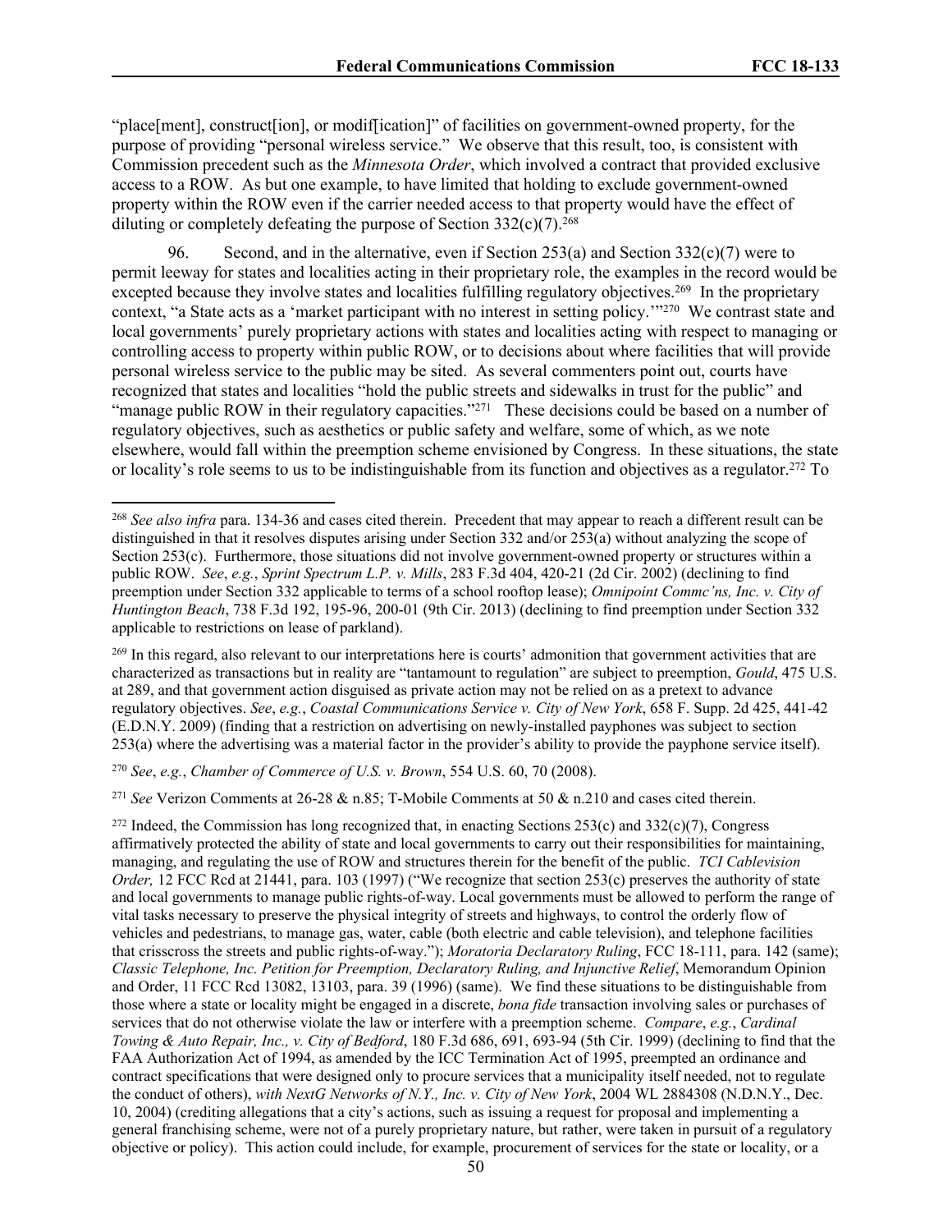"place[ment], construct[ion], or modif[ication]" of facilities on government-owned property, for the purpose of providing "personal wireless service." We observe that this result, too, is consistent with Commission precedent such as the *Minnesota Order*, which involved a contract that provided exclusive access to a ROW. As but one example, to have limited that holding to exclude government-owned property within the ROW even if the carrier needed access to that property would have the effect of diluting or completely defeating the purpose of Section 332(c)(7).[268]

96. Second, and in the alternative, even if Section 253(a) and Section 332(c)(7) were to permit leeway for states and localities acting in their proprietary role, the examples in the record would be excepted because they involve states and localities fulfilling regulatory objectives.[269] In the proprietary context, "a State acts as a 'market participant with no interest in setting policy.'"[270] We contrast state and local governments' purely proprietary actions with states and localities acting with respect to managing or controlling access to property within public ROW, or to decisions about where facilities that will provide personal wireless service to the public may be sited. As several commenters point out, courts have recognized that states and localities "hold the public streets and sidewalks in trust for the public" and "manage public ROW in their regulatory capacities."[271] These decisions could be based on a number of regulatory objectives, such as aesthetics or public safety and welfare, some of which, as we note elsewhere, would fall within the preemption scheme envisioned by Congress. In these situations, the state or locality's role seems to us to be indistinguishable from its function and objectives as a regulator.[272] To

---

[268] *See also infra* para. 134-36 and cases cited therein. Precedent that may appear to reach a different result can be distinguished in that it resolves disputes arising under Section 332 and/or 253(a) without analyzing the scope of Section 253(c). Furthermore, those situations did not involve government-owned property or structures within a public ROW. *See*, *e.g.*, *Sprint Spectrum L.P. v. Mills*, 283 F.3d 404, 420-21 (2d Cir. 2002) (declining to find preemption under Section 332 applicable to terms of a school rooftop lease); *Omnipoint Commc'ns, Inc. v. City of Huntington Beach*, 738 F.3d 192, 195-96, 200-01 (9th Cir. 2013) (declining to find preemption under Section 332 applicable to restrictions on lease of parkland).

[269] In this regard, also relevant to our interpretations here is courts' admonition that government activities that are characterized as transactions but in reality are "tantamount to regulation" are subject to preemption, *Gould*, 475 U.S. at 289, and that government action disguised as private action may not be relied on as a pretext to advance regulatory objectives. *See*, *e.g.*, *Coastal Communications Service v. City of New York*, 658 F. Supp. 2d 425, 441-42 (E.D.N.Y. 2009) (finding that a restriction on advertising on newly-installed payphones was subject to section 253(a) where the advertising was a material factor in the provider's ability to provide the payphone service itself).

[270] *See*, *e.g.*, *Chamber of Commerce of U.S. v. Brown*, 554 U.S. 60, 70 (2008).

[271] *See* Verizon Comments at 26-28 & n.85; T-Mobile Comments at 50 & n.210 and cases cited therein.

[272] Indeed, the Commission has long recognized that, in enacting Sections 253(c) and 332(c)(7), Congress affirmatively protected the ability of state and local governments to carry out their responsibilities for maintaining, managing, and regulating the use of ROW and structures therein for the benefit of the public. *TCI Cablevision Order,* 12 FCC Rcd at 21441, para. 103 (1997) ("We recognize that section 253(c) preserves the authority of state and local governments to manage public rights-of-way. Local governments must be allowed to perform the range of vital tasks necessary to preserve the physical integrity of streets and highways, to control the orderly flow of vehicles and pedestrians, to manage gas, water, cable (both electric and cable television), and telephone facilities that crisscross the streets and public rights-of-way."); *Moratoria Declaratory Ruling*, FCC 18-111, para. 142 (same); *Classic Telephone, Inc. Petition for Preemption, Declaratory Ruling, and Injunctive Relief*, Memorandum Opinion and Order, 11 FCC Rcd 13082, 13103, para. 39 (1996) (same). We find these situations to be distinguishable from those where a state or locality might be engaged in a discrete, *bona fide* transaction involving sales or purchases of services that do not otherwise violate the law or interfere with a preemption scheme. *Compare*, *e.g.*, *Cardinal Towing & Auto Repair, Inc., v. City of Bedford*, 180 F.3d 686, 691, 693-94 (5th Cir. 1999) (declining to find that the FAA Authorization Act of 1994, as amended by the ICC Termination Act of 1995, preempted an ordinance and contract specifications that were designed only to procure services that a municipality itself needed, not to regulate the conduct of others), *with NextG Networks of N.Y., Inc. v. City of New York*, 2004 WL 2884308 (N.D.N.Y., Dec. 10, 2004) (crediting allegations that a city's actions, such as issuing a request for proposal and implementing a general franchising scheme, were not of a purely proprietary nature, but rather, were taken in pursuit of a regulatory objective or policy). This action could include, for example, procurement of services for the state or locality, or a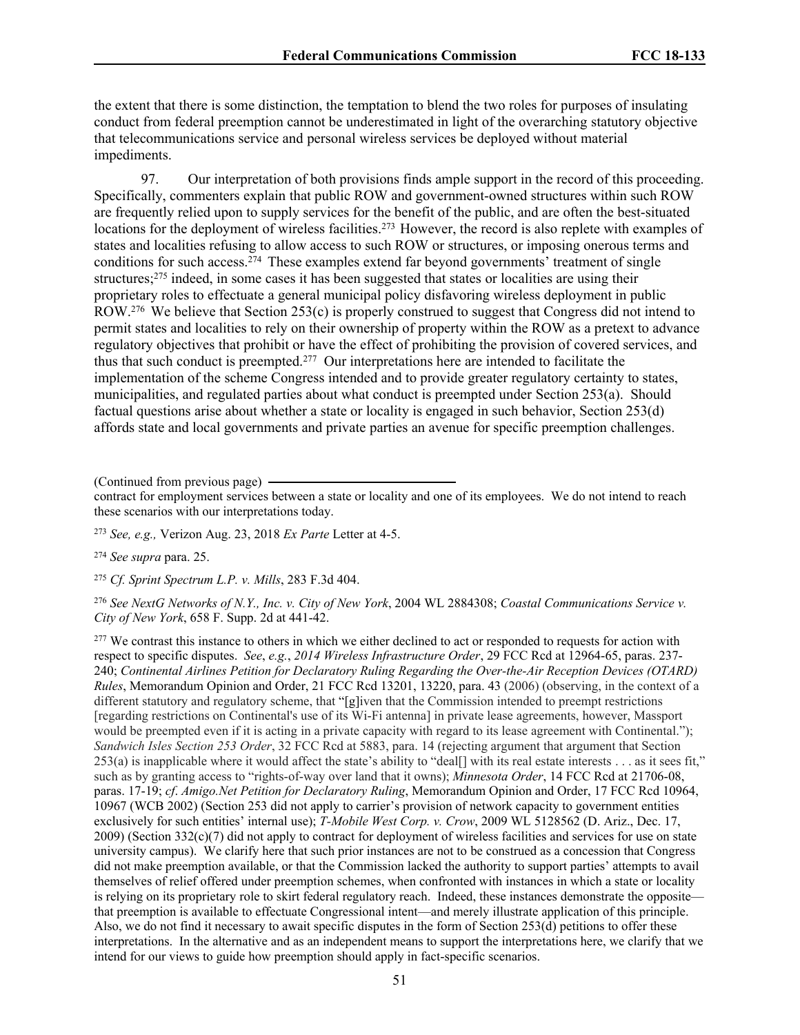the extent that there is some distinction, the temptation to blend the two roles for purposes of insulating conduct from federal preemption cannot be underestimated in light of the overarching statutory objective that telecommunications service and personal wireless services be deployed without material impediments.

97. Our interpretation of both provisions finds ample support in the record of this proceeding. Specifically, commenters explain that public ROW and government-owned structures within such ROW are frequently relied upon to supply services for the benefit of the public, and are often the best-situated locations for the deployment of wireless facilities.[273] However, the record is also replete with examples of states and localities refusing to allow access to such ROW or structures, or imposing onerous terms and conditions for such access.[274] These examples extend far beyond governments' treatment of single structures;[275] indeed, in some cases it has been suggested that states or localities are using their proprietary roles to effectuate a general municipal policy disfavoring wireless deployment in public ROW.[276] We believe that Section 253(c) is properly construed to suggest that Congress did not intend to permit states and localities to rely on their ownership of property within the ROW as a pretext to advance regulatory objectives that prohibit or have the effect of prohibiting the provision of covered services, and thus that such conduct is preempted.[277] Our interpretations here are intended to facilitate the implementation of the scheme Congress intended and to provide greater regulatory certainty to states, municipalities, and regulated parties about what conduct is preempted under Section 253(a). Should factual questions arise about whether a state or locality is engaged in such behavior, Section 253(d) affords state and local governments and private parties an avenue for specific preemption challenges.

(Continued from previous page)

contract for employment services between a state or locality and one of its employees. We do not intend to reach these scenarios with our interpretations today.

[273] *See, e.g.,* Verizon Aug. 23, 2018 *Ex Parte* Letter at 4-5.

[274] *See supra* para. 25.

[275] *Cf. Sprint Spectrum L.P. v. Mills*, 283 F.3d 404.

[276] *See NextG Networks of N.Y., Inc. v. City of New York*, 2004 WL 2884308; *Coastal Communications Service v. City of New York*, 658 F. Supp. 2d at 441-42.

[277] We contrast this instance to others in which we either declined to act or responded to requests for action with respect to specific disputes. *See*, *e.g.*, *2014 Wireless Infrastructure Order*, 29 FCC Rcd at 12964-65, paras. 237-240; *Continental Airlines Petition for Declaratory Ruling Regarding the Over-the-Air Reception Devices (OTARD) Rules*, Memorandum Opinion and Order, 21 FCC Rcd 13201, 13220, para. 43 (2006) (observing, in the context of a different statutory and regulatory scheme, that "[g]iven that the Commission intended to preempt restrictions [regarding restrictions on Continental's use of its Wi-Fi antenna] in private lease agreements, however, Massport would be preempted even if it is acting in a private capacity with regard to its lease agreement with Continental."); *Sandwich Isles Section 253 Order*, 32 FCC Rcd at 5883, para. 14 (rejecting argument that argument that Section 253(a) is inapplicable where it would affect the state's ability to "deal[] with its real estate interests . . . as it sees fit," such as by granting access to "rights-of-way over land that it owns); *Minnesota Order*, 14 FCC Rcd at 21706-08, paras. 17-19; *cf*. *Amigo.Net Petition for Declaratory Ruling*, Memorandum Opinion and Order, 17 FCC Rcd 10964, 10967 (WCB 2002) (Section 253 did not apply to carrier's provision of network capacity to government entities exclusively for such entities' internal use); *T-Mobile West Corp. v. Crow*, 2009 WL 5128562 (D. Ariz., Dec. 17, 2009) (Section 332(c)(7) did not apply to contract for deployment of wireless facilities and services for use on state university campus). We clarify here that such prior instances are not to be construed as a concession that Congress did not make preemption available, or that the Commission lacked the authority to support parties' attempts to avail themselves of relief offered under preemption schemes, when confronted with instances in which a state or locality is relying on its proprietary role to skirt federal regulatory reach. Indeed, these instances demonstrate the opposite—that preemption is available to effectuate Congressional intent—and merely illustrate application of this principle. Also, we do not find it necessary to await specific disputes in the form of Section 253(d) petitions to offer these interpretations. In the alternative and as an independent means to support the interpretations here, we clarify that we intend for our views to guide how preemption should apply in fact-specific scenarios.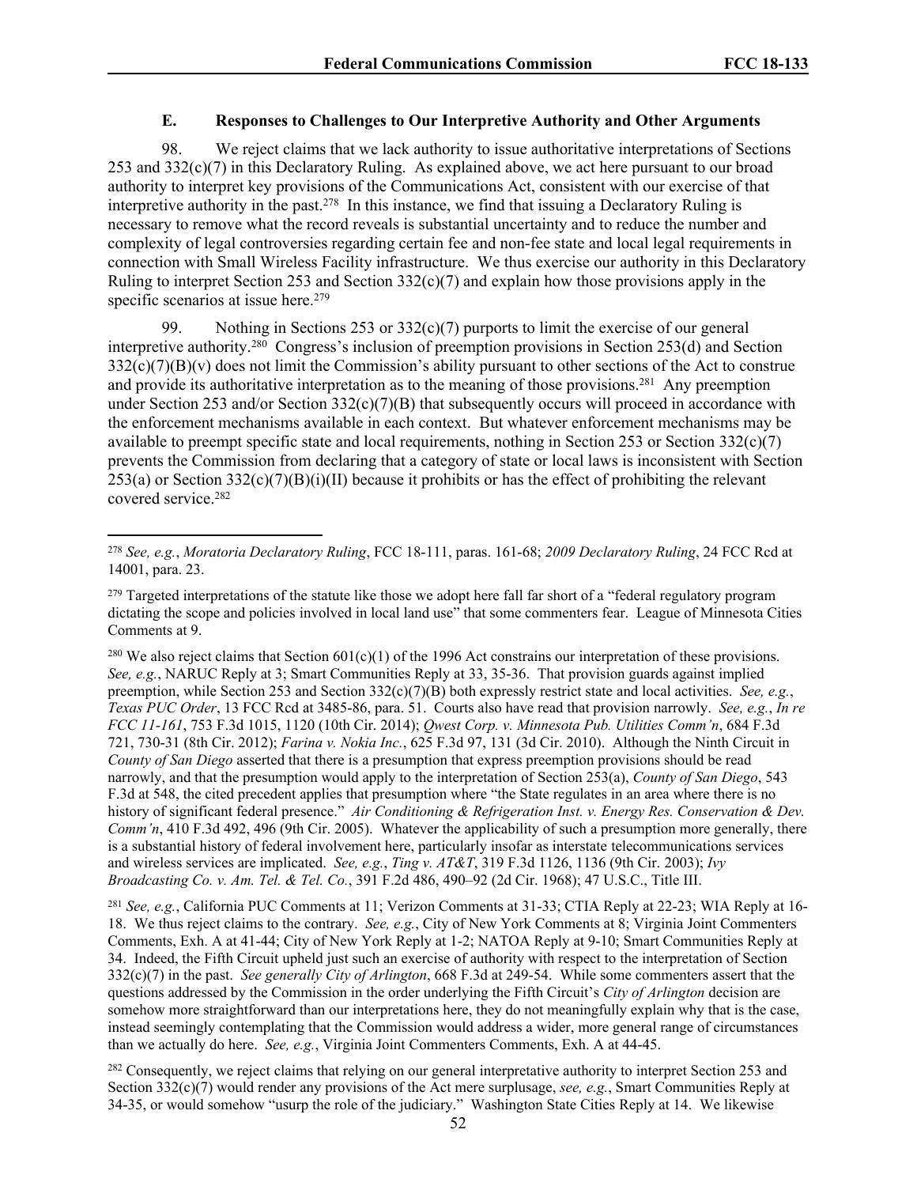### E. Responses to Challenges to Our Interpretive Authority and Other Arguments

98. We reject claims that we lack authority to issue authoritative interpretations of Sections 253 and 332(c)(7) in this Declaratory Ruling. As explained above, we act here pursuant to our broad authority to interpret key provisions of the Communications Act, consistent with our exercise of that interpretive authority in the past.[278] In this instance, we find that issuing a Declaratory Ruling is necessary to remove what the record reveals is substantial uncertainty and to reduce the number and complexity of legal controversies regarding certain fee and non-fee state and local legal requirements in connection with Small Wireless Facility infrastructure. We thus exercise our authority in this Declaratory Ruling to interpret Section 253 and Section 332(c)(7) and explain how those provisions apply in the specific scenarios at issue here.[279]

99. Nothing in Sections 253 or 332(c)(7) purports to limit the exercise of our general interpretive authority.[280] Congress's inclusion of preemption provisions in Section 253(d) and Section 332(c)(7)(B)(v) does not limit the Commission's ability pursuant to other sections of the Act to construe and provide its authoritative interpretation as to the meaning of those provisions.[281] Any preemption under Section 253 and/or Section 332(c)(7)(B) that subsequently occurs will proceed in accordance with the enforcement mechanisms available in each context. But whatever enforcement mechanisms may be available to preempt specific state and local requirements, nothing in Section 253 or Section 332(c)(7) prevents the Commission from declaring that a category of state or local laws is inconsistent with Section 253(a) or Section 332(c)(7)(B)(i)(II) because it prohibits or has the effect of prohibiting the relevant covered service.[282]

---

[278] *See, e.g.*, *Moratoria Declaratory Ruling*, FCC 18-111, paras. 161-68; *2009 Declaratory Ruling*, 24 FCC Rcd at 14001, para. 23.

[279] Targeted interpretations of the statute like those we adopt here fall far short of a "federal regulatory program dictating the scope and policies involved in local land use" that some commenters fear. League of Minnesota Cities Comments at 9.

[280] We also reject claims that Section 601(c)(1) of the 1996 Act constrains our interpretation of these provisions. *See, e.g.*, NARUC Reply at 3; Smart Communities Reply at 33, 35-36. That provision guards against implied preemption, while Section 253 and Section 332(c)(7)(B) both expressly restrict state and local activities. *See, e.g.*, *Texas PUC Order*, 13 FCC Rcd at 3485-86, para. 51. Courts also have read that provision narrowly. *See, e.g.*, *In re FCC 11-161*, 753 F.3d 1015, 1120 (10th Cir. 2014); *Qwest Corp. v. Minnesota Pub. Utilities Comm'n*, 684 F.3d 721, 730-31 (8th Cir. 2012); *Farina v. Nokia Inc.*, 625 F.3d 97, 131 (3d Cir. 2010). Although the Ninth Circuit in *County of San Diego* asserted that there is a presumption that express preemption provisions should be read narrowly, and that the presumption would apply to the interpretation of Section 253(a), *County of San Diego*, 543 F.3d at 548, the cited precedent applies that presumption where "the State regulates in an area where there is no history of significant federal presence." *Air Conditioning & Refrigeration Inst. v. Energy Res. Conservation & Dev. Comm'n*, 410 F.3d 492, 496 (9th Cir. 2005). Whatever the applicability of such a presumption more generally, there is a substantial history of federal involvement here, particularly insofar as interstate telecommunications services and wireless services are implicated. *See, e.g.*, *Ting v. AT&T*, 319 F.3d 1126, 1136 (9th Cir. 2003); *Ivy Broadcasting Co. v. Am. Tel. & Tel. Co.*, 391 F.2d 486, 490–92 (2d Cir. 1968); 47 U.S.C., Title III.

[281] *See, e.g.*, California PUC Comments at 11; Verizon Comments at 31-33; CTIA Reply at 22-23; WIA Reply at 16-18. We thus reject claims to the contrary. *See, e.g.*, City of New York Comments at 8; Virginia Joint Commenters Comments, Exh. A at 41-44; City of New York Reply at 1-2; NATOA Reply at 9-10; Smart Communities Reply at 34. Indeed, the Fifth Circuit upheld just such an exercise of authority with respect to the interpretation of Section 332(c)(7) in the past. *See generally City of Arlington*, 668 F.3d at 249-54. While some commenters assert that the questions addressed by the Commission in the order underlying the Fifth Circuit's *City of Arlington* decision are somehow more straightforward than our interpretations here, they do not meaningfully explain why that is the case, instead seemingly contemplating that the Commission would address a wider, more general range of circumstances than we actually do here. *See, e.g.*, Virginia Joint Commenters Comments, Exh. A at 44-45.

[282] Consequently, we reject claims that relying on our general interpretative authority to interpret Section 253 and Section 332(c)(7) would render any provisions of the Act mere surplusage, *see, e.g.*, Smart Communities Reply at 34-35, or would somehow "usurp the role of the judiciary." Washington State Cities Reply at 14. We likewise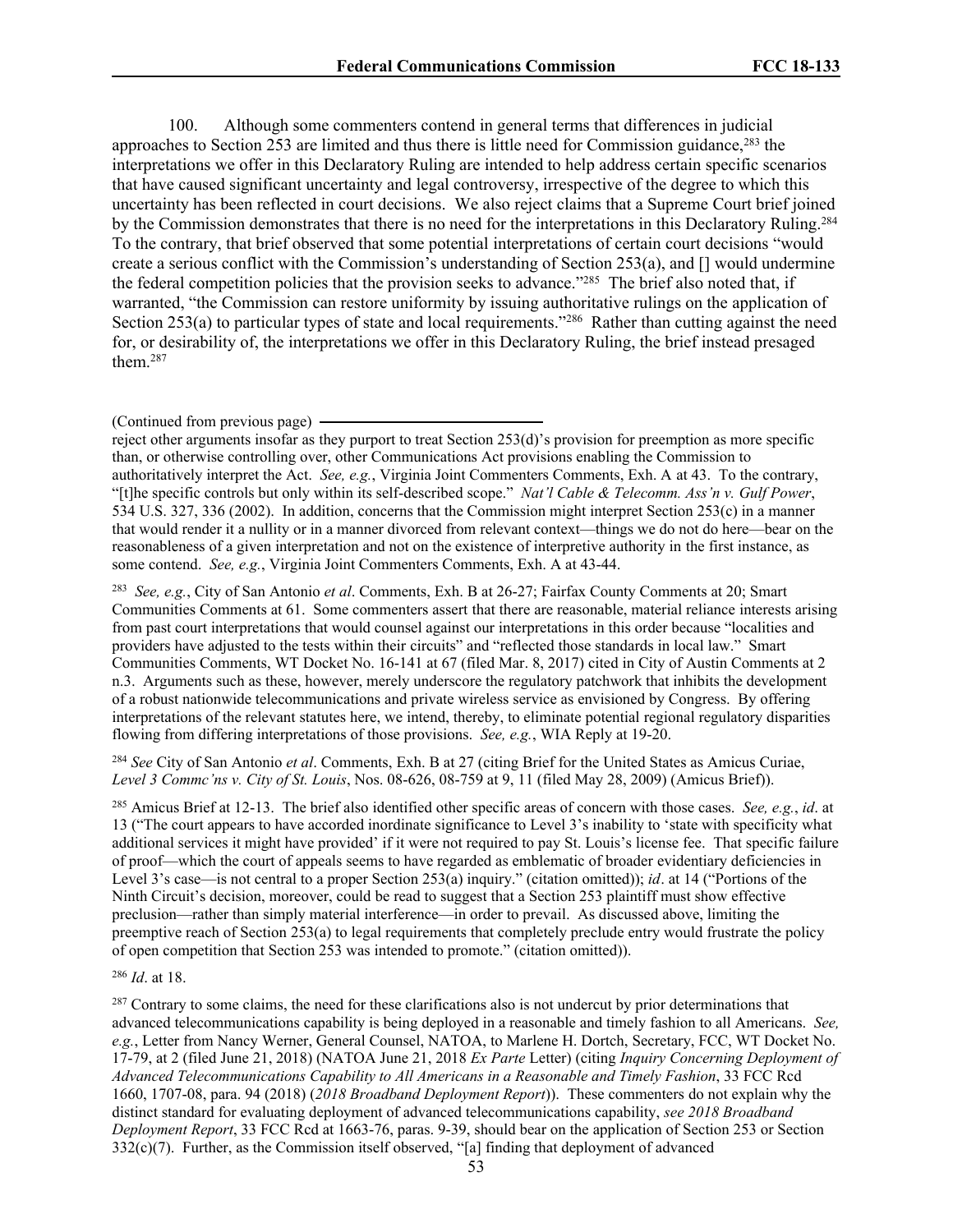100. Although some commenters contend in general terms that differences in judicial approaches to Section 253 are limited and thus there is little need for Commission guidance,[283] the interpretations we offer in this Declaratory Ruling are intended to help address certain specific scenarios that have caused significant uncertainty and legal controversy, irrespective of the degree to which this uncertainty has been reflected in court decisions. We also reject claims that a Supreme Court brief joined by the Commission demonstrates that there is no need for the interpretations in this Declaratory Ruling.[284] To the contrary, that brief observed that some potential interpretations of certain court decisions "would create a serious conflict with the Commission's understanding of Section 253(a), and [] would undermine the federal competition policies that the provision seeks to advance."[285] The brief also noted that, if warranted, "the Commission can restore uniformity by issuing authoritative rulings on the application of Section 253(a) to particular types of state and local requirements."[286] Rather than cutting against the need for, or desirability of, the interpretations we offer in this Declaratory Ruling, the brief instead presaged them.[287]

(Continued from previous page)

reject other arguments insofar as they purport to treat Section 253(d)'s provision for preemption as more specific than, or otherwise controlling over, other Communications Act provisions enabling the Commission to authoritatively interpret the Act. *See, e.g.*, Virginia Joint Commenters Comments, Exh. A at 43. To the contrary, "[t]he specific controls but only within its self-described scope." *Nat'l Cable & Telecomm. Ass'n v. Gulf Power*, 534 U.S. 327, 336 (2002). In addition, concerns that the Commission might interpret Section 253(c) in a manner that would render it a nullity or in a manner divorced from relevant context—things we do not do here—bear on the reasonableness of a given interpretation and not on the existence of interpretive authority in the first instance, as some contend. *See, e.g.*, Virginia Joint Commenters Comments, Exh. A at 43-44.

[283] *See, e.g.*, City of San Antonio *et al*. Comments, Exh. B at 26-27; Fairfax County Comments at 20; Smart Communities Comments at 61. Some commenters assert that there are reasonable, material reliance interests arising from past court interpretations that would counsel against our interpretations in this order because "localities and providers have adjusted to the tests within their circuits" and "reflected those standards in local law." Smart Communities Comments, WT Docket No. 16-141 at 67 (filed Mar. 8, 2017) cited in City of Austin Comments at 2 n.3. Arguments such as these, however, merely underscore the regulatory patchwork that inhibits the development of a robust nationwide telecommunications and private wireless service as envisioned by Congress. By offering interpretations of the relevant statutes here, we intend, thereby, to eliminate potential regional regulatory disparities flowing from differing interpretations of those provisions. *See, e.g.*, WIA Reply at 19-20.

[284] *See* City of San Antonio *et al*. Comments, Exh. B at 27 (citing Brief for the United States as Amicus Curiae, *Level 3 Commc'ns v. City of St. Louis*, Nos. 08-626, 08-759 at 9, 11 (filed May 28, 2009) (Amicus Brief)).

[285] Amicus Brief at 12-13. The brief also identified other specific areas of concern with those cases. *See, e.g.*, *id*. at 13 ("The court appears to have accorded inordinate significance to Level 3's inability to 'state with specificity what additional services it might have provided' if it were not required to pay St. Louis's license fee. That specific failure of proof—which the court of appeals seems to have regarded as emblematic of broader evidentiary deficiencies in Level 3's case—is not central to a proper Section 253(a) inquiry." (citation omitted)); *id*. at 14 ("Portions of the Ninth Circuit's decision, moreover, could be read to suggest that a Section 253 plaintiff must show effective preclusion—rather than simply material interference—in order to prevail. As discussed above, limiting the preemptive reach of Section 253(a) to legal requirements that completely preclude entry would frustrate the policy of open competition that Section 253 was intended to promote." (citation omitted)).

[286] *Id*. at 18.

[287] Contrary to some claims, the need for these clarifications also is not undercut by prior determinations that advanced telecommunications capability is being deployed in a reasonable and timely fashion to all Americans. *See, e.g.*, Letter from Nancy Werner, General Counsel, NATOA, to Marlene H. Dortch, Secretary, FCC, WT Docket No. 17-79, at 2 (filed June 21, 2018) (NATOA June 21, 2018 *Ex Parte* Letter) (citing *Inquiry Concerning Deployment of Advanced Telecommunications Capability to All Americans in a Reasonable and Timely Fashion*, 33 FCC Rcd 1660, 1707-08, para. 94 (2018) (*2018 Broadband Deployment Report*)). These commenters do not explain why the distinct standard for evaluating deployment of advanced telecommunications capability, *see 2018 Broadband Deployment Report*, 33 FCC Rcd at 1663-76, paras. 9-39, should bear on the application of Section 253 or Section 332(c)(7). Further, as the Commission itself observed, "[a] finding that deployment of advanced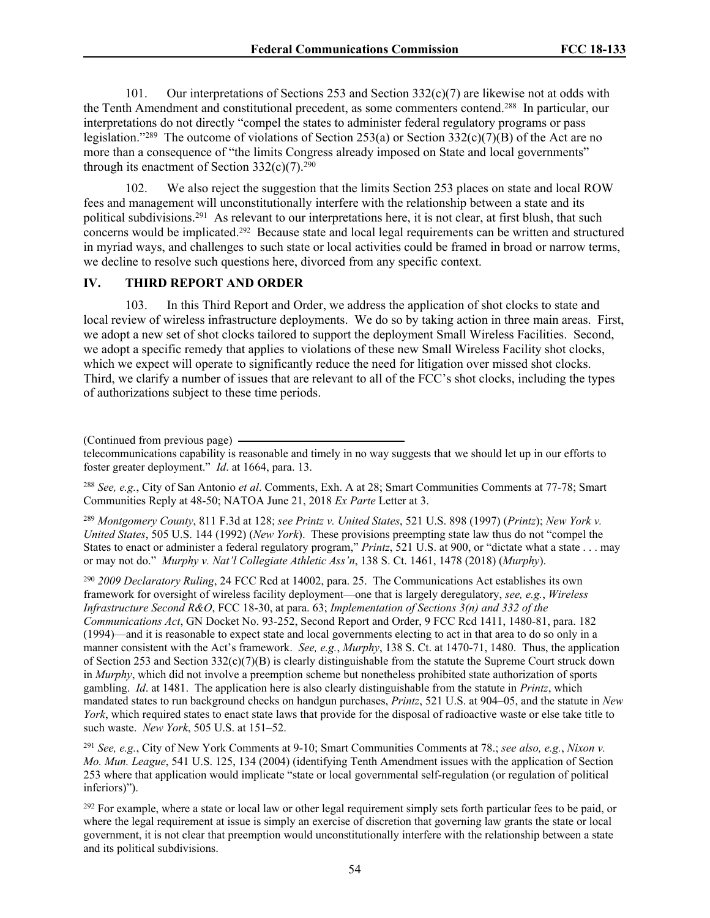101. Our interpretations of Sections 253 and Section 332(c)(7) are likewise not at odds with the Tenth Amendment and constitutional precedent, as some commenters contend.[288] In particular, our interpretations do not directly "compel the states to administer federal regulatory programs or pass legislation."[289] The outcome of violations of Section 253(a) or Section 332(c)(7)(B) of the Act are no more than a consequence of "the limits Congress already imposed on State and local governments" through its enactment of Section 332(c)(7).[290]

102. We also reject the suggestion that the limits Section 253 places on state and local ROW fees and management will unconstitutionally interfere with the relationship between a state and its political subdivisions.[291] As relevant to our interpretations here, it is not clear, at first blush, that such concerns would be implicated.[292] Because state and local legal requirements can be written and structured in myriad ways, and challenges to such state or local activities could be framed in broad or narrow terms, we decline to resolve such questions here, divorced from any specific context.

## IV. THIRD REPORT AND ORDER

103. In this Third Report and Order, we address the application of shot clocks to state and local review of wireless infrastructure deployments. We do so by taking action in three main areas. First, we adopt a new set of shot clocks tailored to support the deployment Small Wireless Facilities. Second, we adopt a specific remedy that applies to violations of these new Small Wireless Facility shot clocks, which we expect will operate to significantly reduce the need for litigation over missed shot clocks. Third, we clarify a number of issues that are relevant to all of the FCC's shot clocks, including the types of authorizations subject to these time periods.

(Continued from previous page)

telecommunications capability is reasonable and timely in no way suggests that we should let up in our efforts to foster greater deployment." *Id*. at 1664, para. 13.

[288] *See, e.g.*, City of San Antonio *et al*. Comments, Exh. A at 28; Smart Communities Comments at 77-78; Smart Communities Reply at 48-50; NATOA June 21, 2018 *Ex Parte* Letter at 3.

[289] *Montgomery County*, 811 F.3d at 128; *see Printz v. United States*, 521 U.S. 898 (1997) (*Printz*); *New York v. United States*, 505 U.S. 144 (1992) (*New York*). These provisions preempting state law thus do not "compel the States to enact or administer a federal regulatory program," *Printz*, 521 U.S. at 900, or "dictate what a state . . . may or may not do." *Murphy v. Nat'l Collegiate Athletic Ass'n*, 138 S. Ct. 1461, 1478 (2018) (*Murphy*).

[290] *2009 Declaratory Ruling*, 24 FCC Rcd at 14002, para. 25. The Communications Act establishes its own framework for oversight of wireless facility deployment—one that is largely deregulatory, *see, e.g.*, *Wireless Infrastructure Second R&O*, FCC 18-30, at para. 63; *Implementation of Sections 3(n) and 332 of the Communications Act*, GN Docket No. 93-252, Second Report and Order, 9 FCC Rcd 1411, 1480-81, para. 182 (1994)—and it is reasonable to expect state and local governments electing to act in that area to do so only in a manner consistent with the Act's framework. *See, e.g.*, *Murphy*, 138 S. Ct. at 1470-71, 1480. Thus, the application of Section 253 and Section 332(c)(7)(B) is clearly distinguishable from the statute the Supreme Court struck down in *Murphy*, which did not involve a preemption scheme but nonetheless prohibited state authorization of sports gambling. *Id*. at 1481. The application here is also clearly distinguishable from the statute in *Printz*, which mandated states to run background checks on handgun purchases, *Printz*, 521 U.S. at 904–05, and the statute in *New York*, which required states to enact state laws that provide for the disposal of radioactive waste or else take title to such waste. *New York*, 505 U.S. at 151–52.

[291] *See, e.g.*, City of New York Comments at 9-10; Smart Communities Comments at 78.; *see also, e.g.*, *Nixon v. Mo. Mun. League*, 541 U.S. 125, 134 (2004) (identifying Tenth Amendment issues with the application of Section 253 where that application would implicate "state or local governmental self-regulation (or regulation of political inferiors)").

[292] For example, where a state or local law or other legal requirement simply sets forth particular fees to be paid, or where the legal requirement at issue is simply an exercise of discretion that governing law grants the state or local government, it is not clear that preemption would unconstitutionally interfere with the relationship between a state and its political subdivisions.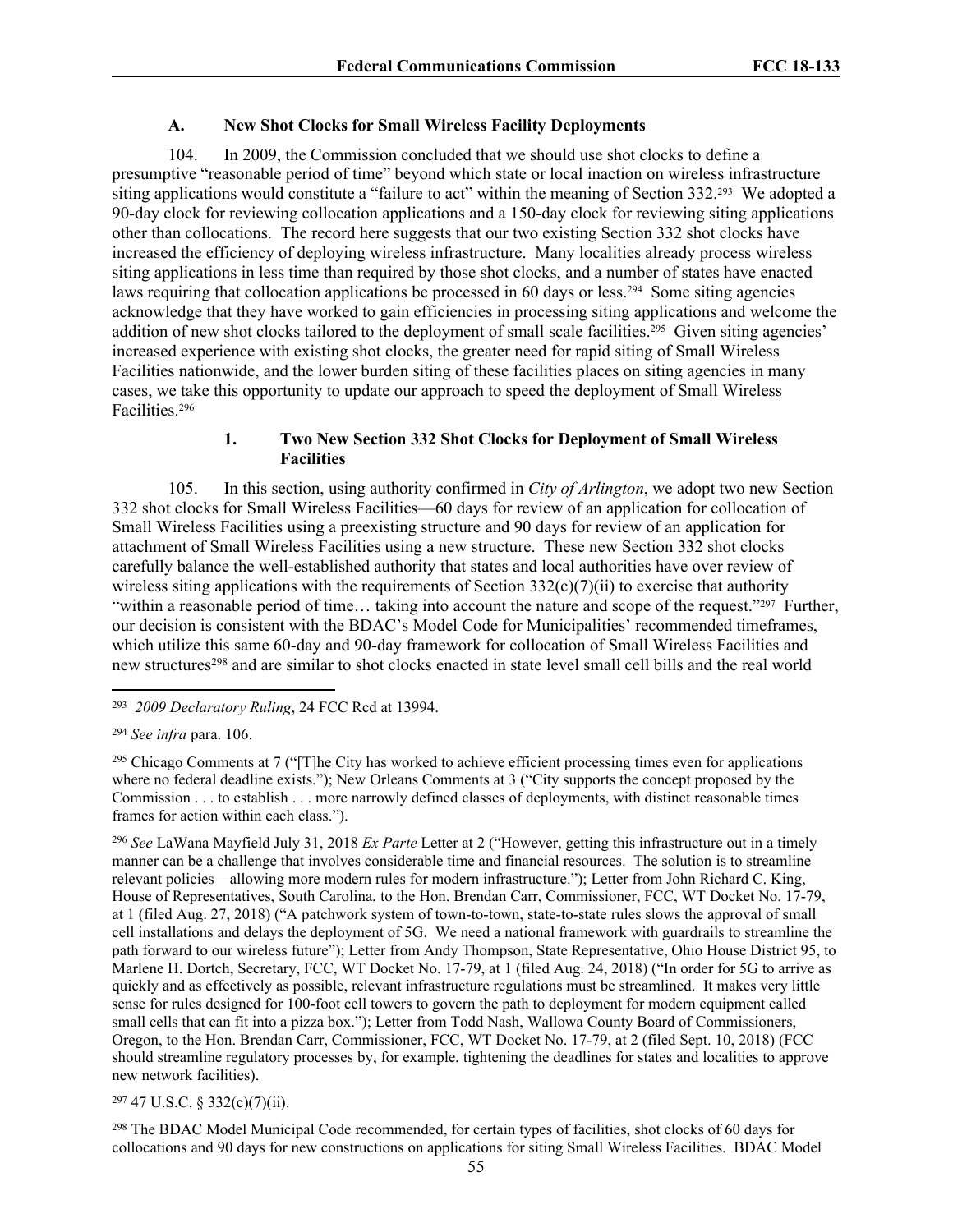### A. New Shot Clocks for Small Wireless Facility Deployments

104. In 2009, the Commission concluded that we should use shot clocks to define a presumptive "reasonable period of time" beyond which state or local inaction on wireless infrastructure siting applications would constitute a "failure to act" within the meaning of Section 332.[293] We adopted a 90-day clock for reviewing collocation applications and a 150-day clock for reviewing siting applications other than collocations. The record here suggests that our two existing Section 332 shot clocks have increased the efficiency of deploying wireless infrastructure. Many localities already process wireless siting applications in less time than required by those shot clocks, and a number of states have enacted laws requiring that collocation applications be processed in 60 days or less.[294] Some siting agencies acknowledge that they have worked to gain efficiencies in processing siting applications and welcome the addition of new shot clocks tailored to the deployment of small scale facilities.[295] Given siting agencies' increased experience with existing shot clocks, the greater need for rapid siting of Small Wireless Facilities nationwide, and the lower burden siting of these facilities places on siting agencies in many cases, we take this opportunity to update our approach to speed the deployment of Small Wireless Facilities.[296]

#### 1. Two New Section 332 Shot Clocks for Deployment of Small Wireless Facilities

105. In this section, using authority confirmed in *City of Arlington*, we adopt two new Section 332 shot clocks for Small Wireless Facilities—60 days for review of an application for collocation of Small Wireless Facilities using a preexisting structure and 90 days for review of an application for attachment of Small Wireless Facilities using a new structure. These new Section 332 shot clocks carefully balance the well-established authority that states and local authorities have over review of wireless siting applications with the requirements of Section 332(c)(7)(ii) to exercise that authority "within a reasonable period of time… taking into account the nature and scope of the request."[297] Further, our decision is consistent with the BDAC's Model Code for Municipalities' recommended timeframes, which utilize this same 60-day and 90-day framework for collocation of Small Wireless Facilities and new structures[298] and are similar to shot clocks enacted in state level small cell bills and the real world

---

[293] *2009 Declaratory Ruling*, 24 FCC Rcd at 13994.

[294] *See infra* para. 106.

[295] Chicago Comments at 7 ("[T]he City has worked to achieve efficient processing times even for applications where no federal deadline exists."); New Orleans Comments at 3 ("City supports the concept proposed by the Commission . . . to establish . . . more narrowly defined classes of deployments, with distinct reasonable times frames for action within each class.").

[296] *See* LaWana Mayfield July 31, 2018 *Ex Parte* Letter at 2 ("However, getting this infrastructure out in a timely manner can be a challenge that involves considerable time and financial resources. The solution is to streamline relevant policies—allowing more modern rules for modern infrastructure."); Letter from John Richard C. King, House of Representatives, South Carolina, to the Hon. Brendan Carr, Commissioner, FCC, WT Docket No. 17-79, at 1 (filed Aug. 27, 2018) ("A patchwork system of town-to-town, state-to-state rules slows the approval of small cell installations and delays the deployment of 5G. We need a national framework with guardrails to streamline the path forward to our wireless future"); Letter from Andy Thompson, State Representative, Ohio House District 95, to Marlene H. Dortch, Secretary, FCC, WT Docket No. 17-79, at 1 (filed Aug. 24, 2018) ("In order for 5G to arrive as quickly and as effectively as possible, relevant infrastructure regulations must be streamlined. It makes very little sense for rules designed for 100-foot cell towers to govern the path to deployment for modern equipment called small cells that can fit into a pizza box."); Letter from Todd Nash, Wallowa County Board of Commissioners, Oregon, to the Hon. Brendan Carr, Commissioner, FCC, WT Docket No. 17-79, at 2 (filed Sept. 10, 2018) (FCC should streamline regulatory processes by, for example, tightening the deadlines for states and localities to approve new network facilities).

[297] 47 U.S.C. § 332(c)(7)(ii).

[298] The BDAC Model Municipal Code recommended, for certain types of facilities, shot clocks of 60 days for collocations and 90 days for new constructions on applications for siting Small Wireless Facilities. BDAC Model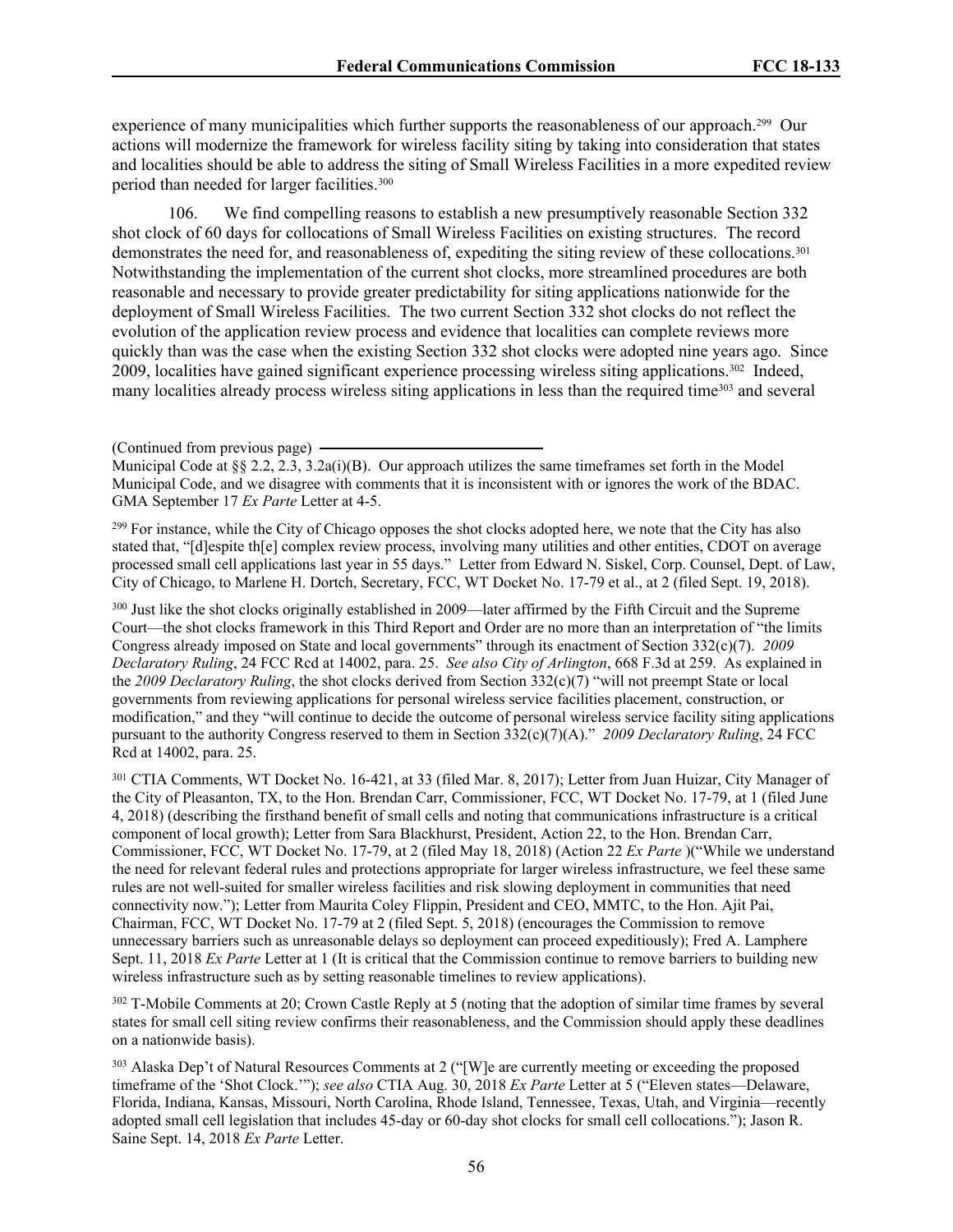experience of many municipalities which further supports the reasonableness of our approach.[299] Our actions will modernize the framework for wireless facility siting by taking into consideration that states and localities should be able to address the siting of Small Wireless Facilities in a more expedited review period than needed for larger facilities.[300]

106. We find compelling reasons to establish a new presumptively reasonable Section 332 shot clock of 60 days for collocations of Small Wireless Facilities on existing structures. The record demonstrates the need for, and reasonableness of, expediting the siting review of these collocations.[301] Notwithstanding the implementation of the current shot clocks, more streamlined procedures are both reasonable and necessary to provide greater predictability for siting applications nationwide for the deployment of Small Wireless Facilities. The two current Section 332 shot clocks do not reflect the evolution of the application review process and evidence that localities can complete reviews more quickly than was the case when the existing Section 332 shot clocks were adopted nine years ago. Since 2009, localities have gained significant experience processing wireless siting applications.[302] Indeed, many localities already process wireless siting applications in less than the required time[303] and several

(Continued from previous page)
Municipal Code at §§ 2.2, 2.3, 3.2a(i)(B). Our approach utilizes the same timeframes set forth in the Model Municipal Code, and we disagree with comments that it is inconsistent with or ignores the work of the BDAC. GMA September 17 *Ex Parte* Letter at 4-5.

[299] For instance, while the City of Chicago opposes the shot clocks adopted here, we note that the City has also stated that, "[d]espite th[e] complex review process, involving many utilities and other entities, CDOT on average processed small cell applications last year in 55 days." Letter from Edward N. Siskel, Corp. Counsel, Dept. of Law, City of Chicago, to Marlene H. Dortch, Secretary, FCC, WT Docket No. 17-79 et al., at 2 (filed Sept. 19, 2018).

[300] Just like the shot clocks originally established in 2009—later affirmed by the Fifth Circuit and the Supreme Court—the shot clocks framework in this Third Report and Order are no more than an interpretation of "the limits Congress already imposed on State and local governments" through its enactment of Section 332(c)(7). *2009 Declaratory Ruling*, 24 FCC Rcd at 14002, para. 25. *See also City of Arlington*, 668 F.3d at 259. As explained in the *2009 Declaratory Ruling*, the shot clocks derived from Section 332(c)(7) "will not preempt State or local governments from reviewing applications for personal wireless service facilities placement, construction, or modification," and they "will continue to decide the outcome of personal wireless service facility siting applications pursuant to the authority Congress reserved to them in Section 332(c)(7)(A)." *2009 Declaratory Ruling*, 24 FCC Rcd at 14002, para. 25.

[301] CTIA Comments, WT Docket No. 16-421, at 33 (filed Mar. 8, 2017); Letter from Juan Huizar, City Manager of the City of Pleasanton, TX, to the Hon. Brendan Carr, Commissioner, FCC, WT Docket No. 17-79, at 1 (filed June 4, 2018) (describing the firsthand benefit of small cells and noting that communications infrastructure is a critical component of local growth); Letter from Sara Blackhurst, President, Action 22, to the Hon. Brendan Carr, Commissioner, FCC, WT Docket No. 17-79, at 2 (filed May 18, 2018) (Action 22 *Ex Parte* )("While we understand the need for relevant federal rules and protections appropriate for larger wireless infrastructure, we feel these same rules are not well-suited for smaller wireless facilities and risk slowing deployment in communities that need connectivity now."); Letter from Maurita Coley Flippin, President and CEO, MMTC, to the Hon. Ajit Pai, Chairman, FCC, WT Docket No. 17-79 at 2 (filed Sept. 5, 2018) (encourages the Commission to remove unnecessary barriers such as unreasonable delays so deployment can proceed expeditiously); Fred A. Lamphere Sept. 11, 2018 *Ex Parte* Letter at 1 (It is critical that the Commission continue to remove barriers to building new wireless infrastructure such as by setting reasonable timelines to review applications).

[302] T-Mobile Comments at 20; Crown Castle Reply at 5 (noting that the adoption of similar time frames by several states for small cell siting review confirms their reasonableness, and the Commission should apply these deadlines on a nationwide basis).

[303] Alaska Dep't of Natural Resources Comments at 2 ("[W]e are currently meeting or exceeding the proposed timeframe of the 'Shot Clock.'"); *see also* CTIA Aug. 30, 2018 *Ex Parte* Letter at 5 ("Eleven states—Delaware, Florida, Indiana, Kansas, Missouri, North Carolina, Rhode Island, Tennessee, Texas, Utah, and Virginia—recently adopted small cell legislation that includes 45-day or 60-day shot clocks for small cell collocations."); Jason R. Saine Sept. 14, 2018 *Ex Parte* Letter.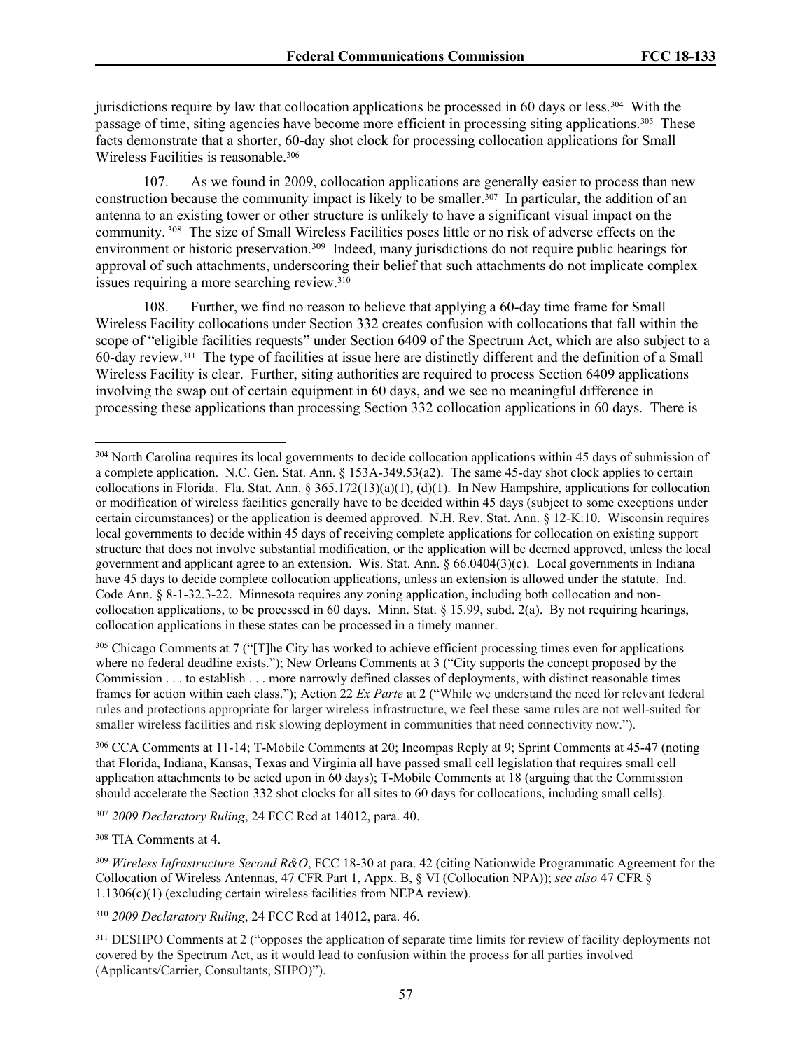jurisdictions require by law that collocation applications be processed in 60 days or less.[304] With the passage of time, siting agencies have become more efficient in processing siting applications.[305] These facts demonstrate that a shorter, 60-day shot clock for processing collocation applications for Small Wireless Facilities is reasonable.[306]

107. As we found in 2009, collocation applications are generally easier to process than new construction because the community impact is likely to be smaller.[307] In particular, the addition of an antenna to an existing tower or other structure is unlikely to have a significant visual impact on the community.[308] The size of Small Wireless Facilities poses little or no risk of adverse effects on the environment or historic preservation.[309] Indeed, many jurisdictions do not require public hearings for approval of such attachments, underscoring their belief that such attachments do not implicate complex issues requiring a more searching review.[310]

108. Further, we find no reason to believe that applying a 60-day time frame for Small Wireless Facility collocations under Section 332 creates confusion with collocations that fall within the scope of "eligible facilities requests" under Section 6409 of the Spectrum Act, which are also subject to a 60-day review.[311] The type of facilities at issue here are distinctly different and the definition of a Small Wireless Facility is clear. Further, siting authorities are required to process Section 6409 applications involving the swap out of certain equipment in 60 days, and we see no meaningful difference in processing these applications than processing Section 332 collocation applications in 60 days. There is

---

[304] North Carolina requires its local governments to decide collocation applications within 45 days of submission of a complete application. N.C. Gen. Stat. Ann. § 153A-349.53(a2). The same 45-day shot clock applies to certain collocations in Florida. Fla. Stat. Ann. § 365.172(13)(a)(1), (d)(1). In New Hampshire, applications for collocation or modification of wireless facilities generally have to be decided within 45 days (subject to some exceptions under certain circumstances) or the application is deemed approved. N.H. Rev. Stat. Ann. § 12-K:10. Wisconsin requires local governments to decide within 45 days of receiving complete applications for collocation on existing support structure that does not involve substantial modification, or the application will be deemed approved, unless the local government and applicant agree to an extension. Wis. Stat. Ann. § 66.0404(3)(c). Local governments in Indiana have 45 days to decide complete collocation applications, unless an extension is allowed under the statute. Ind. Code Ann. § 8-1-32.3-22. Minnesota requires any zoning application, including both collocation and non-collocation applications, to be processed in 60 days. Minn. Stat. § 15.99, subd. 2(a). By not requiring hearings, collocation applications in these states can be processed in a timely manner.

[305] Chicago Comments at 7 ("[T]he City has worked to achieve efficient processing times even for applications where no federal deadline exists."); New Orleans Comments at 3 ("City supports the concept proposed by the Commission . . . to establish . . . more narrowly defined classes of deployments, with distinct reasonable times frames for action within each class."); Action 22 *Ex Parte* at 2 ("While we understand the need for relevant federal rules and protections appropriate for larger wireless infrastructure, we feel these same rules are not well-suited for smaller wireless facilities and risk slowing deployment in communities that need connectivity now.").

[306] CCA Comments at 11-14; T-Mobile Comments at 20; Incompas Reply at 9; Sprint Comments at 45-47 (noting that Florida, Indiana, Kansas, Texas and Virginia all have passed small cell legislation that requires small cell application attachments to be acted upon in 60 days); T-Mobile Comments at 18 (arguing that the Commission should accelerate the Section 332 shot clocks for all sites to 60 days for collocations, including small cells).

[307] *2009 Declaratory Ruling*, 24 FCC Rcd at 14012, para. 40.

[308] TIA Comments at 4.

[309] *Wireless Infrastructure Second R&O*, FCC 18-30 at para. 42 (citing Nationwide Programmatic Agreement for the Collocation of Wireless Antennas, 47 CFR Part 1, Appx. B, § VI (Collocation NPA)); *see also* 47 CFR § 1.1306(c)(1) (excluding certain wireless facilities from NEPA review).

[310] *2009 Declaratory Ruling*, 24 FCC Rcd at 14012, para. 46.

[311] DESHPO Comments at 2 ("opposes the application of separate time limits for review of facility deployments not covered by the Spectrum Act, as it would lead to confusion within the process for all parties involved (Applicants/Carrier, Consultants, SHPO)").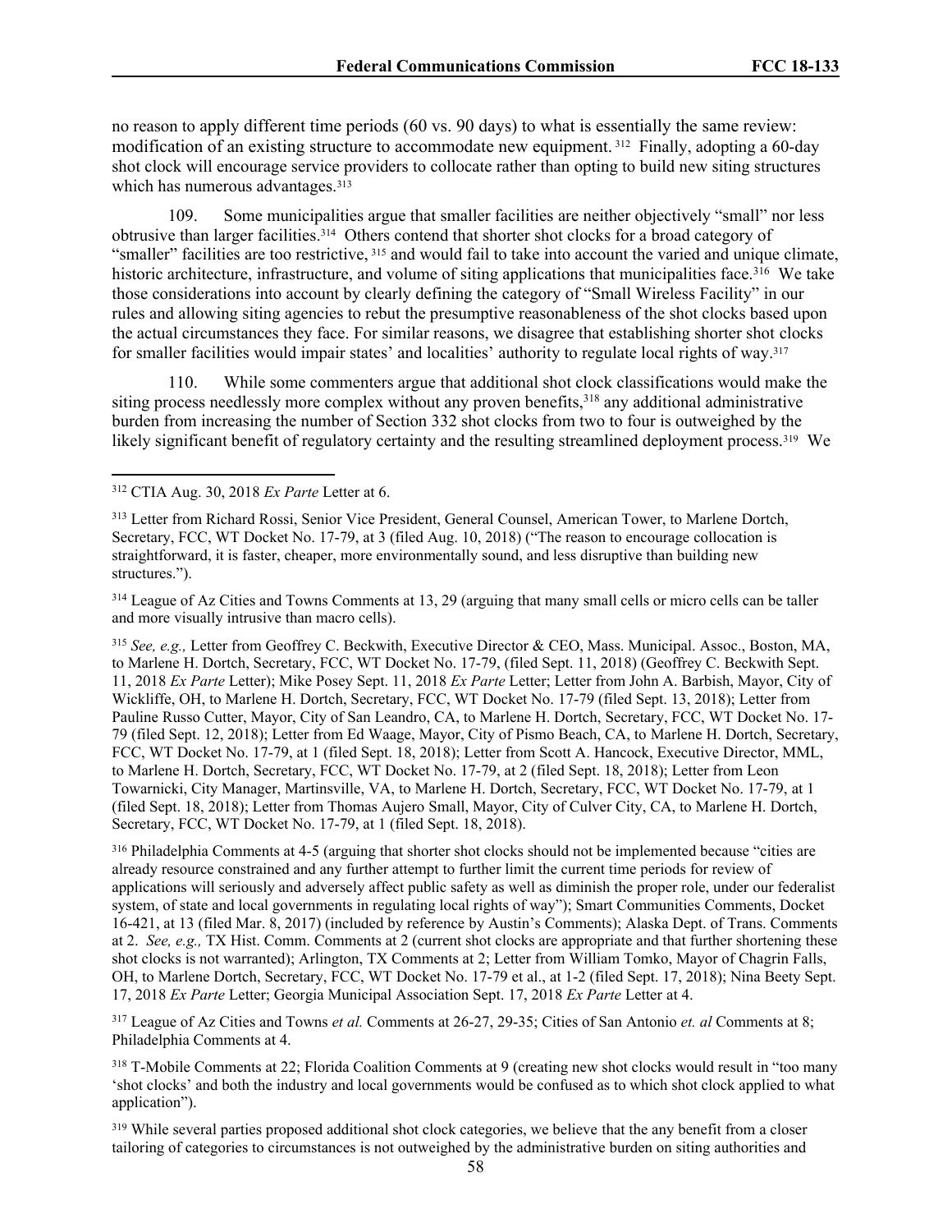no reason to apply different time periods (60 vs. 90 days) to what is essentially the same review: modification of an existing structure to accommodate new equipment.[312] Finally, adopting a 60-day shot clock will encourage service providers to collocate rather than opting to build new siting structures which has numerous advantages.[313]

109. Some municipalities argue that smaller facilities are neither objectively "small" nor less obtrusive than larger facilities.[314] Others contend that shorter shot clocks for a broad category of "smaller" facilities are too restrictive,[315] and would fail to take into account the varied and unique climate, historic architecture, infrastructure, and volume of siting applications that municipalities face.[316] We take those considerations into account by clearly defining the category of "Small Wireless Facility" in our rules and allowing siting agencies to rebut the presumptive reasonableness of the shot clocks based upon the actual circumstances they face. For similar reasons, we disagree that establishing shorter shot clocks for smaller facilities would impair states' and localities' authority to regulate local rights of way.[317]

110. While some commenters argue that additional shot clock classifications would make the siting process needlessly more complex without any proven benefits,[318] any additional administrative burden from increasing the number of Section 332 shot clocks from two to four is outweighed by the likely significant benefit of regulatory certainty and the resulting streamlined deployment process.[319] We

---

[312] CTIA Aug. 30, 2018 *Ex Parte* Letter at 6.

[313] Letter from Richard Rossi, Senior Vice President, General Counsel, American Tower, to Marlene Dortch, Secretary, FCC, WT Docket No. 17-79, at 3 (filed Aug. 10, 2018) ("The reason to encourage collocation is straightforward, it is faster, cheaper, more environmentally sound, and less disruptive than building new structures.").

[314] League of Az Cities and Towns Comments at 13, 29 (arguing that many small cells or micro cells can be taller and more visually intrusive than macro cells).

[315] *See, e.g.,* Letter from Geoffrey C. Beckwith, Executive Director & CEO, Mass. Municipal. Assoc., Boston, MA, to Marlene H. Dortch, Secretary, FCC, WT Docket No. 17-79, (filed Sept. 11, 2018) (Geoffrey C. Beckwith Sept. 11, 2018 *Ex Parte* Letter); Mike Posey Sept. 11, 2018 *Ex Parte* Letter; Letter from John A. Barbish, Mayor, City of Wickliffe, OH, to Marlene H. Dortch, Secretary, FCC, WT Docket No. 17-79 (filed Sept. 13, 2018); Letter from Pauline Russo Cutter, Mayor, City of San Leandro, CA, to Marlene H. Dortch, Secretary, FCC, WT Docket No. 17-79 (filed Sept. 12, 2018); Letter from Ed Waage, Mayor, City of Pismo Beach, CA, to Marlene H. Dortch, Secretary, FCC, WT Docket No. 17-79, at 1 (filed Sept. 18, 2018); Letter from Scott A. Hancock, Executive Director, MML, to Marlene H. Dortch, Secretary, FCC, WT Docket No. 17-79, at 2 (filed Sept. 18, 2018); Letter from Leon Towarnicki, City Manager, Martinsville, VA, to Marlene H. Dortch, Secretary, FCC, WT Docket No. 17-79, at 1 (filed Sept. 18, 2018); Letter from Thomas Aujero Small, Mayor, City of Culver City, CA, to Marlene H. Dortch, Secretary, FCC, WT Docket No. 17-79, at 1 (filed Sept. 18, 2018).

[316] Philadelphia Comments at 4-5 (arguing that shorter shot clocks should not be implemented because "cities are already resource constrained and any further attempt to further limit the current time periods for review of applications will seriously and adversely affect public safety as well as diminish the proper role, under our federalist system, of state and local governments in regulating local rights of way"); Smart Communities Comments, Docket 16-421, at 13 (filed Mar. 8, 2017) (included by reference by Austin's Comments); Alaska Dept. of Trans. Comments at 2. *See, e.g.,* TX Hist. Comm. Comments at 2 (current shot clocks are appropriate and that further shortening these shot clocks is not warranted); Arlington, TX Comments at 2; Letter from William Tomko, Mayor of Chagrin Falls, OH, to Marlene Dortch, Secretary, FCC, WT Docket No. 17-79 et al., at 1-2 (filed Sept. 17, 2018); Nina Beety Sept. 17, 2018 *Ex Parte* Letter; Georgia Municipal Association Sept. 17, 2018 *Ex Parte* Letter at 4.

[317] League of Az Cities and Towns *et al.* Comments at 26-27, 29-35; Cities of San Antonio *et. al* Comments at 8; Philadelphia Comments at 4.

[318] T-Mobile Comments at 22; Florida Coalition Comments at 9 (creating new shot clocks would result in "too many 'shot clocks' and both the industry and local governments would be confused as to which shot clock applied to what application").

[319] While several parties proposed additional shot clock categories, we believe that the any benefit from a closer tailoring of categories to circumstances is not outweighed by the administrative burden on siting authorities and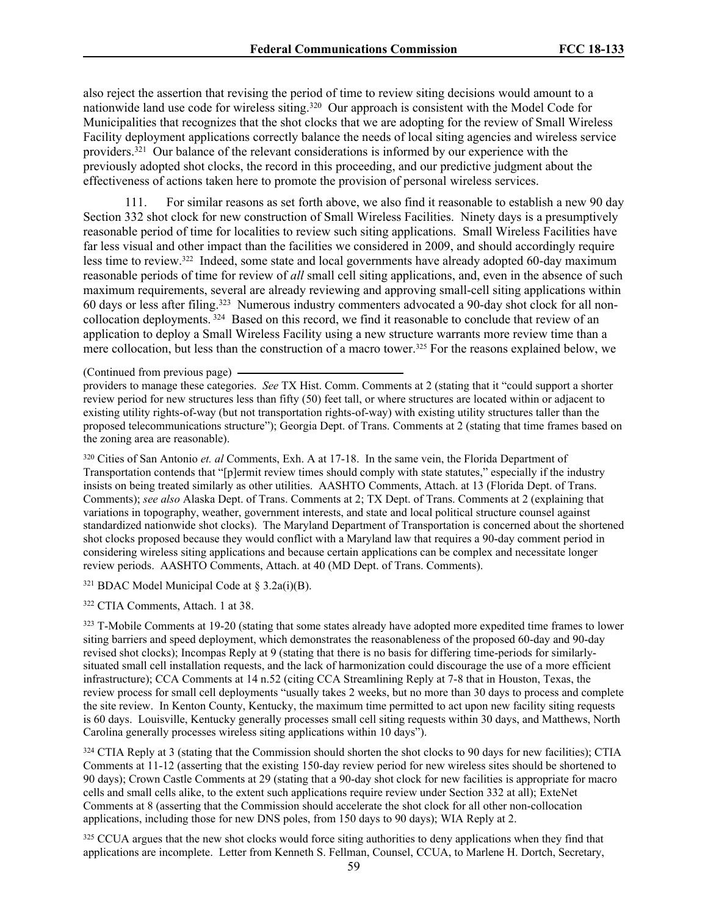also reject the assertion that revising the period of time to review siting decisions would amount to a nationwide land use code for wireless siting.[320] Our approach is consistent with the Model Code for Municipalities that recognizes that the shot clocks that we are adopting for the review of Small Wireless Facility deployment applications correctly balance the needs of local siting agencies and wireless service providers.[321] Our balance of the relevant considerations is informed by our experience with the previously adopted shot clocks, the record in this proceeding, and our predictive judgment about the effectiveness of actions taken here to promote the provision of personal wireless services.

111. For similar reasons as set forth above, we also find it reasonable to establish a new 90 day Section 332 shot clock for new construction of Small Wireless Facilities. Ninety days is a presumptively reasonable period of time for localities to review such siting applications. Small Wireless Facilities have far less visual and other impact than the facilities we considered in 2009, and should accordingly require less time to review.[322] Indeed, some state and local governments have already adopted 60-day maximum reasonable periods of time for review of *all* small cell siting applications, and, even in the absence of such maximum requirements, several are already reviewing and approving small-cell siting applications within 60 days or less after filing.[323] Numerous industry commenters advocated a 90-day shot clock for all non-collocation deployments.[324] Based on this record, we find it reasonable to conclude that review of an application to deploy a Small Wireless Facility using a new structure warrants more review time than a mere collocation, but less than the construction of a macro tower.[325] For the reasons explained below, we

(Continued from previous page)
providers to manage these categories. *See* TX Hist. Comm. Comments at 2 (stating that it "could support a shorter review period for new structures less than fifty (50) feet tall, or where structures are located within or adjacent to existing utility rights-of-way (but not transportation rights-of-way) with existing utility structures taller than the proposed telecommunications structure"); Georgia Dept. of Trans. Comments at 2 (stating that time frames based on the zoning area are reasonable).

[320] Cities of San Antonio *et. al* Comments, Exh. A at 17-18. In the same vein, the Florida Department of Transportation contends that "[p]ermit review times should comply with state statutes," especially if the industry insists on being treated similarly as other utilities. AASHTO Comments, Attach. at 13 (Florida Dept. of Trans. Comments); *see also* Alaska Dept. of Trans. Comments at 2; TX Dept. of Trans. Comments at 2 (explaining that variations in topography, weather, government interests, and state and local political structure counsel against standardized nationwide shot clocks). The Maryland Department of Transportation is concerned about the shortened shot clocks proposed because they would conflict with a Maryland law that requires a 90-day comment period in considering wireless siting applications and because certain applications can be complex and necessitate longer review periods. AASHTO Comments, Attach. at 40 (MD Dept. of Trans. Comments).

[321] BDAC Model Municipal Code at § 3.2a(i)(B).

[322] CTIA Comments, Attach. 1 at 38.

[323] T-Mobile Comments at 19-20 (stating that some states already have adopted more expedited time frames to lower siting barriers and speed deployment, which demonstrates the reasonableness of the proposed 60-day and 90-day revised shot clocks); Incompas Reply at 9 (stating that there is no basis for differing time-periods for similarly-situated small cell installation requests, and the lack of harmonization could discourage the use of a more efficient infrastructure); CCA Comments at 14 n.52 (citing CCA Streamlining Reply at 7-8 that in Houston, Texas, the review process for small cell deployments "usually takes 2 weeks, but no more than 30 days to process and complete the site review. In Kenton County, Kentucky, the maximum time permitted to act upon new facility siting requests is 60 days. Louisville, Kentucky generally processes small cell siting requests within 30 days, and Matthews, North Carolina generally processes wireless siting applications within 10 days").

[324] CTIA Reply at 3 (stating that the Commission should shorten the shot clocks to 90 days for new facilities); CTIA Comments at 11-12 (asserting that the existing 150-day review period for new wireless sites should be shortened to 90 days); Crown Castle Comments at 29 (stating that a 90-day shot clock for new facilities is appropriate for macro cells and small cells alike, to the extent such applications require review under Section 332 at all); ExteNet Comments at 8 (asserting that the Commission should accelerate the shot clock for all other non-collocation applications, including those for new DNS poles, from 150 days to 90 days); WIA Reply at 2.

[325] CCUA argues that the new shot clocks would force siting authorities to deny applications when they find that applications are incomplete. Letter from Kenneth S. Fellman, Counsel, CCUA, to Marlene H. Dortch, Secretary,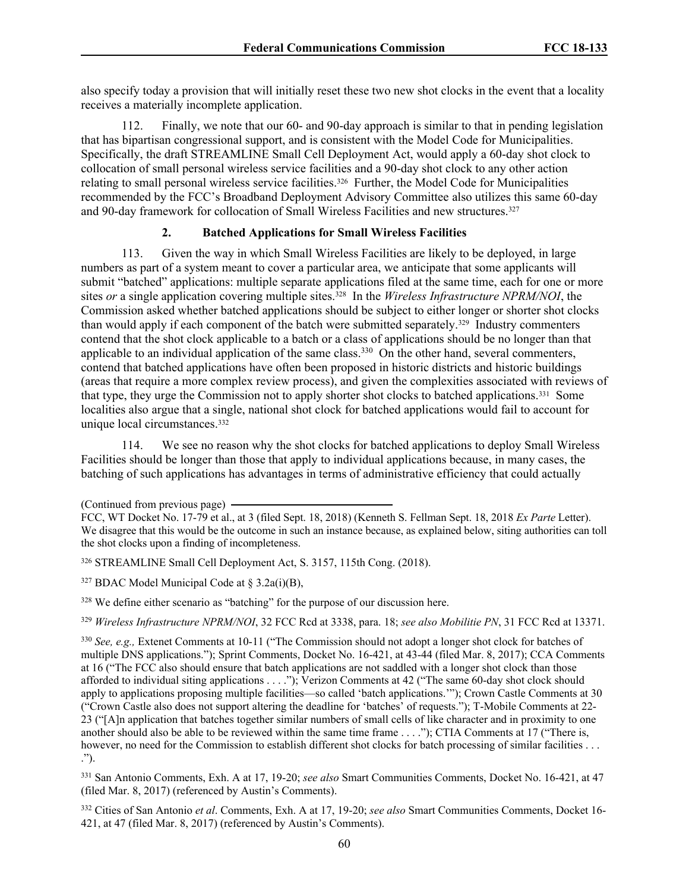also specify today a provision that will initially reset these two new shot clocks in the event that a locality receives a materially incomplete application.

112. Finally, we note that our 60- and 90-day approach is similar to that in pending legislation that has bipartisan congressional support, and is consistent with the Model Code for Municipalities. Specifically, the draft STREAMLINE Small Cell Deployment Act, would apply a 60-day shot clock to collocation of small personal wireless service facilities and a 90-day shot clock to any other action relating to small personal wireless service facilities.[326] Further, the Model Code for Municipalities recommended by the FCC's Broadband Deployment Advisory Committee also utilizes this same 60-day and 90-day framework for collocation of Small Wireless Facilities and new structures.[327]

### 2. Batched Applications for Small Wireless Facilities

113. Given the way in which Small Wireless Facilities are likely to be deployed, in large numbers as part of a system meant to cover a particular area, we anticipate that some applicants will submit "batched" applications: multiple separate applications filed at the same time, each for one or more sites *or* a single application covering multiple sites.[328] In the *Wireless Infrastructure NPRM/NOI*, the Commission asked whether batched applications should be subject to either longer or shorter shot clocks than would apply if each component of the batch were submitted separately.[329] Industry commenters contend that the shot clock applicable to a batch or a class of applications should be no longer than that applicable to an individual application of the same class.[330] On the other hand, several commenters, contend that batched applications have often been proposed in historic districts and historic buildings (areas that require a more complex review process), and given the complexities associated with reviews of that type, they urge the Commission not to apply shorter shot clocks to batched applications.[331] Some localities also argue that a single, national shot clock for batched applications would fail to account for unique local circumstances.[332]

114. We see no reason why the shot clocks for batched applications to deploy Small Wireless Facilities should be longer than those that apply to individual applications because, in many cases, the batching of such applications has advantages in terms of administrative efficiency that could actually

---

(Continued from previous page)
FCC, WT Docket No. 17-79 et al., at 3 (filed Sept. 18, 2018) (Kenneth S. Fellman Sept. 18, 2018 *Ex Parte* Letter). We disagree that this would be the outcome in such an instance because, as explained below, siting authorities can toll the shot clocks upon a finding of incompleteness.

[326] STREAMLINE Small Cell Deployment Act, S. 3157, 115th Cong. (2018).

[327] BDAC Model Municipal Code at § 3.2a(i)(B),

[328] We define either scenario as "batching" for the purpose of our discussion here.

[329] *Wireless Infrastructure NPRM/NOI*, 32 FCC Rcd at 3338, para. 18; *see also Mobilitie PN*, 31 FCC Rcd at 13371.

[330] *See, e.g.,* Extenet Comments at 10-11 ("The Commission should not adopt a longer shot clock for batches of multiple DNS applications."); Sprint Comments, Docket No. 16-421, at 43-44 (filed Mar. 8, 2017); CCA Comments at 16 ("The FCC also should ensure that batch applications are not saddled with a longer shot clock than those afforded to individual siting applications . . . ."); Verizon Comments at 42 ("The same 60-day shot clock should apply to applications proposing multiple facilities—so called 'batch applications.'"); Crown Castle Comments at 30 ("Crown Castle also does not support altering the deadline for 'batches' of requests."); T-Mobile Comments at 22-23 ("[A]n application that batches together similar numbers of small cells of like character and in proximity to one another should also be able to be reviewed within the same time frame . . . ."); CTIA Comments at 17 ("There is, however, no need for the Commission to establish different shot clocks for batch processing of similar facilities . . . .").

[331] San Antonio Comments, Exh. A at 17, 19-20; *see also* Smart Communities Comments, Docket No. 16-421, at 47 (filed Mar. 8, 2017) (referenced by Austin's Comments).

[332] Cities of San Antonio *et al*. Comments, Exh. A at 17, 19-20; *see also* Smart Communities Comments, Docket 16-421, at 47 (filed Mar. 8, 2017) (referenced by Austin's Comments).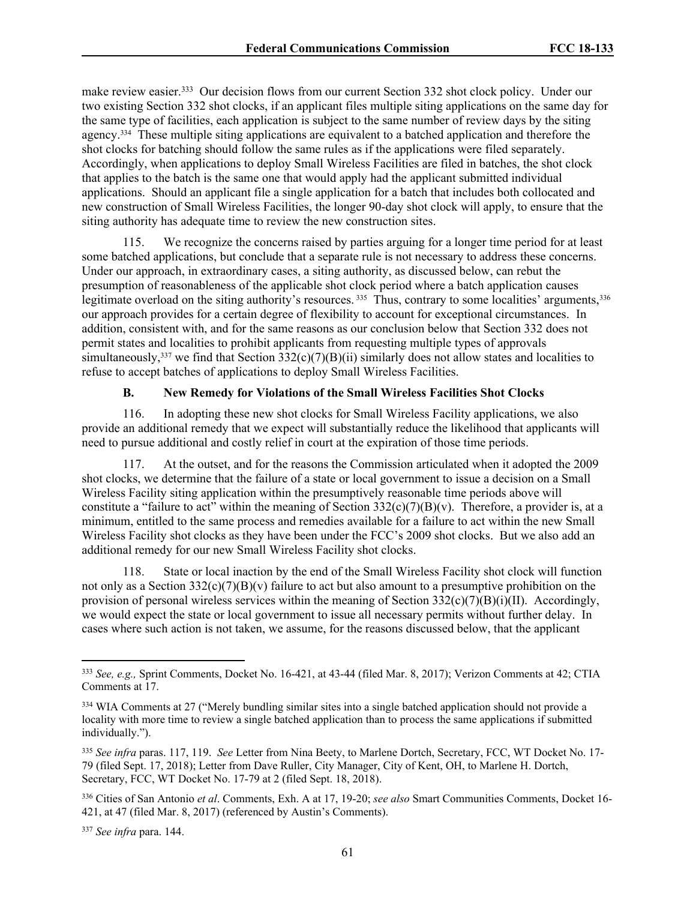make review easier.[333] Our decision flows from our current Section 332 shot clock policy. Under our two existing Section 332 shot clocks, if an applicant files multiple siting applications on the same day for the same type of facilities, each application is subject to the same number of review days by the siting agency.[334] These multiple siting applications are equivalent to a batched application and therefore the shot clocks for batching should follow the same rules as if the applications were filed separately. Accordingly, when applications to deploy Small Wireless Facilities are filed in batches, the shot clock that applies to the batch is the same one that would apply had the applicant submitted individual applications. Should an applicant file a single application for a batch that includes both collocated and new construction of Small Wireless Facilities, the longer 90-day shot clock will apply, to ensure that the siting authority has adequate time to review the new construction sites.

115. We recognize the concerns raised by parties arguing for a longer time period for at least some batched applications, but conclude that a separate rule is not necessary to address these concerns. Under our approach, in extraordinary cases, a siting authority, as discussed below, can rebut the presumption of reasonableness of the applicable shot clock period where a batch application causes legitimate overload on the siting authority's resources.[335] Thus, contrary to some localities' arguments,[336] our approach provides for a certain degree of flexibility to account for exceptional circumstances. In addition, consistent with, and for the same reasons as our conclusion below that Section 332 does not permit states and localities to prohibit applicants from requesting multiple types of approvals simultaneously,[337] we find that Section 332(c)(7)(B)(ii) similarly does not allow states and localities to refuse to accept batches of applications to deploy Small Wireless Facilities.

### B. New Remedy for Violations of the Small Wireless Facilities Shot Clocks

116. In adopting these new shot clocks for Small Wireless Facility applications, we also provide an additional remedy that we expect will substantially reduce the likelihood that applicants will need to pursue additional and costly relief in court at the expiration of those time periods.

117. At the outset, and for the reasons the Commission articulated when it adopted the 2009 shot clocks, we determine that the failure of a state or local government to issue a decision on a Small Wireless Facility siting application within the presumptively reasonable time periods above will constitute a "failure to act" within the meaning of Section 332(c)(7)(B)(v). Therefore, a provider is, at a minimum, entitled to the same process and remedies available for a failure to act within the new Small Wireless Facility shot clocks as they have been under the FCC's 2009 shot clocks. But we also add an additional remedy for our new Small Wireless Facility shot clocks.

118. State or local inaction by the end of the Small Wireless Facility shot clock will function not only as a Section 332(c)(7)(B)(v) failure to act but also amount to a presumptive prohibition on the provision of personal wireless services within the meaning of Section 332(c)(7)(B)(i)(II). Accordingly, we would expect the state or local government to issue all necessary permits without further delay. In cases where such action is not taken, we assume, for the reasons discussed below, that the applicant

---

[333] *See, e.g.,* Sprint Comments, Docket No. 16-421, at 43-44 (filed Mar. 8, 2017); Verizon Comments at 42; CTIA Comments at 17.

[334] WIA Comments at 27 ("Merely bundling similar sites into a single batched application should not provide a locality with more time to review a single batched application than to process the same applications if submitted individually.").

[335] *See infra* paras. 117, 119. *See* Letter from Nina Beety, to Marlene Dortch, Secretary, FCC, WT Docket No. 17-79 (filed Sept. 17, 2018); Letter from Dave Ruller, City Manager, City of Kent, OH, to Marlene H. Dortch, Secretary, FCC, WT Docket No. 17-79 at 2 (filed Sept. 18, 2018).

[336] Cities of San Antonio *et al*. Comments, Exh. A at 17, 19-20; *see also* Smart Communities Comments, Docket 16-421, at 47 (filed Mar. 8, 2017) (referenced by Austin's Comments).

[337] *See infra* para. 144.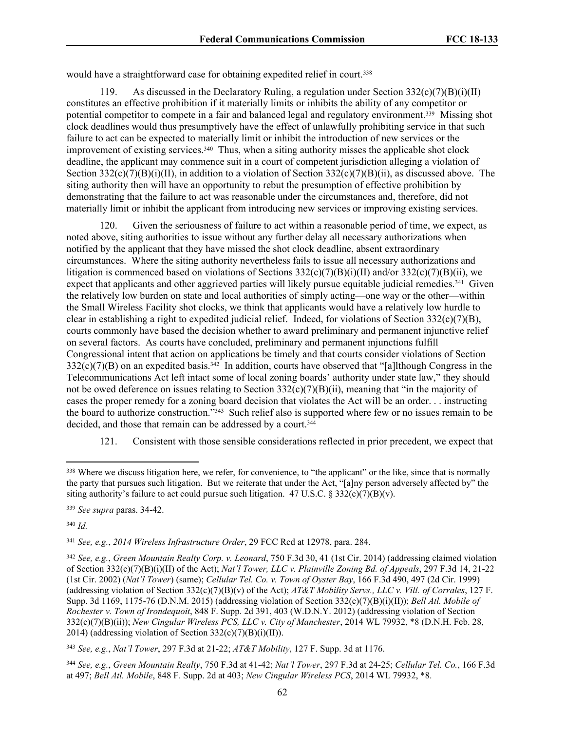would have a straightforward case for obtaining expedited relief in court.[338]

119. As discussed in the Declaratory Ruling, a regulation under Section 332(c)(7)(B)(i)(II) constitutes an effective prohibition if it materially limits or inhibits the ability of any competitor or potential competitor to compete in a fair and balanced legal and regulatory environment.[339] Missing shot clock deadlines would thus presumptively have the effect of unlawfully prohibiting service in that such failure to act can be expected to materially limit or inhibit the introduction of new services or the improvement of existing services.[340] Thus, when a siting authority misses the applicable shot clock deadline, the applicant may commence suit in a court of competent jurisdiction alleging a violation of Section 332(c)(7)(B)(i)(II), in addition to a violation of Section 332(c)(7)(B)(ii), as discussed above. The siting authority then will have an opportunity to rebut the presumption of effective prohibition by demonstrating that the failure to act was reasonable under the circumstances and, therefore, did not materially limit or inhibit the applicant from introducing new services or improving existing services.

120. Given the seriousness of failure to act within a reasonable period of time, we expect, as noted above, siting authorities to issue without any further delay all necessary authorizations when notified by the applicant that they have missed the shot clock deadline, absent extraordinary circumstances. Where the siting authority nevertheless fails to issue all necessary authorizations and litigation is commenced based on violations of Sections 332(c)(7)(B)(i)(II) and/or 332(c)(7)(B)(ii), we expect that applicants and other aggrieved parties will likely pursue equitable judicial remedies.[341] Given the relatively low burden on state and local authorities of simply acting—one way or the other—within the Small Wireless Facility shot clocks, we think that applicants would have a relatively low hurdle to clear in establishing a right to expedited judicial relief. Indeed, for violations of Section 332(c)(7)(B), courts commonly have based the decision whether to award preliminary and permanent injunctive relief on several factors. As courts have concluded, preliminary and permanent injunctions fulfill Congressional intent that action on applications be timely and that courts consider violations of Section 332(c)(7)(B) on an expedited basis.[342] In addition, courts have observed that "[a]lthough Congress in the Telecommunications Act left intact some of local zoning boards' authority under state law," they should not be owed deference on issues relating to Section 332(c)(7)(B)(ii), meaning that "in the majority of cases the proper remedy for a zoning board decision that violates the Act will be an order. . . instructing the board to authorize construction."[343] Such relief also is supported where few or no issues remain to be decided, and those that remain can be addressed by a court.[344]

121. Consistent with those sensible considerations reflected in prior precedent, we expect that

---

[338] Where we discuss litigation here, we refer, for convenience, to "the applicant" or the like, since that is normally the party that pursues such litigation. But we reiterate that under the Act, "[a]ny person adversely affected by" the siting authority's failure to act could pursue such litigation. 47 U.S.C. § 332(c)(7)(B)(v).

[339] *See supra* paras. 34-42.

[340] *Id.*

[341] *See, e.g.*, *2014 Wireless Infrastructure Order*, 29 FCC Rcd at 12978, para. 284.

[342] *See, e.g.*, *Green Mountain Realty Corp. v. Leonard*, 750 F.3d 30, 41 (1st Cir. 2014) (addressing claimed violation of Section 332(c)(7)(B)(i)(II) of the Act); *Nat'l Tower, LLC v. Plainville Zoning Bd. of Appeals*, 297 F.3d 14, 21-22 (1st Cir. 2002) (*Nat'l Tower*) (same); *Cellular Tel. Co. v. Town of Oyster Bay*, 166 F.3d 490, 497 (2d Cir. 1999) (addressing violation of Section 332(c)(7)(B)(v) of the Act); *AT&T Mobility Servs., LLC v. Vill. of Corrales*, 127 F. Supp. 3d 1169, 1175-76 (D.N.M. 2015) (addressing violation of Section 332(c)(7)(B)(i)(II)); *Bell Atl. Mobile of Rochester v. Town of Irondequoit*, 848 F. Supp. 2d 391, 403 (W.D.N.Y. 2012) (addressing violation of Section 332(c)(7)(B)(ii)); *New Cingular Wireless PCS, LLC v. City of Manchester*, 2014 WL 79932, *8 (D.N.H. Feb. 28, 2014) (addressing violation of Section 332(c)(7)(B)(i)(II)).

[343] *See, e.g.*, *Nat'l Tower*, 297 F.3d at 21-22; *AT&T Mobility*, 127 F. Supp. 3d at 1176.

[344] *See, e.g.*, *Green Mountain Realty*, 750 F.3d at 41-42; *Nat'l Tower*, 297 F.3d at 24-25; *Cellular Tel. Co.*, 166 F.3d at 497; *Bell Atl. Mobile*, 848 F. Supp. 2d at 403; *New Cingular Wireless PCS*, 2014 WL 79932, *8.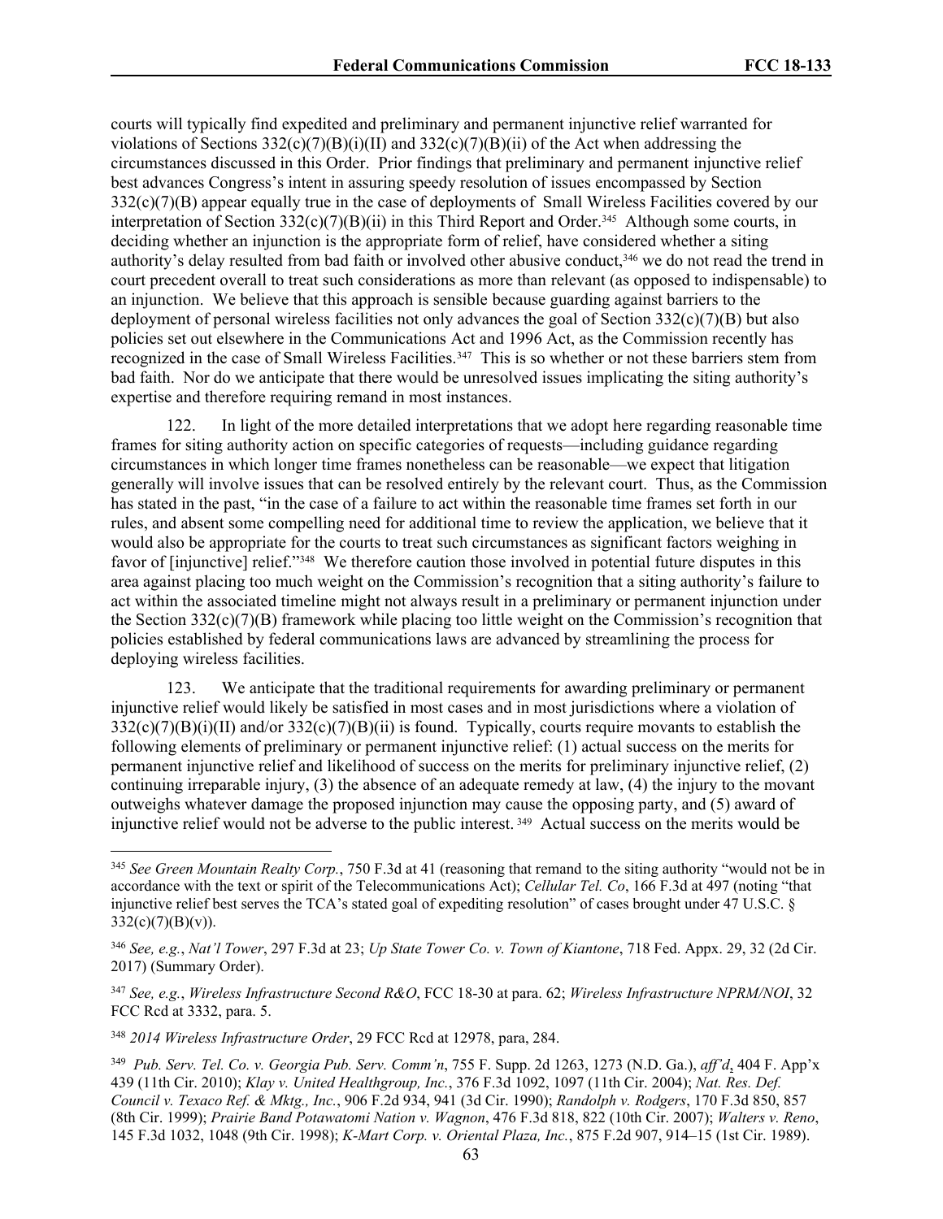courts will typically find expedited and preliminary and permanent injunctive relief warranted for violations of Sections 332(c)(7)(B)(i)(II) and 332(c)(7)(B)(ii) of the Act when addressing the circumstances discussed in this Order. Prior findings that preliminary and permanent injunctive relief best advances Congress's intent in assuring speedy resolution of issues encompassed by Section 332(c)(7)(B) appear equally true in the case of deployments of Small Wireless Facilities covered by our interpretation of Section 332(c)(7)(B)(ii) in this Third Report and Order.[345] Although some courts, in deciding whether an injunction is the appropriate form of relief, have considered whether a siting authority's delay resulted from bad faith or involved other abusive conduct,[346] we do not read the trend in court precedent overall to treat such considerations as more than relevant (as opposed to indispensable) to an injunction. We believe that this approach is sensible because guarding against barriers to the deployment of personal wireless facilities not only advances the goal of Section 332(c)(7)(B) but also policies set out elsewhere in the Communications Act and 1996 Act, as the Commission recently has recognized in the case of Small Wireless Facilities.[347] This is so whether or not these barriers stem from bad faith. Nor do we anticipate that there would be unresolved issues implicating the siting authority's expertise and therefore requiring remand in most instances.

122. In light of the more detailed interpretations that we adopt here regarding reasonable time frames for siting authority action on specific categories of requests—including guidance regarding circumstances in which longer time frames nonetheless can be reasonable—we expect that litigation generally will involve issues that can be resolved entirely by the relevant court. Thus, as the Commission has stated in the past, "in the case of a failure to act within the reasonable time frames set forth in our rules, and absent some compelling need for additional time to review the application, we believe that it would also be appropriate for the courts to treat such circumstances as significant factors weighing in favor of [injunctive] relief."[348] We therefore caution those involved in potential future disputes in this area against placing too much weight on the Commission's recognition that a siting authority's failure to act within the associated timeline might not always result in a preliminary or permanent injunction under the Section 332(c)(7)(B) framework while placing too little weight on the Commission's recognition that policies established by federal communications laws are advanced by streamlining the process for deploying wireless facilities.

123. We anticipate that the traditional requirements for awarding preliminary or permanent injunctive relief would likely be satisfied in most cases and in most jurisdictions where a violation of 332(c)(7)(B)(i)(II) and/or 332(c)(7)(B)(ii) is found. Typically, courts require movants to establish the following elements of preliminary or permanent injunctive relief: (1) actual success on the merits for permanent injunctive relief and likelihood of success on the merits for preliminary injunctive relief, (2) continuing irreparable injury, (3) the absence of an adequate remedy at law, (4) the injury to the movant outweighs whatever damage the proposed injunction may cause the opposing party, and (5) award of injunctive relief would not be adverse to the public interest.[349] Actual success on the merits would be

---

[345] *See Green Mountain Realty Corp.*, 750 F.3d at 41 (reasoning that remand to the siting authority "would not be in accordance with the text or spirit of the Telecommunications Act); *Cellular Tel. Co*, 166 F.3d at 497 (noting "that injunctive relief best serves the TCA's stated goal of expediting resolution" of cases brought under 47 U.S.C. § 332(c)(7)(B)(v)).

[346] *See, e.g.*, *Nat'l Tower*, 297 F.3d at 23; *Up State Tower Co. v. Town of Kiantone*, 718 Fed. Appx. 29, 32 (2d Cir. 2017) (Summary Order).

[347] *See, e.g.*, *Wireless Infrastructure Second R&O*, FCC 18-30 at para. 62; *Wireless Infrastructure NPRM/NOI*, 32 FCC Rcd at 3332, para. 5.

[348] *2014 Wireless Infrastructure Order*, 29 FCC Rcd at 12978, para, 284.

[349] *Pub. Serv. Tel. Co. v. Georgia Pub. Serv. Comm'n*, 755 F. Supp. 2d 1263, 1273 (N.D. Ga.), *aff'd*, 404 F. App'x 439 (11th Cir. 2010); *Klay v. United Healthgroup, Inc.*, 376 F.3d 1092, 1097 (11th Cir. 2004); *Nat. Res. Def. Council v. Texaco Ref. & Mktg., Inc.*, 906 F.2d 934, 941 (3d Cir. 1990); *Randolph v. Rodgers*, 170 F.3d 850, 857 (8th Cir. 1999); *Prairie Band Potawatomi Nation v. Wagnon*, 476 F.3d 818, 822 (10th Cir. 2007); *Walters v. Reno*, 145 F.3d 1032, 1048 (9th Cir. 1998); *K-Mart Corp. v. Oriental Plaza, Inc.*, 875 F.2d 907, 914–15 (1st Cir. 1989).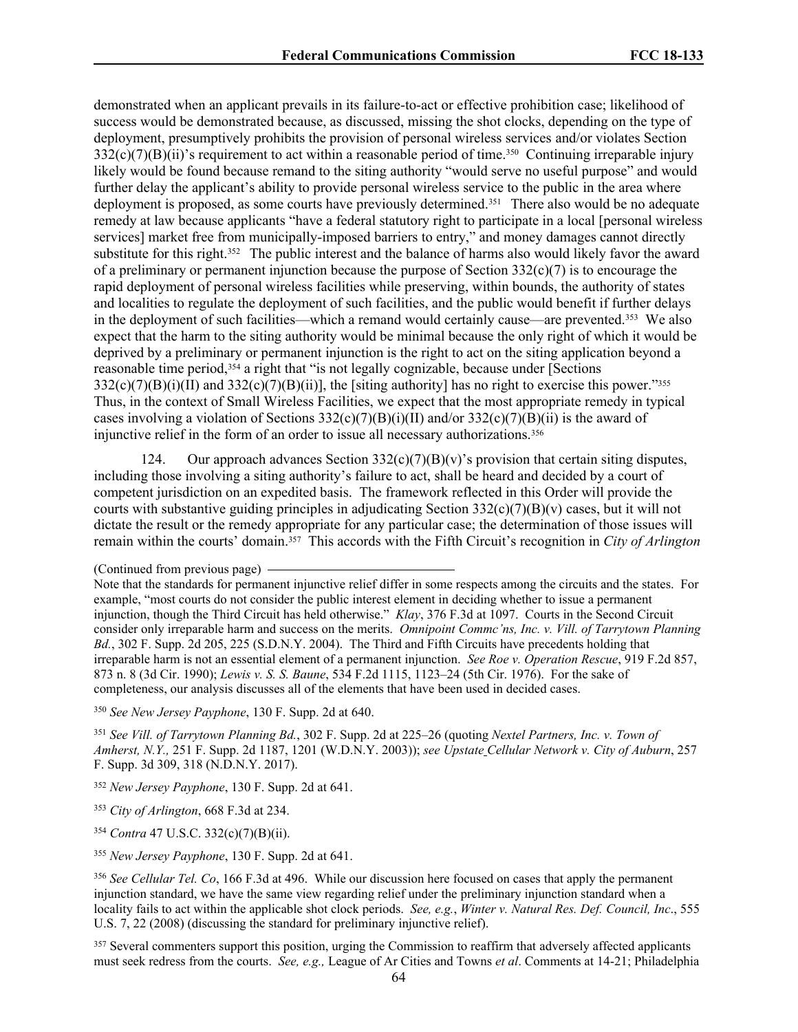demonstrated when an applicant prevails in its failure-to-act or effective prohibition case; likelihood of success would be demonstrated because, as discussed, missing the shot clocks, depending on the type of deployment, presumptively prohibits the provision of personal wireless services and/or violates Section 332(c)(7)(B)(ii)'s requirement to act within a reasonable period of time.[350] Continuing irreparable injury likely would be found because remand to the siting authority "would serve no useful purpose" and would further delay the applicant's ability to provide personal wireless service to the public in the area where deployment is proposed, as some courts have previously determined.[351] There also would be no adequate remedy at law because applicants "have a federal statutory right to participate in a local [personal wireless services] market free from municipally-imposed barriers to entry," and money damages cannot directly substitute for this right.[352] The public interest and the balance of harms also would likely favor the award of a preliminary or permanent injunction because the purpose of Section 332(c)(7) is to encourage the rapid deployment of personal wireless facilities while preserving, within bounds, the authority of states and localities to regulate the deployment of such facilities, and the public would benefit if further delays in the deployment of such facilities—which a remand would certainly cause—are prevented.[353] We also expect that the harm to the siting authority would be minimal because the only right of which it would be deprived by a preliminary or permanent injunction is the right to act on the siting application beyond a reasonable time period,[354] a right that "is not legally cognizable, because under [Sections 332(c)(7)(B)(i)(II) and 332(c)(7)(B)(ii)], the [siting authority] has no right to exercise this power."[355] Thus, in the context of Small Wireless Facilities, we expect that the most appropriate remedy in typical cases involving a violation of Sections 332(c)(7)(B)(i)(II) and/or 332(c)(7)(B)(ii) is the award of injunctive relief in the form of an order to issue all necessary authorizations.[356]

124. Our approach advances Section 332(c)(7)(B)(v)'s provision that certain siting disputes, including those involving a siting authority's failure to act, shall be heard and decided by a court of competent jurisdiction on an expedited basis. The framework reflected in this Order will provide the courts with substantive guiding principles in adjudicating Section 332(c)(7)(B)(v) cases, but it will not dictate the result or the remedy appropriate for any particular case; the determination of those issues will remain within the courts' domain.[357] This accords with the Fifth Circuit's recognition in *City of Arlington*

(Continued from previous page)

Note that the standards for permanent injunctive relief differ in some respects among the circuits and the states. For example, "most courts do not consider the public interest element in deciding whether to issue a permanent injunction, though the Third Circuit has held otherwise." *Klay*, 376 F.3d at 1097. Courts in the Second Circuit consider only irreparable harm and success on the merits. *Omnipoint Commc'ns, Inc. v. Vill. of Tarrytown Planning Bd.*, 302 F. Supp. 2d 205, 225 (S.D.N.Y. 2004). The Third and Fifth Circuits have precedents holding that irreparable harm is not an essential element of a permanent injunction. *See Roe v. Operation Rescue*, 919 F.2d 857, 873 n. 8 (3d Cir. 1990); *Lewis v. S. S. Baune*, 534 F.2d 1115, 1123–24 (5th Cir. 1976). For the sake of completeness, our analysis discusses all of the elements that have been used in decided cases.

[350] *See New Jersey Payphone*, 130 F. Supp. 2d at 640.

[351] *See Vill. of Tarrytown Planning Bd.*, 302 F. Supp. 2d at 225–26 (quoting *Nextel Partners, Inc. v. Town of Amherst, N.Y.,* 251 F. Supp. 2d 1187, 1201 (W.D.N.Y. 2003)); *see Upstate Cellular Network v. City of Auburn*, 257 F. Supp. 3d 309, 318 (N.D.N.Y. 2017).

[352] *New Jersey Payphone*, 130 F. Supp. 2d at 641.

[353] *City of Arlington*, 668 F.3d at 234.

[354] *Contra* 47 U.S.C. 332(c)(7)(B)(ii).

[355] *New Jersey Payphone*, 130 F. Supp. 2d at 641.

[356] *See Cellular Tel. Co*, 166 F.3d at 496. While our discussion here focused on cases that apply the permanent injunction standard, we have the same view regarding relief under the preliminary injunction standard when a locality fails to act within the applicable shot clock periods. *See, e.g.*, *Winter v. Natural Res. Def. Council, Inc*., 555 U.S. 7, 22 (2008) (discussing the standard for preliminary injunctive relief).

[357] Several commenters support this position, urging the Commission to reaffirm that adversely affected applicants must seek redress from the courts. *See, e.g.,* League of Ar Cities and Towns *et al*. Comments at 14-21; Philadelphia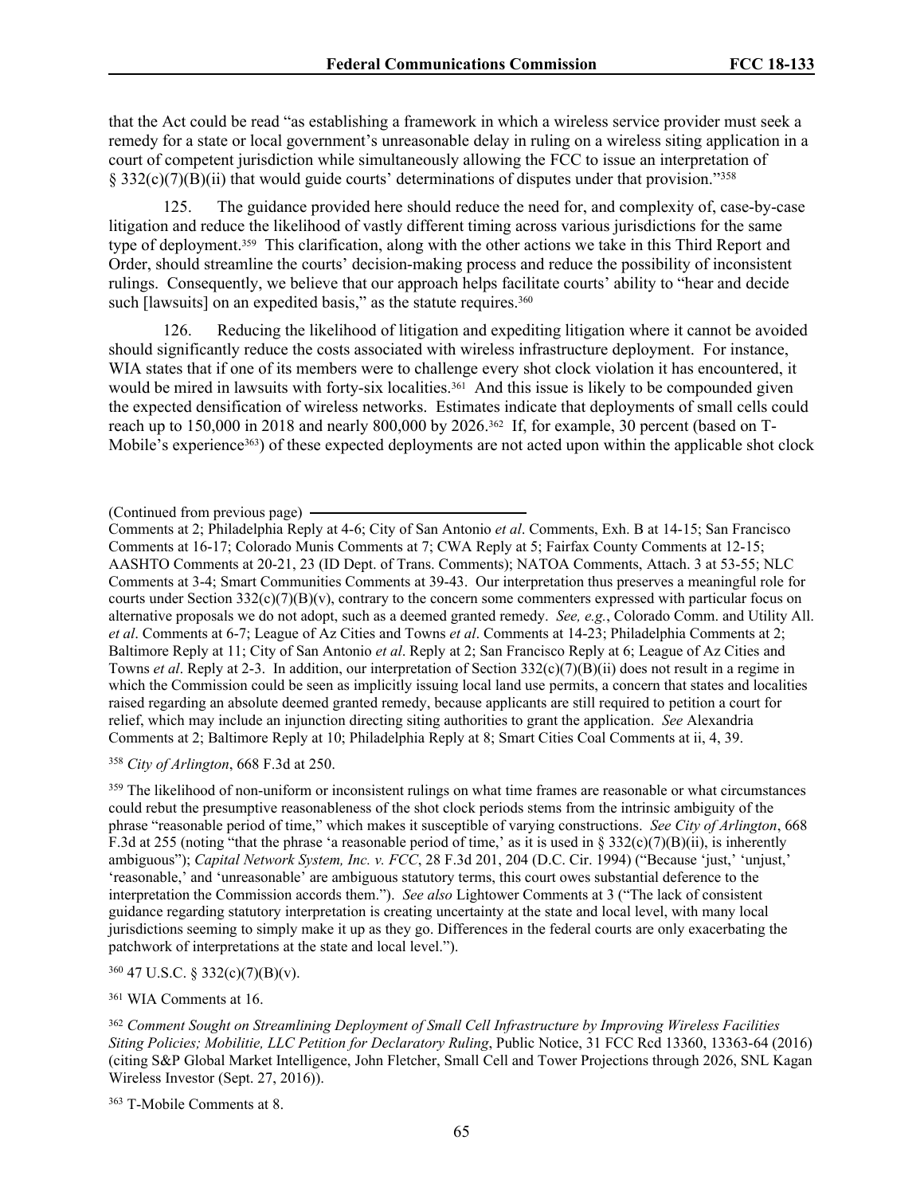that the Act could be read "as establishing a framework in which a wireless service provider must seek a remedy for a state or local government's unreasonable delay in ruling on a wireless siting application in a court of competent jurisdiction while simultaneously allowing the FCC to issue an interpretation of § 332(c)(7)(B)(ii) that would guide courts' determinations of disputes under that provision."[358]

125. The guidance provided here should reduce the need for, and complexity of, case-by-case litigation and reduce the likelihood of vastly different timing across various jurisdictions for the same type of deployment.[359] This clarification, along with the other actions we take in this Third Report and Order, should streamline the courts' decision-making process and reduce the possibility of inconsistent rulings. Consequently, we believe that our approach helps facilitate courts' ability to "hear and decide such [lawsuits] on an expedited basis," as the statute requires.[360]

126. Reducing the likelihood of litigation and expediting litigation where it cannot be avoided should significantly reduce the costs associated with wireless infrastructure deployment. For instance, WIA states that if one of its members were to challenge every shot clock violation it has encountered, it would be mired in lawsuits with forty-six localities.[361] And this issue is likely to be compounded given the expected densification of wireless networks. Estimates indicate that deployments of small cells could reach up to 150,000 in 2018 and nearly 800,000 by 2026.[362] If, for example, 30 percent (based on T-Mobile's experience[363]) of these expected deployments are not acted upon within the applicable shot clock

(Continued from previous page) Comments at 2; Philadelphia Reply at 4-6; City of San Antonio *et al*. Comments, Exh. B at 14-15; San Francisco Comments at 16-17; Colorado Munis Comments at 7; CWA Reply at 5; Fairfax County Comments at 12-15; AASHTO Comments at 20-21, 23 (ID Dept. of Trans. Comments); NATOA Comments, Attach. 3 at 53-55; NLC Comments at 3-4; Smart Communities Comments at 39-43. Our interpretation thus preserves a meaningful role for courts under Section 332(c)(7)(B)(v), contrary to the concern some commenters expressed with particular focus on alternative proposals we do not adopt, such as a deemed granted remedy. *See, e.g.*, Colorado Comm. and Utility All. *et al*. Comments at 6-7; League of Az Cities and Towns *et al*. Comments at 14-23; Philadelphia Comments at 2; Baltimore Reply at 11; City of San Antonio *et al*. Reply at 2; San Francisco Reply at 6; League of Az Cities and Towns *et al*. Reply at 2-3. In addition, our interpretation of Section 332(c)(7)(B)(ii) does not result in a regime in which the Commission could be seen as implicitly issuing local land use permits, a concern that states and localities raised regarding an absolute deemed granted remedy, because applicants are still required to petition a court for relief, which may include an injunction directing siting authorities to grant the application. *See* Alexandria Comments at 2; Baltimore Reply at 10; Philadelphia Reply at 8; Smart Cities Coal Comments at ii, 4, 39.

[358] *City of Arlington*, 668 F.3d at 250.

[359] The likelihood of non-uniform or inconsistent rulings on what time frames are reasonable or what circumstances could rebut the presumptive reasonableness of the shot clock periods stems from the intrinsic ambiguity of the phrase "reasonable period of time," which makes it susceptible of varying constructions. *See City of Arlington*, 668 F.3d at 255 (noting "that the phrase 'a reasonable period of time,' as it is used in § 332(c)(7)(B)(ii), is inherently ambiguous"); *Capital Network System, Inc. v. FCC*, 28 F.3d 201, 204 (D.C. Cir. 1994) ("Because 'just,' 'unjust,' 'reasonable,' and 'unreasonable' are ambiguous statutory terms, this court owes substantial deference to the interpretation the Commission accords them."). *See also* Lightower Comments at 3 ("The lack of consistent guidance regarding statutory interpretation is creating uncertainty at the state and local level, with many local jurisdictions seeming to simply make it up as they go. Differences in the federal courts are only exacerbating the patchwork of interpretations at the state and local level.").

[360] 47 U.S.C. § 332(c)(7)(B)(v).

[361] WIA Comments at 16.

[362] *Comment Sought on Streamlining Deployment of Small Cell Infrastructure by Improving Wireless Facilities Siting Policies; Mobilitie, LLC Petition for Declaratory Ruling*, Public Notice, 31 FCC Rcd 13360, 13363-64 (2016) (citing S&P Global Market Intelligence, John Fletcher, Small Cell and Tower Projections through 2026, SNL Kagan Wireless Investor (Sept. 27, 2016)).

[363] T-Mobile Comments at 8.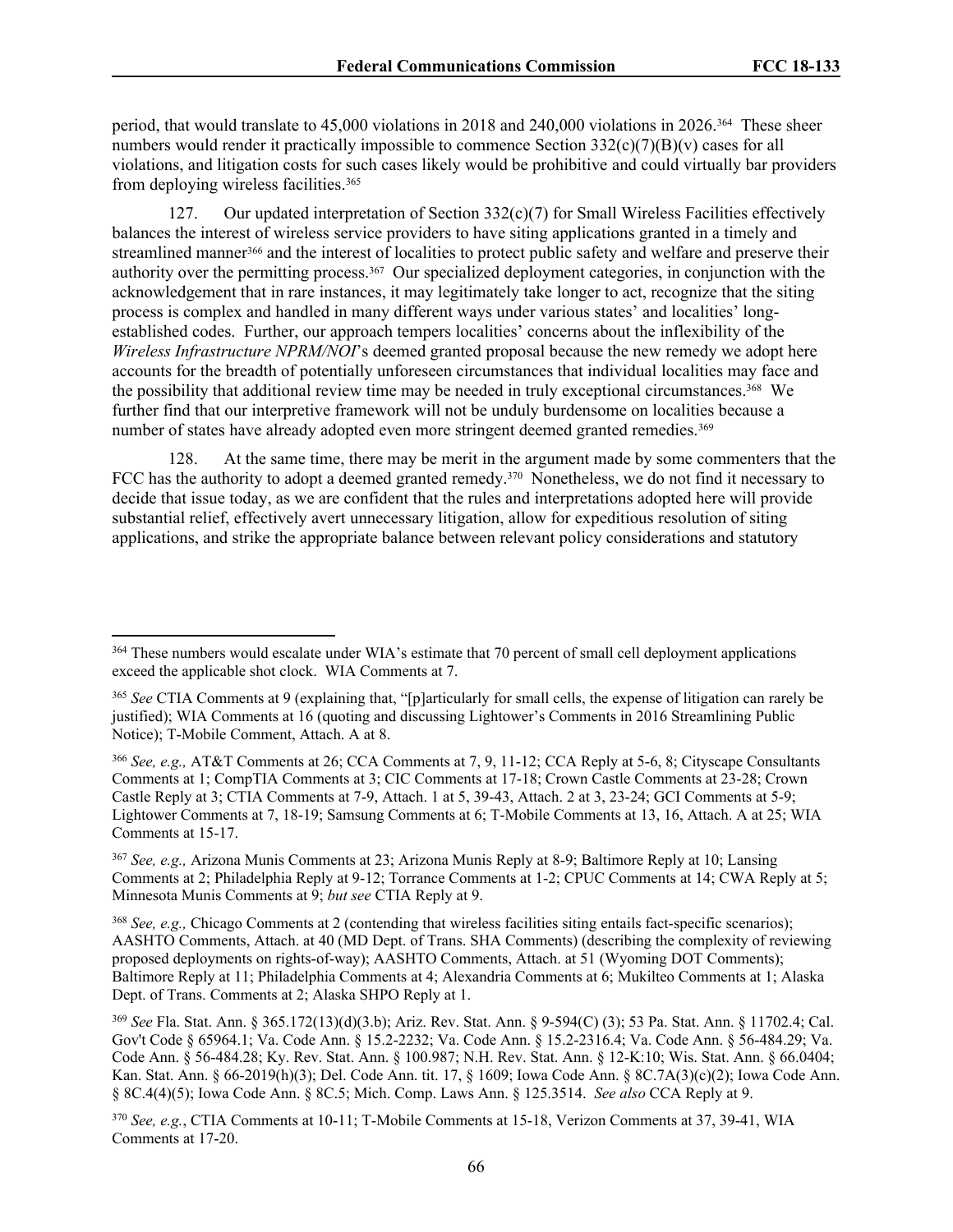period, that would translate to 45,000 violations in 2018 and 240,000 violations in 2026.[364] These sheer numbers would render it practically impossible to commence Section 332(c)(7)(B)(v) cases for all violations, and litigation costs for such cases likely would be prohibitive and could virtually bar providers from deploying wireless facilities.[365]

127. Our updated interpretation of Section 332(c)(7) for Small Wireless Facilities effectively balances the interest of wireless service providers to have siting applications granted in a timely and streamlined manner[366] and the interest of localities to protect public safety and welfare and preserve their authority over the permitting process.[367] Our specialized deployment categories, in conjunction with the acknowledgement that in rare instances, it may legitimately take longer to act, recognize that the siting process is complex and handled in many different ways under various states' and localities' long-established codes. Further, our approach tempers localities' concerns about the inflexibility of the *Wireless Infrastructure NPRM/NOI*'s deemed granted proposal because the new remedy we adopt here accounts for the breadth of potentially unforeseen circumstances that individual localities may face and the possibility that additional review time may be needed in truly exceptional circumstances.[368] We further find that our interpretive framework will not be unduly burdensome on localities because a number of states have already adopted even more stringent deemed granted remedies.[369]

128. At the same time, there may be merit in the argument made by some commenters that the FCC has the authority to adopt a deemed granted remedy.[370] Nonetheless, we do not find it necessary to decide that issue today, as we are confident that the rules and interpretations adopted here will provide substantial relief, effectively avert unnecessary litigation, allow for expeditious resolution of siting applications, and strike the appropriate balance between relevant policy considerations and statutory

---

[364] These numbers would escalate under WIA's estimate that 70 percent of small cell deployment applications exceed the applicable shot clock. WIA Comments at 7.

[365] *See* CTIA Comments at 9 (explaining that, "[p]articularly for small cells, the expense of litigation can rarely be justified); WIA Comments at 16 (quoting and discussing Lightower's Comments in 2016 Streamlining Public Notice); T-Mobile Comment, Attach. A at 8.

[366] *See, e.g.,* AT&T Comments at 26; CCA Comments at 7, 9, 11-12; CCA Reply at 5-6, 8; Cityscape Consultants Comments at 1; CompTIA Comments at 3; CIC Comments at 17-18; Crown Castle Comments at 23-28; Crown Castle Reply at 3; CTIA Comments at 7-9, Attach. 1 at 5, 39-43, Attach. 2 at 3, 23-24; GCI Comments at 5-9; Lightower Comments at 7, 18-19; Samsung Comments at 6; T-Mobile Comments at 13, 16, Attach. A at 25; WIA Comments at 15-17.

[367] *See, e.g.,* Arizona Munis Comments at 23; Arizona Munis Reply at 8-9; Baltimore Reply at 10; Lansing Comments at 2; Philadelphia Reply at 9-12; Torrance Comments at 1-2; CPUC Comments at 14; CWA Reply at 5; Minnesota Munis Comments at 9; *but see* CTIA Reply at 9.

[368] *See, e.g.,* Chicago Comments at 2 (contending that wireless facilities siting entails fact-specific scenarios); AASHTO Comments, Attach. at 40 (MD Dept. of Trans. SHA Comments) (describing the complexity of reviewing proposed deployments on rights-of-way); AASHTO Comments, Attach. at 51 (Wyoming DOT Comments); Baltimore Reply at 11; Philadelphia Comments at 4; Alexandria Comments at 6; Mukilteo Comments at 1; Alaska Dept. of Trans. Comments at 2; Alaska SHPO Reply at 1.

[369] *See* Fla. Stat. Ann. § 365.172(13)(d)(3.b); Ariz. Rev. Stat. Ann. § 9-594(C) (3); 53 Pa. Stat. Ann. § 11702.4; Cal. Gov't Code § 65964.1; Va. Code Ann. § 15.2-2232; Va. Code Ann. § 15.2-2316.4; Va. Code Ann. § 56-484.29; Va. Code Ann. § 56-484.28; Ky. Rev. Stat. Ann. § 100.987; N.H. Rev. Stat. Ann. § 12-K:10; Wis. Stat. Ann. § 66.0404; Kan. Stat. Ann. § 66-2019(h)(3); Del. Code Ann. tit. 17, § 1609; Iowa Code Ann. § 8C.7A(3)(c)(2); Iowa Code Ann. § 8C.4(4)(5); Iowa Code Ann. § 8C.5; Mich. Comp. Laws Ann. § 125.3514. *See also* CCA Reply at 9.

[370] *See, e.g.*, CTIA Comments at 10-11; T-Mobile Comments at 15-18, Verizon Comments at 37, 39-41, WIA Comments at 17-20.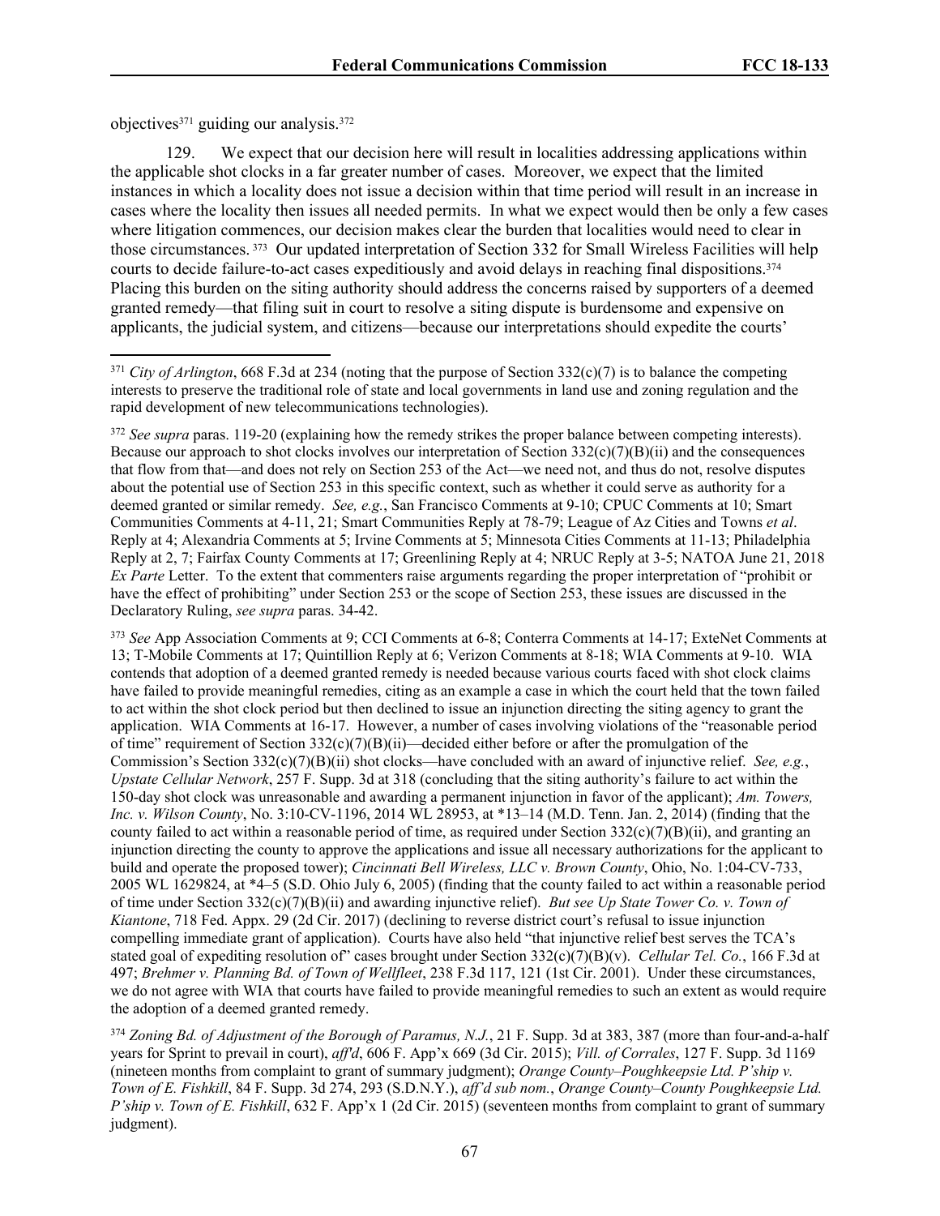objectives[371] guiding our analysis.[372]

129. We expect that our decision here will result in localities addressing applications within the applicable shot clocks in a far greater number of cases. Moreover, we expect that the limited instances in which a locality does not issue a decision within that time period will result in an increase in cases where the locality then issues all needed permits. In what we expect would then be only a few cases where litigation commences, our decision makes clear the burden that localities would need to clear in those circumstances.[373] Our updated interpretation of Section 332 for Small Wireless Facilities will help courts to decide failure-to-act cases expeditiously and avoid delays in reaching final dispositions.[374] Placing this burden on the siting authority should address the concerns raised by supporters of a deemed granted remedy—that filing suit in court to resolve a siting dispute is burdensome and expensive on applicants, the judicial system, and citizens—because our interpretations should expedite the courts'

---

[371] *City of Arlington*, 668 F.3d at 234 (noting that the purpose of Section 332(c)(7) is to balance the competing interests to preserve the traditional role of state and local governments in land use and zoning regulation and the rapid development of new telecommunications technologies).

[372] *See supra* paras. 119-20 (explaining how the remedy strikes the proper balance between competing interests). Because our approach to shot clocks involves our interpretation of Section 332(c)(7)(B)(ii) and the consequences that flow from that—and does not rely on Section 253 of the Act—we need not, and thus do not, resolve disputes about the potential use of Section 253 in this specific context, such as whether it could serve as authority for a deemed granted or similar remedy. *See, e.g.*, San Francisco Comments at 9-10; CPUC Comments at 10; Smart Communities Comments at 4-11, 21; Smart Communities Reply at 78-79; League of Az Cities and Towns *et al*. Reply at 4; Alexandria Comments at 5; Irvine Comments at 5; Minnesota Cities Comments at 11-13; Philadelphia Reply at 2, 7; Fairfax County Comments at 17; Greenlining Reply at 4; NRUC Reply at 3-5; NATOA June 21, 2018 *Ex Parte* Letter. To the extent that commenters raise arguments regarding the proper interpretation of "prohibit or have the effect of prohibiting" under Section 253 or the scope of Section 253, these issues are discussed in the Declaratory Ruling, *see supra* paras. 34-42.

[373] *See* App Association Comments at 9; CCI Comments at 6-8; Conterra Comments at 14-17; ExteNet Comments at 13; T-Mobile Comments at 17; Quintillion Reply at 6; Verizon Comments at 8-18; WIA Comments at 9-10. WIA contends that adoption of a deemed granted remedy is needed because various courts faced with shot clock claims have failed to provide meaningful remedies, citing as an example a case in which the court held that the town failed to act within the shot clock period but then declined to issue an injunction directing the siting agency to grant the application. WIA Comments at 16-17. However, a number of cases involving violations of the "reasonable period of time" requirement of Section 332(c)(7)(B)(ii)—decided either before or after the promulgation of the Commission's Section 332(c)(7)(B)(ii) shot clocks—have concluded with an award of injunctive relief. *See, e.g.*, *Upstate Cellular Network*, 257 F. Supp. 3d at 318 (concluding that the siting authority's failure to act within the 150-day shot clock was unreasonable and awarding a permanent injunction in favor of the applicant); *Am. Towers, Inc. v. Wilson County*, No. 3:10-CV-1196, 2014 WL 28953, at *13–14 (M.D. Tenn. Jan. 2, 2014) (finding that the county failed to act within a reasonable period of time, as required under Section 332(c)(7)(B)(ii), and granting an injunction directing the county to approve the applications and issue all necessary authorizations for the applicant to build and operate the proposed tower); *Cincinnati Bell Wireless, LLC v. Brown County*, Ohio, No. 1:04-CV-733, 2005 WL 1629824, at *4–5 (S.D. Ohio July 6, 2005) (finding that the county failed to act within a reasonable period of time under Section 332(c)(7)(B)(ii) and awarding injunctive relief). *But see Up State Tower Co. v. Town of Kiantone*, 718 Fed. Appx. 29 (2d Cir. 2017) (declining to reverse district court's refusal to issue injunction compelling immediate grant of application). Courts have also held "that injunctive relief best serves the TCA's stated goal of expediting resolution of" cases brought under Section 332(c)(7)(B)(v). *Cellular Tel. Co.*, 166 F.3d at 497; *Brehmer v. Planning Bd. of Town of Wellfleet*, 238 F.3d 117, 121 (1st Cir. 2001). Under these circumstances, we do not agree with WIA that courts have failed to provide meaningful remedies to such an extent as would require the adoption of a deemed granted remedy.

[374] *Zoning Bd. of Adjustment of the Borough of Paramus, N.J.*, 21 F. Supp. 3d at 383, 387 (more than four-and-a-half years for Sprint to prevail in court), *aff'd*, 606 F. App'x 669 (3d Cir. 2015); *Vill. of Corrales*, 127 F. Supp. 3d 1169 (nineteen months from complaint to grant of summary judgment); *Orange County–Poughkeepsie Ltd. P'ship v. Town of E. Fishkill*, 84 F. Supp. 3d 274, 293 (S.D.N.Y.), *aff'd sub nom.*, *Orange County–County Poughkeepsie Ltd. P'ship v. Town of E. Fishkill*, 632 F. App'x 1 (2d Cir. 2015) (seventeen months from complaint to grant of summary judgment).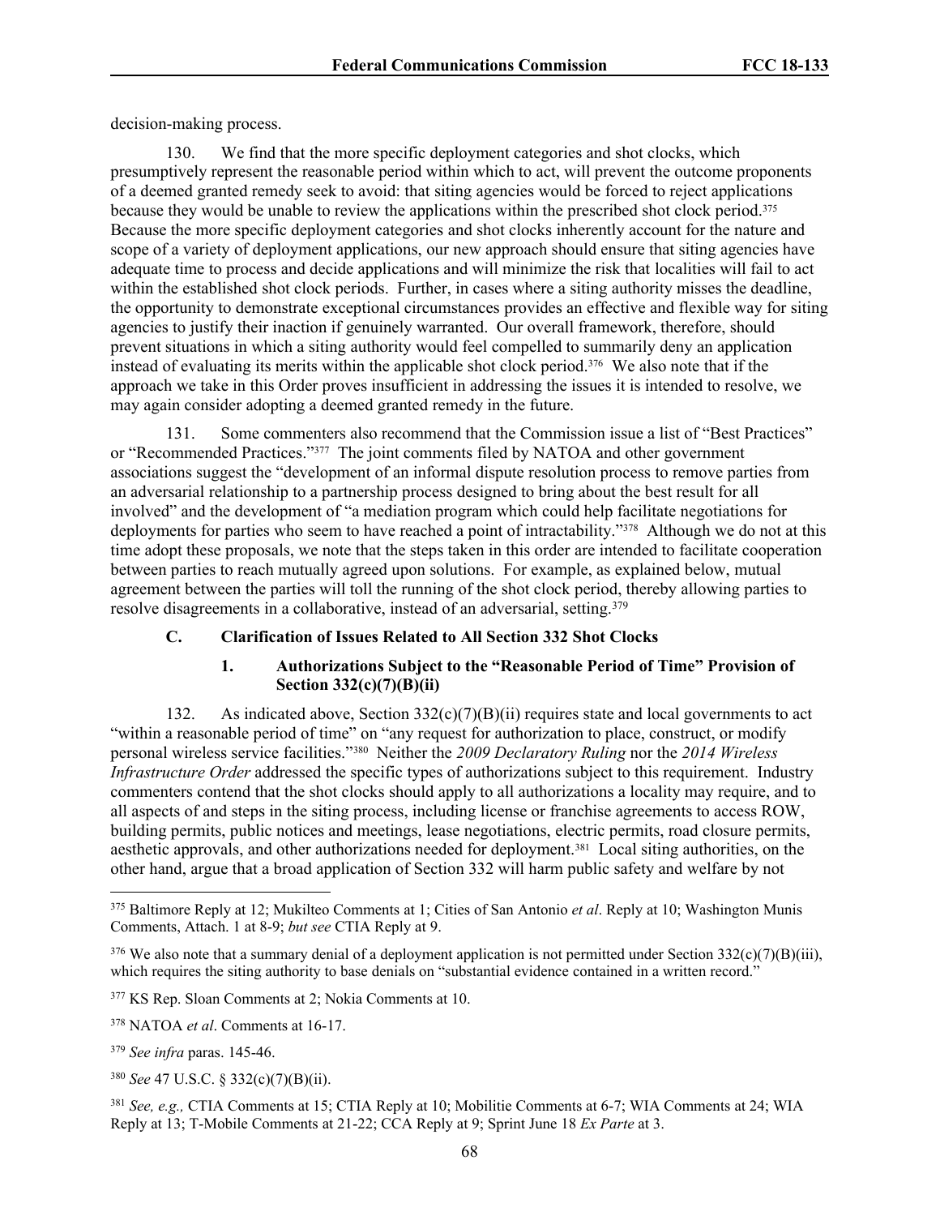decision-making process.

130. We find that the more specific deployment categories and shot clocks, which presumptively represent the reasonable period within which to act, will prevent the outcome proponents of a deemed granted remedy seek to avoid: that siting agencies would be forced to reject applications because they would be unable to review the applications within the prescribed shot clock period.[375] Because the more specific deployment categories and shot clocks inherently account for the nature and scope of a variety of deployment applications, our new approach should ensure that siting agencies have adequate time to process and decide applications and will minimize the risk that localities will fail to act within the established shot clock periods. Further, in cases where a siting authority misses the deadline, the opportunity to demonstrate exceptional circumstances provides an effective and flexible way for siting agencies to justify their inaction if genuinely warranted. Our overall framework, therefore, should prevent situations in which a siting authority would feel compelled to summarily deny an application instead of evaluating its merits within the applicable shot clock period.[376] We also note that if the approach we take in this Order proves insufficient in addressing the issues it is intended to resolve, we may again consider adopting a deemed granted remedy in the future.

131. Some commenters also recommend that the Commission issue a list of "Best Practices" or "Recommended Practices."[377] The joint comments filed by NATOA and other government associations suggest the "development of an informal dispute resolution process to remove parties from an adversarial relationship to a partnership process designed to bring about the best result for all involved" and the development of "a mediation program which could help facilitate negotiations for deployments for parties who seem to have reached a point of intractability."[378] Although we do not at this time adopt these proposals, we note that the steps taken in this order are intended to facilitate cooperation between parties to reach mutually agreed upon solutions. For example, as explained below, mutual agreement between the parties will toll the running of the shot clock period, thereby allowing parties to resolve disagreements in a collaborative, instead of an adversarial, setting.[379]

### C. Clarification of Issues Related to All Section 332 Shot Clocks

#### 1. Authorizations Subject to the "Reasonable Period of Time" Provision of Section 332(c)(7)(B)(ii)

132. As indicated above, Section 332(c)(7)(B)(ii) requires state and local governments to act "within a reasonable period of time" on "any request for authorization to place, construct, or modify personal wireless service facilities."[380] Neither the *2009 Declaratory Ruling* nor the *2014 Wireless Infrastructure Order* addressed the specific types of authorizations subject to this requirement. Industry commenters contend that the shot clocks should apply to all authorizations a locality may require, and to all aspects of and steps in the siting process, including license or franchise agreements to access ROW, building permits, public notices and meetings, lease negotiations, electric permits, road closure permits, aesthetic approvals, and other authorizations needed for deployment.[381] Local siting authorities, on the other hand, argue that a broad application of Section 332 will harm public safety and welfare by not

---

[375] Baltimore Reply at 12; Mukilteo Comments at 1; Cities of San Antonio *et al*. Reply at 10; Washington Munis Comments, Attach. 1 at 8-9; *but see* CTIA Reply at 9.

[376] We also note that a summary denial of a deployment application is not permitted under Section 332(c)(7)(B)(iii), which requires the siting authority to base denials on "substantial evidence contained in a written record."

[377] KS Rep. Sloan Comments at 2; Nokia Comments at 10.

[378] NATOA *et al*. Comments at 16-17.

[379] *See infra* paras. 145-46.

[380] *See* 47 U.S.C. § 332(c)(7)(B)(ii).

[381] *See, e.g.,* CTIA Comments at 15; CTIA Reply at 10; Mobilitie Comments at 6-7; WIA Comments at 24; WIA Reply at 13; T-Mobile Comments at 21-22; CCA Reply at 9; Sprint June 18 *Ex Parte* at 3.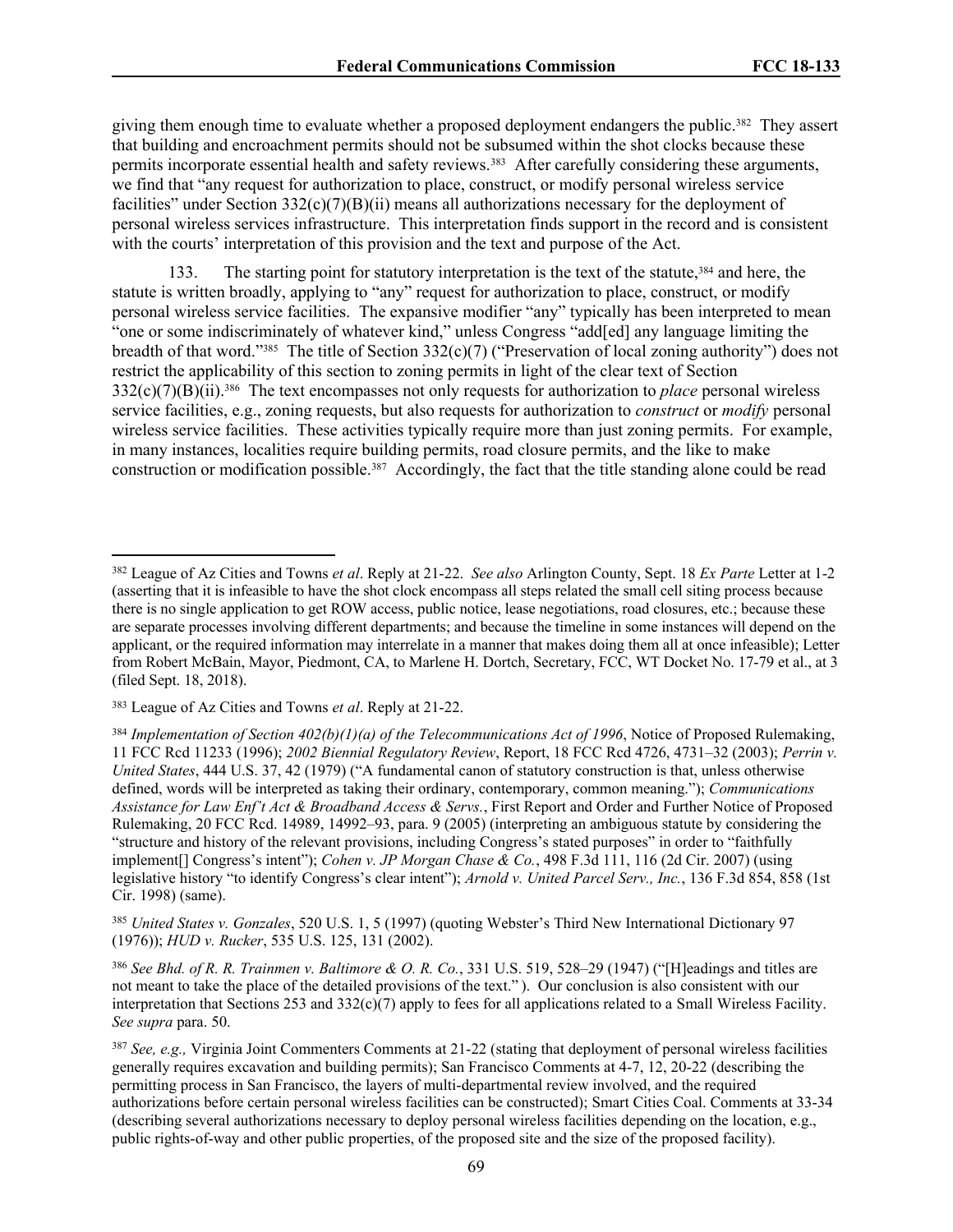giving them enough time to evaluate whether a proposed deployment endangers the public.[382] They assert that building and encroachment permits should not be subsumed within the shot clocks because these permits incorporate essential health and safety reviews.[383] After carefully considering these arguments, we find that "any request for authorization to place, construct, or modify personal wireless service facilities" under Section 332(c)(7)(B)(ii) means all authorizations necessary for the deployment of personal wireless services infrastructure. This interpretation finds support in the record and is consistent with the courts' interpretation of this provision and the text and purpose of the Act.

133. The starting point for statutory interpretation is the text of the statute,[384] and here, the statute is written broadly, applying to "any" request for authorization to place, construct, or modify personal wireless service facilities. The expansive modifier "any" typically has been interpreted to mean "one or some indiscriminately of whatever kind," unless Congress "add[ed] any language limiting the breadth of that word."[385] The title of Section 332(c)(7) ("Preservation of local zoning authority") does not restrict the applicability of this section to zoning permits in light of the clear text of Section 332(c)(7)(B)(ii).[386] The text encompasses not only requests for authorization to *place* personal wireless service facilities, e.g., zoning requests, but also requests for authorization to *construct* or *modify* personal wireless service facilities. These activities typically require more than just zoning permits. For example, in many instances, localities require building permits, road closure permits, and the like to make construction or modification possible.[387] Accordingly, the fact that the title standing alone could be read

---

[382] League of Az Cities and Towns *et al*. Reply at 21-22. *See also* Arlington County, Sept. 18 *Ex Parte* Letter at 1-2 (asserting that it is infeasible to have the shot clock encompass all steps related the small cell siting process because there is no single application to get ROW access, public notice, lease negotiations, road closures, etc.; because these are separate processes involving different departments; and because the timeline in some instances will depend on the applicant, or the required information may interrelate in a manner that makes doing them all at once infeasible); Letter from Robert McBain, Mayor, Piedmont, CA, to Marlene H. Dortch, Secretary, FCC, WT Docket No. 17-79 et al., at 3 (filed Sept. 18, 2018).

[383] League of Az Cities and Towns *et al*. Reply at 21-22.

[384] *Implementation of Section 402(b)(1)(a) of the Telecommunications Act of 1996*, Notice of Proposed Rulemaking, 11 FCC Rcd 11233 (1996); *2002 Biennial Regulatory Review*, Report, 18 FCC Rcd 4726, 4731–32 (2003); *Perrin v. United States*, 444 U.S. 37, 42 (1979) ("A fundamental canon of statutory construction is that, unless otherwise defined, words will be interpreted as taking their ordinary, contemporary, common meaning."); *Communications Assistance for Law Enf't Act & Broadband Access & Servs.*, First Report and Order and Further Notice of Proposed Rulemaking, 20 FCC Rcd. 14989, 14992–93, para. 9 (2005) (interpreting an ambiguous statute by considering the "structure and history of the relevant provisions, including Congress's stated purposes" in order to "faithfully implement[] Congress's intent"); *Cohen v. JP Morgan Chase & Co.*, 498 F.3d 111, 116 (2d Cir. 2007) (using legislative history "to identify Congress's clear intent"); *Arnold v. United Parcel Serv., Inc.*, 136 F.3d 854, 858 (1st Cir. 1998) (same).

[385] *United States v. Gonzales*, 520 U.S. 1, 5 (1997) (quoting Webster's Third New International Dictionary 97 (1976)); *HUD v. Rucker*, 535 U.S. 125, 131 (2002).

[386] *See Bhd. of R. R. Trainmen v. Baltimore & O. R. Co.*, 331 U.S. 519, 528–29 (1947) ("[H]eadings and titles are not meant to take the place of the detailed provisions of the text." ). Our conclusion is also consistent with our interpretation that Sections 253 and 332(c)(7) apply to fees for all applications related to a Small Wireless Facility. *See supra* para. 50.

[387] *See, e.g.,* Virginia Joint Commenters Comments at 21-22 (stating that deployment of personal wireless facilities generally requires excavation and building permits); San Francisco Comments at 4-7, 12, 20-22 (describing the permitting process in San Francisco, the layers of multi-departmental review involved, and the required authorizations before certain personal wireless facilities can be constructed); Smart Cities Coal. Comments at 33-34 (describing several authorizations necessary to deploy personal wireless facilities depending on the location, e.g., public rights-of-way and other public properties, of the proposed site and the size of the proposed facility).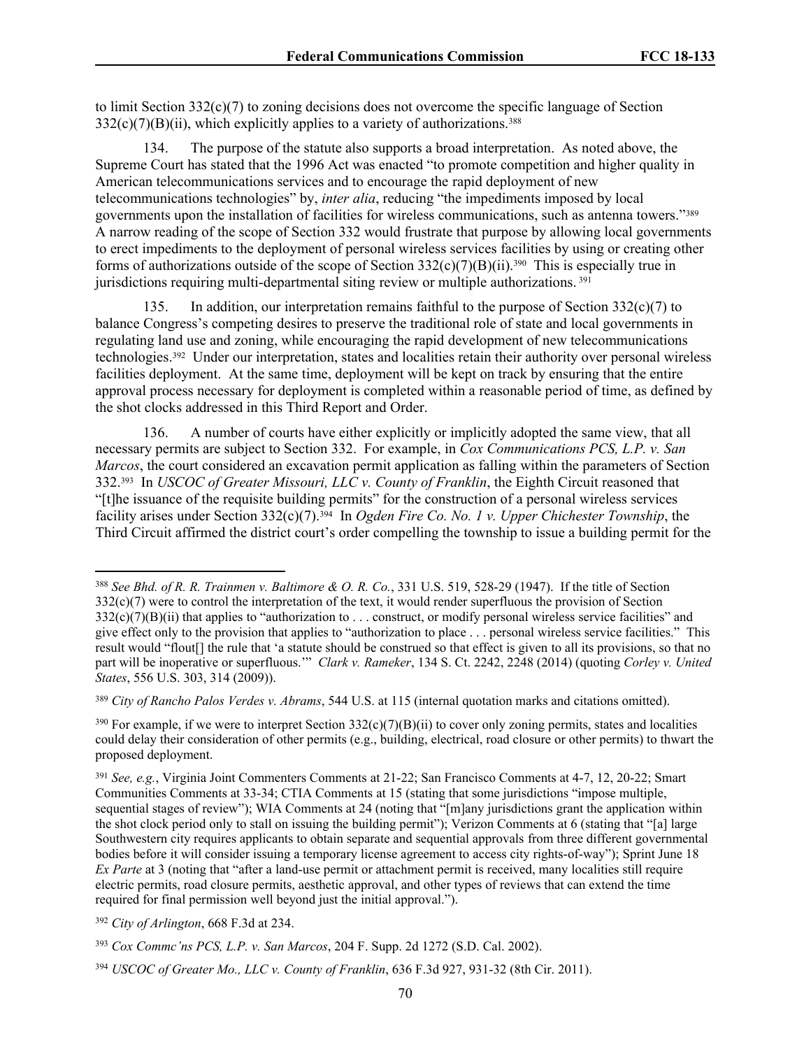to limit Section 332(c)(7) to zoning decisions does not overcome the specific language of Section 332(c)(7)(B)(ii), which explicitly applies to a variety of authorizations.[388]

134. The purpose of the statute also supports a broad interpretation. As noted above, the Supreme Court has stated that the 1996 Act was enacted "to promote competition and higher quality in American telecommunications services and to encourage the rapid deployment of new telecommunications technologies" by, *inter alia*, reducing "the impediments imposed by local governments upon the installation of facilities for wireless communications, such as antenna towers."[389] A narrow reading of the scope of Section 332 would frustrate that purpose by allowing local governments to erect impediments to the deployment of personal wireless services facilities by using or creating other forms of authorizations outside of the scope of Section 332(c)(7)(B)(ii).[390] This is especially true in jurisdictions requiring multi-departmental siting review or multiple authorizations.[391]

135. In addition, our interpretation remains faithful to the purpose of Section 332(c)(7) to balance Congress's competing desires to preserve the traditional role of state and local governments in regulating land use and zoning, while encouraging the rapid development of new telecommunications technologies.[392] Under our interpretation, states and localities retain their authority over personal wireless facilities deployment. At the same time, deployment will be kept on track by ensuring that the entire approval process necessary for deployment is completed within a reasonable period of time, as defined by the shot clocks addressed in this Third Report and Order.

136. A number of courts have either explicitly or implicitly adopted the same view, that all necessary permits are subject to Section 332. For example, in *Cox Communications PCS, L.P. v. San Marcos*, the court considered an excavation permit application as falling within the parameters of Section 332.[393] In *USCOC of Greater Missouri, LLC v. County of Franklin*, the Eighth Circuit reasoned that "[t]he issuance of the requisite building permits" for the construction of a personal wireless services facility arises under Section 332(c)(7).[394] In *Ogden Fire Co. No. 1 v. Upper Chichester Township*, the Third Circuit affirmed the district court's order compelling the township to issue a building permit for the

---

[388] *See Bhd. of R. R. Trainmen v. Baltimore & O. R. Co.*, 331 U.S. 519, 528-29 (1947). If the title of Section 332(c)(7) were to control the interpretation of the text, it would render superfluous the provision of Section 332(c)(7)(B)(ii) that applies to "authorization to . . . construct, or modify personal wireless service facilities" and give effect only to the provision that applies to "authorization to place . . . personal wireless service facilities." This result would "flout[] the rule that 'a statute should be construed so that effect is given to all its provisions, so that no part will be inoperative or superfluous.'" *Clark v. Rameker*, 134 S. Ct. 2242, 2248 (2014) (quoting *Corley v. United States*, 556 U.S. 303, 314 (2009)).

[389] *City of Rancho Palos Verdes v. Abrams*, 544 U.S. at 115 (internal quotation marks and citations omitted).

[390] For example, if we were to interpret Section 332(c)(7)(B)(ii) to cover only zoning permits, states and localities could delay their consideration of other permits (e.g., building, electrical, road closure or other permits) to thwart the proposed deployment.

[391] *See, e.g.*, Virginia Joint Commenters Comments at 21-22; San Francisco Comments at 4-7, 12, 20-22; Smart Communities Comments at 33-34; CTIA Comments at 15 (stating that some jurisdictions "impose multiple, sequential stages of review"); WIA Comments at 24 (noting that "[m]any jurisdictions grant the application within the shot clock period only to stall on issuing the building permit"); Verizon Comments at 6 (stating that "[a] large Southwestern city requires applicants to obtain separate and sequential approvals from three different governmental bodies before it will consider issuing a temporary license agreement to access city rights-of-way"); Sprint June 18 *Ex Parte* at 3 (noting that "after a land-use permit or attachment permit is received, many localities still require electric permits, road closure permits, aesthetic approval, and other types of reviews that can extend the time required for final permission well beyond just the initial approval.").

[392] *City of Arlington*, 668 F.3d at 234.

[393] *Cox Commc'ns PCS, L.P. v. San Marcos*, 204 F. Supp. 2d 1272 (S.D. Cal. 2002).

[394] *USCOC of Greater Mo., LLC v. County of Franklin*, 636 F.3d 927, 931-32 (8th Cir. 2011).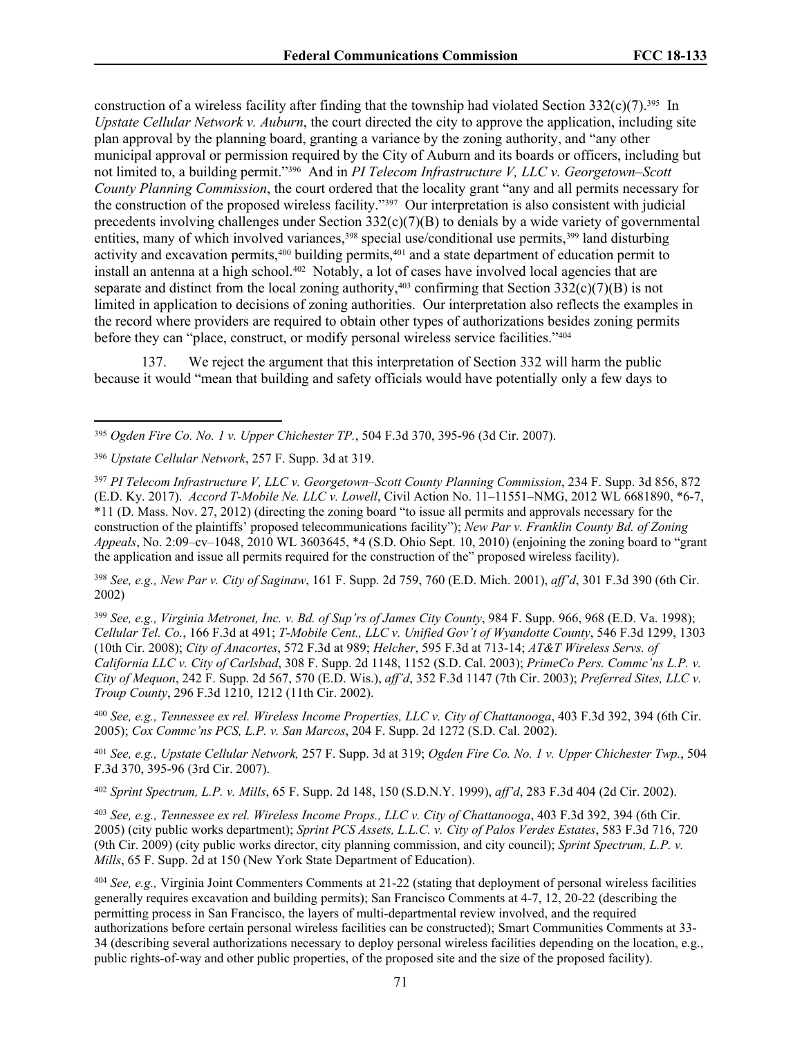construction of a wireless facility after finding that the township had violated Section 332(c)(7).[395] In *Upstate Cellular Network v. Auburn*, the court directed the city to approve the application, including site plan approval by the planning board, granting a variance by the zoning authority, and "any other municipal approval or permission required by the City of Auburn and its boards or officers, including but not limited to, a building permit."[396] And in *PI Telecom Infrastructure V, LLC v. Georgetown–Scott County Planning Commission*, the court ordered that the locality grant "any and all permits necessary for the construction of the proposed wireless facility."[397] Our interpretation is also consistent with judicial precedents involving challenges under Section 332(c)(7)(B) to denials by a wide variety of governmental entities, many of which involved variances,[398] special use/conditional use permits,[399] land disturbing activity and excavation permits,[400] building permits,[401] and a state department of education permit to install an antenna at a high school.[402] Notably, a lot of cases have involved local agencies that are separate and distinct from the local zoning authority,[403] confirming that Section 332(c)(7)(B) is not limited in application to decisions of zoning authorities. Our interpretation also reflects the examples in the record where providers are required to obtain other types of authorizations besides zoning permits before they can "place, construct, or modify personal wireless service facilities."[404]

137. We reject the argument that this interpretation of Section 332 will harm the public because it would "mean that building and safety officials would have potentially only a few days to

---

[395] *Ogden Fire Co. No. 1 v. Upper Chichester TP.*, 504 F.3d 370, 395-96 (3d Cir. 2007).

[396] *Upstate Cellular Network*, 257 F. Supp. 3d at 319.

[397] *PI Telecom Infrastructure V, LLC v. Georgetown–Scott County Planning Commission*, 234 F. Supp. 3d 856, 872 (E.D. Ky. 2017). *Accord T-Mobile Ne. LLC v. Lowell*, Civil Action No. 11–11551–NMG, 2012 WL 6681890, *6-7, *11 (D. Mass. Nov. 27, 2012) (directing the zoning board "to issue all permits and approvals necessary for the construction of the plaintiffs' proposed telecommunications facility"); *New Par v. Franklin County Bd. of Zoning Appeals*, No. 2:09–cv–1048, 2010 WL 3603645, *4 (S.D. Ohio Sept. 10, 2010) (enjoining the zoning board to "grant the application and issue all permits required for the construction of the" proposed wireless facility).

[398] *See, e.g., New Par v. City of Saginaw*, 161 F. Supp. 2d 759, 760 (E.D. Mich. 2001), *aff'd*, 301 F.3d 390 (6th Cir. 2002)

[399] *See, e.g., Virginia Metronet, Inc. v. Bd. of Sup'rs of James City County*, 984 F. Supp. 966, 968 (E.D. Va. 1998); *Cellular Tel. Co.*, 166 F.3d at 491; *T-Mobile Cent., LLC v. Unified Gov't of Wyandotte County*, 546 F.3d 1299, 1303 (10th Cir. 2008); *City of Anacortes*, 572 F.3d at 989; *Helcher*, 595 F.3d at 713-14; *AT&T Wireless Servs. of California LLC v. City of Carlsbad*, 308 F. Supp. 2d 1148, 1152 (S.D. Cal. 2003); *PrimeCo Pers. Commc'ns L.P. v. City of Mequon*, 242 F. Supp. 2d 567, 570 (E.D. Wis.), *aff'd*, 352 F.3d 1147 (7th Cir. 2003); *Preferred Sites, LLC v. Troup County*, 296 F.3d 1210, 1212 (11th Cir. 2002).

[400] *See, e.g., Tennessee ex rel. Wireless Income Properties, LLC v. City of Chattanooga*, 403 F.3d 392, 394 (6th Cir. 2005); *Cox Commc'ns PCS, L.P. v. San Marcos*, 204 F. Supp. 2d 1272 (S.D. Cal. 2002).

[401] *See, e.g., Upstate Cellular Network,* 257 F. Supp. 3d at 319; *Ogden Fire Co. No. 1 v. Upper Chichester Twp.*, 504 F.3d 370, 395-96 (3rd Cir. 2007).

[402] *Sprint Spectrum, L.P. v. Mills*, 65 F. Supp. 2d 148, 150 (S.D.N.Y. 1999), *aff'd*, 283 F.3d 404 (2d Cir. 2002).

[403] *See, e.g., Tennessee ex rel. Wireless Income Props., LLC v. City of Chattanooga*, 403 F.3d 392, 394 (6th Cir. 2005) (city public works department); *Sprint PCS Assets, L.L.C. v. City of Palos Verdes Estates*, 583 F.3d 716, 720 (9th Cir. 2009) (city public works director, city planning commission, and city council); *Sprint Spectrum, L.P. v. Mills*, 65 F. Supp. 2d at 150 (New York State Department of Education).

[404] *See, e.g.,* Virginia Joint Commenters Comments at 21-22 (stating that deployment of personal wireless facilities generally requires excavation and building permits); San Francisco Comments at 4-7, 12, 20-22 (describing the permitting process in San Francisco, the layers of multi-departmental review involved, and the required authorizations before certain personal wireless facilities can be constructed); Smart Communities Comments at 33-34 (describing several authorizations necessary to deploy personal wireless facilities depending on the location, e.g., public rights-of-way and other public properties, of the proposed site and the size of the proposed facility).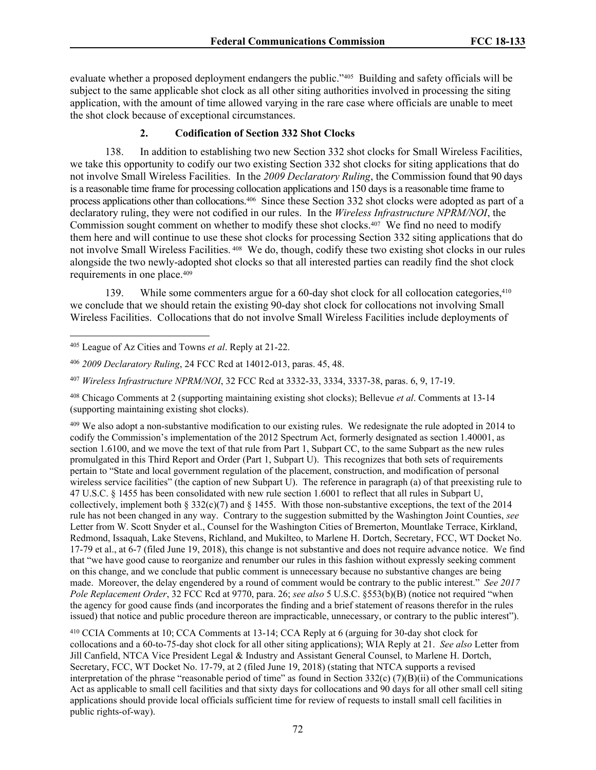evaluate whether a proposed deployment endangers the public."[405] Building and safety officials will be subject to the same applicable shot clock as all other siting authorities involved in processing the siting application, with the amount of time allowed varying in the rare case where officials are unable to meet the shot clock because of exceptional circumstances.

### 2. Codification of Section 332 Shot Clocks

138. In addition to establishing two new Section 332 shot clocks for Small Wireless Facilities, we take this opportunity to codify our two existing Section 332 shot clocks for siting applications that do not involve Small Wireless Facilities. In the *2009 Declaratory Ruling*, the Commission found that 90 days is a reasonable time frame for processing collocation applications and 150 days is a reasonable time frame to process applications other than collocations.[406] Since these Section 332 shot clocks were adopted as part of a declaratory ruling, they were not codified in our rules. In the *Wireless Infrastructure NPRM/NOI*, the Commission sought comment on whether to modify these shot clocks.[407] We find no need to modify them here and will continue to use these shot clocks for processing Section 332 siting applications that do not involve Small Wireless Facilities.[408] We do, though, codify these two existing shot clocks in our rules alongside the two newly-adopted shot clocks so that all interested parties can readily find the shot clock requirements in one place.[409]

139. While some commenters argue for a 60-day shot clock for all collocation categories,[410] we conclude that we should retain the existing 90-day shot clock for collocations not involving Small Wireless Facilities. Collocations that do not involve Small Wireless Facilities include deployments of

---

[405] League of Az Cities and Towns *et al*. Reply at 21-22.

[406] *2009 Declaratory Ruling*, 24 FCC Rcd at 14012-013, paras. 45, 48.

[407] *Wireless Infrastructure NPRM/NOI*, 32 FCC Rcd at 3332-33, 3334, 3337-38, paras. 6, 9, 17-19.

[408] Chicago Comments at 2 (supporting maintaining existing shot clocks); Bellevue *et al*. Comments at 13-14 (supporting maintaining existing shot clocks).

[409] We also adopt a non-substantive modification to our existing rules. We redesignate the rule adopted in 2014 to codify the Commission's implementation of the 2012 Spectrum Act, formerly designated as section 1.40001, as section 1.6100, and we move the text of that rule from Part 1, Subpart CC, to the same Subpart as the new rules promulgated in this Third Report and Order (Part 1, Subpart U). This recognizes that both sets of requirements pertain to "State and local government regulation of the placement, construction, and modification of personal wireless service facilities" (the caption of new Subpart U). The reference in paragraph (a) of that preexisting rule to 47 U.S.C. § 1455 has been consolidated with new rule section 1.6001 to reflect that all rules in Subpart U, collectively, implement both § 332(c)(7) and § 1455. With those non-substantive exceptions, the text of the 2014 rule has not been changed in any way. Contrary to the suggestion submitted by the Washington Joint Counties, *see* Letter from W. Scott Snyder et al., Counsel for the Washington Cities of Bremerton, Mountlake Terrace, Kirkland, Redmond, Issaquah, Lake Stevens, Richland, and Mukilteo, to Marlene H. Dortch, Secretary, FCC, WT Docket No. 17-79 et al., at 6-7 (filed June 19, 2018), this change is not substantive and does not require advance notice. We find that "we have good cause to reorganize and renumber our rules in this fashion without expressly seeking comment on this change, and we conclude that public comment is unnecessary because no substantive changes are being made. Moreover, the delay engendered by a round of comment would be contrary to the public interest." *See 2017 Pole Replacement Order*, 32 FCC Rcd at 9770, para. 26; *see also* 5 U.S.C. §553(b)(B) (notice not required "when the agency for good cause finds (and incorporates the finding and a brief statement of reasons therefor in the rules issued) that notice and public procedure thereon are impracticable, unnecessary, or contrary to the public interest").

[410] CCIA Comments at 10; CCA Comments at 13-14; CCA Reply at 6 (arguing for 30-day shot clock for collocations and a 60-to-75-day shot clock for all other siting applications); WIA Reply at 21. *See also* Letter from Jill Canfield, NTCA Vice President Legal & Industry and Assistant General Counsel, to Marlene H. Dortch, Secretary, FCC, WT Docket No. 17-79, at 2 (filed June 19, 2018) (stating that NTCA supports a revised interpretation of the phrase "reasonable period of time" as found in Section 332(c) (7)(B)(ii) of the Communications Act as applicable to small cell facilities and that sixty days for collocations and 90 days for all other small cell siting applications should provide local officials sufficient time for review of requests to install small cell facilities in public rights-of-way).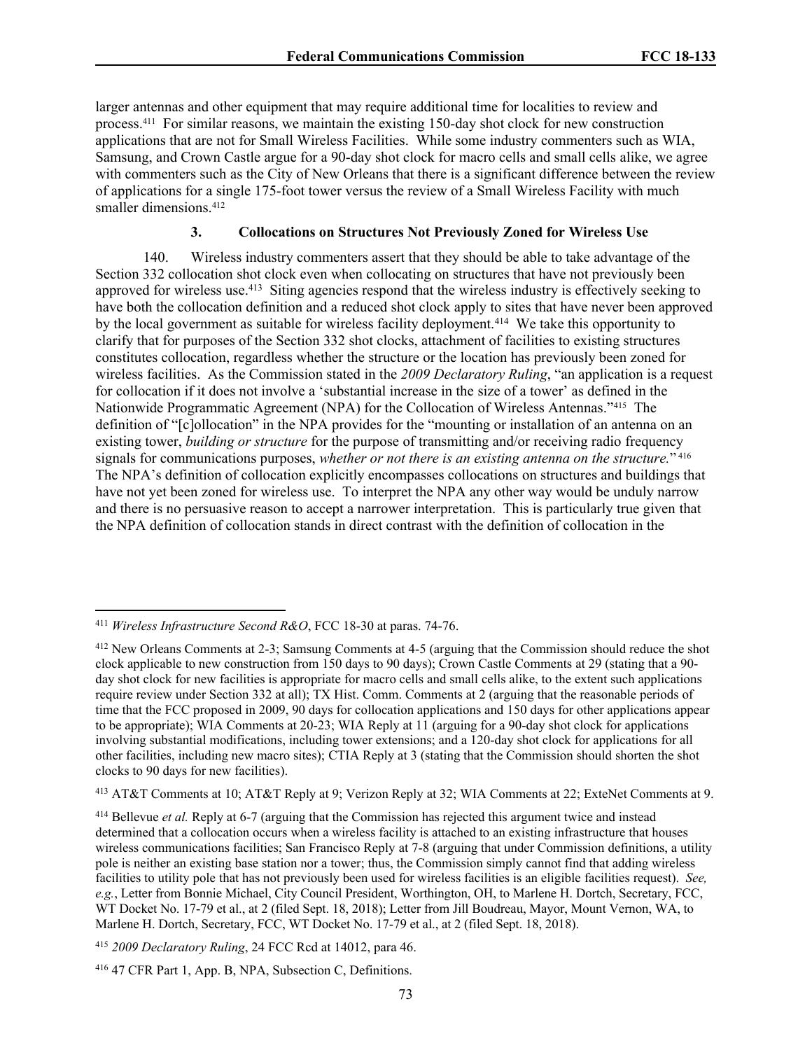larger antennas and other equipment that may require additional time for localities to review and process.[411] For similar reasons, we maintain the existing 150-day shot clock for new construction applications that are not for Small Wireless Facilities. While some industry commenters such as WIA, Samsung, and Crown Castle argue for a 90-day shot clock for macro cells and small cells alike, we agree with commenters such as the City of New Orleans that there is a significant difference between the review of applications for a single 175-foot tower versus the review of a Small Wireless Facility with much smaller dimensions.[412]

### 3. Collocations on Structures Not Previously Zoned for Wireless Use

140. Wireless industry commenters assert that they should be able to take advantage of the Section 332 collocation shot clock even when collocating on structures that have not previously been approved for wireless use.[413] Siting agencies respond that the wireless industry is effectively seeking to have both the collocation definition and a reduced shot clock apply to sites that have never been approved by the local government as suitable for wireless facility deployment.[414] We take this opportunity to clarify that for purposes of the Section 332 shot clocks, attachment of facilities to existing structures constitutes collocation, regardless whether the structure or the location has previously been zoned for wireless facilities. As the Commission stated in the *2009 Declaratory Ruling*, "an application is a request for collocation if it does not involve a 'substantial increase in the size of a tower' as defined in the Nationwide Programmatic Agreement (NPA) for the Collocation of Wireless Antennas."[415] The definition of "[c]ollocation" in the NPA provides for the "mounting or installation of an antenna on an existing tower, *building or structure* for the purpose of transmitting and/or receiving radio frequency signals for communications purposes, *whether or not there is an existing antenna on the structure.*"[416] The NPA's definition of collocation explicitly encompasses collocations on structures and buildings that have not yet been zoned for wireless use. To interpret the NPA any other way would be unduly narrow and there is no persuasive reason to accept a narrower interpretation. This is particularly true given that the NPA definition of collocation stands in direct contrast with the definition of collocation in the

---

[411] *Wireless Infrastructure Second R&O*, FCC 18-30 at paras. 74-76.

[412] New Orleans Comments at 2-3; Samsung Comments at 4-5 (arguing that the Commission should reduce the shot clock applicable to new construction from 150 days to 90 days); Crown Castle Comments at 29 (stating that a 90-day shot clock for new facilities is appropriate for macro cells and small cells alike, to the extent such applications require review under Section 332 at all); TX Hist. Comm. Comments at 2 (arguing that the reasonable periods of time that the FCC proposed in 2009, 90 days for collocation applications and 150 days for other applications appear to be appropriate); WIA Comments at 20-23; WIA Reply at 11 (arguing for a 90-day shot clock for applications involving substantial modifications, including tower extensions; and a 120-day shot clock for applications for all other facilities, including new macro sites); CTIA Reply at 3 (stating that the Commission should shorten the shot clocks to 90 days for new facilities).

[413] AT&T Comments at 10; AT&T Reply at 9; Verizon Reply at 32; WIA Comments at 22; ExteNet Comments at 9.

[414] Bellevue *et al.* Reply at 6-7 (arguing that the Commission has rejected this argument twice and instead determined that a collocation occurs when a wireless facility is attached to an existing infrastructure that houses wireless communications facilities; San Francisco Reply at 7-8 (arguing that under Commission definitions, a utility pole is neither an existing base station nor a tower; thus, the Commission simply cannot find that adding wireless facilities to utility pole that has not previously been used for wireless facilities is an eligible facilities request). *See, e.g.*, Letter from Bonnie Michael, City Council President, Worthington, OH, to Marlene H. Dortch, Secretary, FCC, WT Docket No. 17-79 et al., at 2 (filed Sept. 18, 2018); Letter from Jill Boudreau, Mayor, Mount Vernon, WA, to Marlene H. Dortch, Secretary, FCC, WT Docket No. 17-79 et al., at 2 (filed Sept. 18, 2018).

[415] *2009 Declaratory Ruling*, 24 FCC Rcd at 14012, para 46.

[416] 47 CFR Part 1, App. B, NPA, Subsection C, Definitions.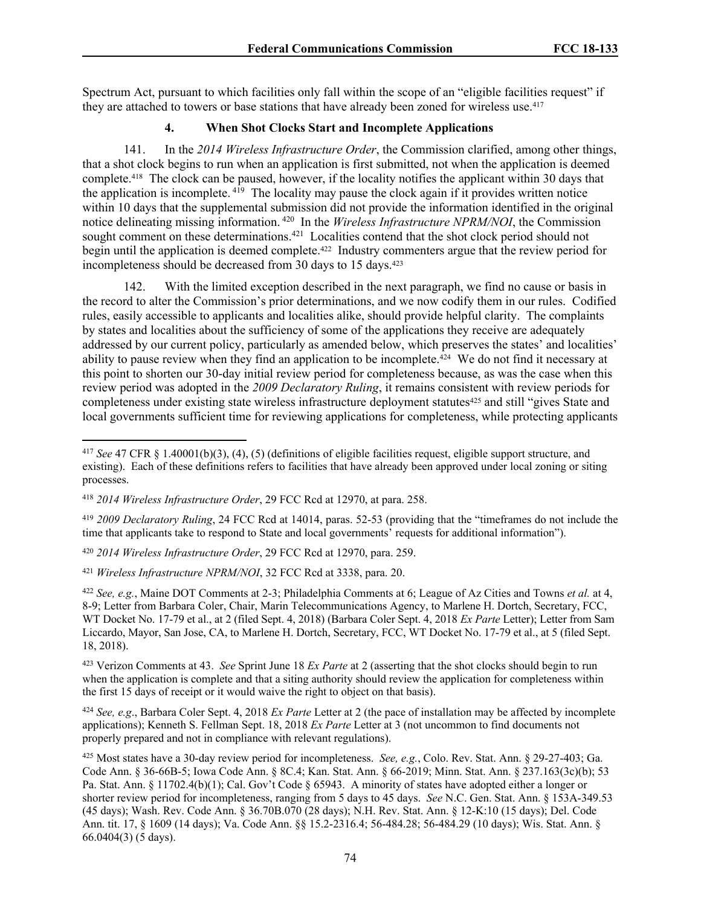Spectrum Act, pursuant to which facilities only fall within the scope of an "eligible facilities request" if they are attached to towers or base stations that have already been zoned for wireless use.[417]

### 4. When Shot Clocks Start and Incomplete Applications

141. In the *2014 Wireless Infrastructure Order*, the Commission clarified, among other things, that a shot clock begins to run when an application is first submitted, not when the application is deemed complete.[418] The clock can be paused, however, if the locality notifies the applicant within 30 days that the application is incomplete.[419] The locality may pause the clock again if it provides written notice within 10 days that the supplemental submission did not provide the information identified in the original notice delineating missing information.[420] In the *Wireless Infrastructure NPRM/NOI*, the Commission sought comment on these determinations.[421] Localities contend that the shot clock period should not begin until the application is deemed complete.[422] Industry commenters argue that the review period for incompleteness should be decreased from 30 days to 15 days.[423]

142. With the limited exception described in the next paragraph, we find no cause or basis in the record to alter the Commission's prior determinations, and we now codify them in our rules. Codified rules, easily accessible to applicants and localities alike, should provide helpful clarity. The complaints by states and localities about the sufficiency of some of the applications they receive are adequately addressed by our current policy, particularly as amended below, which preserves the states' and localities' ability to pause review when they find an application to be incomplete.[424] We do not find it necessary at this point to shorten our 30-day initial review period for completeness because, as was the case when this review period was adopted in the *2009 Declaratory Ruling*, it remains consistent with review periods for completeness under existing state wireless infrastructure deployment statutes[425] and still "gives State and local governments sufficient time for reviewing applications for completeness, while protecting applicants

---

[417] *See* 47 CFR § 1.40001(b)(3), (4), (5) (definitions of eligible facilities request, eligible support structure, and existing). Each of these definitions refers to facilities that have already been approved under local zoning or siting processes.

[418] *2014 Wireless Infrastructure Order*, 29 FCC Rcd at 12970, at para. 258.

[419] *2009 Declaratory Ruling*, 24 FCC Rcd at 14014, paras. 52-53 (providing that the "timeframes do not include the time that applicants take to respond to State and local governments' requests for additional information").

[420] *2014 Wireless Infrastructure Order*, 29 FCC Rcd at 12970, para. 259.

[421] *Wireless Infrastructure NPRM/NOI*, 32 FCC Rcd at 3338, para. 20.

[422] *See, e.g.*, Maine DOT Comments at 2-3; Philadelphia Comments at 6; League of Az Cities and Towns *et al.* at 4, 8-9; Letter from Barbara Coler, Chair, Marin Telecommunications Agency, to Marlene H. Dortch, Secretary, FCC, WT Docket No. 17-79 et al., at 2 (filed Sept. 4, 2018) (Barbara Coler Sept. 4, 2018 *Ex Parte* Letter); Letter from Sam Liccardo, Mayor, San Jose, CA, to Marlene H. Dortch, Secretary, FCC, WT Docket No. 17-79 et al., at 5 (filed Sept. 18, 2018).

[423] Verizon Comments at 43. *See* Sprint June 18 *Ex Parte* at 2 (asserting that the shot clocks should begin to run when the application is complete and that a siting authority should review the application for completeness within the first 15 days of receipt or it would waive the right to object on that basis).

[424] *See, e.g*., Barbara Coler Sept. 4, 2018 *Ex Parte* Letter at 2 (the pace of installation may be affected by incomplete applications); Kenneth S. Fellman Sept. 18, 2018 *Ex Parte* Letter at 3 (not uncommon to find documents not properly prepared and not in compliance with relevant regulations).

[425] Most states have a 30-day review period for incompleteness. *See, e.g.*, Colo. Rev. Stat. Ann. § 29-27-403; Ga. Code Ann. § 36-66B-5; Iowa Code Ann. § 8C.4; Kan. Stat. Ann. § 66-2019; Minn. Stat. Ann. § 237.163(3c)(b); 53 Pa. Stat. Ann. § 11702.4(b)(1); Cal. Gov't Code § 65943. A minority of states have adopted either a longer or shorter review period for incompleteness, ranging from 5 days to 45 days. *See* N.C. Gen. Stat. Ann. § 153A-349.53 (45 days); Wash. Rev. Code Ann. § 36.70B.070 (28 days); N.H. Rev. Stat. Ann. § 12-K:10 (15 days); Del. Code Ann. tit. 17, § 1609 (14 days); Va. Code Ann. §§ 15.2-2316.4; 56-484.28; 56-484.29 (10 days); Wis. Stat. Ann. § 66.0404(3) (5 days).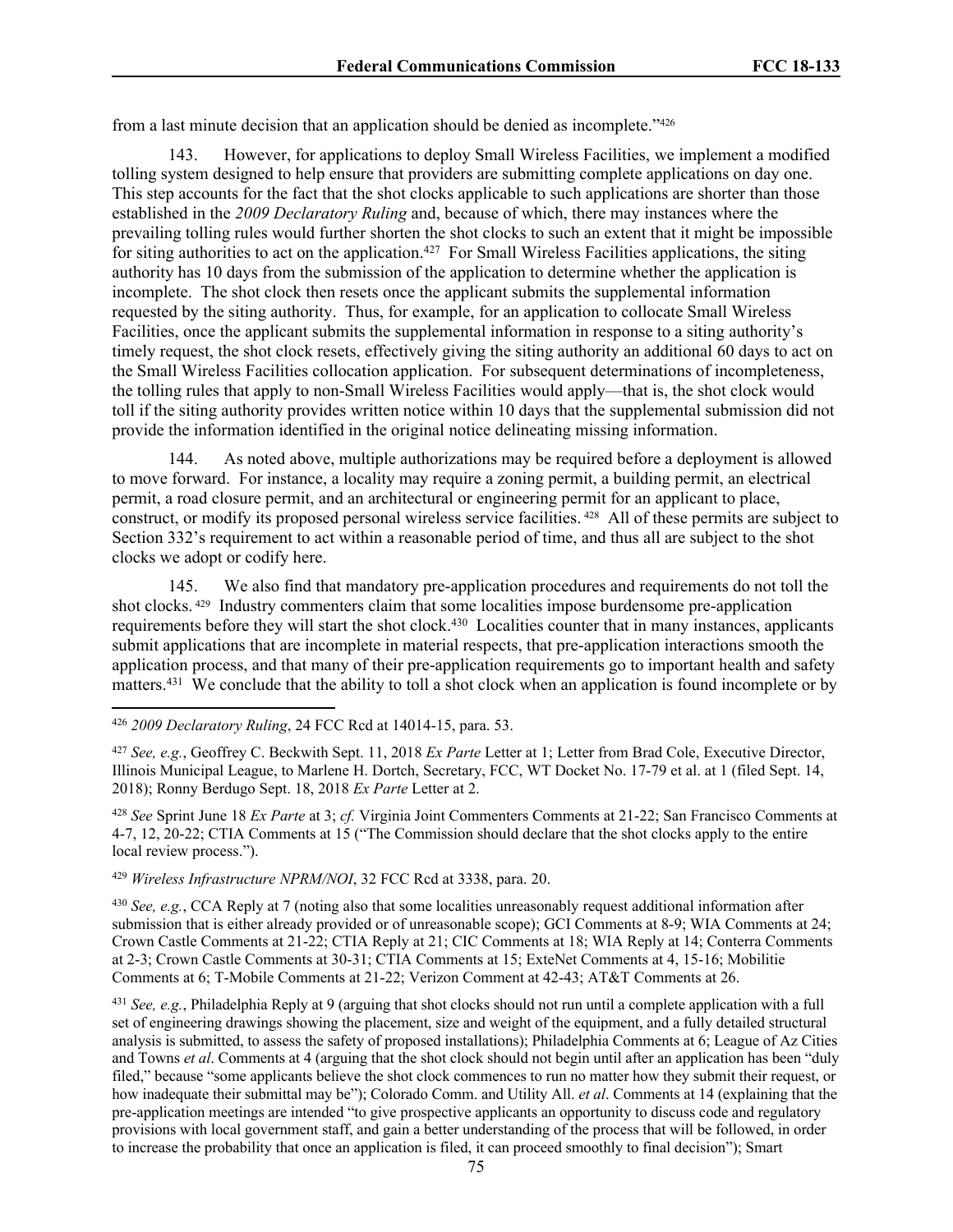from a last minute decision that an application should be denied as incomplete."[426]

143. However, for applications to deploy Small Wireless Facilities, we implement a modified tolling system designed to help ensure that providers are submitting complete applications on day one. This step accounts for the fact that the shot clocks applicable to such applications are shorter than those established in the *2009 Declaratory Ruling* and, because of which, there may instances where the prevailing tolling rules would further shorten the shot clocks to such an extent that it might be impossible for siting authorities to act on the application.[427] For Small Wireless Facilities applications, the siting authority has 10 days from the submission of the application to determine whether the application is incomplete. The shot clock then resets once the applicant submits the supplemental information requested by the siting authority. Thus, for example, for an application to collocate Small Wireless Facilities, once the applicant submits the supplemental information in response to a siting authority's timely request, the shot clock resets, effectively giving the siting authority an additional 60 days to act on the Small Wireless Facilities collocation application. For subsequent determinations of incompleteness, the tolling rules that apply to non-Small Wireless Facilities would apply—that is, the shot clock would toll if the siting authority provides written notice within 10 days that the supplemental submission did not provide the information identified in the original notice delineating missing information.

144. As noted above, multiple authorizations may be required before a deployment is allowed to move forward. For instance, a locality may require a zoning permit, a building permit, an electrical permit, a road closure permit, and an architectural or engineering permit for an applicant to place, construct, or modify its proposed personal wireless service facilities.[428] All of these permits are subject to Section 332's requirement to act within a reasonable period of time, and thus all are subject to the shot clocks we adopt or codify here.

145. We also find that mandatory pre-application procedures and requirements do not toll the shot clocks.[429] Industry commenters claim that some localities impose burdensome pre-application requirements before they will start the shot clock.[430] Localities counter that in many instances, applicants submit applications that are incomplete in material respects, that pre-application interactions smooth the application process, and that many of their pre-application requirements go to important health and safety matters.[431] We conclude that the ability to toll a shot clock when an application is found incomplete or by

---

[426] *2009 Declaratory Ruling*, 24 FCC Rcd at 14014-15, para. 53.

[427] *See, e.g.*, Geoffrey C. Beckwith Sept. 11, 2018 *Ex Parte* Letter at 1; Letter from Brad Cole, Executive Director, Illinois Municipal League, to Marlene H. Dortch, Secretary, FCC, WT Docket No. 17-79 et al. at 1 (filed Sept. 14, 2018); Ronny Berdugo Sept. 18, 2018 *Ex Parte* Letter at 2.

[428] *See* Sprint June 18 *Ex Parte* at 3; *cf.* Virginia Joint Commenters Comments at 21-22; San Francisco Comments at 4-7, 12, 20-22; CTIA Comments at 15 ("The Commission should declare that the shot clocks apply to the entire local review process.").

[429] *Wireless Infrastructure NPRM/NOI*, 32 FCC Rcd at 3338, para. 20.

[430] *See, e.g.*, CCA Reply at 7 (noting also that some localities unreasonably request additional information after submission that is either already provided or of unreasonable scope); GCI Comments at 8-9; WIA Comments at 24; Crown Castle Comments at 21-22; CTIA Reply at 21; CIC Comments at 18; WIA Reply at 14; Conterra Comments at 2-3; Crown Castle Comments at 30-31; CTIA Comments at 15; ExteNet Comments at 4, 15-16; Mobilitie Comments at 6; T-Mobile Comments at 21-22; Verizon Comment at 42-43; AT&T Comments at 26.

[431] *See, e.g.*, Philadelphia Reply at 9 (arguing that shot clocks should not run until a complete application with a full set of engineering drawings showing the placement, size and weight of the equipment, and a fully detailed structural analysis is submitted, to assess the safety of proposed installations); Philadelphia Comments at 6; League of Az Cities and Towns *et al*. Comments at 4 (arguing that the shot clock should not begin until after an application has been "duly filed," because "some applicants believe the shot clock commences to run no matter how they submit their request, or how inadequate their submittal may be"); Colorado Comm. and Utility All. *et al*. Comments at 14 (explaining that the pre-application meetings are intended "to give prospective applicants an opportunity to discuss code and regulatory provisions with local government staff, and gain a better understanding of the process that will be followed, in order to increase the probability that once an application is filed, it can proceed smoothly to final decision"); Smart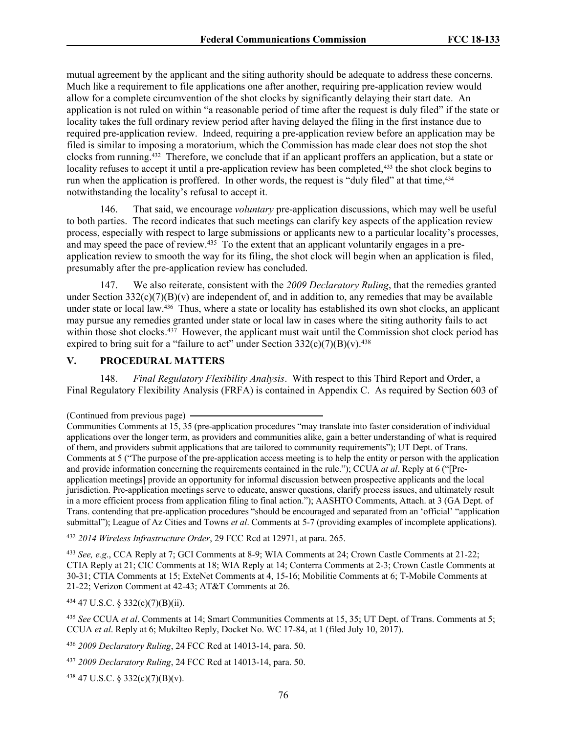mutual agreement by the applicant and the siting authority should be adequate to address these concerns. Much like a requirement to file applications one after another, requiring pre-application review would allow for a complete circumvention of the shot clocks by significantly delaying their start date. An application is not ruled on within "a reasonable period of time after the request is duly filed" if the state or locality takes the full ordinary review period after having delayed the filing in the first instance due to required pre-application review. Indeed, requiring a pre-application review before an application may be filed is similar to imposing a moratorium, which the Commission has made clear does not stop the shot clocks from running.[432] Therefore, we conclude that if an applicant proffers an application, but a state or locality refuses to accept it until a pre-application review has been completed,[433] the shot clock begins to run when the application is proffered. In other words, the request is "duly filed" at that time,[434] notwithstanding the locality's refusal to accept it.

146. That said, we encourage *voluntary* pre-application discussions, which may well be useful to both parties. The record indicates that such meetings can clarify key aspects of the application review process, especially with respect to large submissions or applicants new to a particular locality's processes, and may speed the pace of review.[435] To the extent that an applicant voluntarily engages in a pre-application review to smooth the way for its filing, the shot clock will begin when an application is filed, presumably after the pre-application review has concluded.

147. We also reiterate, consistent with the *2009 Declaratory Ruling*, that the remedies granted under Section 332(c)(7)(B)(v) are independent of, and in addition to, any remedies that may be available under state or local law.[436] Thus, where a state or locality has established its own shot clocks, an applicant may pursue any remedies granted under state or local law in cases where the siting authority fails to act within those shot clocks.[437] However, the applicant must wait until the Commission shot clock period has expired to bring suit for a "failure to act" under Section 332(c)(7)(B)(v).[438]

## V. PROCEDURAL MATTERS

148. *Final Regulatory Flexibility Analysis*. With respect to this Third Report and Order, a Final Regulatory Flexibility Analysis (FRFA) is contained in Appendix C. As required by Section 603 of

(Continued from previous page)
Communities Comments at 15, 35 (pre-application procedures "may translate into faster consideration of individual applications over the longer term, as providers and communities alike, gain a better understanding of what is required of them, and providers submit applications that are tailored to community requirements"); UT Dept. of Trans. Comments at 5 ("The purpose of the pre-application access meeting is to help the entity or person with the application and provide information concerning the requirements contained in the rule."); CCUA *at al*. Reply at 6 ("[Pre-application meetings] provide an opportunity for informal discussion between prospective applicants and the local jurisdiction. Pre-application meetings serve to educate, answer questions, clarify process issues, and ultimately result in a more efficient process from application filing to final action."); AASHTO Comments, Attach. at 3 (GA Dept. of Trans. contending that pre-application procedures "should be encouraged and separated from an 'official' "application submittal"); League of Az Cities and Towns *et al*. Comments at 5-7 (providing examples of incomplete applications).

[432] *2014 Wireless Infrastructure Order*, 29 FCC Rcd at 12971, at para. 265.

[433] *See, e.g*., CCA Reply at 7; GCI Comments at 8-9; WIA Comments at 24; Crown Castle Comments at 21-22; CTIA Reply at 21; CIC Comments at 18; WIA Reply at 14; Conterra Comments at 2-3; Crown Castle Comments at 30-31; CTIA Comments at 15; ExteNet Comments at 4, 15-16; Mobilitie Comments at 6; T-Mobile Comments at 21-22; Verizon Comment at 42-43; AT&T Comments at 26.

[434] 47 U.S.C. § 332(c)(7)(B)(ii).

[435] *See* CCUA *et al*. Comments at 14; Smart Communities Comments at 15, 35; UT Dept. of Trans. Comments at 5; CCUA *et al*. Reply at 6; Mukilteo Reply, Docket No. WC 17-84, at 1 (filed July 10, 2017).

[436] *2009 Declaratory Ruling*, 24 FCC Rcd at 14013-14, para. 50.

[437] *2009 Declaratory Ruling*, 24 FCC Rcd at 14013-14, para. 50.

[438] 47 U.S.C. § 332(c)(7)(B)(v).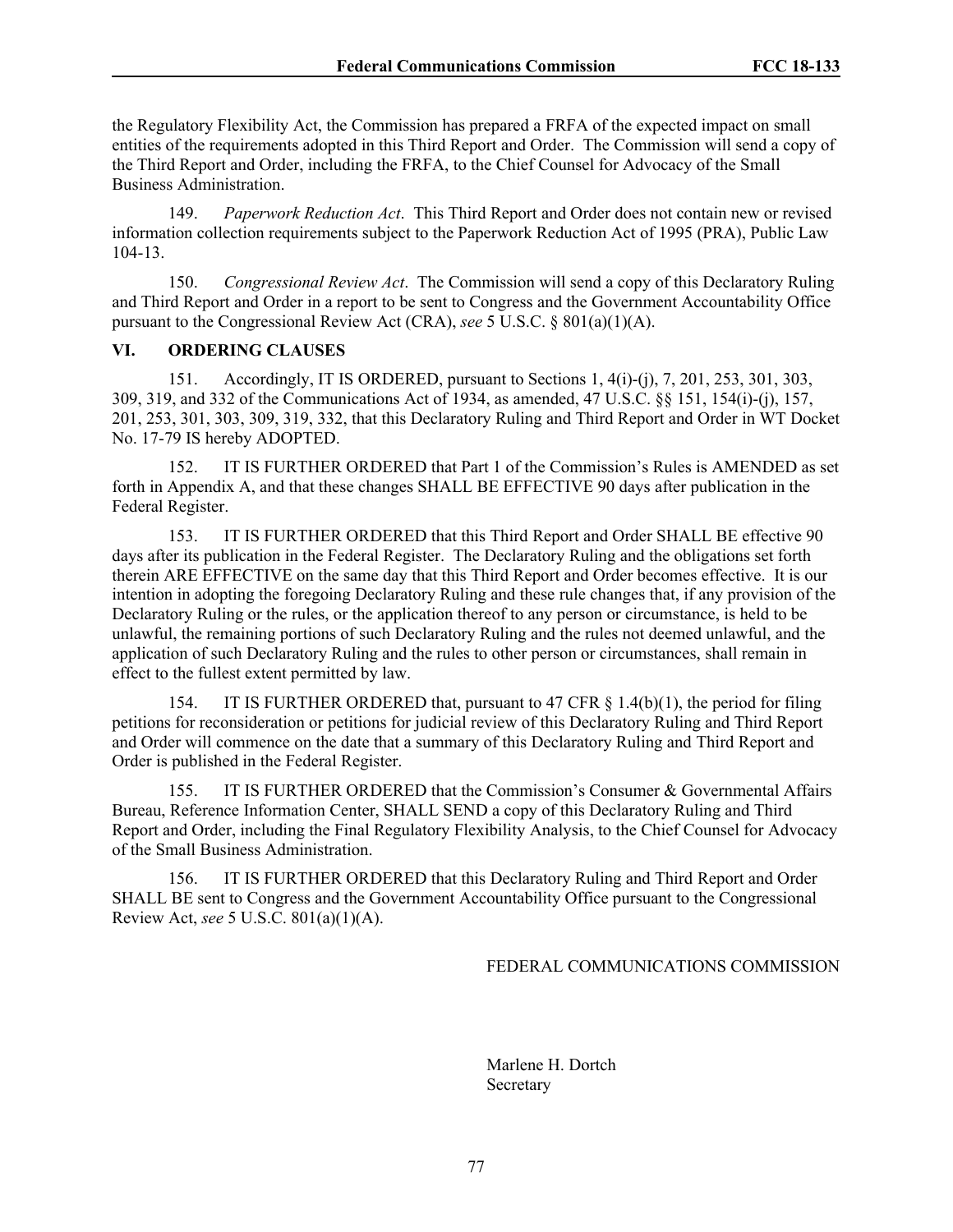the Regulatory Flexibility Act, the Commission has prepared a FRFA of the expected impact on small entities of the requirements adopted in this Third Report and Order. The Commission will send a copy of the Third Report and Order, including the FRFA, to the Chief Counsel for Advocacy of the Small Business Administration.

149. *Paperwork Reduction Act*. This Third Report and Order does not contain new or revised information collection requirements subject to the Paperwork Reduction Act of 1995 (PRA), Public Law 104-13.

150. *Congressional Review Act*. The Commission will send a copy of this Declaratory Ruling and Third Report and Order in a report to be sent to Congress and the Government Accountability Office pursuant to the Congressional Review Act (CRA), *see* 5 U.S.C. § 801(a)(1)(A).

## VI. ORDERING CLAUSES

151. Accordingly, IT IS ORDERED, pursuant to Sections 1, 4(i)-(j), 7, 201, 253, 301, 303, 309, 319, and 332 of the Communications Act of 1934, as amended, 47 U.S.C. §§ 151, 154(i)-(j), 157, 201, 253, 301, 303, 309, 319, 332, that this Declaratory Ruling and Third Report and Order in WT Docket No. 17-79 IS hereby ADOPTED.

152. IT IS FURTHER ORDERED that Part 1 of the Commission's Rules is AMENDED as set forth in Appendix A, and that these changes SHALL BE EFFECTIVE 90 days after publication in the Federal Register.

153. IT IS FURTHER ORDERED that this Third Report and Order SHALL BE effective 90 days after its publication in the Federal Register. The Declaratory Ruling and the obligations set forth therein ARE EFFECTIVE on the same day that this Third Report and Order becomes effective. It is our intention in adopting the foregoing Declaratory Ruling and these rule changes that, if any provision of the Declaratory Ruling or the rules, or the application thereof to any person or circumstance, is held to be unlawful, the remaining portions of such Declaratory Ruling and the rules not deemed unlawful, and the application of such Declaratory Ruling and the rules to other person or circumstances, shall remain in effect to the fullest extent permitted by law.

154. IT IS FURTHER ORDERED that, pursuant to 47 CFR § 1.4(b)(1), the period for filing petitions for reconsideration or petitions for judicial review of this Declaratory Ruling and Third Report and Order will commence on the date that a summary of this Declaratory Ruling and Third Report and Order is published in the Federal Register.

155. IT IS FURTHER ORDERED that the Commission's Consumer & Governmental Affairs Bureau, Reference Information Center, SHALL SEND a copy of this Declaratory Ruling and Third Report and Order, including the Final Regulatory Flexibility Analysis, to the Chief Counsel for Advocacy of the Small Business Administration.

156. IT IS FURTHER ORDERED that this Declaratory Ruling and Third Report and Order SHALL BE sent to Congress and the Government Accountability Office pursuant to the Congressional Review Act, *see* 5 U.S.C. 801(a)(1)(A).

FEDERAL COMMUNICATIONS COMMISSION

Marlene H. Dortch
Secretary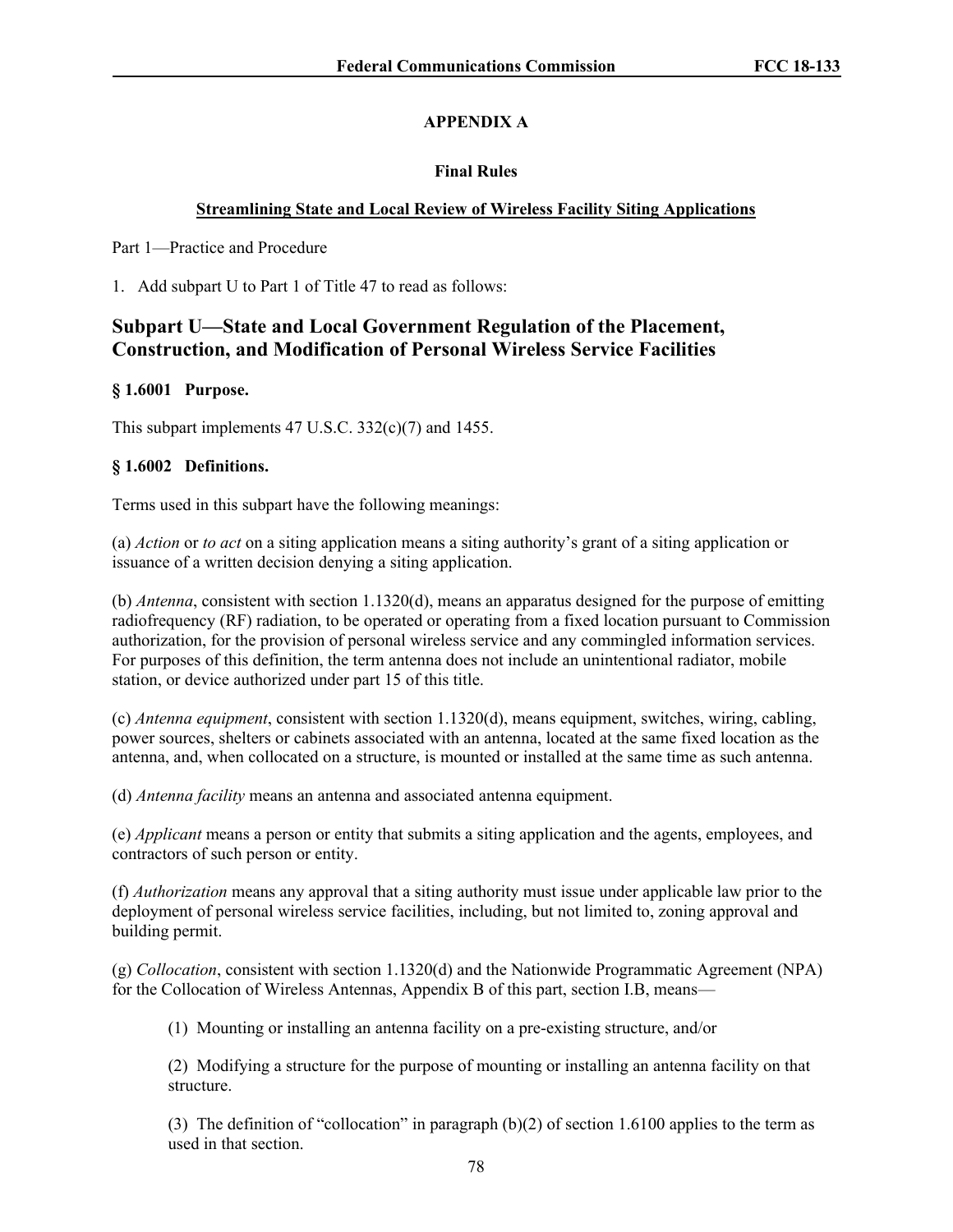## APPENDIX A

### Final Rules

**Streamlining State and Local Review of Wireless Facility Siting Applications**

Part 1—Practice and Procedure

1. Add subpart U to Part 1 of Title 47 to read as follows:

# Subpart U—State and Local Government Regulation of the Placement, Construction, and Modification of Personal Wireless Service Facilities

### § 1.6001 Purpose.

This subpart implements 47 U.S.C. 332(c)(7) and 1455.

### § 1.6002 Definitions.

Terms used in this subpart have the following meanings:

(a) *Action* or *to act* on a siting application means a siting authority's grant of a siting application or issuance of a written decision denying a siting application.

(b) *Antenna*, consistent with section 1.1320(d), means an apparatus designed for the purpose of emitting radiofrequency (RF) radiation, to be operated or operating from a fixed location pursuant to Commission authorization, for the provision of personal wireless service and any commingled information services. For purposes of this definition, the term antenna does not include an unintentional radiator, mobile station, or device authorized under part 15 of this title.

(c) *Antenna equipment*, consistent with section 1.1320(d), means equipment, switches, wiring, cabling, power sources, shelters or cabinets associated with an antenna, located at the same fixed location as the antenna, and, when collocated on a structure, is mounted or installed at the same time as such antenna.

(d) *Antenna facility* means an antenna and associated antenna equipment.

(e) *Applicant* means a person or entity that submits a siting application and the agents, employees, and contractors of such person or entity.

(f) *Authorization* means any approval that a siting authority must issue under applicable law prior to the deployment of personal wireless service facilities, including, but not limited to, zoning approval and building permit.

(g) *Collocation*, consistent with section 1.1320(d) and the Nationwide Programmatic Agreement (NPA) for the Collocation of Wireless Antennas, Appendix B of this part, section I.B, means—

(1) Mounting or installing an antenna facility on a pre-existing structure, and/or

(2) Modifying a structure for the purpose of mounting or installing an antenna facility on that structure.

(3) The definition of "collocation" in paragraph (b)(2) of section 1.6100 applies to the term as used in that section.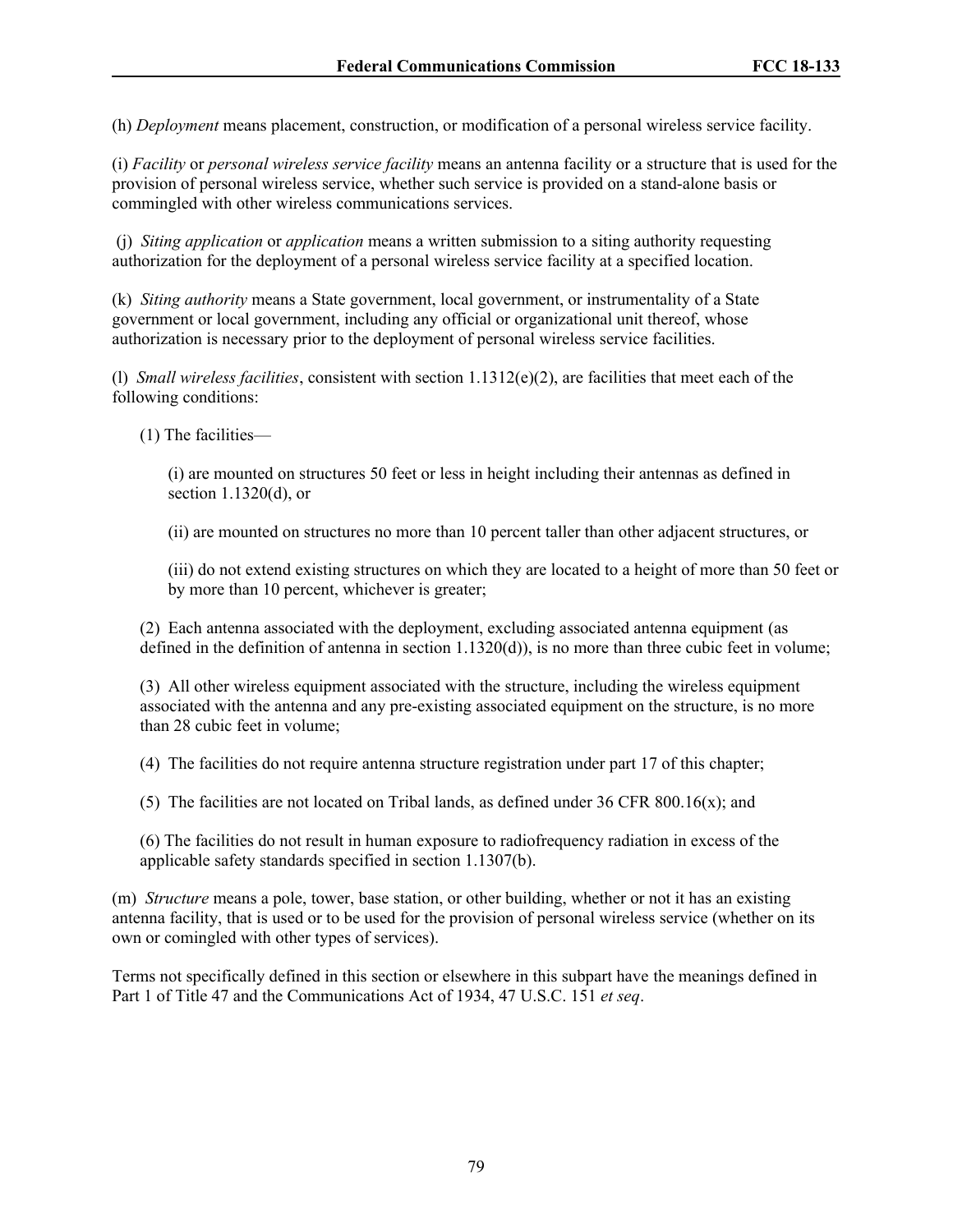(h) *Deployment* means placement, construction, or modification of a personal wireless service facility.

(i) *Facility* or *personal wireless service facility* means an antenna facility or a structure that is used for the provision of personal wireless service, whether such service is provided on a stand-alone basis or commingled with other wireless communications services.

(j) *Siting application* or *application* means a written submission to a siting authority requesting authorization for the deployment of a personal wireless service facility at a specified location.

(k) *Siting authority* means a State government, local government, or instrumentality of a State government or local government, including any official or organizational unit thereof, whose authorization is necessary prior to the deployment of personal wireless service facilities.

(l) *Small wireless facilities*, consistent with section 1.1312(e)(2), are facilities that meet each of the following conditions:

(1) The facilities—

(i) are mounted on structures 50 feet or less in height including their antennas as defined in section 1.1320(d), or

(ii) are mounted on structures no more than 10 percent taller than other adjacent structures, or

(iii) do not extend existing structures on which they are located to a height of more than 50 feet or by more than 10 percent, whichever is greater;

(2) Each antenna associated with the deployment, excluding associated antenna equipment (as defined in the definition of antenna in section 1.1320(d)), is no more than three cubic feet in volume;

(3) All other wireless equipment associated with the structure, including the wireless equipment associated with the antenna and any pre-existing associated equipment on the structure, is no more than 28 cubic feet in volume;

(4) The facilities do not require antenna structure registration under part 17 of this chapter;

(5) The facilities are not located on Tribal lands, as defined under 36 CFR 800.16(x); and

(6) The facilities do not result in human exposure to radiofrequency radiation in excess of the applicable safety standards specified in section 1.1307(b).

(m) *Structure* means a pole, tower, base station, or other building, whether or not it has an existing antenna facility, that is used or to be used for the provision of personal wireless service (whether on its own or comingled with other types of services).

Terms not specifically defined in this section or elsewhere in this subpart have the meanings defined in Part 1 of Title 47 and the Communications Act of 1934, 47 U.S.C. 151 *et seq*.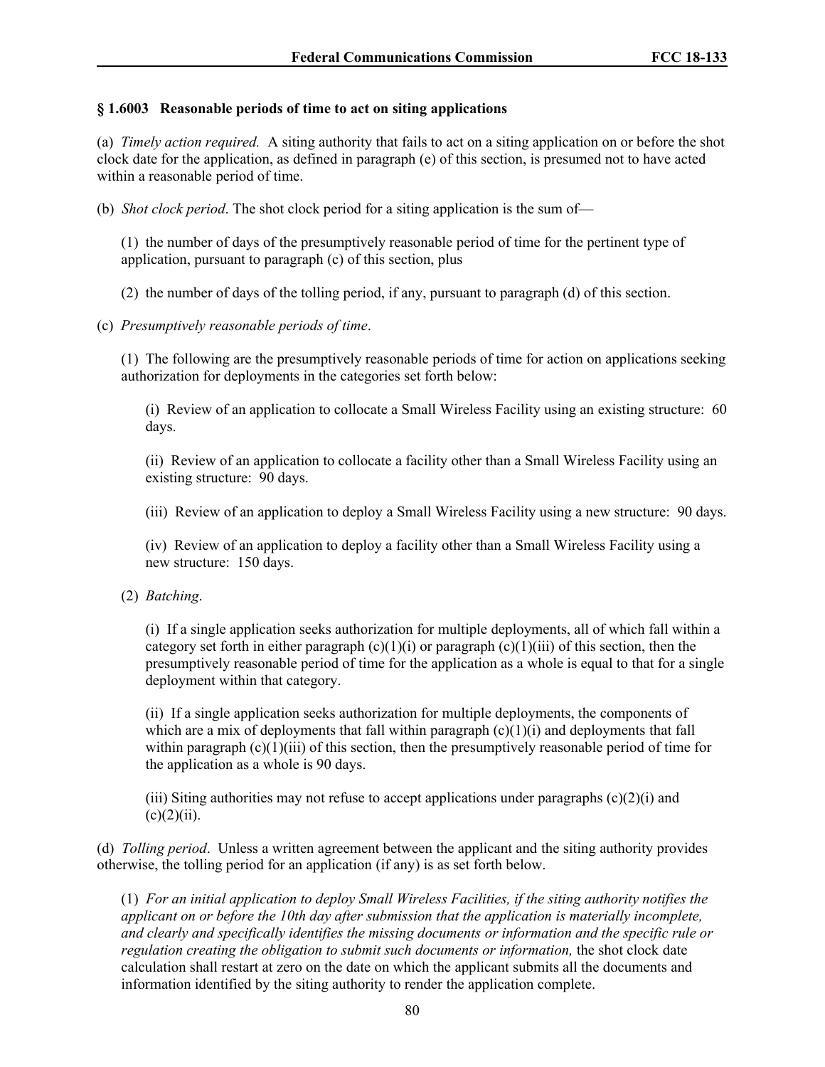### § 1.6003 Reasonable periods of time to act on siting applications

(a) *Timely action required.* A siting authority that fails to act on a siting application on or before the shot clock date for the application, as defined in paragraph (e) of this section, is presumed not to have acted within a reasonable period of time.

(b) *Shot clock period*. The shot clock period for a siting application is the sum of—

(1) the number of days of the presumptively reasonable period of time for the pertinent type of application, pursuant to paragraph (c) of this section, plus

(2) the number of days of the tolling period, if any, pursuant to paragraph (d) of this section.

(c) *Presumptively reasonable periods of time*.

(1) The following are the presumptively reasonable periods of time for action on applications seeking authorization for deployments in the categories set forth below:

(i) Review of an application to collocate a Small Wireless Facility using an existing structure: 60 days.

(ii) Review of an application to collocate a facility other than a Small Wireless Facility using an existing structure: 90 days.

(iii) Review of an application to deploy a Small Wireless Facility using a new structure: 90 days.

(iv) Review of an application to deploy a facility other than a Small Wireless Facility using a new structure: 150 days.

(2) *Batching*.

(i) If a single application seeks authorization for multiple deployments, all of which fall within a category set forth in either paragraph (c)(1)(i) or paragraph (c)(1)(iii) of this section, then the presumptively reasonable period of time for the application as a whole is equal to that for a single deployment within that category.

(ii) If a single application seeks authorization for multiple deployments, the components of which are a mix of deployments that fall within paragraph (c)(1)(i) and deployments that fall within paragraph (c)(1)(iii) of this section, then the presumptively reasonable period of time for the application as a whole is 90 days.

(iii) Siting authorities may not refuse to accept applications under paragraphs (c)(2)(i) and (c)(2)(ii).

(d) *Tolling period*. Unless a written agreement between the applicant and the siting authority provides otherwise, the tolling period for an application (if any) is as set forth below.

(1) *For an initial application to deploy Small Wireless Facilities, if the siting authority notifies the applicant on or before the 10th day after submission that the application is materially incomplete, and clearly and specifically identifies the missing documents or information and the specific rule or regulation creating the obligation to submit such documents or information,* the shot clock date calculation shall restart at zero on the date on which the applicant submits all the documents and information identified by the siting authority to render the application complete.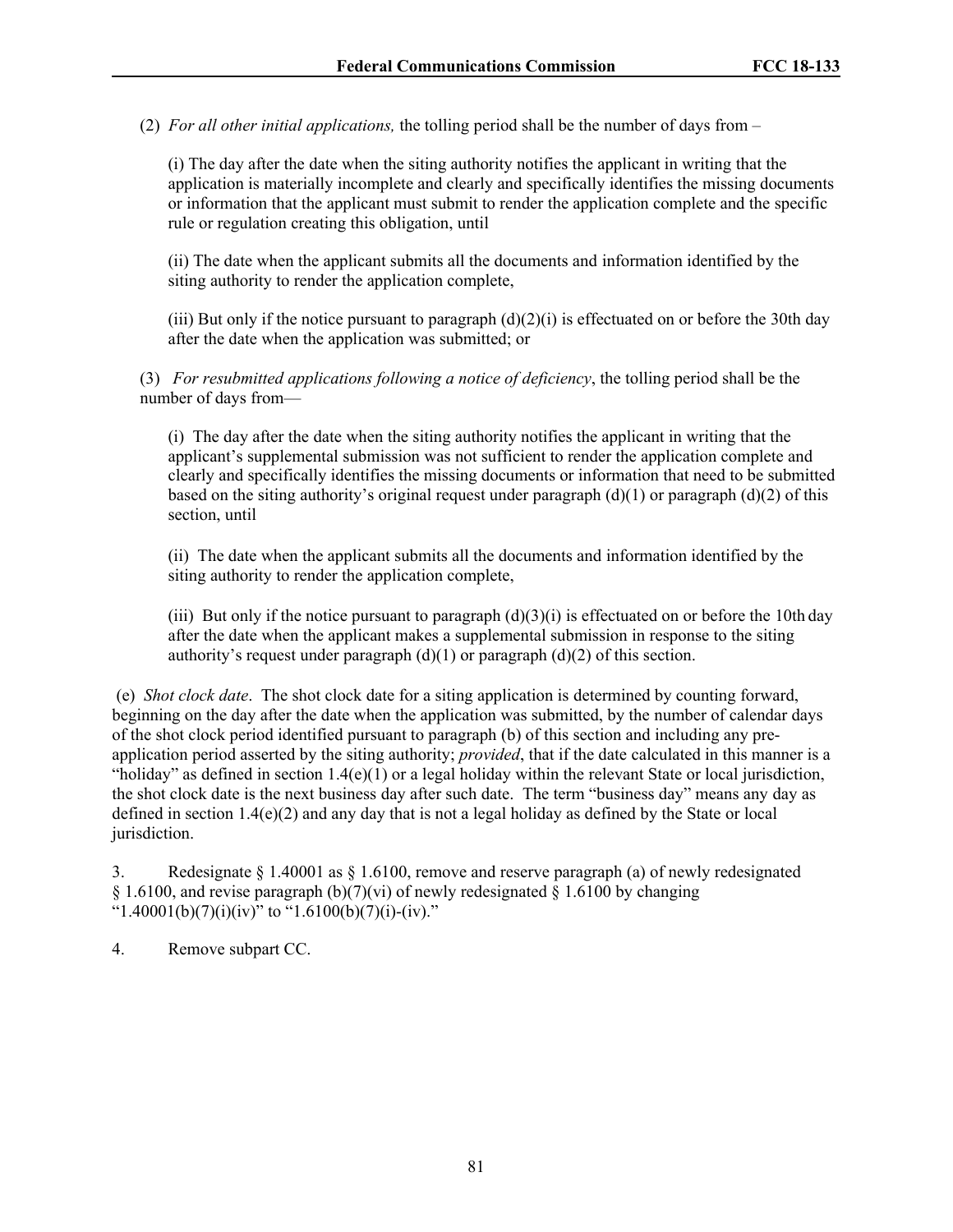(2) *For all other initial applications,* the tolling period shall be the number of days from –

> (i) The day after the date when the siting authority notifies the applicant in writing that the application is materially incomplete and clearly and specifically identifies the missing documents or information that the applicant must submit to render the application complete and the specific rule or regulation creating this obligation, until
>
> (ii) The date when the applicant submits all the documents and information identified by the siting authority to render the application complete,
>
> (iii) But only if the notice pursuant to paragraph (d)(2)(i) is effectuated on or before the 30th day after the date when the application was submitted; or

(3) *For resubmitted applications following a notice of deficiency*, the tolling period shall be the number of days from—

> (i) The day after the date when the siting authority notifies the applicant in writing that the applicant's supplemental submission was not sufficient to render the application complete and clearly and specifically identifies the missing documents or information that need to be submitted based on the siting authority's original request under paragraph (d)(1) or paragraph (d)(2) of this section, until
>
> (ii) The date when the applicant submits all the documents and information identified by the siting authority to render the application complete,
>
> (iii) But only if the notice pursuant to paragraph (d)(3)(i) is effectuated on or before the 10th day after the date when the applicant makes a supplemental submission in response to the siting authority's request under paragraph (d)(1) or paragraph (d)(2) of this section.

(e) *Shot clock date*. The shot clock date for a siting application is determined by counting forward, beginning on the day after the date when the application was submitted, by the number of calendar days of the shot clock period identified pursuant to paragraph (b) of this section and including any pre-application period asserted by the siting authority; *provided*, that if the date calculated in this manner is a "holiday" as defined in section 1.4(e)(1) or a legal holiday within the relevant State or local jurisdiction, the shot clock date is the next business day after such date. The term "business day" means any day as defined in section 1.4(e)(2) and any day that is not a legal holiday as defined by the State or local jurisdiction.

3. Redesignate § 1.40001 as § 1.6100, remove and reserve paragraph (a) of newly redesignated § 1.6100, and revise paragraph (b)(7)(vi) of newly redesignated § 1.6100 by changing "1.40001(b)(7)(i)(iv)" to "1.6100(b)(7)(i)-(iv)."

4. Remove subpart CC.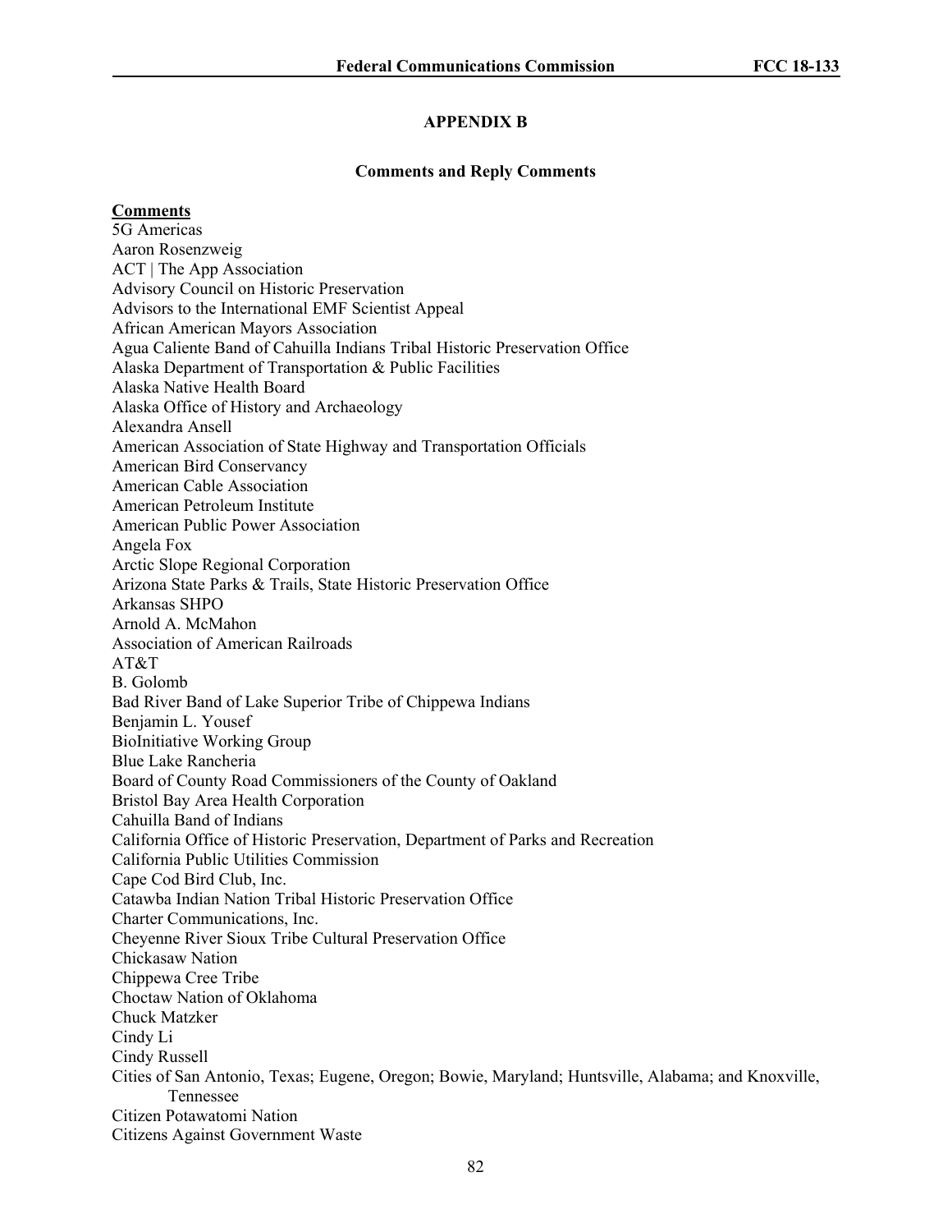## APPENDIX B

### Comments and Reply Comments

**Comments**

5G Americas
Aaron Rosenzweig
ACT | The App Association
Advisory Council on Historic Preservation
Advisors to the International EMF Scientist Appeal
African American Mayors Association
Agua Caliente Band of Cahuilla Indians Tribal Historic Preservation Office
Alaska Department of Transportation & Public Facilities
Alaska Native Health Board
Alaska Office of History and Archaeology
Alexandra Ansell
American Association of State Highway and Transportation Officials
American Bird Conservancy
American Cable Association
American Petroleum Institute
American Public Power Association
Angela Fox
Arctic Slope Regional Corporation
Arizona State Parks & Trails, State Historic Preservation Office
Arkansas SHPO
Arnold A. McMahon
Association of American Railroads
AT&T
B. Golomb
Bad River Band of Lake Superior Tribe of Chippewa Indians
Benjamin L. Yousef
BioInitiative Working Group
Blue Lake Rancheria
Board of County Road Commissioners of the County of Oakland
Bristol Bay Area Health Corporation
Cahuilla Band of Indians
California Office of Historic Preservation, Department of Parks and Recreation
California Public Utilities Commission
Cape Cod Bird Club, Inc.
Catawba Indian Nation Tribal Historic Preservation Office
Charter Communications, Inc.
Cheyenne River Sioux Tribe Cultural Preservation Office
Chickasaw Nation
Chippewa Cree Tribe
Choctaw Nation of Oklahoma
Chuck Matzker
Cindy Li
Cindy Russell
Cities of San Antonio, Texas; Eugene, Oregon; Bowie, Maryland; Huntsville, Alabama; and Knoxville, Tennessee
Citizen Potawatomi Nation
Citizens Against Government Waste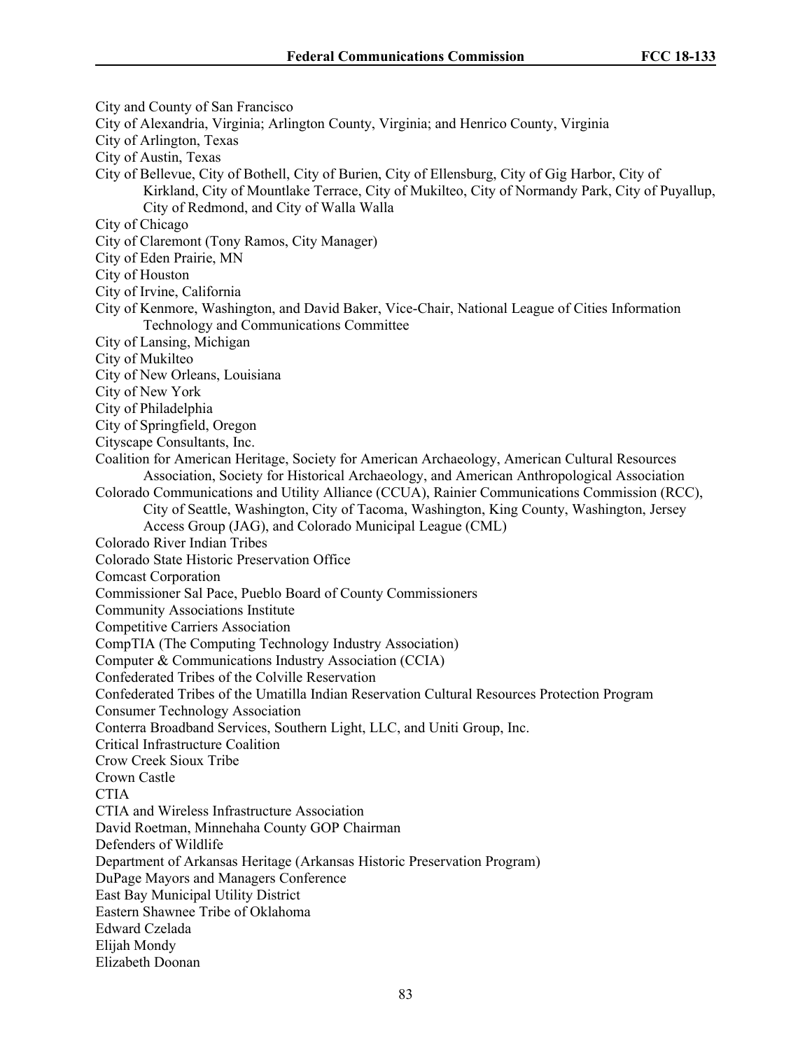City and County of San Francisco
City of Alexandria, Virginia; Arlington County, Virginia; and Henrico County, Virginia
City of Arlington, Texas
City of Austin, Texas
City of Bellevue, City of Bothell, City of Burien, City of Ellensburg, City of Gig Harbor, City of Kirkland, City of Mountlake Terrace, City of Mukilteo, City of Normandy Park, City of Puyallup, City of Redmond, and City of Walla Walla
City of Chicago
City of Claremont (Tony Ramos, City Manager)
City of Eden Prairie, MN
City of Houston
City of Irvine, California
City of Kenmore, Washington, and David Baker, Vice-Chair, National League of Cities Information Technology and Communications Committee
City of Lansing, Michigan
City of Mukilteo
City of New Orleans, Louisiana
City of New York
City of Philadelphia
City of Springfield, Oregon
Cityscape Consultants, Inc.
Coalition for American Heritage, Society for American Archaeology, American Cultural Resources Association, Society for Historical Archaeology, and American Anthropological Association
Colorado Communications and Utility Alliance (CCUA), Rainier Communications Commission (RCC), City of Seattle, Washington, City of Tacoma, Washington, King County, Washington, Jersey Access Group (JAG), and Colorado Municipal League (CML)
Colorado River Indian Tribes
Colorado State Historic Preservation Office
Comcast Corporation
Commissioner Sal Pace, Pueblo Board of County Commissioners
Community Associations Institute
Competitive Carriers Association
CompTIA (The Computing Technology Industry Association)
Computer & Communications Industry Association (CCIA)
Confederated Tribes of the Colville Reservation
Confederated Tribes of the Umatilla Indian Reservation Cultural Resources Protection Program
Consumer Technology Association
Conterra Broadband Services, Southern Light, LLC, and Uniti Group, Inc.
Critical Infrastructure Coalition
Crow Creek Sioux Tribe
Crown Castle
CTIA
CTIA and Wireless Infrastructure Association
David Roetman, Minnehaha County GOP Chairman
Defenders of Wildlife
Department of Arkansas Heritage (Arkansas Historic Preservation Program)
DuPage Mayors and Managers Conference
East Bay Municipal Utility District
Eastern Shawnee Tribe of Oklahoma
Edward Czelada
Elijah Mondy
Elizabeth Doonan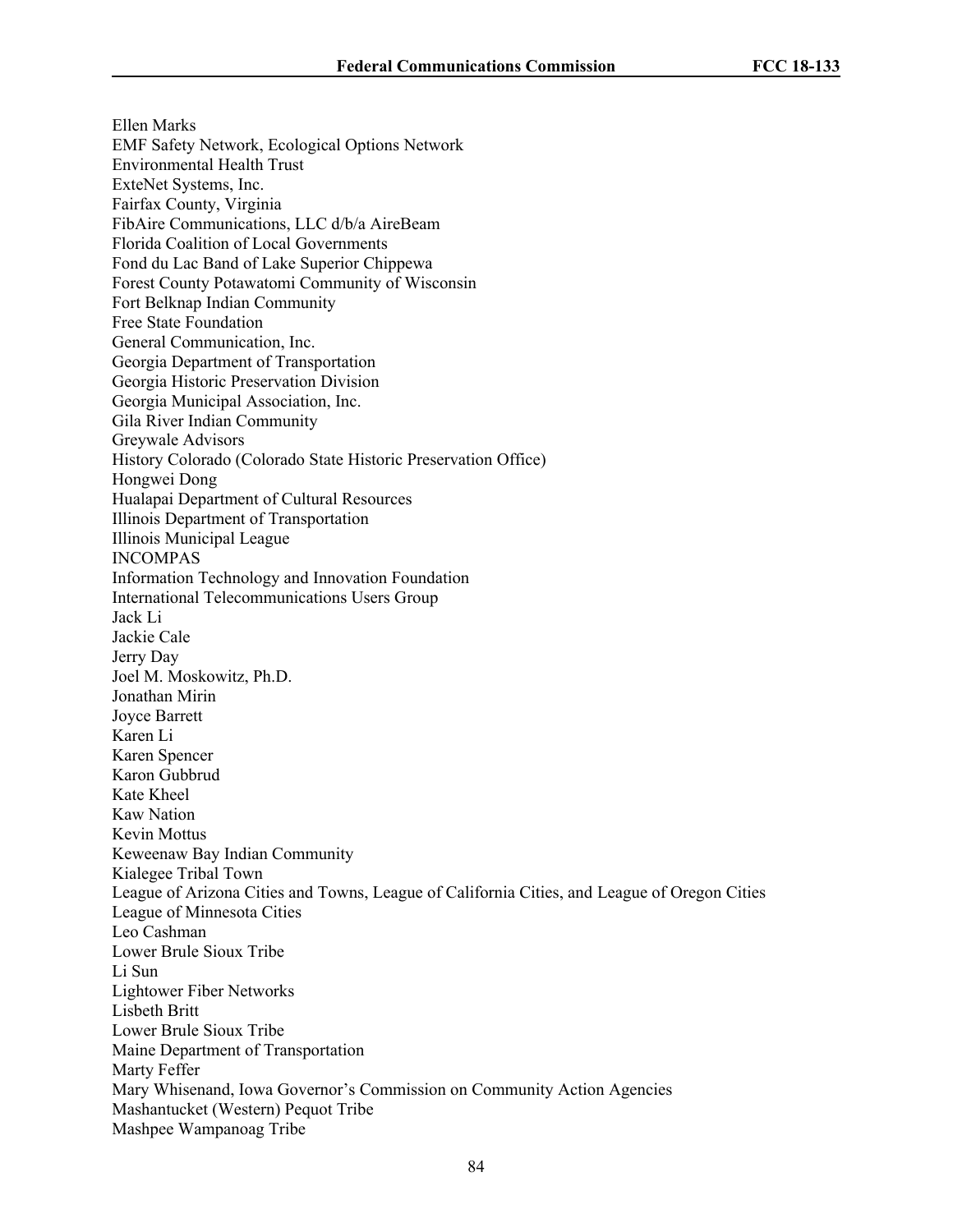Ellen Marks
EMF Safety Network, Ecological Options Network
Environmental Health Trust
ExteNet Systems, Inc.
Fairfax County, Virginia
FibAire Communications, LLC d/b/a AireBeam
Florida Coalition of Local Governments
Fond du Lac Band of Lake Superior Chippewa
Forest County Potawatomi Community of Wisconsin
Fort Belknap Indian Community
Free State Foundation
General Communication, Inc.
Georgia Department of Transportation
Georgia Historic Preservation Division
Georgia Municipal Association, Inc.
Gila River Indian Community
Greywale Advisors
History Colorado (Colorado State Historic Preservation Office)
Hongwei Dong
Hualapai Department of Cultural Resources
Illinois Department of Transportation
Illinois Municipal League
INCOMPAS
Information Technology and Innovation Foundation
International Telecommunications Users Group
Jack Li
Jackie Cale
Jerry Day
Joel M. Moskowitz, Ph.D.
Jonathan Mirin
Joyce Barrett
Karen Li
Karen Spencer
Karon Gubbrud
Kate Kheel
Kaw Nation
Kevin Mottus
Keweenaw Bay Indian Community
Kialegee Tribal Town
League of Arizona Cities and Towns, League of California Cities, and League of Oregon Cities
League of Minnesota Cities
Leo Cashman
Lower Brule Sioux Tribe
Li Sun
Lightower Fiber Networks
Lisbeth Britt
Lower Brule Sioux Tribe
Maine Department of Transportation
Marty Feffer
Mary Whisenand, Iowa Governor's Commission on Community Action Agencies
Mashantucket (Western) Pequot Tribe
Mashpee Wampanoag Tribe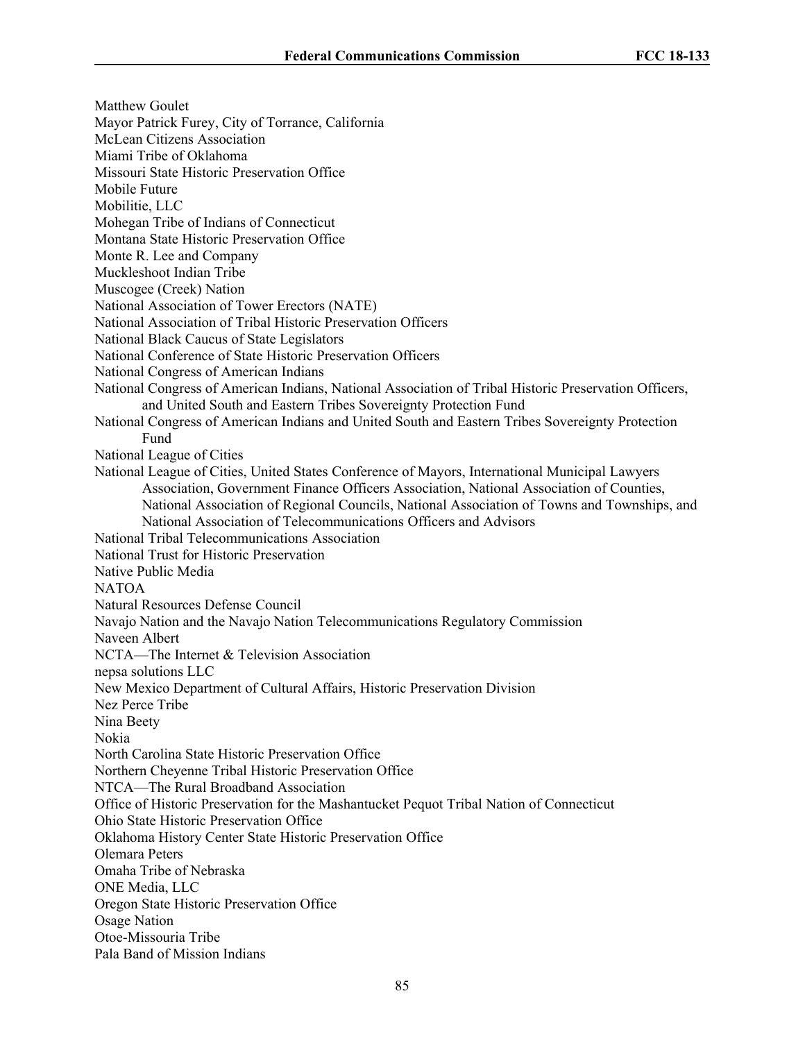Matthew Goulet
Mayor Patrick Furey, City of Torrance, California
McLean Citizens Association
Miami Tribe of Oklahoma
Missouri State Historic Preservation Office
Mobile Future
Mobilitie, LLC
Mohegan Tribe of Indians of Connecticut
Montana State Historic Preservation Office
Monte R. Lee and Company
Muckleshoot Indian Tribe
Muscogee (Creek) Nation
National Association of Tower Erectors (NATE)
National Association of Tribal Historic Preservation Officers
National Black Caucus of State Legislators
National Conference of State Historic Preservation Officers
National Congress of American Indians
National Congress of American Indians, National Association of Tribal Historic Preservation Officers, and United South and Eastern Tribes Sovereignty Protection Fund
National Congress of American Indians and United South and Eastern Tribes Sovereignty Protection Fund
National League of Cities
National League of Cities, United States Conference of Mayors, International Municipal Lawyers Association, Government Finance Officers Association, National Association of Counties, National Association of Regional Councils, National Association of Towns and Townships, and National Association of Telecommunications Officers and Advisors
National Tribal Telecommunications Association
National Trust for Historic Preservation
Native Public Media
NATOA
Natural Resources Defense Council
Navajo Nation and the Navajo Nation Telecommunications Regulatory Commission
Naveen Albert
NCTA—The Internet & Television Association
nepsa solutions LLC
New Mexico Department of Cultural Affairs, Historic Preservation Division
Nez Perce Tribe
Nina Beety
Nokia
North Carolina State Historic Preservation Office
Northern Cheyenne Tribal Historic Preservation Office
NTCA—The Rural Broadband Association
Office of Historic Preservation for the Mashantucket Pequot Tribal Nation of Connecticut
Ohio State Historic Preservation Office
Oklahoma History Center State Historic Preservation Office
Olemara Peters
Omaha Tribe of Nebraska
ONE Media, LLC
Oregon State Historic Preservation Office
Osage Nation
Otoe-Missouria Tribe
Pala Band of Mission Indians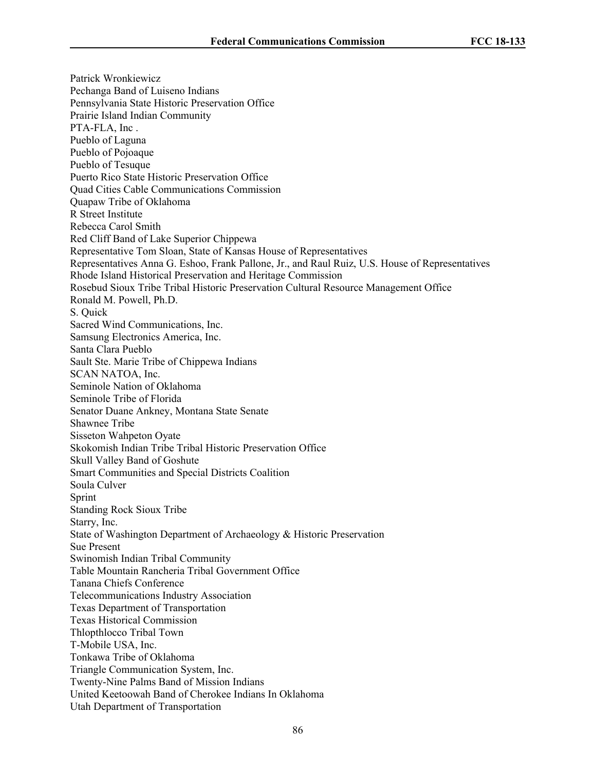Patrick Wronkiewicz
Pechanga Band of Luiseno Indians
Pennsylvania State Historic Preservation Office
Prairie Island Indian Community
PTA-FLA, Inc .
Pueblo of Laguna
Pueblo of Pojoaque
Pueblo of Tesuque
Puerto Rico State Historic Preservation Office
Quad Cities Cable Communications Commission
Quapaw Tribe of Oklahoma
R Street Institute
Rebecca Carol Smith
Red Cliff Band of Lake Superior Chippewa
Representative Tom Sloan, State of Kansas House of Representatives
Representatives Anna G. Eshoo, Frank Pallone, Jr., and Raul Ruiz, U.S. House of Representatives
Rhode Island Historical Preservation and Heritage Commission
Rosebud Sioux Tribe Tribal Historic Preservation Cultural Resource Management Office
Ronald M. Powell, Ph.D.
S. Quick
Sacred Wind Communications, Inc.
Samsung Electronics America, Inc.
Santa Clara Pueblo
Sault Ste. Marie Tribe of Chippewa Indians
SCAN NATOA, Inc.
Seminole Nation of Oklahoma
Seminole Tribe of Florida
Senator Duane Ankney, Montana State Senate
Shawnee Tribe
Sisseton Wahpeton Oyate
Skokomish Indian Tribe Tribal Historic Preservation Office
Skull Valley Band of Goshute
Smart Communities and Special Districts Coalition
Soula Culver
Sprint
Standing Rock Sioux Tribe
Starry, Inc.
State of Washington Department of Archaeology & Historic Preservation
Sue Present
Swinomish Indian Tribal Community
Table Mountain Rancheria Tribal Government Office
Tanana Chiefs Conference
Telecommunications Industry Association
Texas Department of Transportation
Texas Historical Commission
Thlopthlocco Tribal Town
T-Mobile USA, Inc.
Tonkawa Tribe of Oklahoma
Triangle Communication System, Inc.
Twenty-Nine Palms Band of Mission Indians
United Keetoowah Band of Cherokee Indians In Oklahoma
Utah Department of Transportation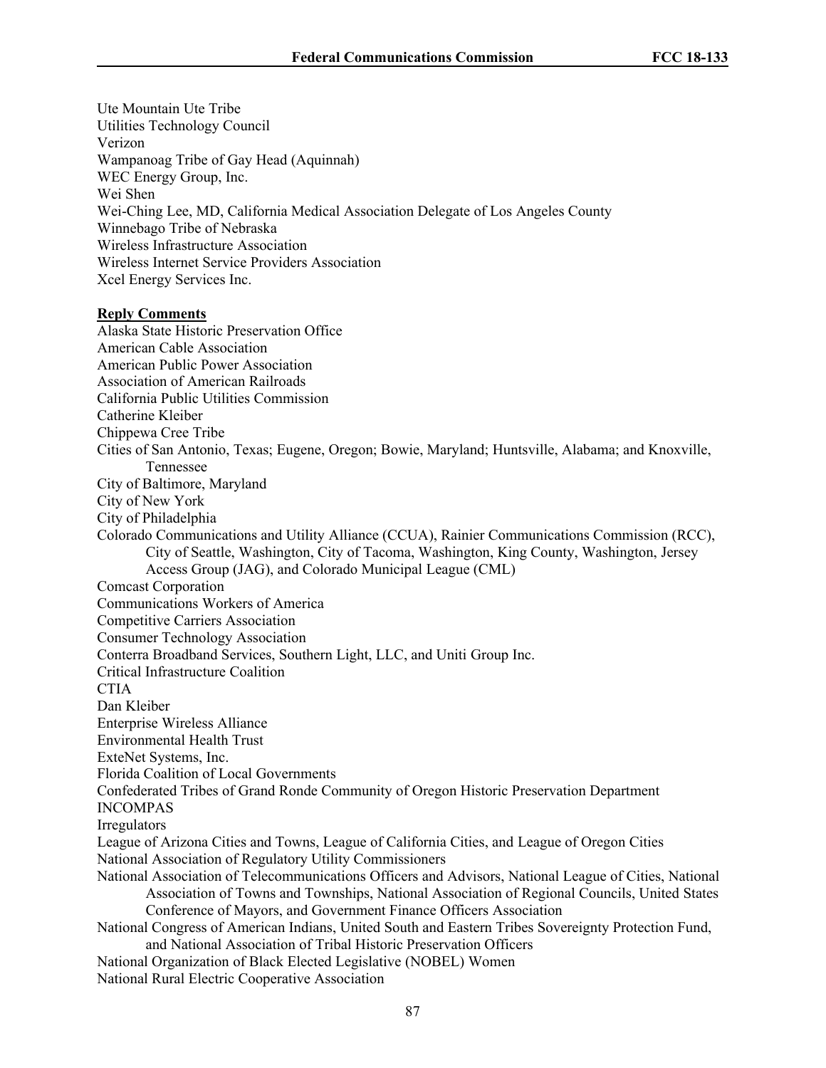Ute Mountain Ute Tribe
Utilities Technology Council
Verizon
Wampanoag Tribe of Gay Head (Aquinnah)
WEC Energy Group, Inc.
Wei Shen
Wei-Ching Lee, MD, California Medical Association Delegate of Los Angeles County
Winnebago Tribe of Nebraska
Wireless Infrastructure Association
Wireless Internet Service Providers Association
Xcel Energy Services Inc.

**Reply Comments**

Alaska State Historic Preservation Office
American Cable Association
American Public Power Association
Association of American Railroads
California Public Utilities Commission
Catherine Kleiber
Chippewa Cree Tribe
Cities of San Antonio, Texas; Eugene, Oregon; Bowie, Maryland; Huntsville, Alabama; and Knoxville, Tennessee
City of Baltimore, Maryland
City of New York
City of Philadelphia
Colorado Communications and Utility Alliance (CCUA), Rainier Communications Commission (RCC), City of Seattle, Washington, City of Tacoma, Washington, King County, Washington, Jersey Access Group (JAG), and Colorado Municipal League (CML)
Comcast Corporation
Communications Workers of America
Competitive Carriers Association
Consumer Technology Association
Conterra Broadband Services, Southern Light, LLC, and Uniti Group Inc.
Critical Infrastructure Coalition
CTIA
Dan Kleiber
Enterprise Wireless Alliance
Environmental Health Trust
ExteNet Systems, Inc.
Florida Coalition of Local Governments
Confederated Tribes of Grand Ronde Community of Oregon Historic Preservation Department
INCOMPAS
Irregulators
League of Arizona Cities and Towns, League of California Cities, and League of Oregon Cities
National Association of Regulatory Utility Commissioners
National Association of Telecommunications Officers and Advisors, National League of Cities, National Association of Towns and Townships, National Association of Regional Councils, United States Conference of Mayors, and Government Finance Officers Association
National Congress of American Indians, United South and Eastern Tribes Sovereignty Protection Fund, and National Association of Tribal Historic Preservation Officers
National Organization of Black Elected Legislative (NOBEL) Women
National Rural Electric Cooperative Association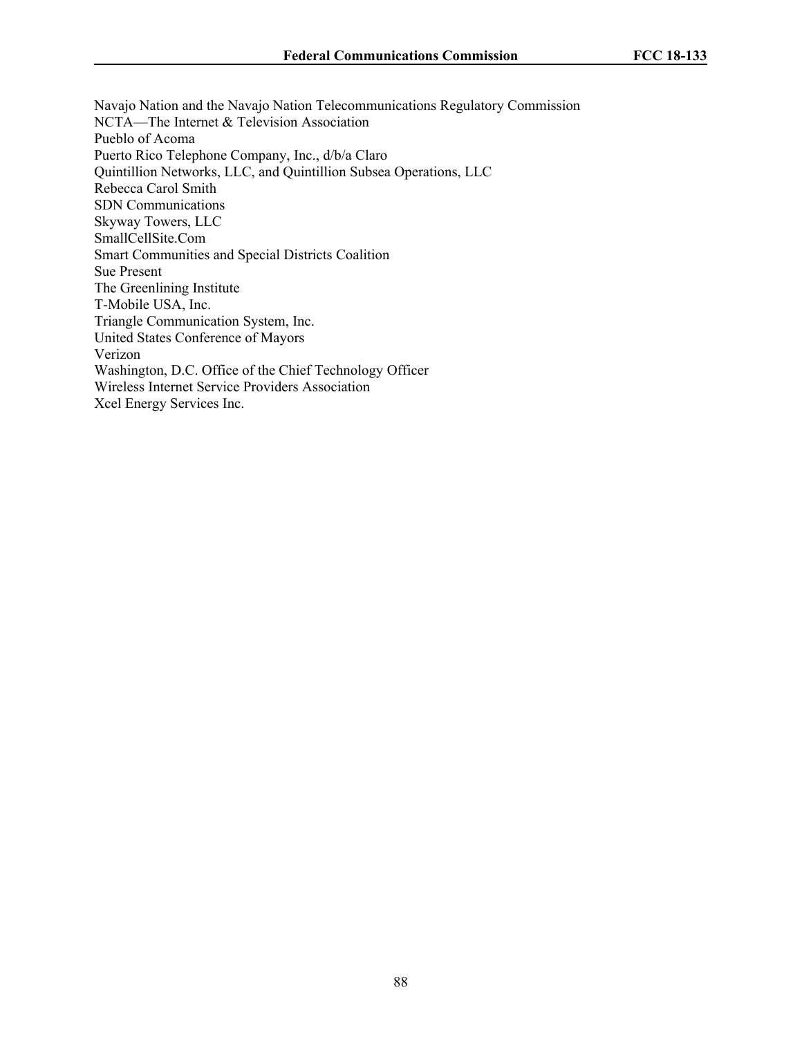Navajo Nation and the Navajo Nation Telecommunications Regulatory Commission
NCTA—The Internet & Television Association
Pueblo of Acoma
Puerto Rico Telephone Company, Inc., d/b/a Claro
Quintillion Networks, LLC, and Quintillion Subsea Operations, LLC
Rebecca Carol Smith
SDN Communications
Skyway Towers, LLC
SmallCellSite.Com
Smart Communities and Special Districts Coalition
Sue Present
The Greenlining Institute
T-Mobile USA, Inc.
Triangle Communication System, Inc.
United States Conference of Mayors
Verizon
Washington, D.C. Office of the Chief Technology Officer
Wireless Internet Service Providers Association
Xcel Energy Services Inc.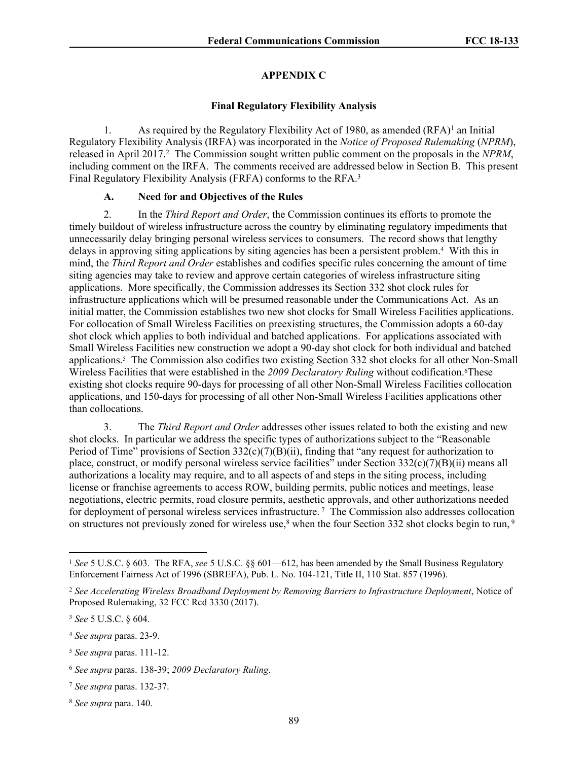## APPENDIX C

### Final Regulatory Flexibility Analysis

1. As required by the Regulatory Flexibility Act of 1980, as amended (RFA)[1] an Initial Regulatory Flexibility Analysis (IRFA) was incorporated in the *Notice of Proposed Rulemaking* (*NPRM*), released in April 2017.[2] The Commission sought written public comment on the proposals in the *NPRM*, including comment on the IRFA. The comments received are addressed below in Section B. This present Final Regulatory Flexibility Analysis (FRFA) conforms to the RFA.[3]

#### A. Need for and Objectives of the Rules

2. In the *Third Report and Order*, the Commission continues its efforts to promote the timely buildout of wireless infrastructure across the country by eliminating regulatory impediments that unnecessarily delay bringing personal wireless services to consumers. The record shows that lengthy delays in approving siting applications by siting agencies has been a persistent problem.[4] With this in mind, the *Third Report and Order* establishes and codifies specific rules concerning the amount of time siting agencies may take to review and approve certain categories of wireless infrastructure siting applications. More specifically, the Commission addresses its Section 332 shot clock rules for infrastructure applications which will be presumed reasonable under the Communications Act. As an initial matter, the Commission establishes two new shot clocks for Small Wireless Facilities applications. For collocation of Small Wireless Facilities on preexisting structures, the Commission adopts a 60-day shot clock which applies to both individual and batched applications. For applications associated with Small Wireless Facilities new construction we adopt a 90-day shot clock for both individual and batched applications.[5] The Commission also codifies two existing Section 332 shot clocks for all other Non-Small Wireless Facilities that were established in the *2009 Declaratory Ruling* without codification.[6]These existing shot clocks require 90-days for processing of all other Non-Small Wireless Facilities collocation applications, and 150-days for processing of all other Non-Small Wireless Facilities applications other than collocations.

3. The *Third Report and Order* addresses other issues related to both the existing and new shot clocks. In particular we address the specific types of authorizations subject to the "Reasonable Period of Time" provisions of Section 332(c)(7)(B)(ii), finding that "any request for authorization to place, construct, or modify personal wireless service facilities" under Section 332(c)(7)(B)(ii) means all authorizations a locality may require, and to all aspects of and steps in the siting process, including license or franchise agreements to access ROW, building permits, public notices and meetings, lease negotiations, electric permits, road closure permits, aesthetic approvals, and other authorizations needed for deployment of personal wireless services infrastructure. [7] The Commission also addresses collocation on structures not previously zoned for wireless use,[8] when the four Section 332 shot clocks begin to run, [9]

---

[1] *See* 5 U.S.C. § 603. The RFA, *see* 5 U.S.C. §§ 601—612, has been amended by the Small Business Regulatory Enforcement Fairness Act of 1996 (SBREFA), Pub. L. No. 104-121, Title II, 110 Stat. 857 (1996).

[2] *See Accelerating Wireless Broadband Deployment by Removing Barriers to Infrastructure Deployment*, Notice of Proposed Rulemaking, 32 FCC Rcd 3330 (2017).

[3] *See* 5 U.S.C. § 604.

[4] *See supra* paras. 23-9.

[5] *See supra* paras. 111-12.

[6] *See supra* paras. 138-39; *2009 Declaratory Ruling*.

[7] *See supra* paras. 132-37.

[8] *See supra* para. 140.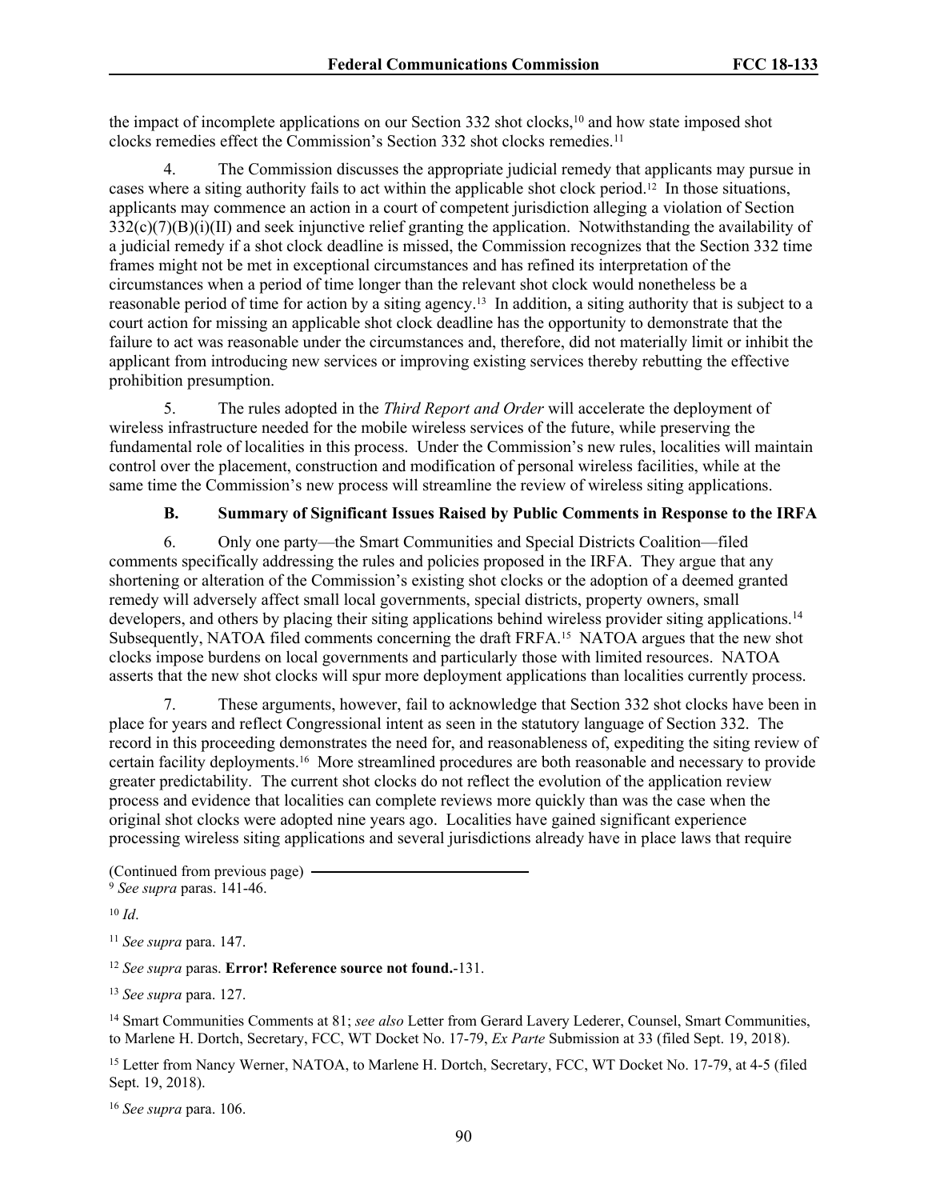the impact of incomplete applications on our Section 332 shot clocks,[10] and how state imposed shot clocks remedies effect the Commission's Section 332 shot clocks remedies.[11]

4. The Commission discusses the appropriate judicial remedy that applicants may pursue in cases where a siting authority fails to act within the applicable shot clock period.[12] In those situations, applicants may commence an action in a court of competent jurisdiction alleging a violation of Section 332(c)(7)(B)(i)(II) and seek injunctive relief granting the application. Notwithstanding the availability of a judicial remedy if a shot clock deadline is missed, the Commission recognizes that the Section 332 time frames might not be met in exceptional circumstances and has refined its interpretation of the circumstances when a period of time longer than the relevant shot clock would nonetheless be a reasonable period of time for action by a siting agency.[13] In addition, a siting authority that is subject to a court action for missing an applicable shot clock deadline has the opportunity to demonstrate that the failure to act was reasonable under the circumstances and, therefore, did not materially limit or inhibit the applicant from introducing new services or improving existing services thereby rebutting the effective prohibition presumption.

5. The rules adopted in the *Third Report and Order* will accelerate the deployment of wireless infrastructure needed for the mobile wireless services of the future, while preserving the fundamental role of localities in this process. Under the Commission's new rules, localities will maintain control over the placement, construction and modification of personal wireless facilities, while at the same time the Commission's new process will streamline the review of wireless siting applications.

### B. Summary of Significant Issues Raised by Public Comments in Response to the IRFA

6. Only one party—the Smart Communities and Special Districts Coalition—filed comments specifically addressing the rules and policies proposed in the IRFA. They argue that any shortening or alteration of the Commission's existing shot clocks or the adoption of a deemed granted remedy will adversely affect small local governments, special districts, property owners, small developers, and others by placing their siting applications behind wireless provider siting applications.[14] Subsequently, NATOA filed comments concerning the draft FRFA.[15] NATOA argues that the new shot clocks impose burdens on local governments and particularly those with limited resources. NATOA asserts that the new shot clocks will spur more deployment applications than localities currently process.

7. These arguments, however, fail to acknowledge that Section 332 shot clocks have been in place for years and reflect Congressional intent as seen in the statutory language of Section 332. The record in this proceeding demonstrates the need for, and reasonableness of, expediting the siting review of certain facility deployments.[16] More streamlined procedures are both reasonable and necessary to provide greater predictability. The current shot clocks do not reflect the evolution of the application review process and evidence that localities can complete reviews more quickly than was the case when the original shot clocks were adopted nine years ago. Localities have gained significant experience processing wireless siting applications and several jurisdictions already have in place laws that require

(Continued from previous page)

[9] *See supra* paras. 141-46.

[10] *Id*.

[11] *See supra* para. 147.

[12] *See supra* paras. **Error! Reference source not found.**-131.

[13] *See supra* para. 127.

[14] Smart Communities Comments at 81; *see also* Letter from Gerard Lavery Lederer, Counsel, Smart Communities, to Marlene H. Dortch, Secretary, FCC, WT Docket No. 17-79, *Ex Parte* Submission at 33 (filed Sept. 19, 2018).

[15] Letter from Nancy Werner, NATOA, to Marlene H. Dortch, Secretary, FCC, WT Docket No. 17-79, at 4-5 (filed Sept. 19, 2018).

[16] *See supra* para. 106.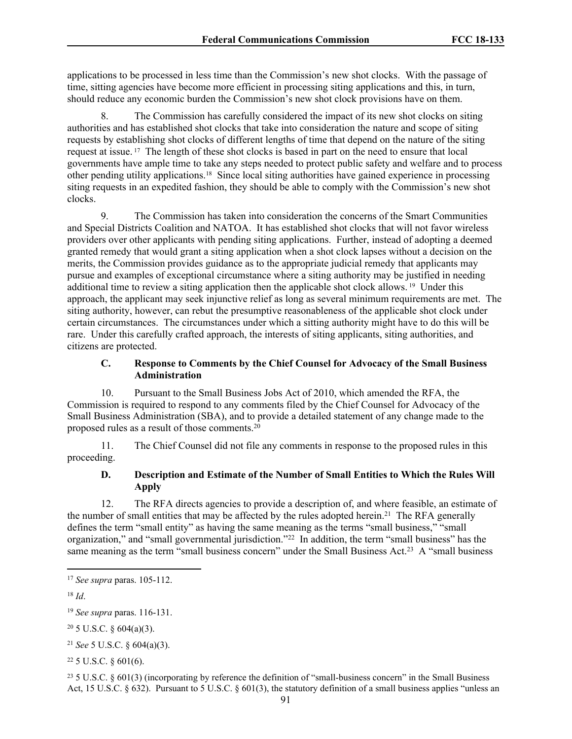applications to be processed in less time than the Commission's new shot clocks. With the passage of time, sitting agencies have become more efficient in processing siting applications and this, in turn, should reduce any economic burden the Commission's new shot clock provisions have on them.

8. The Commission has carefully considered the impact of its new shot clocks on siting authorities and has established shot clocks that take into consideration the nature and scope of siting requests by establishing shot clocks of different lengths of time that depend on the nature of the siting request at issue.[17] The length of these shot clocks is based in part on the need to ensure that local governments have ample time to take any steps needed to protect public safety and welfare and to process other pending utility applications.[18] Since local siting authorities have gained experience in processing siting requests in an expedited fashion, they should be able to comply with the Commission's new shot clocks.

9. The Commission has taken into consideration the concerns of the Smart Communities and Special Districts Coalition and NATOA. It has established shot clocks that will not favor wireless providers over other applicants with pending siting applications. Further, instead of adopting a deemed granted remedy that would grant a siting application when a shot clock lapses without a decision on the merits, the Commission provides guidance as to the appropriate judicial remedy that applicants may pursue and examples of exceptional circumstance where a siting authority may be justified in needing additional time to review a siting application then the applicable shot clock allows.[19] Under this approach, the applicant may seek injunctive relief as long as several minimum requirements are met. The siting authority, however, can rebut the presumptive reasonableness of the applicable shot clock under certain circumstances. The circumstances under which a sitting authority might have to do this will be rare. Under this carefully crafted approach, the interests of siting applicants, siting authorities, and citizens are protected.

### C. Response to Comments by the Chief Counsel for Advocacy of the Small Business Administration

10. Pursuant to the Small Business Jobs Act of 2010, which amended the RFA, the Commission is required to respond to any comments filed by the Chief Counsel for Advocacy of the Small Business Administration (SBA), and to provide a detailed statement of any change made to the proposed rules as a result of those comments.[20]

11. The Chief Counsel did not file any comments in response to the proposed rules in this proceeding.

### D. Description and Estimate of the Number of Small Entities to Which the Rules Will Apply

12. The RFA directs agencies to provide a description of, and where feasible, an estimate of the number of small entities that may be affected by the rules adopted herein.[21] The RFA generally defines the term "small entity" as having the same meaning as the terms "small business," "small organization," and "small governmental jurisdiction."[22] In addition, the term "small business" has the same meaning as the term "small business concern" under the Small Business Act.[23] A "small business

---

[17] *See supra* paras. 105-112.

[18] *Id*.

[19] *See supra* paras. 116-131.

[20] 5 U.S.C. § 604(a)(3).

[21] *See* 5 U.S.C. § 604(a)(3).

[22] 5 U.S.C. § 601(6).

[23] 5 U.S.C. § 601(3) (incorporating by reference the definition of "small-business concern" in the Small Business Act, 15 U.S.C. § 632). Pursuant to 5 U.S.C. § 601(3), the statutory definition of a small business applies "unless an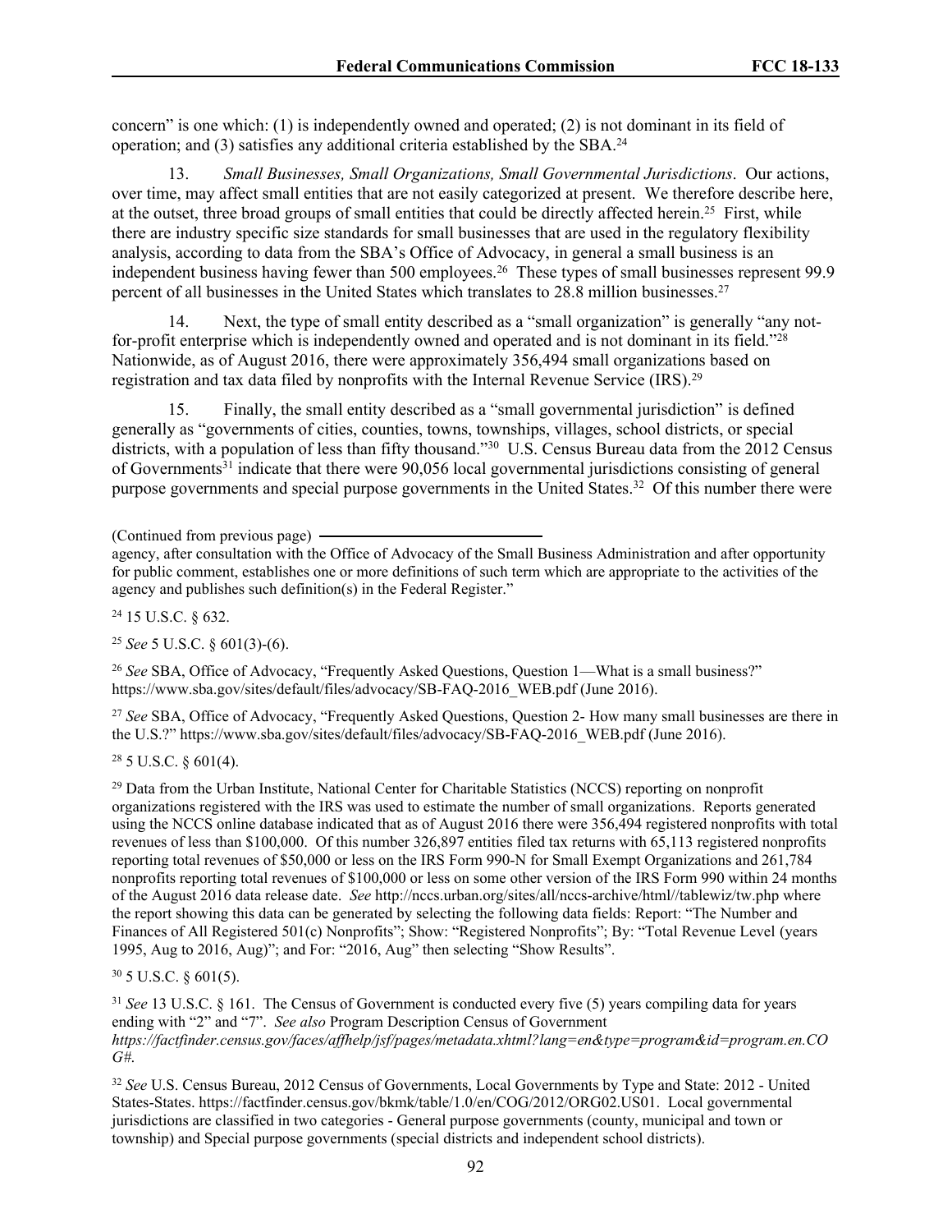concern" is one which: (1) is independently owned and operated; (2) is not dominant in its field of operation; and (3) satisfies any additional criteria established by the SBA.[24]

13. *Small Businesses, Small Organizations, Small Governmental Jurisdictions*. Our actions, over time, may affect small entities that are not easily categorized at present. We therefore describe here, at the outset, three broad groups of small entities that could be directly affected herein.[25] First, while there are industry specific size standards for small businesses that are used in the regulatory flexibility analysis, according to data from the SBA's Office of Advocacy, in general a small business is an independent business having fewer than 500 employees.[26] These types of small businesses represent 99.9 percent of all businesses in the United States which translates to 28.8 million businesses.[27]

14. Next, the type of small entity described as a "small organization" is generally "any not-for-profit enterprise which is independently owned and operated and is not dominant in its field."[28] Nationwide, as of August 2016, there were approximately 356,494 small organizations based on registration and tax data filed by nonprofits with the Internal Revenue Service (IRS).[29]

15. Finally, the small entity described as a "small governmental jurisdiction" is defined generally as "governments of cities, counties, towns, townships, villages, school districts, or special districts, with a population of less than fifty thousand."[30] U.S. Census Bureau data from the 2012 Census of Governments[31] indicate that there were 90,056 local governmental jurisdictions consisting of general purpose governments and special purpose governments in the United States.[32] Of this number there were

(Continued from previous page)

agency, after consultation with the Office of Advocacy of the Small Business Administration and after opportunity for public comment, establishes one or more definitions of such term which are appropriate to the activities of the agency and publishes such definition(s) in the Federal Register."

[24] 15 U.S.C. § 632.

[25] *See* 5 U.S.C. § 601(3)-(6).

[26] *See* SBA, Office of Advocacy, "Frequently Asked Questions, Question 1—What is a small business?" https://www.sba.gov/sites/default/files/advocacy/SB-FAQ-2016_WEB.pdf (June 2016).

[27] *See* SBA, Office of Advocacy, "Frequently Asked Questions, Question 2- How many small businesses are there in the U.S.?" https://www.sba.gov/sites/default/files/advocacy/SB-FAQ-2016_WEB.pdf (June 2016).

[28] 5 U.S.C. § 601(4).

[29] Data from the Urban Institute, National Center for Charitable Statistics (NCCS) reporting on nonprofit organizations registered with the IRS was used to estimate the number of small organizations. Reports generated using the NCCS online database indicated that as of August 2016 there were 356,494 registered nonprofits with total revenues of less than $100,000. Of this number 326,897 entities filed tax returns with 65,113 registered nonprofits reporting total revenues of $50,000 or less on the IRS Form 990-N for Small Exempt Organizations and 261,784 nonprofits reporting total revenues of $100,000 or less on some other version of the IRS Form 990 within 24 months of the August 2016 data release date. *See* http://nccs.urban.org/sites/all/nccs-archive/html//tablewiz/tw.php where the report showing this data can be generated by selecting the following data fields: Report: "The Number and Finances of All Registered 501(c) Nonprofits"; Show: "Registered Nonprofits"; By: "Total Revenue Level (years 1995, Aug to 2016, Aug)"; and For: "2016, Aug" then selecting "Show Results".

[30] 5 U.S.C. § 601(5).

[31] *See* 13 U.S.C. § 161. The Census of Government is conducted every five (5) years compiling data for years ending with "2" and "7". *See also* Program Description Census of Government *https://factfinder.census.gov/faces/affhelp/jsf/pages/metadata.xhtml?lang=en&type=program&id=program.en.COG#.*

[32] *See* U.S. Census Bureau, 2012 Census of Governments, Local Governments by Type and State: 2012 - United States-States. https://factfinder.census.gov/bkmk/table/1.0/en/COG/2012/ORG02.US01. Local governmental jurisdictions are classified in two categories - General purpose governments (county, municipal and town or township) and Special purpose governments (special districts and independent school districts).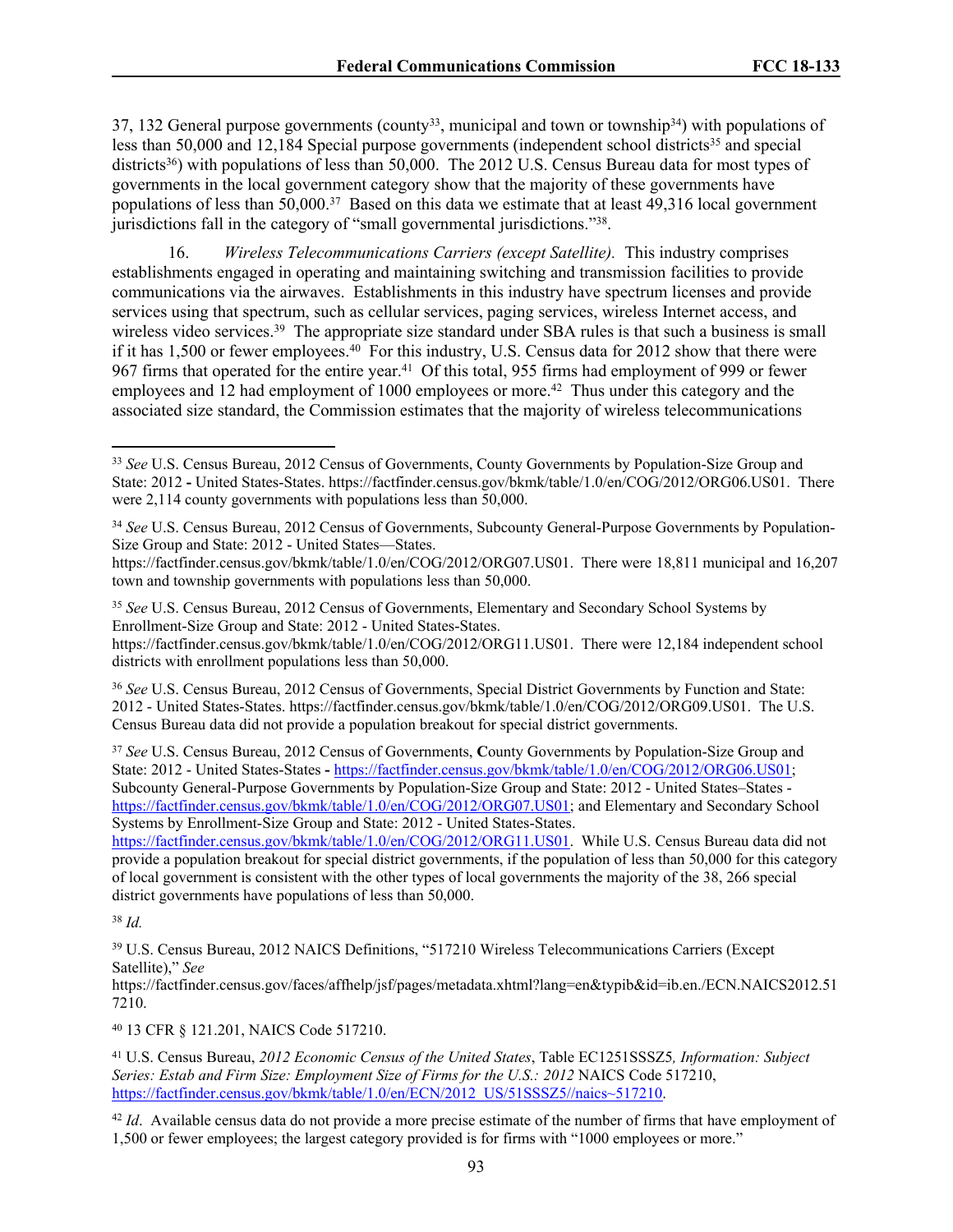37, 132 General purpose governments (county[33], municipal and town or township[34]) with populations of less than 50,000 and 12,184 Special purpose governments (independent school districts[35] and special districts[36]) with populations of less than 50,000. The 2012 U.S. Census Bureau data for most types of governments in the local government category show that the majority of these governments have populations of less than 50,000.[37] Based on this data we estimate that at least 49,316 local government jurisdictions fall in the category of "small governmental jurisdictions."[38].

16. *Wireless Telecommunications Carriers (except Satellite).* This industry comprises establishments engaged in operating and maintaining switching and transmission facilities to provide communications via the airwaves. Establishments in this industry have spectrum licenses and provide services using that spectrum, such as cellular services, paging services, wireless Internet access, and wireless video services.[39] The appropriate size standard under SBA rules is that such a business is small if it has 1,500 or fewer employees.[40] For this industry, U.S. Census data for 2012 show that there were 967 firms that operated for the entire year.[41] Of this total, 955 firms had employment of 999 or fewer employees and 12 had employment of 1000 employees or more.[42] Thus under this category and the associated size standard, the Commission estimates that the majority of wireless telecommunications

---

[33] *See* U.S. Census Bureau, 2012 Census of Governments, County Governments by Population-Size Group and State: 2012 **-** United States-States. https://factfinder.census.gov/bkmk/table/1.0/en/COG/2012/ORG06.US01. There were 2,114 county governments with populations less than 50,000.

[34] *See* U.S. Census Bureau, 2012 Census of Governments, Subcounty General-Purpose Governments by Population-Size Group and State: 2012 - United States—States. https://factfinder.census.gov/bkmk/table/1.0/en/COG/2012/ORG07.US01. There were 18,811 municipal and 16,207 town and township governments with populations less than 50,000.

[35] *See* U.S. Census Bureau, 2012 Census of Governments, Elementary and Secondary School Systems by Enrollment-Size Group and State: 2012 - United States-States. https://factfinder.census.gov/bkmk/table/1.0/en/COG/2012/ORG11.US01. There were 12,184 independent school districts with enrollment populations less than 50,000.

[36] *See* U.S. Census Bureau, 2012 Census of Governments, Special District Governments by Function and State: 2012 - United States-States. https://factfinder.census.gov/bkmk/table/1.0/en/COG/2012/ORG09.US01. The U.S. Census Bureau data did not provide a population breakout for special district governments.

[37] *See* U.S. Census Bureau, 2012 Census of Governments, **C**ounty Governments by Population-Size Group and State: 2012 - United States-States **-** https://factfinder.census.gov/bkmk/table/1.0/en/COG/2012/ORG06.US01; Subcounty General-Purpose Governments by Population-Size Group and State: 2012 - United States–States - https://factfinder.census.gov/bkmk/table/1.0/en/COG/2012/ORG07.US01; and Elementary and Secondary School Systems by Enrollment-Size Group and State: 2012 - United States-States. https://factfinder.census.gov/bkmk/table/1.0/en/COG/2012/ORG11.US01. While U.S. Census Bureau data did not provide a population breakout for special district governments, if the population of less than 50,000 for this category of local government is consistent with the other types of local governments the majority of the 38, 266 special district governments have populations of less than 50,000.

[38] *Id.*

[39] U.S. Census Bureau, 2012 NAICS Definitions, "517210 Wireless Telecommunications Carriers (Except Satellite)," *See* https://factfinder.census.gov/faces/affhelp/jsf/pages/metadata.xhtml?lang=en&typib&id=ib.en./ECN.NAICS2012.517210.

[40] 13 CFR § 121.201, NAICS Code 517210.

[41] U.S. Census Bureau, *2012 Economic Census of the United States*, Table EC1251SSSZ5*, Information: Subject Series: Estab and Firm Size: Employment Size of Firms for the U.S.: 2012* NAICS Code 517210, https://factfinder.census.gov/bkmk/table/1.0/en/ECN/2012_US/51SSSZ5//naics~517210.

[42] *Id*. Available census data do not provide a more precise estimate of the number of firms that have employment of 1,500 or fewer employees; the largest category provided is for firms with "1000 employees or more."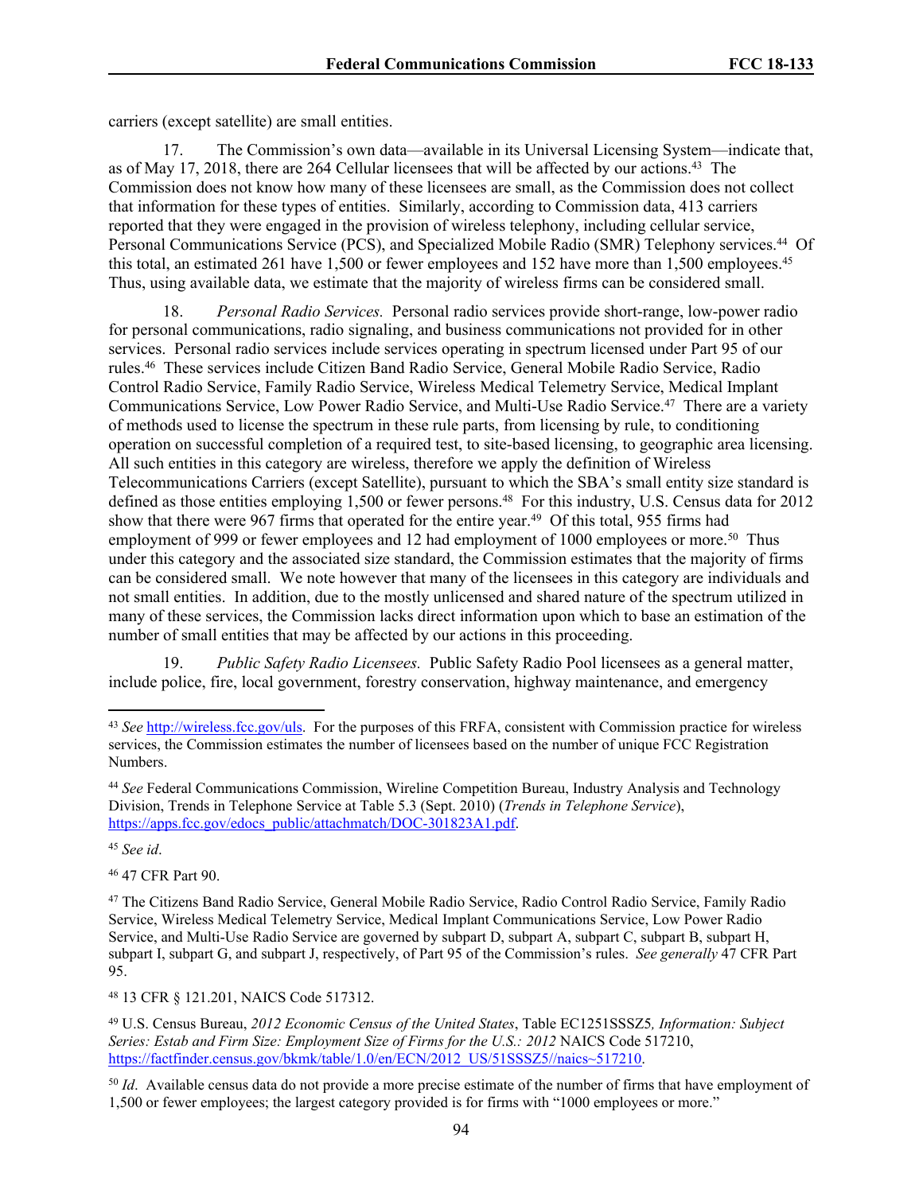carriers (except satellite) are small entities.

17. The Commission's own data—available in its Universal Licensing System—indicate that, as of May 17, 2018, there are 264 Cellular licensees that will be affected by our actions.[43] The Commission does not know how many of these licensees are small, as the Commission does not collect that information for these types of entities. Similarly, according to Commission data, 413 carriers reported that they were engaged in the provision of wireless telephony, including cellular service, Personal Communications Service (PCS), and Specialized Mobile Radio (SMR) Telephony services.[44] Of this total, an estimated 261 have 1,500 or fewer employees and 152 have more than 1,500 employees.[45] Thus, using available data, we estimate that the majority of wireless firms can be considered small.

18. *Personal Radio Services.* Personal radio services provide short-range, low-power radio for personal communications, radio signaling, and business communications not provided for in other services. Personal radio services include services operating in spectrum licensed under Part 95 of our rules.[46] These services include Citizen Band Radio Service, General Mobile Radio Service, Radio Control Radio Service, Family Radio Service, Wireless Medical Telemetry Service, Medical Implant Communications Service, Low Power Radio Service, and Multi-Use Radio Service.[47] There are a variety of methods used to license the spectrum in these rule parts, from licensing by rule, to conditioning operation on successful completion of a required test, to site-based licensing, to geographic area licensing. All such entities in this category are wireless, therefore we apply the definition of Wireless Telecommunications Carriers (except Satellite), pursuant to which the SBA's small entity size standard is defined as those entities employing 1,500 or fewer persons.[48] For this industry, U.S. Census data for 2012 show that there were 967 firms that operated for the entire year.[49] Of this total, 955 firms had employment of 999 or fewer employees and 12 had employment of 1000 employees or more.[50] Thus under this category and the associated size standard, the Commission estimates that the majority of firms can be considered small. We note however that many of the licensees in this category are individuals and not small entities. In addition, due to the mostly unlicensed and shared nature of the spectrum utilized in many of these services, the Commission lacks direct information upon which to base an estimation of the number of small entities that may be affected by our actions in this proceeding.

19. *Public Safety Radio Licensees.* Public Safety Radio Pool licensees as a general matter, include police, fire, local government, forestry conservation, highway maintenance, and emergency

---

[43] *See* http://wireless.fcc.gov/uls. For the purposes of this FRFA, consistent with Commission practice for wireless services, the Commission estimates the number of licensees based on the number of unique FCC Registration Numbers.

[44] *See* Federal Communications Commission, Wireline Competition Bureau, Industry Analysis and Technology Division, Trends in Telephone Service at Table 5.3 (Sept. 2010) (*Trends in Telephone Service*), https://apps.fcc.gov/edocs_public/attachmatch/DOC-301823A1.pdf.

[45] *See id*.

[46] 47 CFR Part 90.

[47] The Citizens Band Radio Service, General Mobile Radio Service, Radio Control Radio Service, Family Radio Service, Wireless Medical Telemetry Service, Medical Implant Communications Service, Low Power Radio Service, and Multi-Use Radio Service are governed by subpart D, subpart A, subpart C, subpart B, subpart H, subpart I, subpart G, and subpart J, respectively, of Part 95 of the Commission's rules. *See generally* 47 CFR Part 95.

[48] 13 CFR § 121.201, NAICS Code 517312.

[49] U.S. Census Bureau, *2012 Economic Census of the United States*, Table EC1251SSSZ5*, Information: Subject Series: Estab and Firm Size: Employment Size of Firms for the U.S.: 2012* NAICS Code 517210, https://factfinder.census.gov/bkmk/table/1.0/en/ECN/2012_US/51SSSZ5//naics~517210.

[50] *Id*. Available census data do not provide a more precise estimate of the number of firms that have employment of 1,500 or fewer employees; the largest category provided is for firms with "1000 employees or more."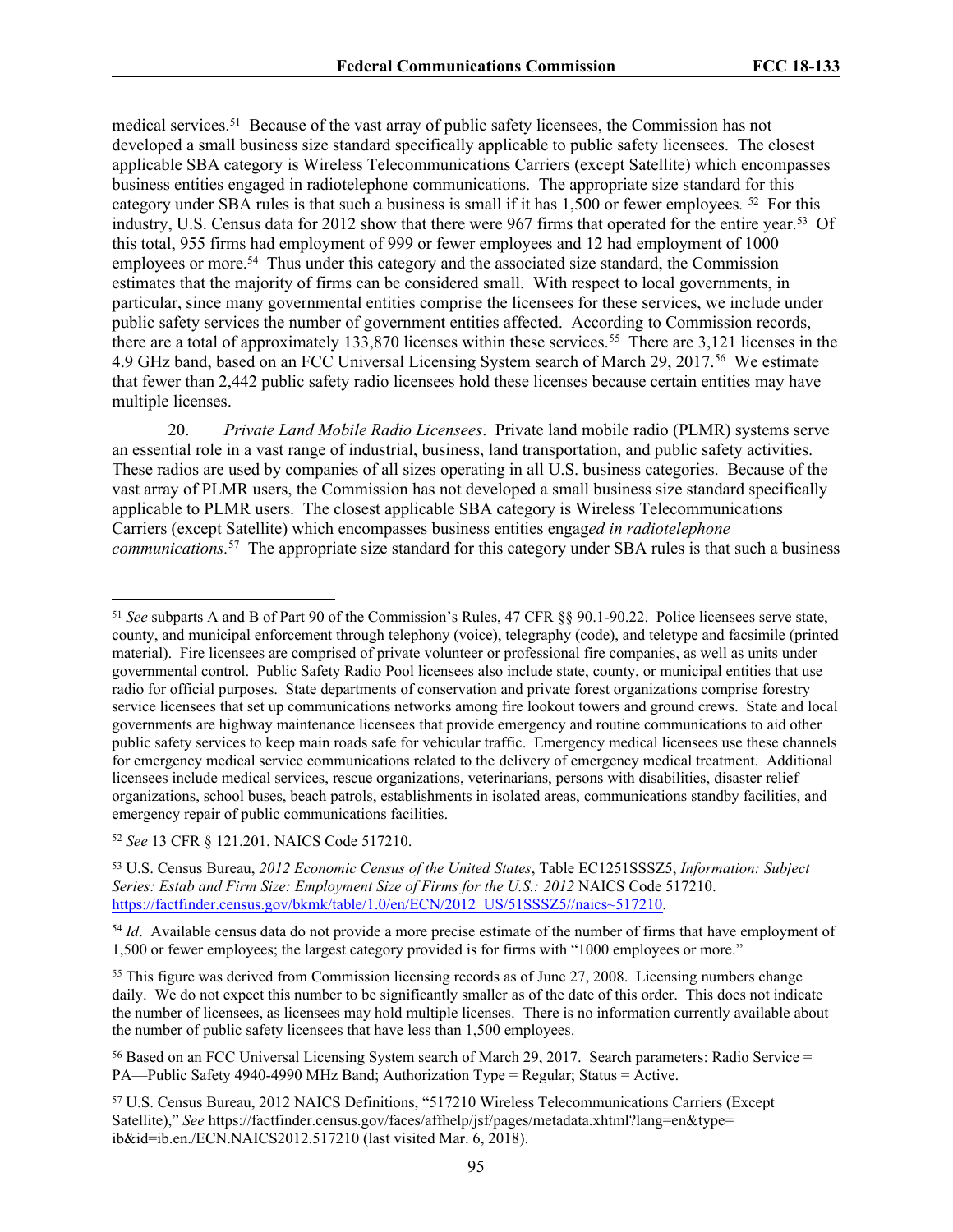medical services.[51] Because of the vast array of public safety licensees, the Commission has not developed a small business size standard specifically applicable to public safety licensees. The closest applicable SBA category is Wireless Telecommunications Carriers (except Satellite) which encompasses business entities engaged in radiotelephone communications. The appropriate size standard for this category under SBA rules is that such a business is small if it has 1,500 or fewer employees. [52] For this industry, U.S. Census data for 2012 show that there were 967 firms that operated for the entire year.[53] Of this total, 955 firms had employment of 999 or fewer employees and 12 had employment of 1000 employees or more.[54] Thus under this category and the associated size standard, the Commission estimates that the majority of firms can be considered small. With respect to local governments, in particular, since many governmental entities comprise the licensees for these services, we include under public safety services the number of government entities affected. According to Commission records, there are a total of approximately 133,870 licenses within these services.[55] There are 3,121 licenses in the 4.9 GHz band, based on an FCC Universal Licensing System search of March 29, 2017.[56] We estimate that fewer than 2,442 public safety radio licensees hold these licenses because certain entities may have multiple licenses.

20. *Private Land Mobile Radio Licensees*. Private land mobile radio (PLMR) systems serve an essential role in a vast range of industrial, business, land transportation, and public safety activities. These radios are used by companies of all sizes operating in all U.S. business categories. Because of the vast array of PLMR users, the Commission has not developed a small business size standard specifically applicable to PLMR users. The closest applicable SBA category is Wireless Telecommunications Carriers (except Satellite) which encompasses business entities engag*ed in radiotelephone communications.*[57] The appropriate size standard for this category under SBA rules is that such a business

---

[51] *See* subparts A and B of Part 90 of the Commission's Rules, 47 CFR §§ 90.1-90.22. Police licensees serve state, county, and municipal enforcement through telephony (voice), telegraphy (code), and teletype and facsimile (printed material). Fire licensees are comprised of private volunteer or professional fire companies, as well as units under governmental control. Public Safety Radio Pool licensees also include state, county, or municipal entities that use radio for official purposes. State departments of conservation and private forest organizations comprise forestry service licensees that set up communications networks among fire lookout towers and ground crews. State and local governments are highway maintenance licensees that provide emergency and routine communications to aid other public safety services to keep main roads safe for vehicular traffic. Emergency medical licensees use these channels for emergency medical service communications related to the delivery of emergency medical treatment. Additional licensees include medical services, rescue organizations, veterinarians, persons with disabilities, disaster relief organizations, school buses, beach patrols, establishments in isolated areas, communications standby facilities, and emergency repair of public communications facilities.

[52] *See* 13 CFR § 121.201, NAICS Code 517210.

[53] U.S. Census Bureau, *2012 Economic Census of the United States*, Table EC1251SSSZ5, *Information: Subject Series: Estab and Firm Size: Employment Size of Firms for the U.S.: 2012* NAICS Code 517210. https://factfinder.census.gov/bkmk/table/1.0/en/ECN/2012_US/51SSSZ5//naics~517210.

[54] *Id*. Available census data do not provide a more precise estimate of the number of firms that have employment of 1,500 or fewer employees; the largest category provided is for firms with "1000 employees or more."

[55] This figure was derived from Commission licensing records as of June 27, 2008. Licensing numbers change daily. We do not expect this number to be significantly smaller as of the date of this order. This does not indicate the number of licensees, as licensees may hold multiple licenses. There is no information currently available about the number of public safety licensees that have less than 1,500 employees.

[56] Based on an FCC Universal Licensing System search of March 29, 2017. Search parameters: Radio Service = PA—Public Safety 4940-4990 MHz Band; Authorization Type = Regular; Status = Active.

[57] U.S. Census Bureau, 2012 NAICS Definitions, "517210 Wireless Telecommunications Carriers (Except Satellite)," *See* https://factfinder.census.gov/faces/affhelp/jsf/pages/metadata.xhtml?lang=en&type=ib&id=ib.en./ECN.NAICS2012.517210 (last visited Mar. 6, 2018).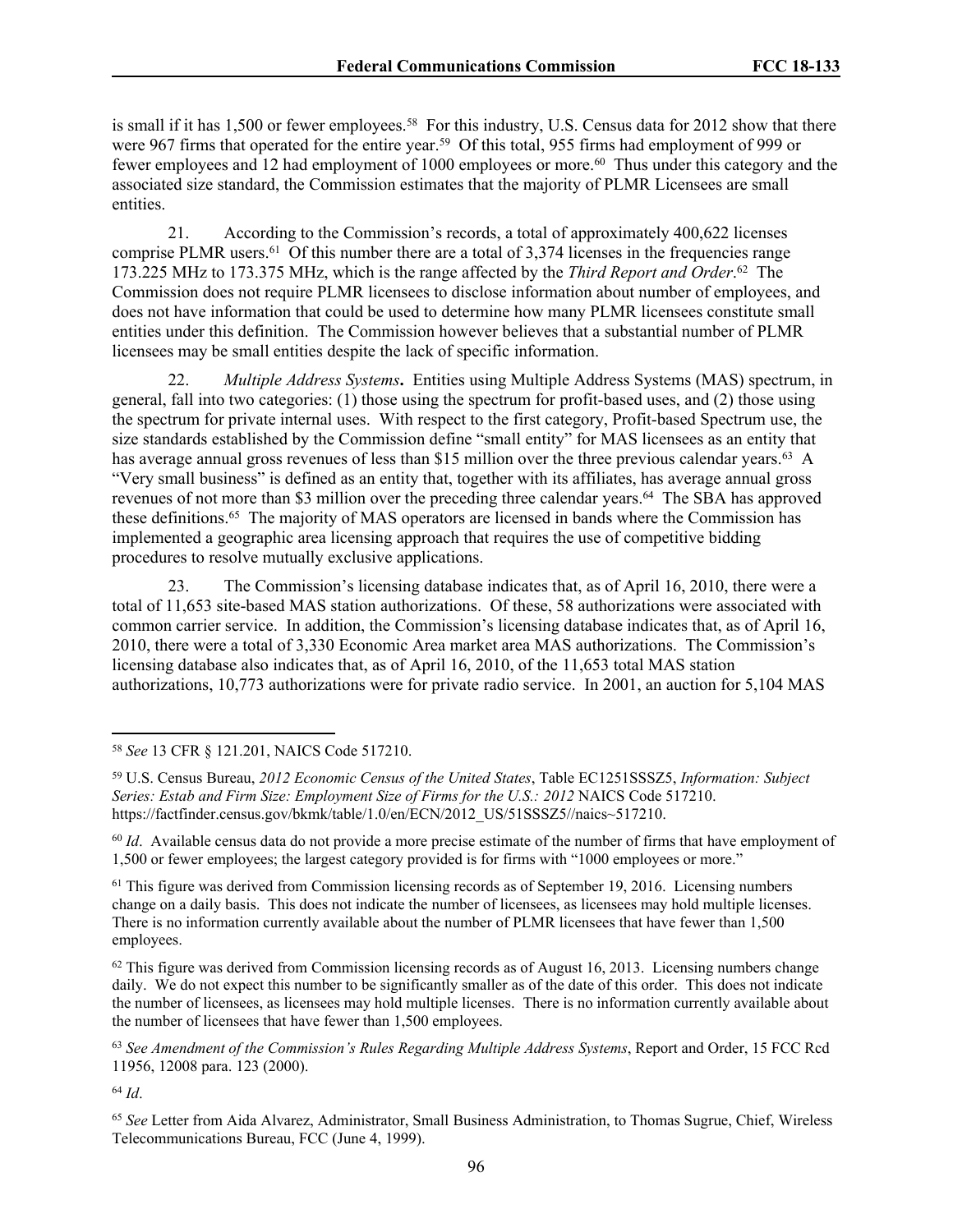is small if it has 1,500 or fewer employees.[58] For this industry, U.S. Census data for 2012 show that there were 967 firms that operated for the entire year.[59] Of this total, 955 firms had employment of 999 or fewer employees and 12 had employment of 1000 employees or more.[60] Thus under this category and the associated size standard, the Commission estimates that the majority of PLMR Licensees are small entities.

21. According to the Commission's records, a total of approximately 400,622 licenses comprise PLMR users.[61] Of this number there are a total of 3,374 licenses in the frequencies range 173.225 MHz to 173.375 MHz, which is the range affected by the *Third Report and Order*.[62] The Commission does not require PLMR licensees to disclose information about number of employees, and does not have information that could be used to determine how many PLMR licensees constitute small entities under this definition. The Commission however believes that a substantial number of PLMR licensees may be small entities despite the lack of specific information.

22. *Multiple Address Systems***.** Entities using Multiple Address Systems (MAS) spectrum, in general, fall into two categories: (1) those using the spectrum for profit-based uses, and (2) those using the spectrum for private internal uses. With respect to the first category, Profit-based Spectrum use, the size standards established by the Commission define "small entity" for MAS licensees as an entity that has average annual gross revenues of less than $15 million over the three previous calendar years.[63] A "Very small business" is defined as an entity that, together with its affiliates, has average annual gross revenues of not more than $3 million over the preceding three calendar years.[64] The SBA has approved these definitions.[65] The majority of MAS operators are licensed in bands where the Commission has implemented a geographic area licensing approach that requires the use of competitive bidding procedures to resolve mutually exclusive applications.

23. The Commission's licensing database indicates that, as of April 16, 2010, there were a total of 11,653 site-based MAS station authorizations. Of these, 58 authorizations were associated with common carrier service. In addition, the Commission's licensing database indicates that, as of April 16, 2010, there were a total of 3,330 Economic Area market area MAS authorizations. The Commission's licensing database also indicates that, as of April 16, 2010, of the 11,653 total MAS station authorizations, 10,773 authorizations were for private radio service. In 2001, an auction for 5,104 MAS

---

[58] *See* 13 CFR § 121.201, NAICS Code 517210.

[59] U.S. Census Bureau, *2012 Economic Census of the United States*, Table EC1251SSSZ5, *Information: Subject Series: Estab and Firm Size: Employment Size of Firms for the U.S.: 2012* NAICS Code 517210. https://factfinder.census.gov/bkmk/table/1.0/en/ECN/2012_US/51SSSZ5//naics~517210.

[60] *Id*. Available census data do not provide a more precise estimate of the number of firms that have employment of 1,500 or fewer employees; the largest category provided is for firms with "1000 employees or more."

[61] This figure was derived from Commission licensing records as of September 19, 2016. Licensing numbers change on a daily basis. This does not indicate the number of licensees, as licensees may hold multiple licenses. There is no information currently available about the number of PLMR licensees that have fewer than 1,500 employees.

[62] This figure was derived from Commission licensing records as of August 16, 2013. Licensing numbers change daily. We do not expect this number to be significantly smaller as of the date of this order. This does not indicate the number of licensees, as licensees may hold multiple licenses. There is no information currently available about the number of licensees that have fewer than 1,500 employees.

[63] *See Amendment of the Commission's Rules Regarding Multiple Address Systems*, Report and Order, 15 FCC Rcd 11956, 12008 para. 123 (2000).

[64] *Id*.

[65] *See* Letter from Aida Alvarez, Administrator, Small Business Administration, to Thomas Sugrue, Chief, Wireless Telecommunications Bureau, FCC (June 4, 1999).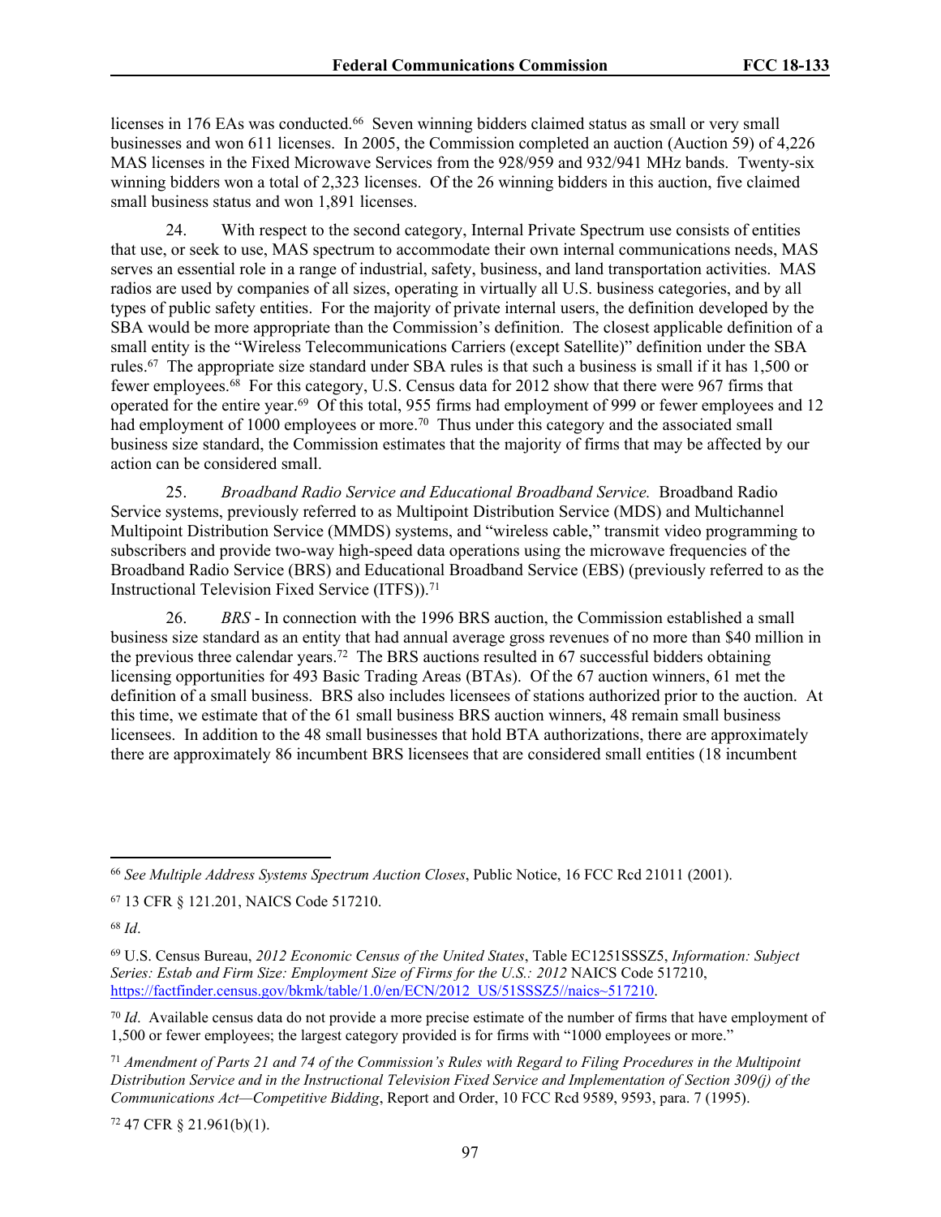licenses in 176 EAs was conducted.[66] Seven winning bidders claimed status as small or very small businesses and won 611 licenses. In 2005, the Commission completed an auction (Auction 59) of 4,226 MAS licenses in the Fixed Microwave Services from the 928/959 and 932/941 MHz bands. Twenty-six winning bidders won a total of 2,323 licenses. Of the 26 winning bidders in this auction, five claimed small business status and won 1,891 licenses.

24. With respect to the second category, Internal Private Spectrum use consists of entities that use, or seek to use, MAS spectrum to accommodate their own internal communications needs, MAS serves an essential role in a range of industrial, safety, business, and land transportation activities. MAS radios are used by companies of all sizes, operating in virtually all U.S. business categories, and by all types of public safety entities. For the majority of private internal users, the definition developed by the SBA would be more appropriate than the Commission's definition. The closest applicable definition of a small entity is the "Wireless Telecommunications Carriers (except Satellite)" definition under the SBA rules.[67] The appropriate size standard under SBA rules is that such a business is small if it has 1,500 or fewer employees.[68] For this category, U.S. Census data for 2012 show that there were 967 firms that operated for the entire year.[69] Of this total, 955 firms had employment of 999 or fewer employees and 12 had employment of 1000 employees or more.[70] Thus under this category and the associated small business size standard, the Commission estimates that the majority of firms that may be affected by our action can be considered small.

25. *Broadband Radio Service and Educational Broadband Service.* Broadband Radio Service systems, previously referred to as Multipoint Distribution Service (MDS) and Multichannel Multipoint Distribution Service (MMDS) systems, and "wireless cable," transmit video programming to subscribers and provide two-way high-speed data operations using the microwave frequencies of the Broadband Radio Service (BRS) and Educational Broadband Service (EBS) (previously referred to as the Instructional Television Fixed Service (ITFS)).[71]

26. *BRS* - In connection with the 1996 BRS auction, the Commission established a small business size standard as an entity that had annual average gross revenues of no more than $40 million in the previous three calendar years.[72] The BRS auctions resulted in 67 successful bidders obtaining licensing opportunities for 493 Basic Trading Areas (BTAs). Of the 67 auction winners, 61 met the definition of a small business. BRS also includes licensees of stations authorized prior to the auction. At this time, we estimate that of the 61 small business BRS auction winners, 48 remain small business licensees. In addition to the 48 small businesses that hold BTA authorizations, there are approximately there are approximately 86 incumbent BRS licensees that are considered small entities (18 incumbent

---

[66] *See Multiple Address Systems Spectrum Auction Closes*, Public Notice, 16 FCC Rcd 21011 (2001).

[67] 13 CFR § 121.201, NAICS Code 517210.

[68] *Id*.

[69] U.S. Census Bureau, *2012 Economic Census of the United States*, Table EC1251SSSZ5, *Information: Subject Series: Estab and Firm Size: Employment Size of Firms for the U.S.: 2012* NAICS Code 517210, https://factfinder.census.gov/bkmk/table/1.0/en/ECN/2012_US/51SSSZ5//naics~517210.

[70] *Id*. Available census data do not provide a more precise estimate of the number of firms that have employment of 1,500 or fewer employees; the largest category provided is for firms with "1000 employees or more."

[71] *Amendment of Parts 21 and 74 of the Commission's Rules with Regard to Filing Procedures in the Multipoint Distribution Service and in the Instructional Television Fixed Service and Implementation of Section 309(j) of the Communications Act—Competitive Bidding*, Report and Order, 10 FCC Rcd 9589, 9593, para. 7 (1995).

[72] 47 CFR § 21.961(b)(1).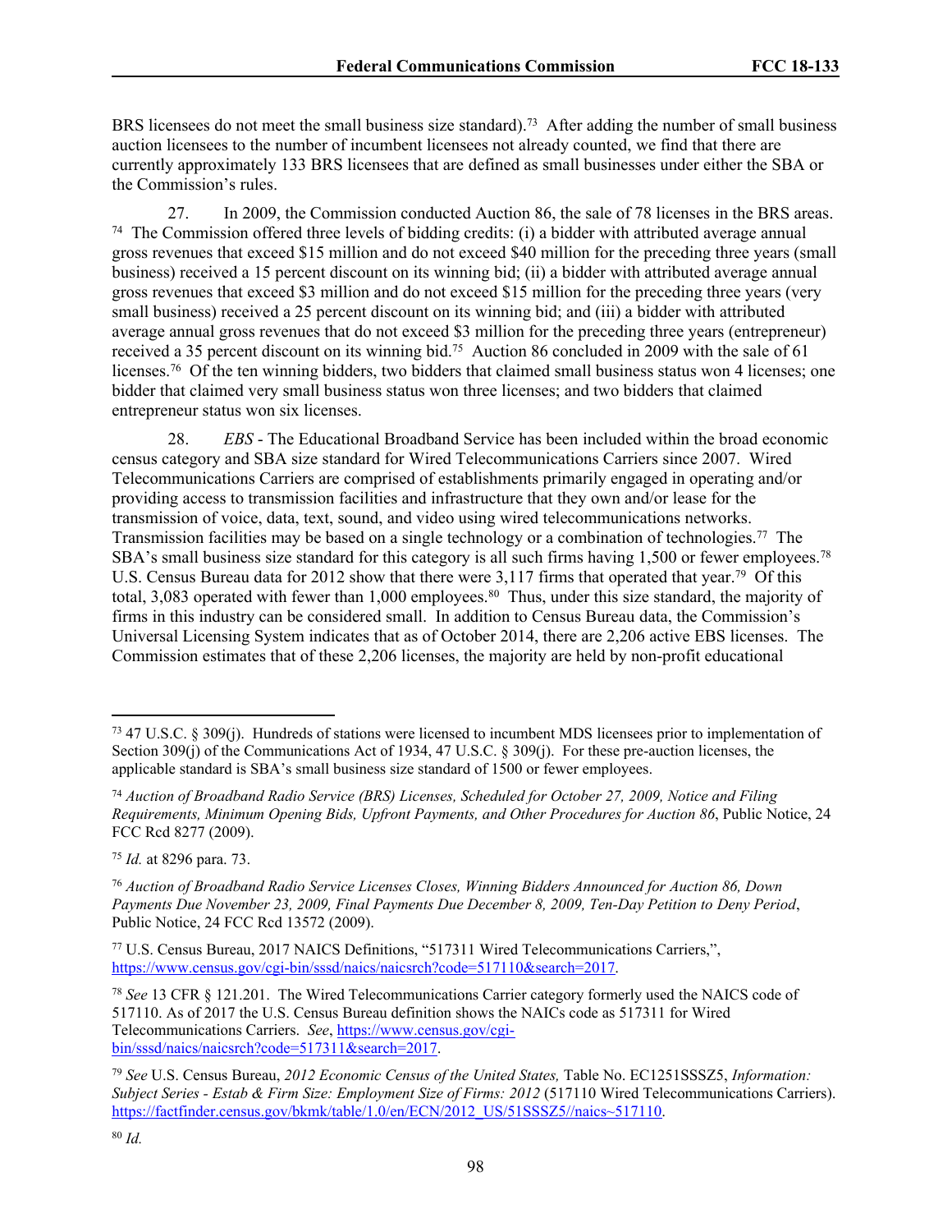BRS licensees do not meet the small business size standard).[73] After adding the number of small business auction licensees to the number of incumbent licensees not already counted, we find that there are currently approximately 133 BRS licensees that are defined as small businesses under either the SBA or the Commission's rules.

27. In 2009, the Commission conducted Auction 86, the sale of 78 licenses in the BRS areas. [74] The Commission offered three levels of bidding credits: (i) a bidder with attributed average annual gross revenues that exceed $15 million and do not exceed $40 million for the preceding three years (small business) received a 15 percent discount on its winning bid; (ii) a bidder with attributed average annual gross revenues that exceed $3 million and do not exceed $15 million for the preceding three years (very small business) received a 25 percent discount on its winning bid; and (iii) a bidder with attributed average annual gross revenues that do not exceed $3 million for the preceding three years (entrepreneur) received a 35 percent discount on its winning bid.[75] Auction 86 concluded in 2009 with the sale of 61 licenses.[76] Of the ten winning bidders, two bidders that claimed small business status won 4 licenses; one bidder that claimed very small business status won three licenses; and two bidders that claimed entrepreneur status won six licenses.

28. *EBS* - The Educational Broadband Service has been included within the broad economic census category and SBA size standard for Wired Telecommunications Carriers since 2007. Wired Telecommunications Carriers are comprised of establishments primarily engaged in operating and/or providing access to transmission facilities and infrastructure that they own and/or lease for the transmission of voice, data, text, sound, and video using wired telecommunications networks. Transmission facilities may be based on a single technology or a combination of technologies.[77] The SBA's small business size standard for this category is all such firms having 1,500 or fewer employees.[78] U.S. Census Bureau data for 2012 show that there were 3,117 firms that operated that year.[79] Of this total, 3,083 operated with fewer than 1,000 employees.[80] Thus, under this size standard, the majority of firms in this industry can be considered small. In addition to Census Bureau data, the Commission's Universal Licensing System indicates that as of October 2014, there are 2,206 active EBS licenses. The Commission estimates that of these 2,206 licenses, the majority are held by non-profit educational

---

[73] 47 U.S.C. § 309(j). Hundreds of stations were licensed to incumbent MDS licensees prior to implementation of Section 309(j) of the Communications Act of 1934, 47 U.S.C. § 309(j). For these pre-auction licenses, the applicable standard is SBA's small business size standard of 1500 or fewer employees.

[74] *Auction of Broadband Radio Service (BRS) Licenses, Scheduled for October 27, 2009, Notice and Filing Requirements, Minimum Opening Bids, Upfront Payments, and Other Procedures for Auction 86*, Public Notice, 24 FCC Rcd 8277 (2009).

[75] *Id.* at 8296 para. 73.

[76] *Auction of Broadband Radio Service Licenses Closes, Winning Bidders Announced for Auction 86, Down Payments Due November 23, 2009, Final Payments Due December 8, 2009, Ten-Day Petition to Deny Period*, Public Notice, 24 FCC Rcd 13572 (2009).

[77] U.S. Census Bureau, 2017 NAICS Definitions, "517311 Wired Telecommunications Carriers,", https://www.census.gov/cgi-bin/sssd/naics/naicsrch?code=517110&search=2017.

[78] *See* 13 CFR § 121.201. The Wired Telecommunications Carrier category formerly used the NAICS code of 517110. As of 2017 the U.S. Census Bureau definition shows the NAICs code as 517311 for Wired Telecommunications Carriers. *See*, https://www.census.gov/cgi-bin/sssd/naics/naicsrch?code=517311&search=2017.

[79] *See* U.S. Census Bureau, *2012 Economic Census of the United States,* Table No. EC1251SSSZ5, *Information: Subject Series - Estab & Firm Size: Employment Size of Firms: 2012* (517110 Wired Telecommunications Carriers). https://factfinder.census.gov/bkmk/table/1.0/en/ECN/2012_US/51SSSZ5//naics~517110.

[80] *Id.*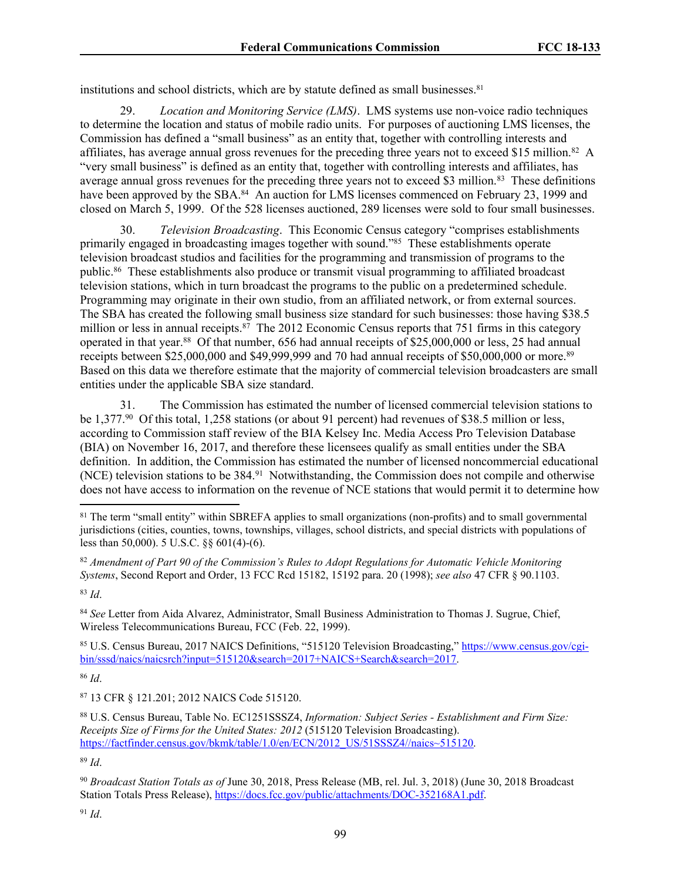institutions and school districts, which are by statute defined as small businesses.[81]

29. *Location and Monitoring Service (LMS)*. LMS systems use non-voice radio techniques to determine the location and status of mobile radio units. For purposes of auctioning LMS licenses, the Commission has defined a "small business" as an entity that, together with controlling interests and affiliates, has average annual gross revenues for the preceding three years not to exceed $15 million.[82] A "very small business" is defined as an entity that, together with controlling interests and affiliates, has average annual gross revenues for the preceding three years not to exceed $3 million.[83] These definitions have been approved by the SBA.[84] An auction for LMS licenses commenced on February 23, 1999 and closed on March 5, 1999. Of the 528 licenses auctioned, 289 licenses were sold to four small businesses.

30. *Television Broadcasting*. This Economic Census category "comprises establishments primarily engaged in broadcasting images together with sound."[85] These establishments operate television broadcast studios and facilities for the programming and transmission of programs to the public.[86] These establishments also produce or transmit visual programming to affiliated broadcast television stations, which in turn broadcast the programs to the public on a predetermined schedule. Programming may originate in their own studio, from an affiliated network, or from external sources. The SBA has created the following small business size standard for such businesses: those having $38.5 million or less in annual receipts.[87] The 2012 Economic Census reports that 751 firms in this category operated in that year.[88] Of that number, 656 had annual receipts of $25,000,000 or less, 25 had annual receipts between $25,000,000 and $49,999,999 and 70 had annual receipts of $50,000,000 or more.[89] Based on this data we therefore estimate that the majority of commercial television broadcasters are small entities under the applicable SBA size standard.

31. The Commission has estimated the number of licensed commercial television stations to be 1,377.[90] Of this total, 1,258 stations (or about 91 percent) had revenues of $38.5 million or less, according to Commission staff review of the BIA Kelsey Inc. Media Access Pro Television Database (BIA) on November 16, 2017, and therefore these licensees qualify as small entities under the SBA definition. In addition, the Commission has estimated the number of licensed noncommercial educational (NCE) television stations to be 384.[91] Notwithstanding, the Commission does not compile and otherwise does not have access to information on the revenue of NCE stations that would permit it to determine how

---

[81] The term "small entity" within SBREFA applies to small organizations (non-profits) and to small governmental jurisdictions (cities, counties, towns, townships, villages, school districts, and special districts with populations of less than 50,000). 5 U.S.C. §§ 601(4)-(6).

[82] *Amendment of Part 90 of the Commission's Rules to Adopt Regulations for Automatic Vehicle Monitoring Systems*, Second Report and Order, 13 FCC Rcd 15182, 15192 para. 20 (1998); *see also* 47 CFR § 90.1103.

[83] *Id*.

[84] *See* Letter from Aida Alvarez, Administrator, Small Business Administration to Thomas J. Sugrue, Chief, Wireless Telecommunications Bureau, FCC (Feb. 22, 1999).

[85] U.S. Census Bureau, 2017 NAICS Definitions, "515120 Television Broadcasting," https://www.census.gov/cgi-bin/sssd/naics/naicsrch?input=515120&search=2017+NAICS+Search&search=2017.

[86] *Id*.

[87] 13 CFR § 121.201; 2012 NAICS Code 515120.

[88] U.S. Census Bureau, Table No. EC1251SSSZ4, *Information: Subject Series - Establishment and Firm Size: Receipts Size of Firms for the United States: 2012* (515120 Television Broadcasting). https://factfinder.census.gov/bkmk/table/1.0/en/ECN/2012_US/51SSSZ4//naics~515120.

[89] *Id*.

[90] *Broadcast Station Totals as of* June 30, 2018, Press Release (MB, rel. Jul. 3, 2018) (June 30, 2018 Broadcast Station Totals Press Release), https://docs.fcc.gov/public/attachments/DOC-352168A1.pdf.

[91] *Id*.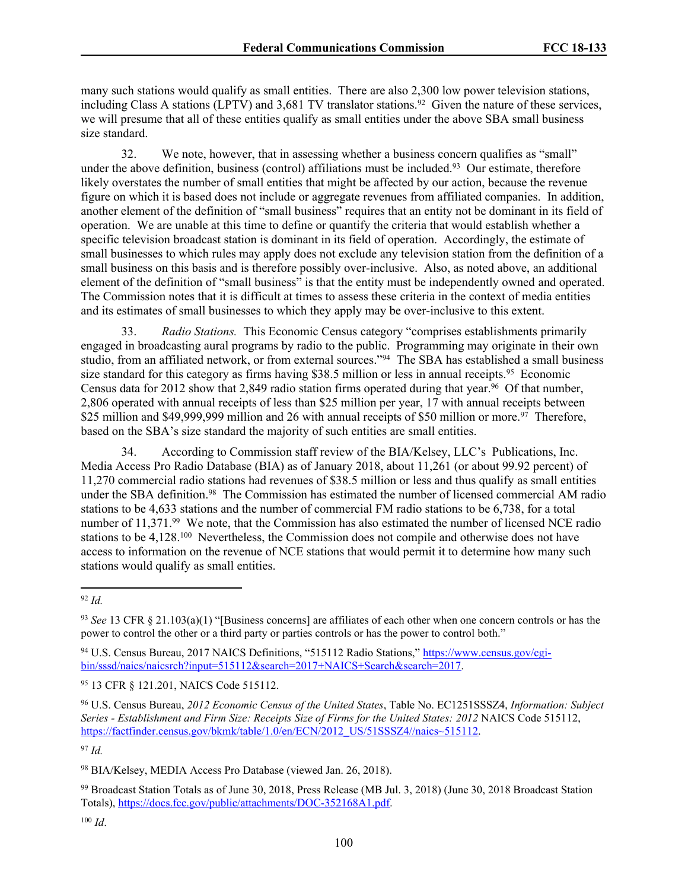many such stations would qualify as small entities. There are also 2,300 low power television stations, including Class A stations (LPTV) and 3,681 TV translator stations.[92] Given the nature of these services, we will presume that all of these entities qualify as small entities under the above SBA small business size standard.

32. We note, however, that in assessing whether a business concern qualifies as "small" under the above definition, business (control) affiliations must be included.[93] Our estimate, therefore likely overstates the number of small entities that might be affected by our action, because the revenue figure on which it is based does not include or aggregate revenues from affiliated companies. In addition, another element of the definition of "small business" requires that an entity not be dominant in its field of operation. We are unable at this time to define or quantify the criteria that would establish whether a specific television broadcast station is dominant in its field of operation. Accordingly, the estimate of small businesses to which rules may apply does not exclude any television station from the definition of a small business on this basis and is therefore possibly over-inclusive. Also, as noted above, an additional element of the definition of "small business" is that the entity must be independently owned and operated. The Commission notes that it is difficult at times to assess these criteria in the context of media entities and its estimates of small businesses to which they apply may be over-inclusive to this extent.

33. *Radio Stations.* This Economic Census category "comprises establishments primarily engaged in broadcasting aural programs by radio to the public. Programming may originate in their own studio, from an affiliated network, or from external sources."[94] The SBA has established a small business size standard for this category as firms having $38.5 million or less in annual receipts.[95] Economic Census data for 2012 show that 2,849 radio station firms operated during that year.[96] Of that number, 2,806 operated with annual receipts of less than $25 million per year, 17 with annual receipts between $25 million and $49,999,999 million and 26 with annual receipts of $50 million or more.[97] Therefore, based on the SBA's size standard the majority of such entities are small entities.

34. According to Commission staff review of the BIA/Kelsey, LLC's Publications, Inc. Media Access Pro Radio Database (BIA) as of January 2018, about 11,261 (or about 99.92 percent) of 11,270 commercial radio stations had revenues of $38.5 million or less and thus qualify as small entities under the SBA definition.[98] The Commission has estimated the number of licensed commercial AM radio stations to be 4,633 stations and the number of commercial FM radio stations to be 6,738, for a total number of 11,371.[99] We note, that the Commission has also estimated the number of licensed NCE radio stations to be 4,128.[100] Nevertheless, the Commission does not compile and otherwise does not have access to information on the revenue of NCE stations that would permit it to determine how many such stations would qualify as small entities.

---

[92] *Id.*

[93] *See* 13 CFR § 21.103(a)(1) "[Business concerns] are affiliates of each other when one concern controls or has the power to control the other or a third party or parties controls or has the power to control both."

[94] U.S. Census Bureau, 2017 NAICS Definitions, "515112 Radio Stations," https://www.census.gov/cgi-bin/sssd/naics/naicsrch?input=515112&search=2017+NAICS+Search&search=2017.

[95] 13 CFR § 121.201, NAICS Code 515112.

[96] U.S. Census Bureau, *2012 Economic Census of the United States*, Table No. EC1251SSSZ4, *Information: Subject Series - Establishment and Firm Size: Receipts Size of Firms for the United States: 2012* NAICS Code 515112, https://factfinder.census.gov/bkmk/table/1.0/en/ECN/2012_US/51SSSZ4//naics~515112.

[97] *Id.*

[98] BIA/Kelsey, MEDIA Access Pro Database (viewed Jan. 26, 2018).

[99] Broadcast Station Totals as of June 30, 2018, Press Release (MB Jul. 3, 2018) (June 30, 2018 Broadcast Station Totals), https://docs.fcc.gov/public/attachments/DOC-352168A1.pdf.

[100] *Id*.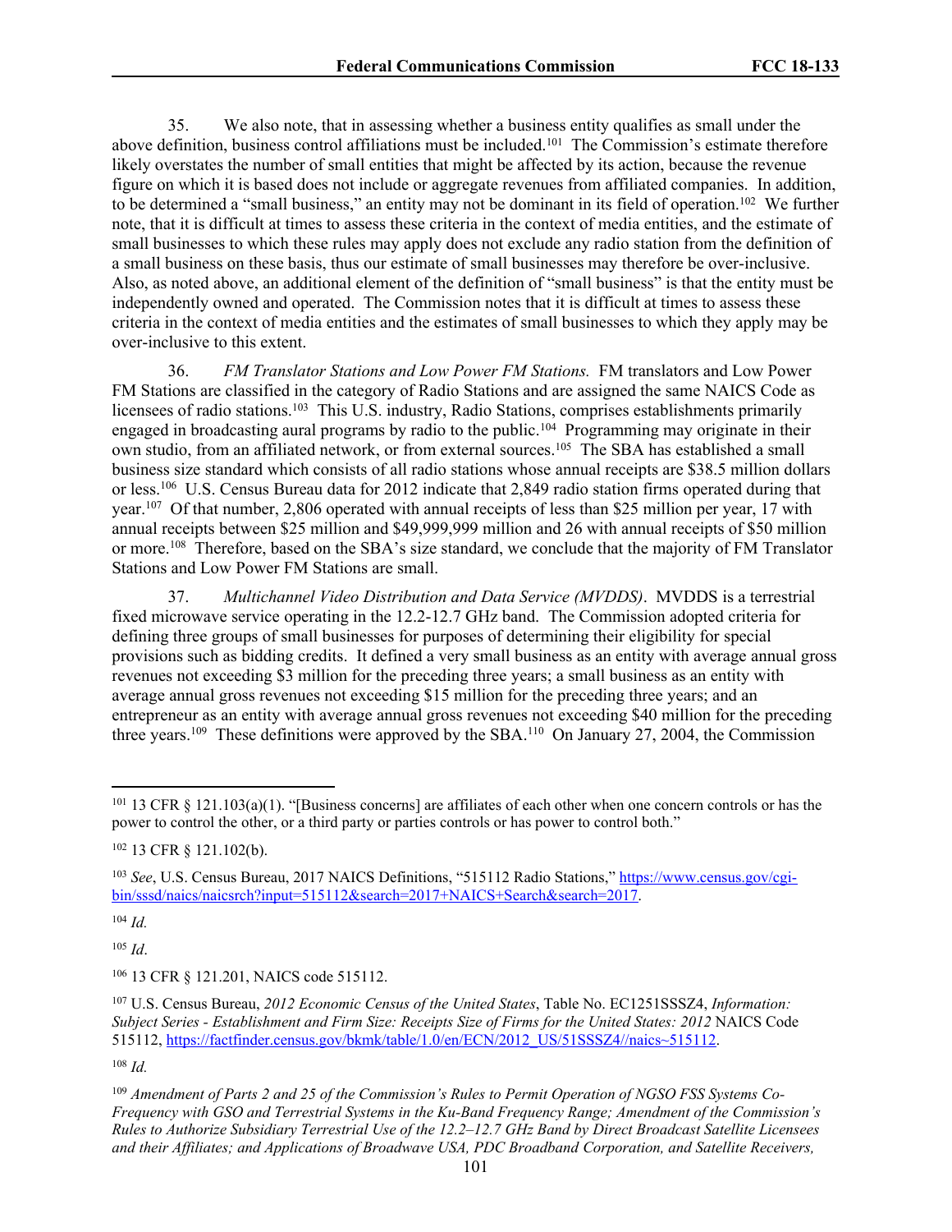35. We also note, that in assessing whether a business entity qualifies as small under the above definition, business control affiliations must be included.[101] The Commission's estimate therefore likely overstates the number of small entities that might be affected by its action, because the revenue figure on which it is based does not include or aggregate revenues from affiliated companies. In addition, to be determined a "small business," an entity may not be dominant in its field of operation.[102] We further note, that it is difficult at times to assess these criteria in the context of media entities, and the estimate of small businesses to which these rules may apply does not exclude any radio station from the definition of a small business on these basis, thus our estimate of small businesses may therefore be over-inclusive. Also, as noted above, an additional element of the definition of "small business" is that the entity must be independently owned and operated. The Commission notes that it is difficult at times to assess these criteria in the context of media entities and the estimates of small businesses to which they apply may be over-inclusive to this extent.

36. *FM Translator Stations and Low Power FM Stations.* FM translators and Low Power FM Stations are classified in the category of Radio Stations and are assigned the same NAICS Code as licensees of radio stations.[103] This U.S. industry, Radio Stations, comprises establishments primarily engaged in broadcasting aural programs by radio to the public.[104] Programming may originate in their own studio, from an affiliated network, or from external sources.[105] The SBA has established a small business size standard which consists of all radio stations whose annual receipts are $38.5 million dollars or less.[106] U.S. Census Bureau data for 2012 indicate that 2,849 radio station firms operated during that year.[107] Of that number, 2,806 operated with annual receipts of less than $25 million per year, 17 with annual receipts between $25 million and $49,999,999 million and 26 with annual receipts of $50 million or more.[108] Therefore, based on the SBA's size standard, we conclude that the majority of FM Translator Stations and Low Power FM Stations are small.

37. *Multichannel Video Distribution and Data Service (MVDDS)*. MVDDS is a terrestrial fixed microwave service operating in the 12.2-12.7 GHz band. The Commission adopted criteria for defining three groups of small businesses for purposes of determining their eligibility for special provisions such as bidding credits. It defined a very small business as an entity with average annual gross revenues not exceeding $3 million for the preceding three years; a small business as an entity with average annual gross revenues not exceeding $15 million for the preceding three years; and an entrepreneur as an entity with average annual gross revenues not exceeding $40 million for the preceding three years.[109] These definitions were approved by the SBA.[110] On January 27, 2004, the Commission

---

[101] 13 CFR § 121.103(a)(1). "[Business concerns] are affiliates of each other when one concern controls or has the power to control the other, or a third party or parties controls or has power to control both."

[102] 13 CFR § 121.102(b).

[103] *See*, U.S. Census Bureau, 2017 NAICS Definitions, "515112 Radio Stations," https://www.census.gov/cgi-bin/sssd/naics/naicsrch?input=515112&search=2017+NAICS+Search&search=2017.

[104] *Id.*

[105] *Id*.

[106] 13 CFR § 121.201, NAICS code 515112.

[107] U.S. Census Bureau, *2012 Economic Census of the United States*, Table No. EC1251SSSZ4, *Information: Subject Series - Establishment and Firm Size: Receipts Size of Firms for the United States: 2012* NAICS Code 515112, https://factfinder.census.gov/bkmk/table/1.0/en/ECN/2012_US/51SSSZ4//naics~515112.

[108] *Id.*

[109] *Amendment of Parts 2 and 25 of the Commission's Rules to Permit Operation of NGSO FSS Systems Co-Frequency with GSO and Terrestrial Systems in the Ku-Band Frequency Range; Amendment of the Commission's Rules to Authorize Subsidiary Terrestrial Use of the 12.2–12.7 GHz Band by Direct Broadcast Satellite Licensees and their Affiliates; and Applications of Broadwave USA, PDC Broadband Corporation, and Satellite Receivers,*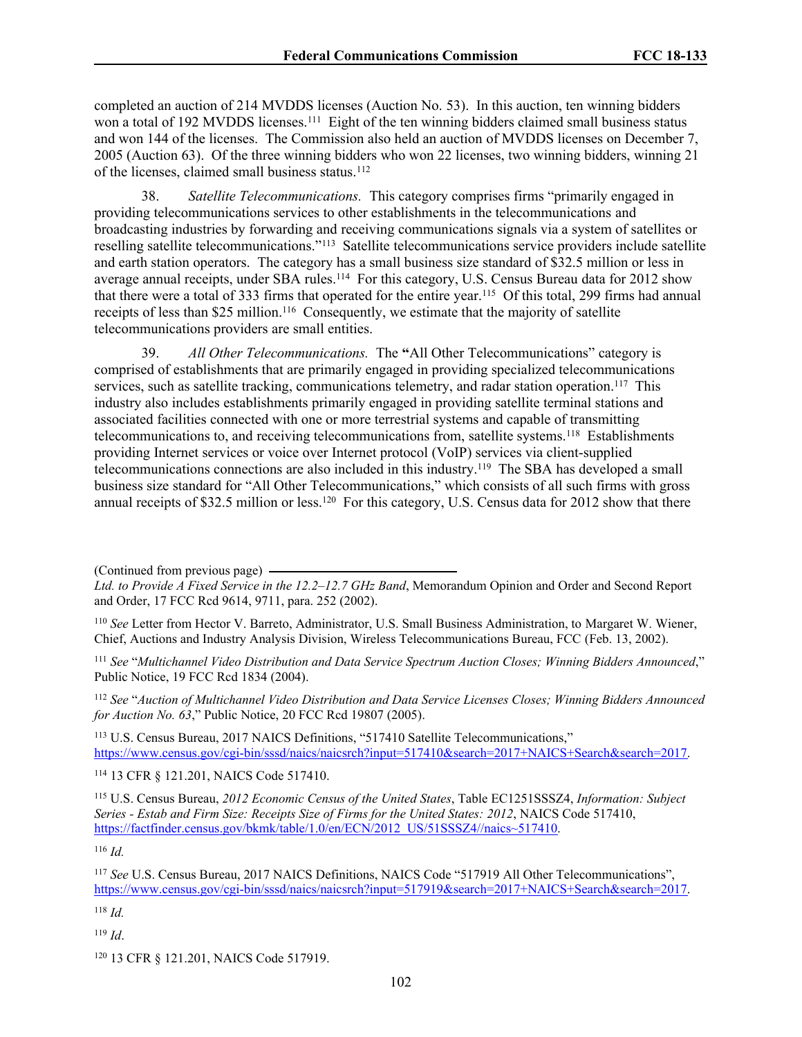completed an auction of 214 MVDDS licenses (Auction No. 53). In this auction, ten winning bidders won a total of 192 MVDDS licenses.[111] Eight of the ten winning bidders claimed small business status and won 144 of the licenses. The Commission also held an auction of MVDDS licenses on December 7, 2005 (Auction 63). Of the three winning bidders who won 22 licenses, two winning bidders, winning 21 of the licenses, claimed small business status.[112]

38. *Satellite Telecommunications.* This category comprises firms "primarily engaged in providing telecommunications services to other establishments in the telecommunications and broadcasting industries by forwarding and receiving communications signals via a system of satellites or reselling satellite telecommunications."[113] Satellite telecommunications service providers include satellite and earth station operators. The category has a small business size standard of $32.5 million or less in average annual receipts, under SBA rules.[114] For this category, U.S. Census Bureau data for 2012 show that there were a total of 333 firms that operated for the entire year.[115] Of this total, 299 firms had annual receipts of less than $25 million.[116] Consequently, we estimate that the majority of satellite telecommunications providers are small entities.

39. *All Other Telecommunications.* The **"**All Other Telecommunications" category is comprised of establishments that are primarily engaged in providing specialized telecommunications services, such as satellite tracking, communications telemetry, and radar station operation.[117] This industry also includes establishments primarily engaged in providing satellite terminal stations and associated facilities connected with one or more terrestrial systems and capable of transmitting telecommunications to, and receiving telecommunications from, satellite systems.[118] Establishments providing Internet services or voice over Internet protocol (VoIP) services via client-supplied telecommunications connections are also included in this industry.[119] The SBA has developed a small business size standard for "All Other Telecommunications," which consists of all such firms with gross annual receipts of $32.5 million or less.[120] For this category, U.S. Census data for 2012 show that there

(Continued from previous page)
*Ltd. to Provide A Fixed Service in the 12.2–12.7 GHz Band*, Memorandum Opinion and Order and Second Report and Order, 17 FCC Rcd 9614, 9711, para. 252 (2002).

[110] *See* Letter from Hector V. Barreto, Administrator, U.S. Small Business Administration, to Margaret W. Wiener, Chief, Auctions and Industry Analysis Division, Wireless Telecommunications Bureau, FCC (Feb. 13, 2002).

[111] *See* "*Multichannel Video Distribution and Data Service Spectrum Auction Closes; Winning Bidders Announced*," Public Notice, 19 FCC Rcd 1834 (2004).

[112] *See* "*Auction of Multichannel Video Distribution and Data Service Licenses Closes; Winning Bidders Announced for Auction No. 63*," Public Notice, 20 FCC Rcd 19807 (2005).

[113] U.S. Census Bureau, 2017 NAICS Definitions, "517410 Satellite Telecommunications," https://www.census.gov/cgi-bin/sssd/naics/naicsrch?input=517410&search=2017+NAICS+Search&search=2017.

[114] 13 CFR § 121.201, NAICS Code 517410.

[115] U.S. Census Bureau, *2012 Economic Census of the United States*, Table EC1251SSSZ4, *Information: Subject Series - Estab and Firm Size: Receipts Size of Firms for the United States: 2012*, NAICS Code 517410, https://factfinder.census.gov/bkmk/table/1.0/en/ECN/2012_US/51SSSZ4//naics~517410.

[116] *Id.*

[117] *See* U.S. Census Bureau, 2017 NAICS Definitions, NAICS Code "517919 All Other Telecommunications", https://www.census.gov/cgi-bin/sssd/naics/naicsrch?input=517919&search=2017+NAICS+Search&search=2017.

[118] *Id.*

[119] *Id*.

[120] 13 CFR § 121.201, NAICS Code 517919.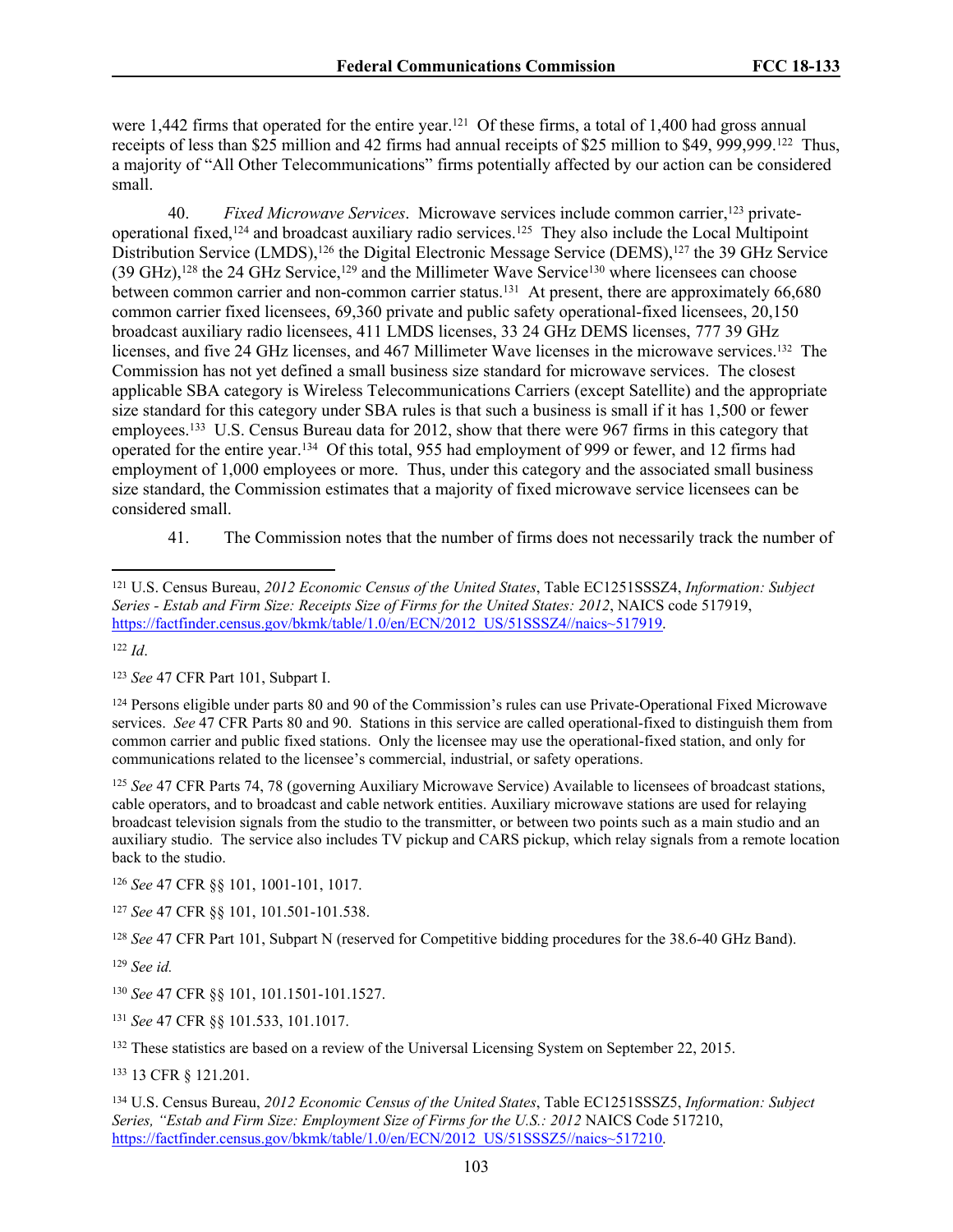were 1,442 firms that operated for the entire year.[121] Of these firms, a total of 1,400 had gross annual receipts of less than $25 million and 42 firms had annual receipts of $25 million to $49, 999,999.[122] Thus, a majority of "All Other Telecommunications" firms potentially affected by our action can be considered small.

40. *Fixed Microwave Services*. Microwave services include common carrier,[123] private-operational fixed,[124] and broadcast auxiliary radio services.[125] They also include the Local Multipoint Distribution Service (LMDS),[126] the Digital Electronic Message Service (DEMS),[127] the 39 GHz Service (39 GHz),[128] the 24 GHz Service,[129] and the Millimeter Wave Service[130] where licensees can choose between common carrier and non-common carrier status.[131] At present, there are approximately 66,680 common carrier fixed licensees, 69,360 private and public safety operational-fixed licensees, 20,150 broadcast auxiliary radio licensees, 411 LMDS licenses, 33 24 GHz DEMS licenses, 777 39 GHz licenses, and five 24 GHz licenses, and 467 Millimeter Wave licenses in the microwave services.[132] The Commission has not yet defined a small business size standard for microwave services. The closest applicable SBA category is Wireless Telecommunications Carriers (except Satellite) and the appropriate size standard for this category under SBA rules is that such a business is small if it has 1,500 or fewer employees.[133] U.S. Census Bureau data for 2012, show that there were 967 firms in this category that operated for the entire year.[134] Of this total, 955 had employment of 999 or fewer, and 12 firms had employment of 1,000 employees or more. Thus, under this category and the associated small business size standard, the Commission estimates that a majority of fixed microwave service licensees can be considered small.

41. The Commission notes that the number of firms does not necessarily track the number of

---

[121] U.S. Census Bureau, *2012 Economic Census of the United States*, Table EC1251SSSZ4, *Information: Subject Series - Estab and Firm Size: Receipts Size of Firms for the United States: 2012*, NAICS code 517919, https://factfinder.census.gov/bkmk/table/1.0/en/ECN/2012_US/51SSSZ4//naics~517919.

[122] *Id*.

[123] *See* 47 CFR Part 101, Subpart I.

[124] Persons eligible under parts 80 and 90 of the Commission's rules can use Private-Operational Fixed Microwave services. *See* 47 CFR Parts 80 and 90. Stations in this service are called operational-fixed to distinguish them from common carrier and public fixed stations. Only the licensee may use the operational-fixed station, and only for communications related to the licensee's commercial, industrial, or safety operations.

[125] *See* 47 CFR Parts 74, 78 (governing Auxiliary Microwave Service) Available to licensees of broadcast stations, cable operators, and to broadcast and cable network entities. Auxiliary microwave stations are used for relaying broadcast television signals from the studio to the transmitter, or between two points such as a main studio and an auxiliary studio. The service also includes TV pickup and CARS pickup, which relay signals from a remote location back to the studio.

[126] *See* 47 CFR §§ 101, 1001-101, 1017.

[127] *See* 47 CFR §§ 101, 101.501-101.538.

[128] *See* 47 CFR Part 101, Subpart N (reserved for Competitive bidding procedures for the 38.6-40 GHz Band).

[129] *See id.*

[130] *See* 47 CFR §§ 101, 101.1501-101.1527.

[131] *See* 47 CFR §§ 101.533, 101.1017.

[132] These statistics are based on a review of the Universal Licensing System on September 22, 2015.

[133] 13 CFR § 121.201.

[134] U.S. Census Bureau, *2012 Economic Census of the United States*, Table EC1251SSSZ5, *Information: Subject Series, "Estab and Firm Size: Employment Size of Firms for the U.S.: 2012* NAICS Code 517210, https://factfinder.census.gov/bkmk/table/1.0/en/ECN/2012_US/51SSSZ5//naics~517210.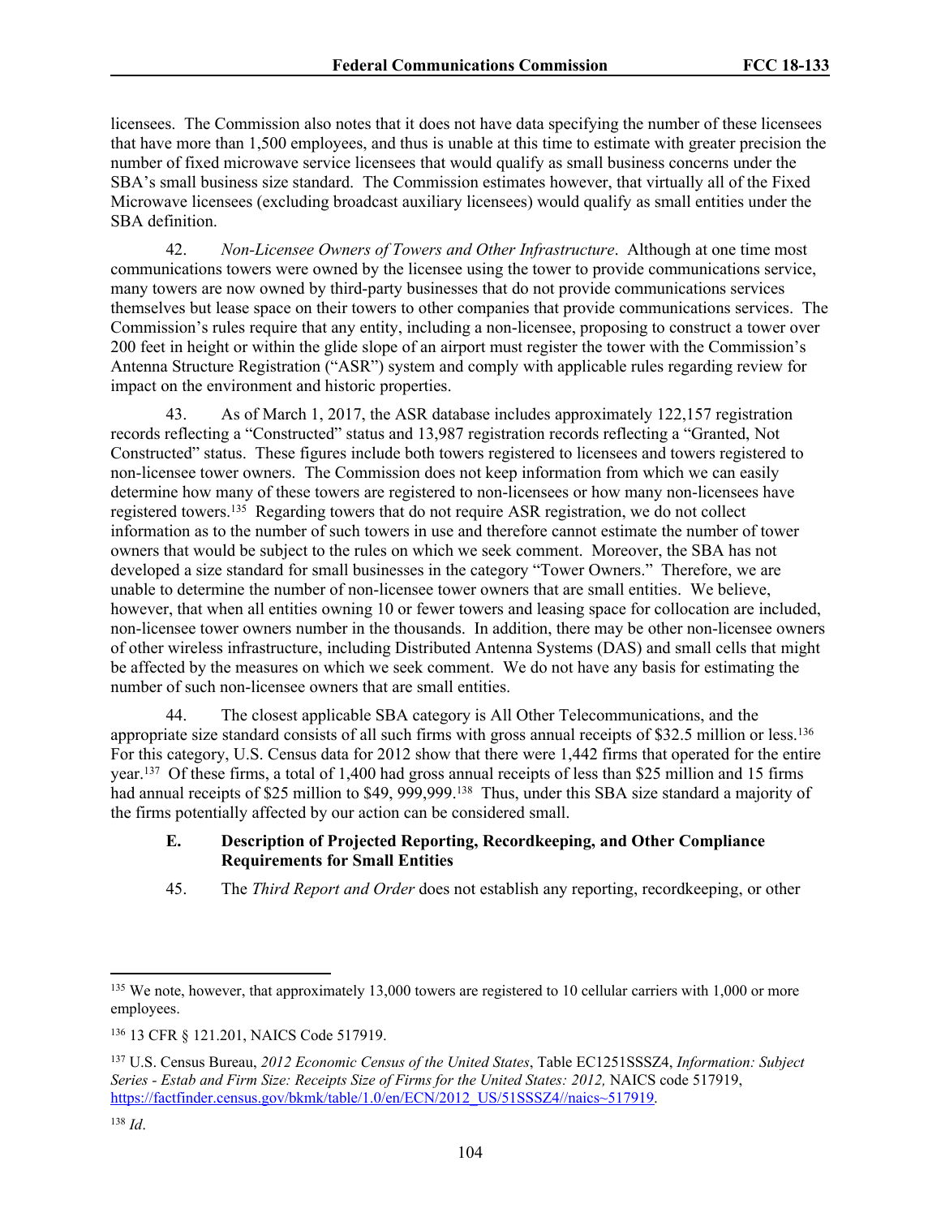licensees. The Commission also notes that it does not have data specifying the number of these licensees that have more than 1,500 employees, and thus is unable at this time to estimate with greater precision the number of fixed microwave service licensees that would qualify as small business concerns under the SBA's small business size standard. The Commission estimates however, that virtually all of the Fixed Microwave licensees (excluding broadcast auxiliary licensees) would qualify as small entities under the SBA definition.

42. *Non-Licensee Owners of Towers and Other Infrastructure*. Although at one time most communications towers were owned by the licensee using the tower to provide communications service, many towers are now owned by third-party businesses that do not provide communications services themselves but lease space on their towers to other companies that provide communications services. The Commission's rules require that any entity, including a non-licensee, proposing to construct a tower over 200 feet in height or within the glide slope of an airport must register the tower with the Commission's Antenna Structure Registration ("ASR") system and comply with applicable rules regarding review for impact on the environment and historic properties.

43. As of March 1, 2017, the ASR database includes approximately 122,157 registration records reflecting a "Constructed" status and 13,987 registration records reflecting a "Granted, Not Constructed" status. These figures include both towers registered to licensees and towers registered to non-licensee tower owners. The Commission does not keep information from which we can easily determine how many of these towers are registered to non-licensees or how many non-licensees have registered towers.[135] Regarding towers that do not require ASR registration, we do not collect information as to the number of such towers in use and therefore cannot estimate the number of tower owners that would be subject to the rules on which we seek comment. Moreover, the SBA has not developed a size standard for small businesses in the category "Tower Owners." Therefore, we are unable to determine the number of non-licensee tower owners that are small entities. We believe, however, that when all entities owning 10 or fewer towers and leasing space for collocation are included, non-licensee tower owners number in the thousands. In addition, there may be other non-licensee owners of other wireless infrastructure, including Distributed Antenna Systems (DAS) and small cells that might be affected by the measures on which we seek comment. We do not have any basis for estimating the number of such non-licensee owners that are small entities.

44. The closest applicable SBA category is All Other Telecommunications, and the appropriate size standard consists of all such firms with gross annual receipts of $32.5 million or less.[136] For this category, U.S. Census data for 2012 show that there were 1,442 firms that operated for the entire year.[137] Of these firms, a total of 1,400 had gross annual receipts of less than $25 million and 15 firms had annual receipts of $25 million to $49, 999,999.[138] Thus, under this SBA size standard a majority of the firms potentially affected by our action can be considered small.

### E. Description of Projected Reporting, Recordkeeping, and Other Compliance Requirements for Small Entities

45. The *Third Report and Order* does not establish any reporting, recordkeeping, or other

---

[135] We note, however, that approximately 13,000 towers are registered to 10 cellular carriers with 1,000 or more employees.

[136] 13 CFR § 121.201, NAICS Code 517919.

[137] U.S. Census Bureau, *2012 Economic Census of the United States*, Table EC1251SSSZ4, *Information: Subject Series - Estab and Firm Size: Receipts Size of Firms for the United States: 2012,* NAICS code 517919, https://factfinder.census.gov/bkmk/table/1.0/en/ECN/2012_US/51SSSZ4//naics~517919.

[138] *Id*.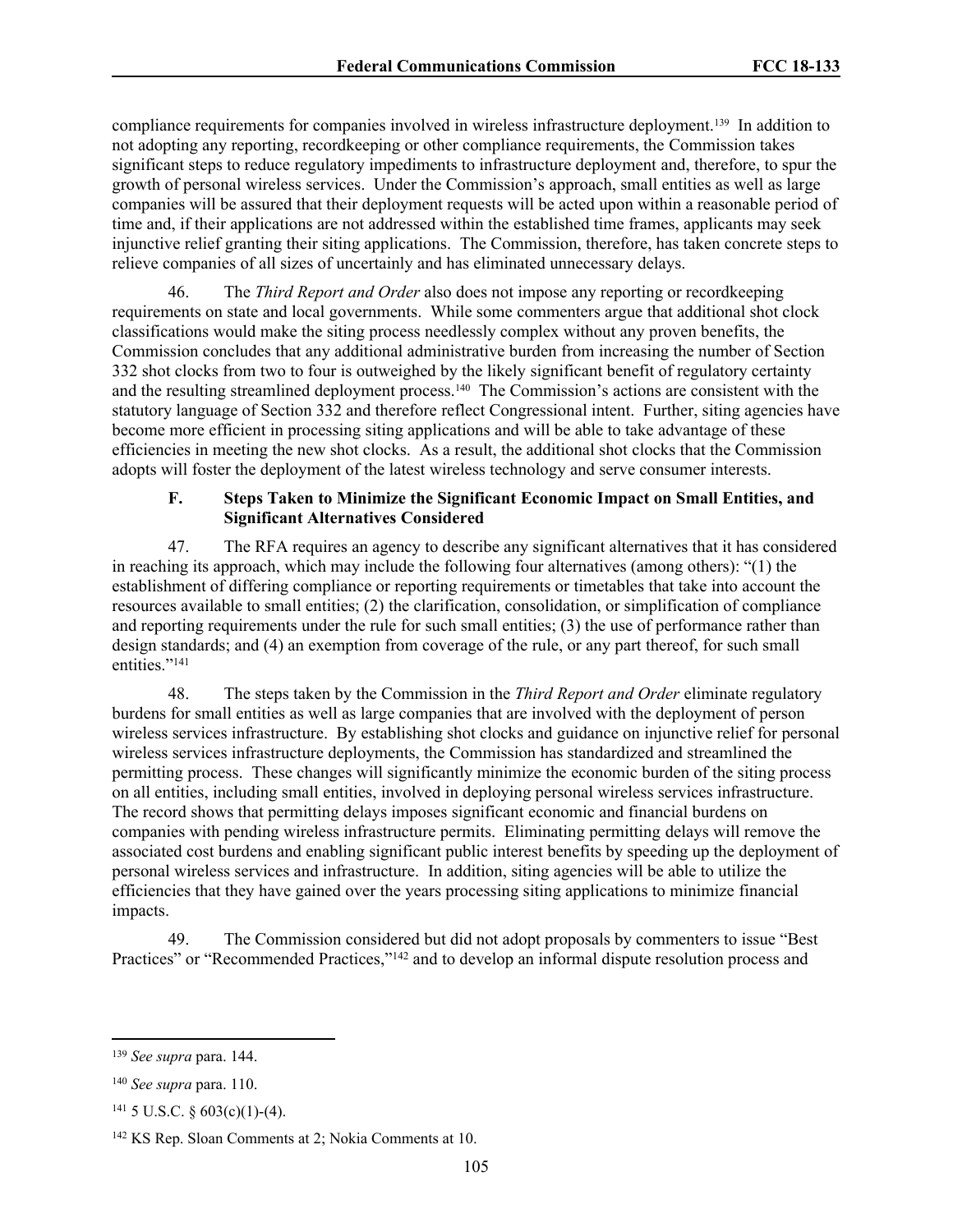compliance requirements for companies involved in wireless infrastructure deployment.[139] In addition to not adopting any reporting, recordkeeping or other compliance requirements, the Commission takes significant steps to reduce regulatory impediments to infrastructure deployment and, therefore, to spur the growth of personal wireless services. Under the Commission's approach, small entities as well as large companies will be assured that their deployment requests will be acted upon within a reasonable period of time and, if their applications are not addressed within the established time frames, applicants may seek injunctive relief granting their siting applications. The Commission, therefore, has taken concrete steps to relieve companies of all sizes of uncertainly and has eliminated unnecessary delays.

46. The *Third Report and Order* also does not impose any reporting or recordkeeping requirements on state and local governments. While some commenters argue that additional shot clock classifications would make the siting process needlessly complex without any proven benefits, the Commission concludes that any additional administrative burden from increasing the number of Section 332 shot clocks from two to four is outweighed by the likely significant benefit of regulatory certainty and the resulting streamlined deployment process.[140] The Commission's actions are consistent with the statutory language of Section 332 and therefore reflect Congressional intent. Further, siting agencies have become more efficient in processing siting applications and will be able to take advantage of these efficiencies in meeting the new shot clocks. As a result, the additional shot clocks that the Commission adopts will foster the deployment of the latest wireless technology and serve consumer interests.

### F. Steps Taken to Minimize the Significant Economic Impact on Small Entities, and Significant Alternatives Considered

47. The RFA requires an agency to describe any significant alternatives that it has considered in reaching its approach, which may include the following four alternatives (among others): "(1) the establishment of differing compliance or reporting requirements or timetables that take into account the resources available to small entities; (2) the clarification, consolidation, or simplification of compliance and reporting requirements under the rule for such small entities; (3) the use of performance rather than design standards; and (4) an exemption from coverage of the rule, or any part thereof, for such small entities."[141]

48. The steps taken by the Commission in the *Third Report and Order* eliminate regulatory burdens for small entities as well as large companies that are involved with the deployment of person wireless services infrastructure. By establishing shot clocks and guidance on injunctive relief for personal wireless services infrastructure deployments, the Commission has standardized and streamlined the permitting process. These changes will significantly minimize the economic burden of the siting process on all entities, including small entities, involved in deploying personal wireless services infrastructure. The record shows that permitting delays imposes significant economic and financial burdens on companies with pending wireless infrastructure permits. Eliminating permitting delays will remove the associated cost burdens and enabling significant public interest benefits by speeding up the deployment of personal wireless services and infrastructure. In addition, siting agencies will be able to utilize the efficiencies that they have gained over the years processing siting applications to minimize financial impacts.

49. The Commission considered but did not adopt proposals by commenters to issue "Best Practices" or "Recommended Practices,"[142] and to develop an informal dispute resolution process and

---

[139] *See supra* para. 144.

[140] *See supra* para. 110.

[141] 5 U.S.C. § 603(c)(1)-(4).

[142] KS Rep. Sloan Comments at 2; Nokia Comments at 10.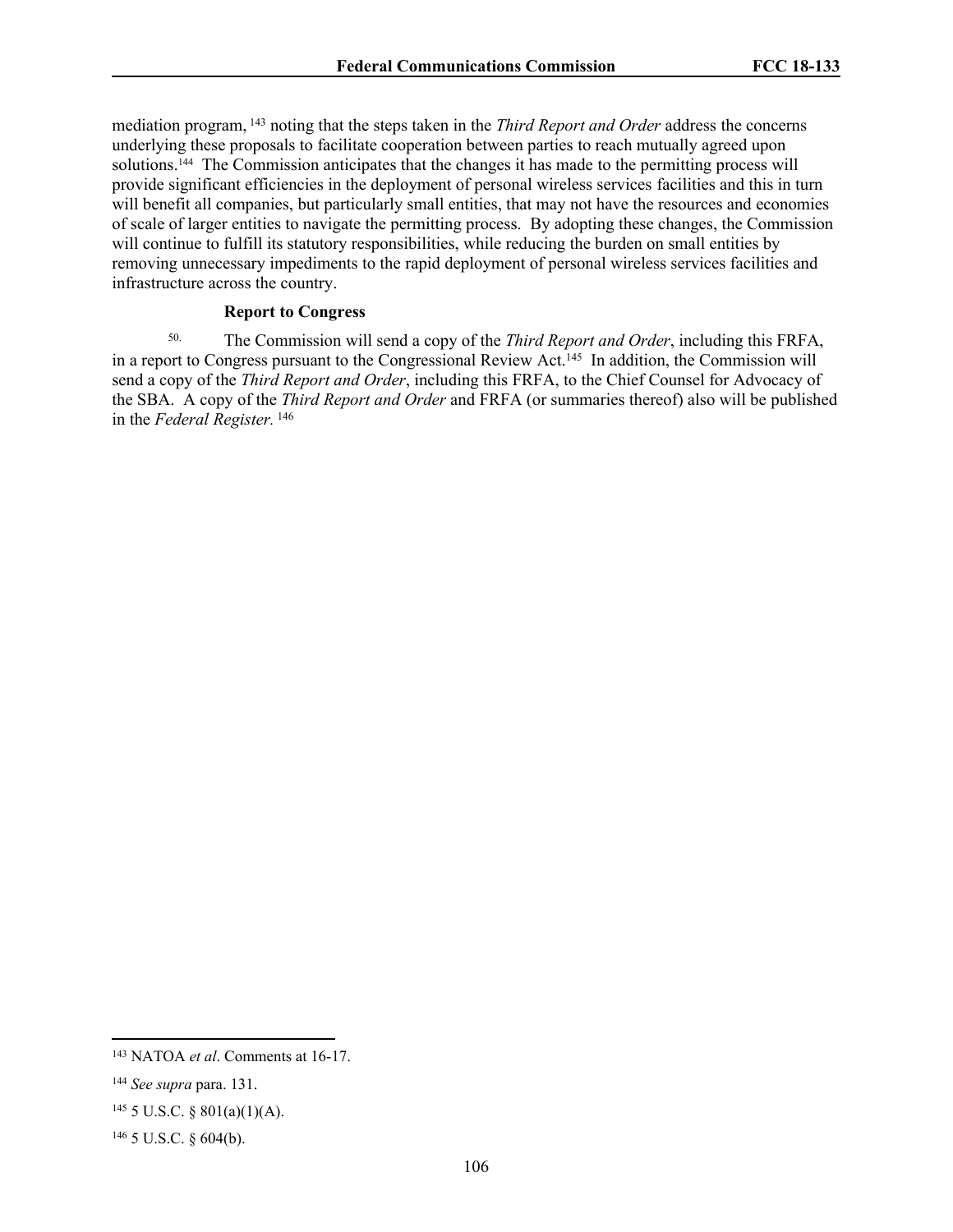mediation program,[143] noting that the steps taken in the *Third Report and Order* address the concerns underlying these proposals to facilitate cooperation between parties to reach mutually agreed upon solutions.[144] The Commission anticipates that the changes it has made to the permitting process will provide significant efficiencies in the deployment of personal wireless services facilities and this in turn will benefit all companies, but particularly small entities, that may not have the resources and economies of scale of larger entities to navigate the permitting process. By adopting these changes, the Commission will continue to fulfill its statutory responsibilities, while reducing the burden on small entities by removing unnecessary impediments to the rapid deployment of personal wireless services facilities and infrastructure across the country.

**Report to Congress**

50. The Commission will send a copy of the *Third Report and Order*, including this FRFA, in a report to Congress pursuant to the Congressional Review Act.[145] In addition, the Commission will send a copy of the *Third Report and Order*, including this FRFA, to the Chief Counsel for Advocacy of the SBA. A copy of the *Third Report and Order* and FRFA (or summaries thereof) also will be published in the *Federal Register*.[146]

---

[143] NATOA *et al*. Comments at 16-17.

[144] *See supra* para. 131.

[145] 5 U.S.C. § 801(a)(1)(A).

[146] 5 U.S.C. § 604(b).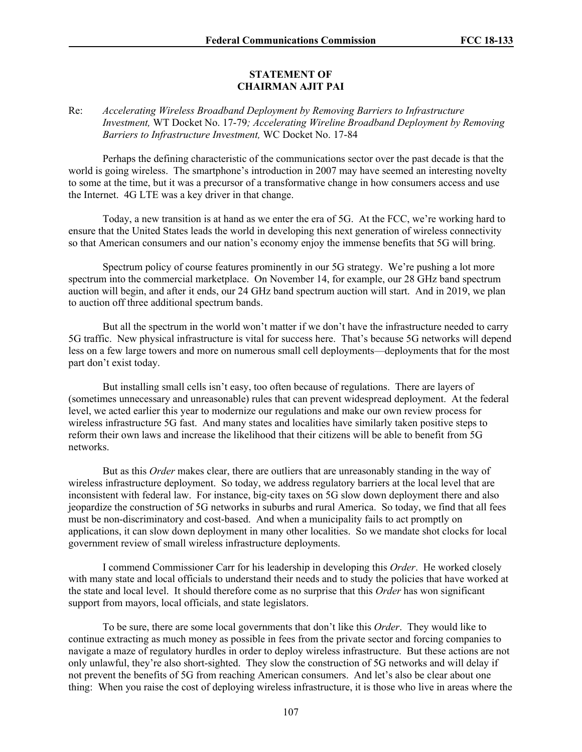**STATEMENT OF**
**CHAIRMAN AJIT PAI**

Re: *Accelerating Wireless Broadband Deployment by Removing Barriers to Infrastructure Investment,* WT Docket No. 17-79*; Accelerating Wireline Broadband Deployment by Removing Barriers to Infrastructure Investment,* WC Docket No. 17-84

Perhaps the defining characteristic of the communications sector over the past decade is that the world is going wireless. The smartphone's introduction in 2007 may have seemed an interesting novelty to some at the time, but it was a precursor of a transformative change in how consumers access and use the Internet. 4G LTE was a key driver in that change.

Today, a new transition is at hand as we enter the era of 5G. At the FCC, we're working hard to ensure that the United States leads the world in developing this next generation of wireless connectivity so that American consumers and our nation's economy enjoy the immense benefits that 5G will bring.

Spectrum policy of course features prominently in our 5G strategy. We're pushing a lot more spectrum into the commercial marketplace. On November 14, for example, our 28 GHz band spectrum auction will begin, and after it ends, our 24 GHz band spectrum auction will start. And in 2019, we plan to auction off three additional spectrum bands.

But all the spectrum in the world won't matter if we don't have the infrastructure needed to carry 5G traffic. New physical infrastructure is vital for success here. That's because 5G networks will depend less on a few large towers and more on numerous small cell deployments—deployments that for the most part don't exist today.

But installing small cells isn't easy, too often because of regulations. There are layers of (sometimes unnecessary and unreasonable) rules that can prevent widespread deployment. At the federal level, we acted earlier this year to modernize our regulations and make our own review process for wireless infrastructure 5G fast. And many states and localities have similarly taken positive steps to reform their own laws and increase the likelihood that their citizens will be able to benefit from 5G networks.

But as this *Order* makes clear, there are outliers that are unreasonably standing in the way of wireless infrastructure deployment. So today, we address regulatory barriers at the local level that are inconsistent with federal law. For instance, big-city taxes on 5G slow down deployment there and also jeopardize the construction of 5G networks in suburbs and rural America. So today, we find that all fees must be non-discriminatory and cost-based. And when a municipality fails to act promptly on applications, it can slow down deployment in many other localities. So we mandate shot clocks for local government review of small wireless infrastructure deployments.

I commend Commissioner Carr for his leadership in developing this *Order*. He worked closely with many state and local officials to understand their needs and to study the policies that have worked at the state and local level. It should therefore come as no surprise that this *Order* has won significant support from mayors, local officials, and state legislators.

To be sure, there are some local governments that don't like this *Order*. They would like to continue extracting as much money as possible in fees from the private sector and forcing companies to navigate a maze of regulatory hurdles in order to deploy wireless infrastructure. But these actions are not only unlawful, they're also short-sighted. They slow the construction of 5G networks and will delay if not prevent the benefits of 5G from reaching American consumers. And let's also be clear about one thing: When you raise the cost of deploying wireless infrastructure, it is those who live in areas where the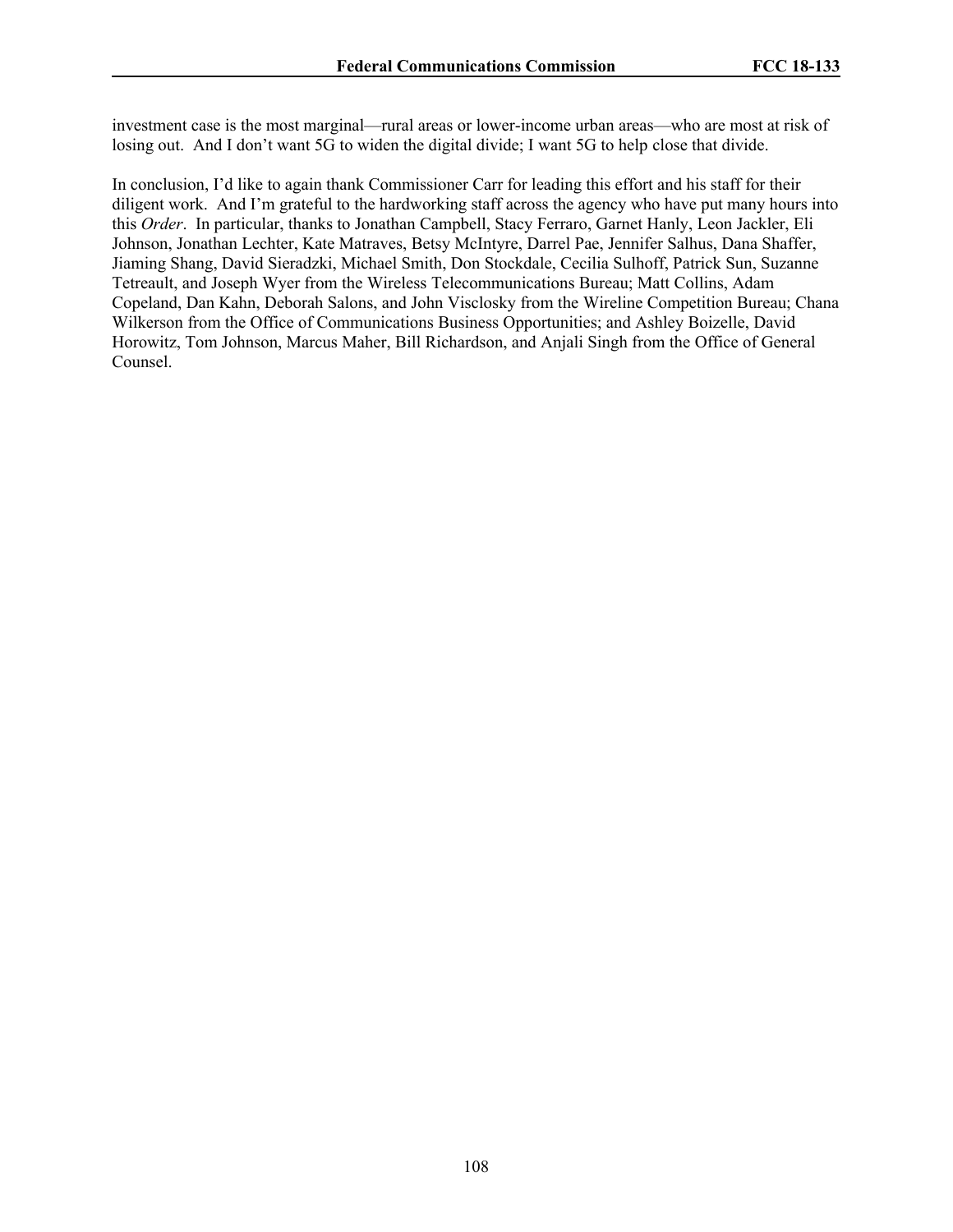investment case is the most marginal—rural areas or lower-income urban areas—who are most at risk of losing out. And I don't want 5G to widen the digital divide; I want 5G to help close that divide.

In conclusion, I'd like to again thank Commissioner Carr for leading this effort and his staff for their diligent work. And I'm grateful to the hardworking staff across the agency who have put many hours into this *Order*. In particular, thanks to Jonathan Campbell, Stacy Ferraro, Garnet Hanly, Leon Jackler, Eli Johnson, Jonathan Lechter, Kate Matraves, Betsy McIntyre, Darrel Pae, Jennifer Salhus, Dana Shaffer, Jiaming Shang, David Sieradzki, Michael Smith, Don Stockdale, Cecilia Sulhoff, Patrick Sun, Suzanne Tetreault, and Joseph Wyer from the Wireless Telecommunications Bureau; Matt Collins, Adam Copeland, Dan Kahn, Deborah Salons, and John Visclosky from the Wireline Competition Bureau; Chana Wilkerson from the Office of Communications Business Opportunities; and Ashley Boizelle, David Horowitz, Tom Johnson, Marcus Maher, Bill Richardson, and Anjali Singh from the Office of General Counsel.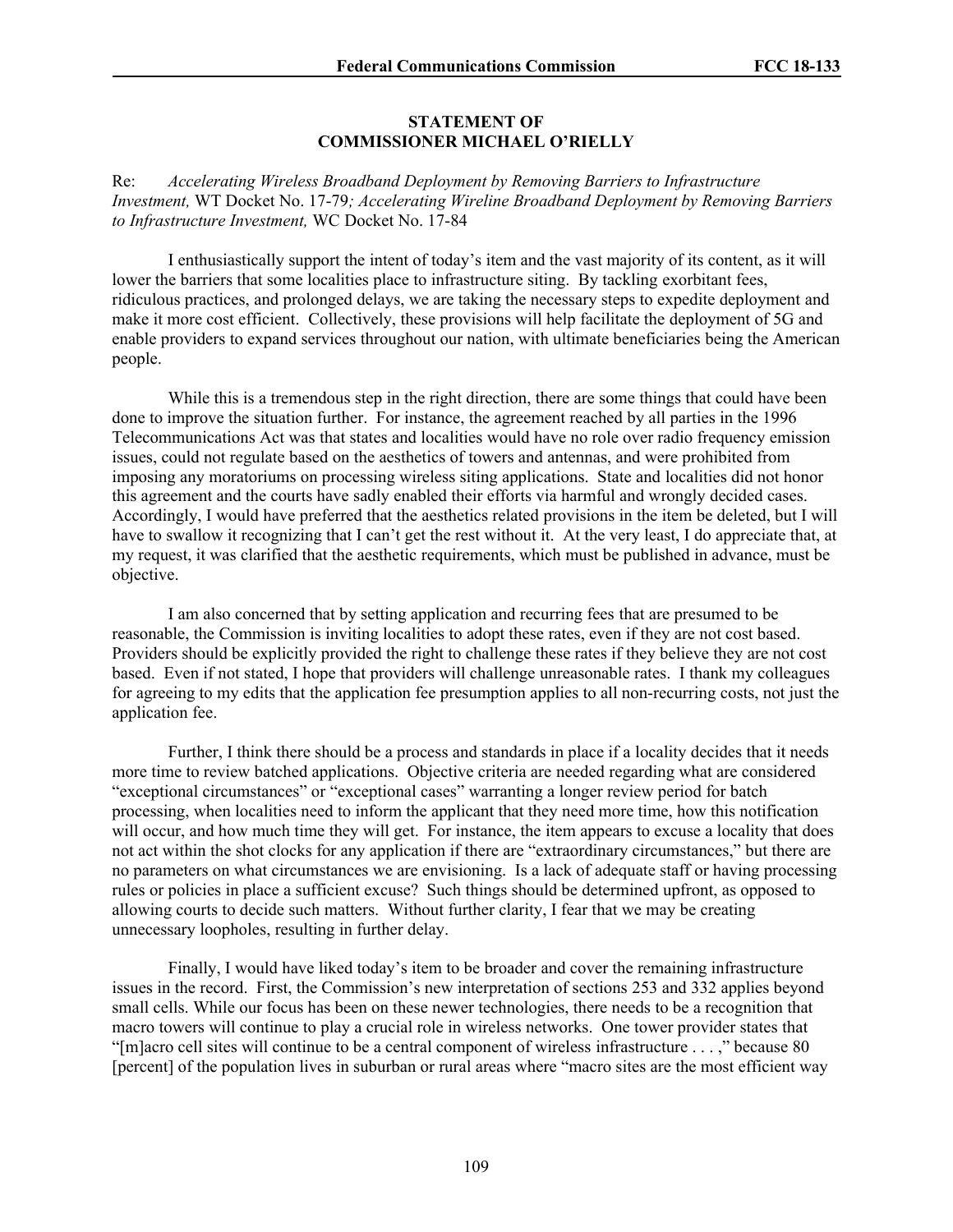**STATEMENT OF**
**COMMISSIONER MICHAEL O'RIELLY**

Re: *Accelerating Wireless Broadband Deployment by Removing Barriers to Infrastructure Investment,* WT Docket No. 17-79*; Accelerating Wireline Broadband Deployment by Removing Barriers to Infrastructure Investment,* WC Docket No. 17-84

I enthusiastically support the intent of today's item and the vast majority of its content, as it will lower the barriers that some localities place to infrastructure siting. By tackling exorbitant fees, ridiculous practices, and prolonged delays, we are taking the necessary steps to expedite deployment and make it more cost efficient. Collectively, these provisions will help facilitate the deployment of 5G and enable providers to expand services throughout our nation, with ultimate beneficiaries being the American people.

While this is a tremendous step in the right direction, there are some things that could have been done to improve the situation further. For instance, the agreement reached by all parties in the 1996 Telecommunications Act was that states and localities would have no role over radio frequency emission issues, could not regulate based on the aesthetics of towers and antennas, and were prohibited from imposing any moratoriums on processing wireless siting applications. State and localities did not honor this agreement and the courts have sadly enabled their efforts via harmful and wrongly decided cases. Accordingly, I would have preferred that the aesthetics related provisions in the item be deleted, but I will have to swallow it recognizing that I can't get the rest without it. At the very least, I do appreciate that, at my request, it was clarified that the aesthetic requirements, which must be published in advance, must be objective.

I am also concerned that by setting application and recurring fees that are presumed to be reasonable, the Commission is inviting localities to adopt these rates, even if they are not cost based. Providers should be explicitly provided the right to challenge these rates if they believe they are not cost based. Even if not stated, I hope that providers will challenge unreasonable rates. I thank my colleagues for agreeing to my edits that the application fee presumption applies to all non-recurring costs, not just the application fee.

Further, I think there should be a process and standards in place if a locality decides that it needs more time to review batched applications. Objective criteria are needed regarding what are considered "exceptional circumstances" or "exceptional cases" warranting a longer review period for batch processing, when localities need to inform the applicant that they need more time, how this notification will occur, and how much time they will get. For instance, the item appears to excuse a locality that does not act within the shot clocks for any application if there are "extraordinary circumstances," but there are no parameters on what circumstances we are envisioning. Is a lack of adequate staff or having processing rules or policies in place a sufficient excuse? Such things should be determined upfront, as opposed to allowing courts to decide such matters. Without further clarity, I fear that we may be creating unnecessary loopholes, resulting in further delay.

Finally, I would have liked today's item to be broader and cover the remaining infrastructure issues in the record. First, the Commission's new interpretation of sections 253 and 332 applies beyond small cells. While our focus has been on these newer technologies, there needs to be a recognition that macro towers will continue to play a crucial role in wireless networks. One tower provider states that "[m]acro cell sites will continue to be a central component of wireless infrastructure . . . ," because 80 [percent] of the population lives in suburban or rural areas where "macro sites are the most efficient way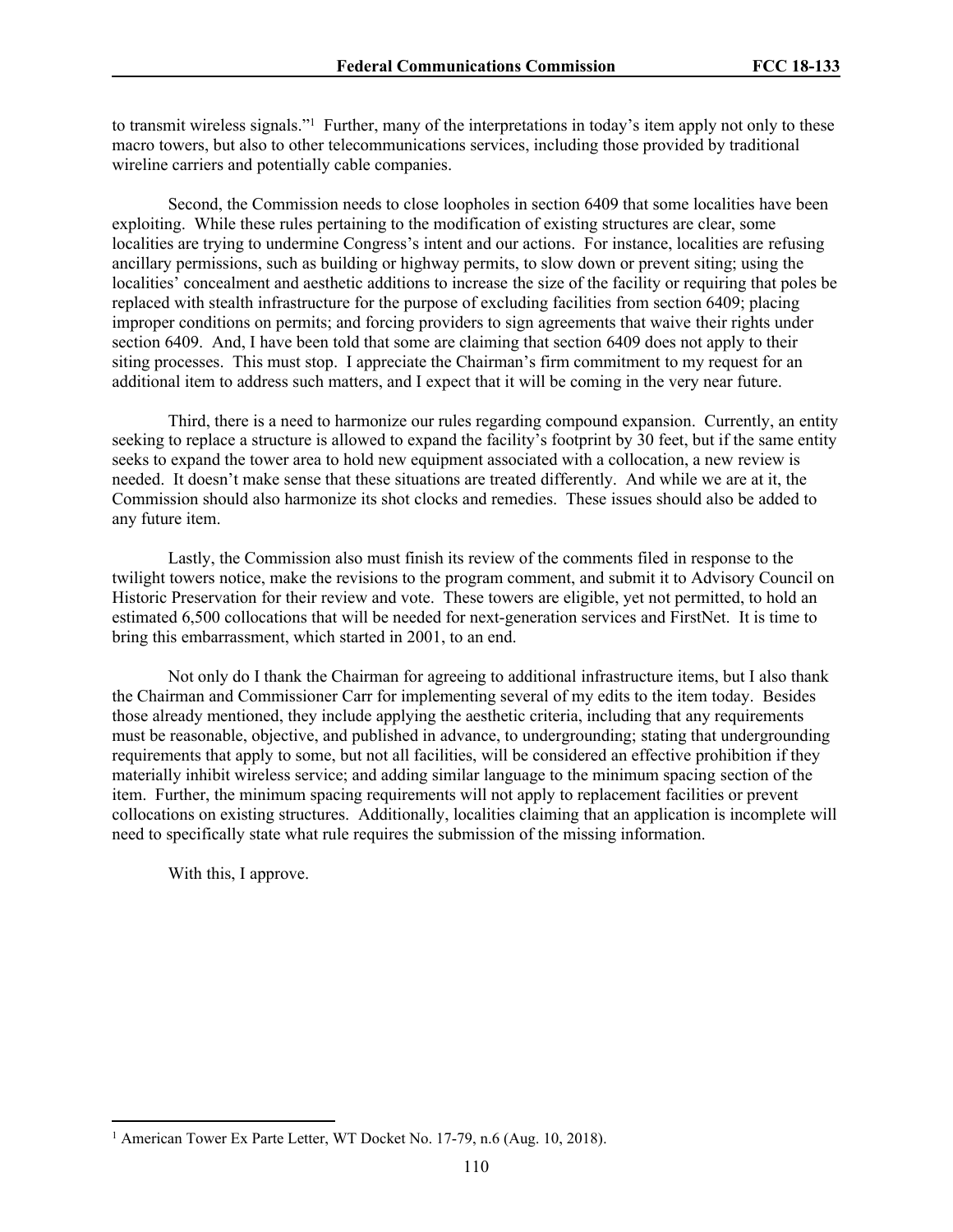to transmit wireless signals."[1] Further, many of the interpretations in today's item apply not only to these macro towers, but also to other telecommunications services, including those provided by traditional wireline carriers and potentially cable companies.

Second, the Commission needs to close loopholes in section 6409 that some localities have been exploiting. While these rules pertaining to the modification of existing structures are clear, some localities are trying to undermine Congress's intent and our actions. For instance, localities are refusing ancillary permissions, such as building or highway permits, to slow down or prevent siting; using the localities' concealment and aesthetic additions to increase the size of the facility or requiring that poles be replaced with stealth infrastructure for the purpose of excluding facilities from section 6409; placing improper conditions on permits; and forcing providers to sign agreements that waive their rights under section 6409. And, I have been told that some are claiming that section 6409 does not apply to their siting processes. This must stop. I appreciate the Chairman's firm commitment to my request for an additional item to address such matters, and I expect that it will be coming in the very near future.

Third, there is a need to harmonize our rules regarding compound expansion. Currently, an entity seeking to replace a structure is allowed to expand the facility's footprint by 30 feet, but if the same entity seeks to expand the tower area to hold new equipment associated with a collocation, a new review is needed. It doesn't make sense that these situations are treated differently. And while we are at it, the Commission should also harmonize its shot clocks and remedies. These issues should also be added to any future item.

Lastly, the Commission also must finish its review of the comments filed in response to the twilight towers notice, make the revisions to the program comment, and submit it to Advisory Council on Historic Preservation for their review and vote. These towers are eligible, yet not permitted, to hold an estimated 6,500 collocations that will be needed for next-generation services and FirstNet. It is time to bring this embarrassment, which started in 2001, to an end.

Not only do I thank the Chairman for agreeing to additional infrastructure items, but I also thank the Chairman and Commissioner Carr for implementing several of my edits to the item today. Besides those already mentioned, they include applying the aesthetic criteria, including that any requirements must be reasonable, objective, and published in advance, to undergrounding; stating that undergrounding requirements that apply to some, but not all facilities, will be considered an effective prohibition if they materially inhibit wireless service; and adding similar language to the minimum spacing section of the item. Further, the minimum spacing requirements will not apply to replacement facilities or prevent collocations on existing structures. Additionally, localities claiming that an application is incomplete will need to specifically state what rule requires the submission of the missing information.

With this, I approve.

[1] American Tower Ex Parte Letter, WT Docket No. 17-79, n.6 (Aug. 10, 2018).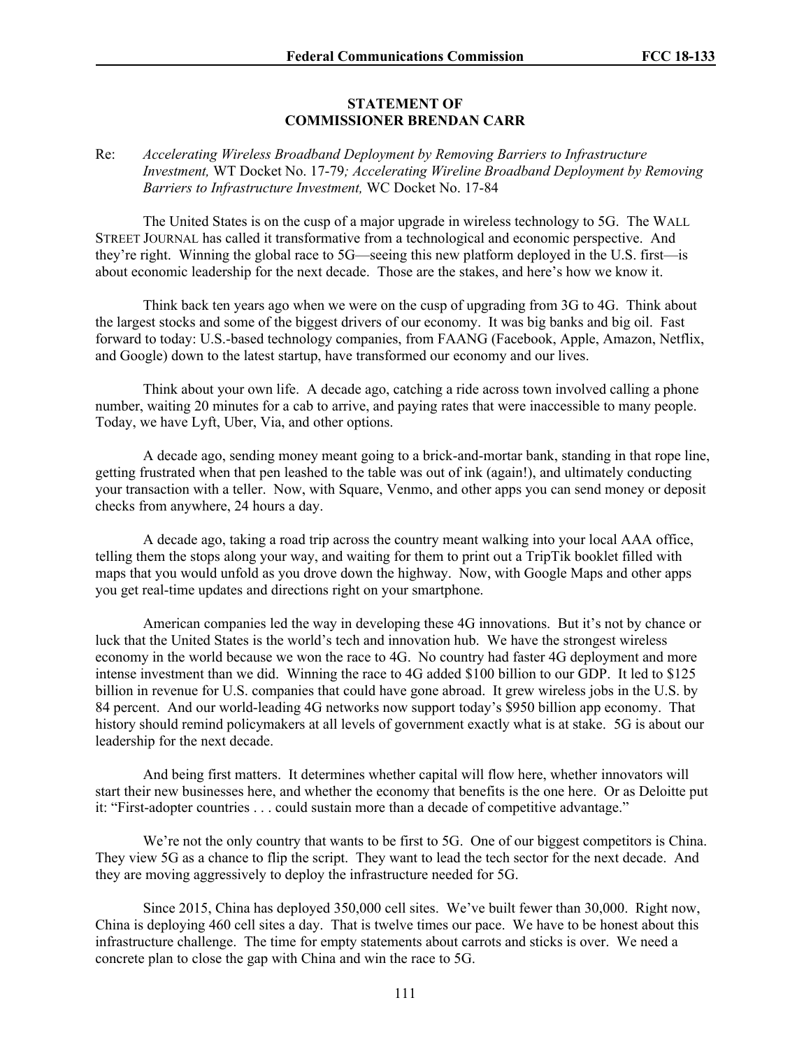**STATEMENT OF**
**COMMISSIONER BRENDAN CARR**

Re: *Accelerating Wireless Broadband Deployment by Removing Barriers to Infrastructure Investment,* WT Docket No. 17-79*; Accelerating Wireline Broadband Deployment by Removing Barriers to Infrastructure Investment,* WC Docket No. 17-84

The United States is on the cusp of a major upgrade in wireless technology to 5G. The WALL STREET JOURNAL has called it transformative from a technological and economic perspective. And they're right. Winning the global race to 5G—seeing this new platform deployed in the U.S. first—is about economic leadership for the next decade. Those are the stakes, and here's how we know it.

Think back ten years ago when we were on the cusp of upgrading from 3G to 4G. Think about the largest stocks and some of the biggest drivers of our economy. It was big banks and big oil. Fast forward to today: U.S.-based technology companies, from FAANG (Facebook, Apple, Amazon, Netflix, and Google) down to the latest startup, have transformed our economy and our lives.

Think about your own life. A decade ago, catching a ride across town involved calling a phone number, waiting 20 minutes for a cab to arrive, and paying rates that were inaccessible to many people. Today, we have Lyft, Uber, Via, and other options.

A decade ago, sending money meant going to a brick-and-mortar bank, standing in that rope line, getting frustrated when that pen leashed to the table was out of ink (again!), and ultimately conducting your transaction with a teller. Now, with Square, Venmo, and other apps you can send money or deposit checks from anywhere, 24 hours a day.

A decade ago, taking a road trip across the country meant walking into your local AAA office, telling them the stops along your way, and waiting for them to print out a TripTik booklet filled with maps that you would unfold as you drove down the highway. Now, with Google Maps and other apps you get real-time updates and directions right on your smartphone.

American companies led the way in developing these 4G innovations. But it's not by chance or luck that the United States is the world's tech and innovation hub. We have the strongest wireless economy in the world because we won the race to 4G. No country had faster 4G deployment and more intense investment than we did. Winning the race to 4G added $100 billion to our GDP. It led to $125 billion in revenue for U.S. companies that could have gone abroad. It grew wireless jobs in the U.S. by 84 percent. And our world-leading 4G networks now support today's $950 billion app economy. That history should remind policymakers at all levels of government exactly what is at stake. 5G is about our leadership for the next decade.

And being first matters. It determines whether capital will flow here, whether innovators will start their new businesses here, and whether the economy that benefits is the one here. Or as Deloitte put it: "First-adopter countries . . . could sustain more than a decade of competitive advantage."

We're not the only country that wants to be first to 5G. One of our biggest competitors is China. They view 5G as a chance to flip the script. They want to lead the tech sector for the next decade. And they are moving aggressively to deploy the infrastructure needed for 5G.

Since 2015, China has deployed 350,000 cell sites. We've built fewer than 30,000. Right now, China is deploying 460 cell sites a day. That is twelve times our pace. We have to be honest about this infrastructure challenge. The time for empty statements about carrots and sticks is over. We need a concrete plan to close the gap with China and win the race to 5G.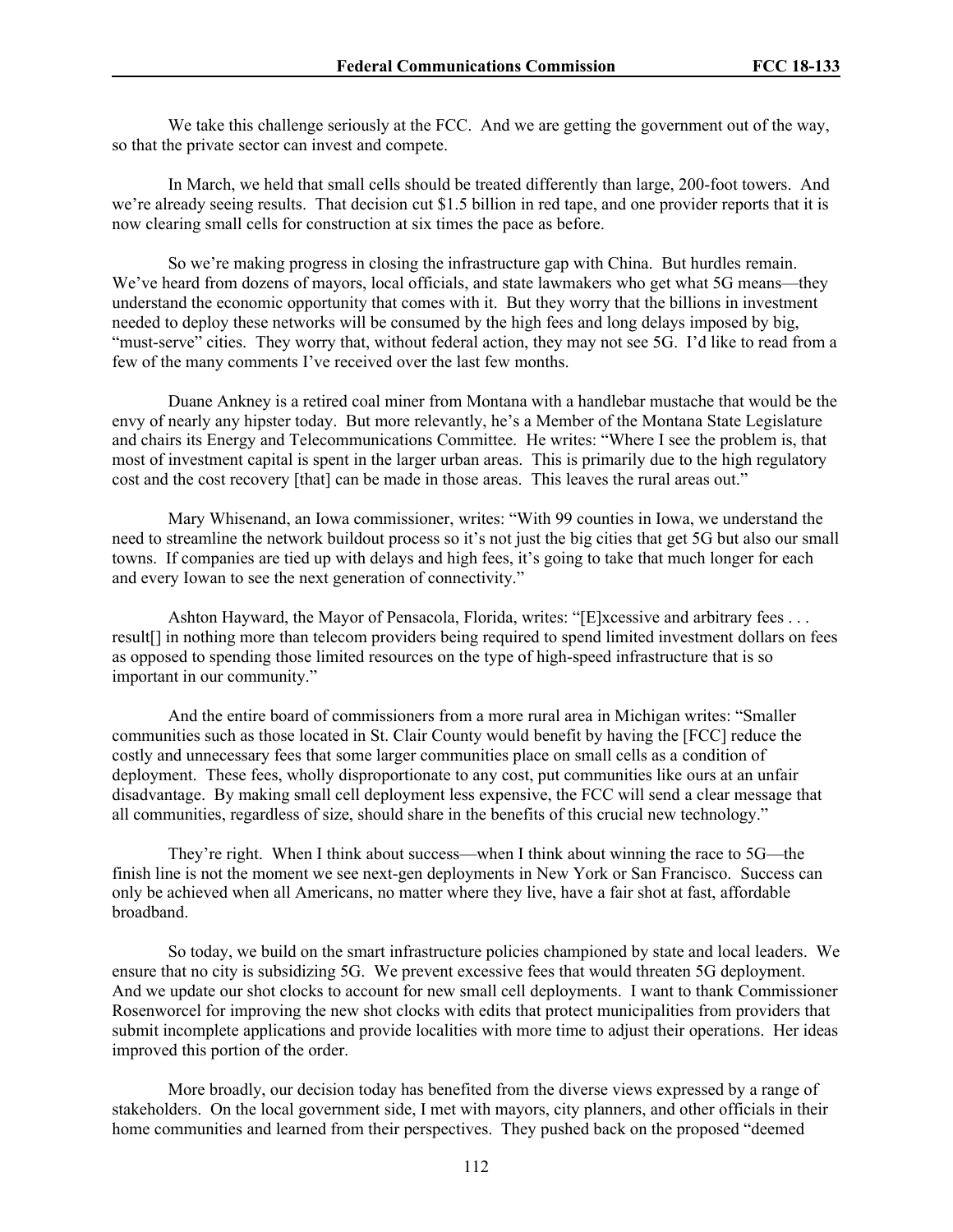We take this challenge seriously at the FCC. And we are getting the government out of the way, so that the private sector can invest and compete.

In March, we held that small cells should be treated differently than large, 200-foot towers. And we're already seeing results. That decision cut $1.5 billion in red tape, and one provider reports that it is now clearing small cells for construction at six times the pace as before.

So we're making progress in closing the infrastructure gap with China. But hurdles remain. We've heard from dozens of mayors, local officials, and state lawmakers who get what 5G means—they understand the economic opportunity that comes with it. But they worry that the billions in investment needed to deploy these networks will be consumed by the high fees and long delays imposed by big, "must-serve" cities. They worry that, without federal action, they may not see 5G. I'd like to read from a few of the many comments I've received over the last few months.

Duane Ankney is a retired coal miner from Montana with a handlebar mustache that would be the envy of nearly any hipster today. But more relevantly, he's a Member of the Montana State Legislature and chairs its Energy and Telecommunications Committee. He writes: "Where I see the problem is, that most of investment capital is spent in the larger urban areas. This is primarily due to the high regulatory cost and the cost recovery [that] can be made in those areas. This leaves the rural areas out."

Mary Whisenand, an Iowa commissioner, writes: "With 99 counties in Iowa, we understand the need to streamline the network buildout process so it's not just the big cities that get 5G but also our small towns. If companies are tied up with delays and high fees, it's going to take that much longer for each and every Iowan to see the next generation of connectivity."

Ashton Hayward, the Mayor of Pensacola, Florida, writes: "[E]xcessive and arbitrary fees . . . result[] in nothing more than telecom providers being required to spend limited investment dollars on fees as opposed to spending those limited resources on the type of high-speed infrastructure that is so important in our community."

And the entire board of commissioners from a more rural area in Michigan writes: "Smaller communities such as those located in St. Clair County would benefit by having the [FCC] reduce the costly and unnecessary fees that some larger communities place on small cells as a condition of deployment. These fees, wholly disproportionate to any cost, put communities like ours at an unfair disadvantage. By making small cell deployment less expensive, the FCC will send a clear message that all communities, regardless of size, should share in the benefits of this crucial new technology."

They're right. When I think about success—when I think about winning the race to 5G—the finish line is not the moment we see next-gen deployments in New York or San Francisco. Success can only be achieved when all Americans, no matter where they live, have a fair shot at fast, affordable broadband.

So today, we build on the smart infrastructure policies championed by state and local leaders. We ensure that no city is subsidizing 5G. We prevent excessive fees that would threaten 5G deployment. And we update our shot clocks to account for new small cell deployments. I want to thank Commissioner Rosenworcel for improving the new shot clocks with edits that protect municipalities from providers that submit incomplete applications and provide localities with more time to adjust their operations. Her ideas improved this portion of the order.

More broadly, our decision today has benefited from the diverse views expressed by a range of stakeholders. On the local government side, I met with mayors, city planners, and other officials in their home communities and learned from their perspectives. They pushed back on the proposed "deemed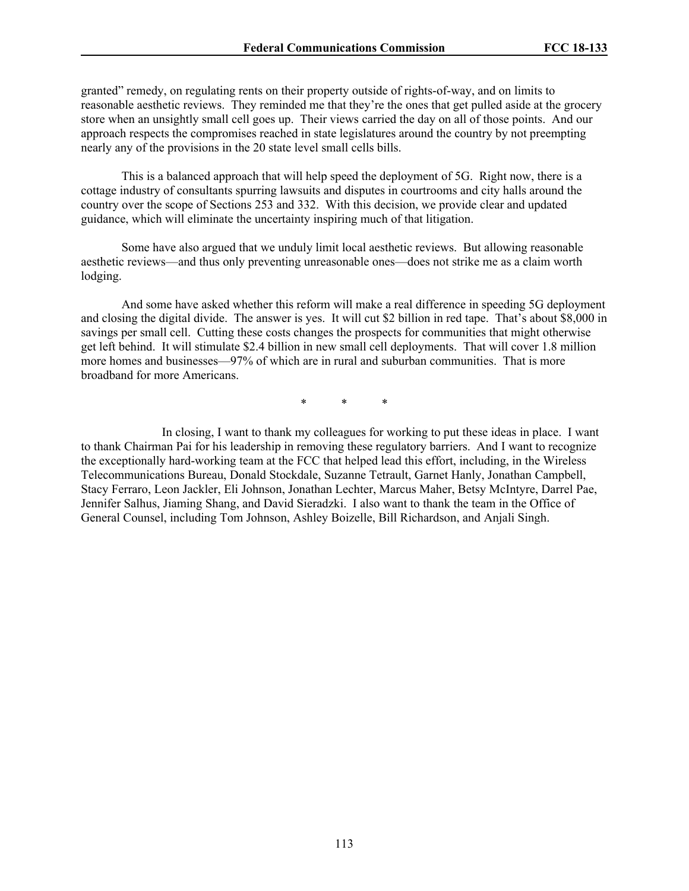granted" remedy, on regulating rents on their property outside of rights-of-way, and on limits to reasonable aesthetic reviews. They reminded me that they're the ones that get pulled aside at the grocery store when an unsightly small cell goes up. Their views carried the day on all of those points. And our approach respects the compromises reached in state legislatures around the country by not preempting nearly any of the provisions in the 20 state level small cells bills.

This is a balanced approach that will help speed the deployment of 5G. Right now, there is a cottage industry of consultants spurring lawsuits and disputes in courtrooms and city halls around the country over the scope of Sections 253 and 332. With this decision, we provide clear and updated guidance, which will eliminate the uncertainty inspiring much of that litigation.

Some have also argued that we unduly limit local aesthetic reviews. But allowing reasonable aesthetic reviews—and thus only preventing unreasonable ones—does not strike me as a claim worth lodging.

And some have asked whether this reform will make a real difference in speeding 5G deployment and closing the digital divide. The answer is yes. It will cut $2 billion in red tape. That's about $8,000 in savings per small cell. Cutting these costs changes the prospects for communities that might otherwise get left behind. It will stimulate $2.4 billion in new small cell deployments. That will cover 1.8 million more homes and businesses—97% of which are in rural and suburban communities. That is more broadband for more Americans.

\* \* \*

In closing, I want to thank my colleagues for working to put these ideas in place. I want to thank Chairman Pai for his leadership in removing these regulatory barriers. And I want to recognize the exceptionally hard-working team at the FCC that helped lead this effort, including, in the Wireless Telecommunications Bureau, Donald Stockdale, Suzanne Tetrault, Garnet Hanly, Jonathan Campbell, Stacy Ferraro, Leon Jackler, Eli Johnson, Jonathan Lechter, Marcus Maher, Betsy McIntyre, Darrel Pae, Jennifer Salhus, Jiaming Shang, and David Sieradzki. I also want to thank the team in the Office of General Counsel, including Tom Johnson, Ashley Boizelle, Bill Richardson, and Anjali Singh.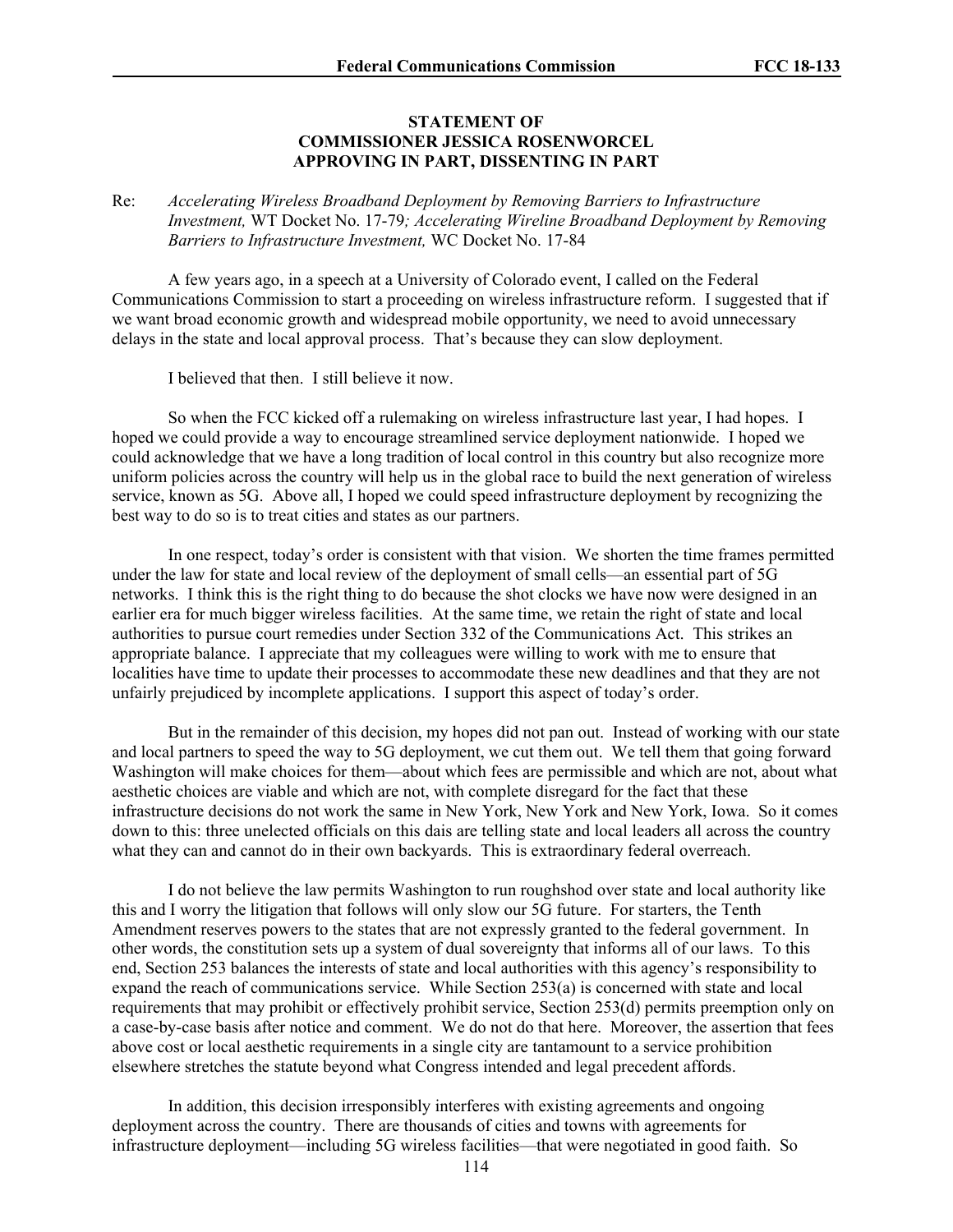**STATEMENT OF**
**COMMISSIONER JESSICA ROSENWORCEL**
**APPROVING IN PART, DISSENTING IN PART**

Re: *Accelerating Wireless Broadband Deployment by Removing Barriers to Infrastructure Investment,* WT Docket No. 17-79*; Accelerating Wireline Broadband Deployment by Removing Barriers to Infrastructure Investment,* WC Docket No. 17-84

A few years ago, in a speech at a University of Colorado event, I called on the Federal Communications Commission to start a proceeding on wireless infrastructure reform. I suggested that if we want broad economic growth and widespread mobile opportunity, we need to avoid unnecessary delays in the state and local approval process. That's because they can slow deployment.

I believed that then. I still believe it now.

So when the FCC kicked off a rulemaking on wireless infrastructure last year, I had hopes. I hoped we could provide a way to encourage streamlined service deployment nationwide. I hoped we could acknowledge that we have a long tradition of local control in this country but also recognize more uniform policies across the country will help us in the global race to build the next generation of wireless service, known as 5G. Above all, I hoped we could speed infrastructure deployment by recognizing the best way to do so is to treat cities and states as our partners.

In one respect, today's order is consistent with that vision. We shorten the time frames permitted under the law for state and local review of the deployment of small cells—an essential part of 5G networks. I think this is the right thing to do because the shot clocks we have now were designed in an earlier era for much bigger wireless facilities. At the same time, we retain the right of state and local authorities to pursue court remedies under Section 332 of the Communications Act. This strikes an appropriate balance. I appreciate that my colleagues were willing to work with me to ensure that localities have time to update their processes to accommodate these new deadlines and that they are not unfairly prejudiced by incomplete applications. I support this aspect of today's order.

But in the remainder of this decision, my hopes did not pan out. Instead of working with our state and local partners to speed the way to 5G deployment, we cut them out. We tell them that going forward Washington will make choices for them—about which fees are permissible and which are not, about what aesthetic choices are viable and which are not, with complete disregard for the fact that these infrastructure decisions do not work the same in New York, New York and New York, Iowa. So it comes down to this: three unelected officials on this dais are telling state and local leaders all across the country what they can and cannot do in their own backyards. This is extraordinary federal overreach.

I do not believe the law permits Washington to run roughshod over state and local authority like this and I worry the litigation that follows will only slow our 5G future. For starters, the Tenth Amendment reserves powers to the states that are not expressly granted to the federal government. In other words, the constitution sets up a system of dual sovereignty that informs all of our laws. To this end, Section 253 balances the interests of state and local authorities with this agency's responsibility to expand the reach of communications service. While Section 253(a) is concerned with state and local requirements that may prohibit or effectively prohibit service, Section 253(d) permits preemption only on a case-by-case basis after notice and comment. We do not do that here. Moreover, the assertion that fees above cost or local aesthetic requirements in a single city are tantamount to a service prohibition elsewhere stretches the statute beyond what Congress intended and legal precedent affords.

In addition, this decision irresponsibly interferes with existing agreements and ongoing deployment across the country. There are thousands of cities and towns with agreements for infrastructure deployment—including 5G wireless facilities—that were negotiated in good faith. So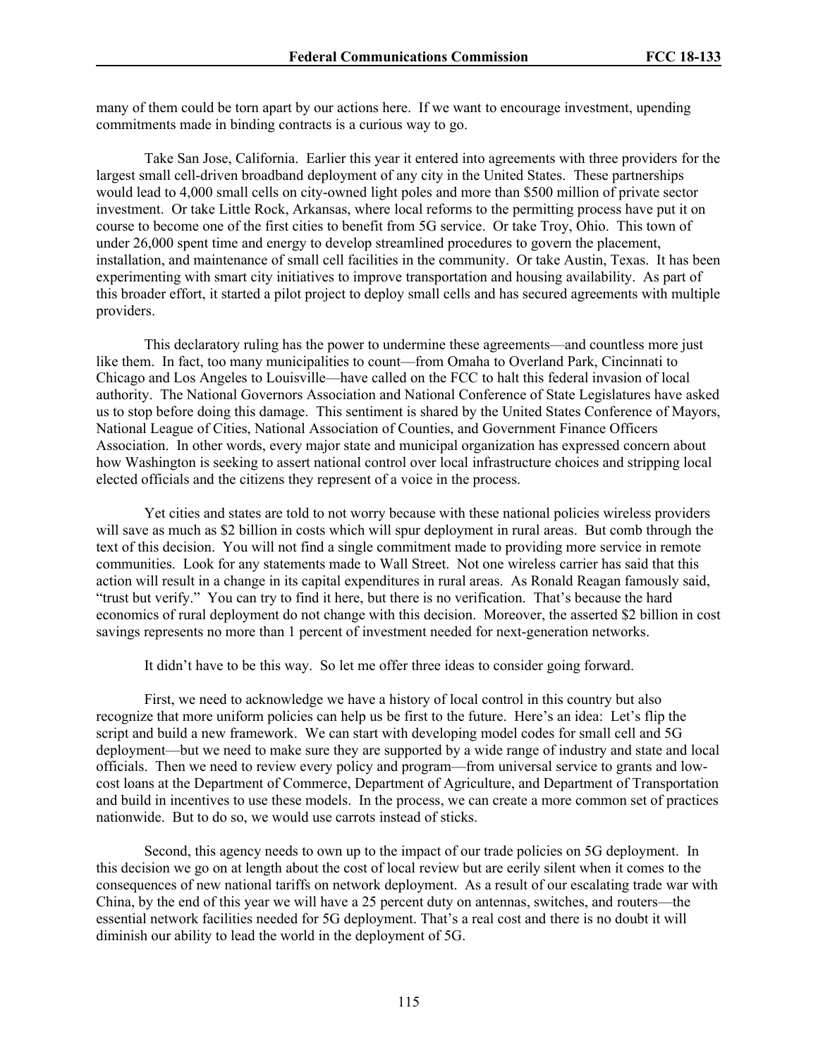many of them could be torn apart by our actions here. If we want to encourage investment, upending commitments made in binding contracts is a curious way to go.

Take San Jose, California. Earlier this year it entered into agreements with three providers for the largest small cell-driven broadband deployment of any city in the United States. These partnerships would lead to 4,000 small cells on city-owned light poles and more than $500 million of private sector investment. Or take Little Rock, Arkansas, where local reforms to the permitting process have put it on course to become one of the first cities to benefit from 5G service. Or take Troy, Ohio. This town of under 26,000 spent time and energy to develop streamlined procedures to govern the placement, installation, and maintenance of small cell facilities in the community. Or take Austin, Texas. It has been experimenting with smart city initiatives to improve transportation and housing availability. As part of this broader effort, it started a pilot project to deploy small cells and has secured agreements with multiple providers.

This declaratory ruling has the power to undermine these agreements—and countless more just like them. In fact, too many municipalities to count—from Omaha to Overland Park, Cincinnati to Chicago and Los Angeles to Louisville—have called on the FCC to halt this federal invasion of local authority. The National Governors Association and National Conference of State Legislatures have asked us to stop before doing this damage. This sentiment is shared by the United States Conference of Mayors, National League of Cities, National Association of Counties, and Government Finance Officers Association. In other words, every major state and municipal organization has expressed concern about how Washington is seeking to assert national control over local infrastructure choices and stripping local elected officials and the citizens they represent of a voice in the process.

Yet cities and states are told to not worry because with these national policies wireless providers will save as much as $2 billion in costs which will spur deployment in rural areas. But comb through the text of this decision. You will not find a single commitment made to providing more service in remote communities. Look for any statements made to Wall Street. Not one wireless carrier has said that this action will result in a change in its capital expenditures in rural areas. As Ronald Reagan famously said, "trust but verify." You can try to find it here, but there is no verification. That's because the hard economics of rural deployment do not change with this decision. Moreover, the asserted $2 billion in cost savings represents no more than 1 percent of investment needed for next-generation networks.

It didn't have to be this way. So let me offer three ideas to consider going forward.

First, we need to acknowledge we have a history of local control in this country but also recognize that more uniform policies can help us be first to the future. Here's an idea: Let's flip the script and build a new framework. We can start with developing model codes for small cell and 5G deployment—but we need to make sure they are supported by a wide range of industry and state and local officials. Then we need to review every policy and program—from universal service to grants and low-cost loans at the Department of Commerce, Department of Agriculture, and Department of Transportation and build in incentives to use these models. In the process, we can create a more common set of practices nationwide. But to do so, we would use carrots instead of sticks.

Second, this agency needs to own up to the impact of our trade policies on 5G deployment. In this decision we go on at length about the cost of local review but are eerily silent when it comes to the consequences of new national tariffs on network deployment. As a result of our escalating trade war with China, by the end of this year we will have a 25 percent duty on antennas, switches, and routers—the essential network facilities needed for 5G deployment. That's a real cost and there is no doubt it will diminish our ability to lead the world in the deployment of 5G.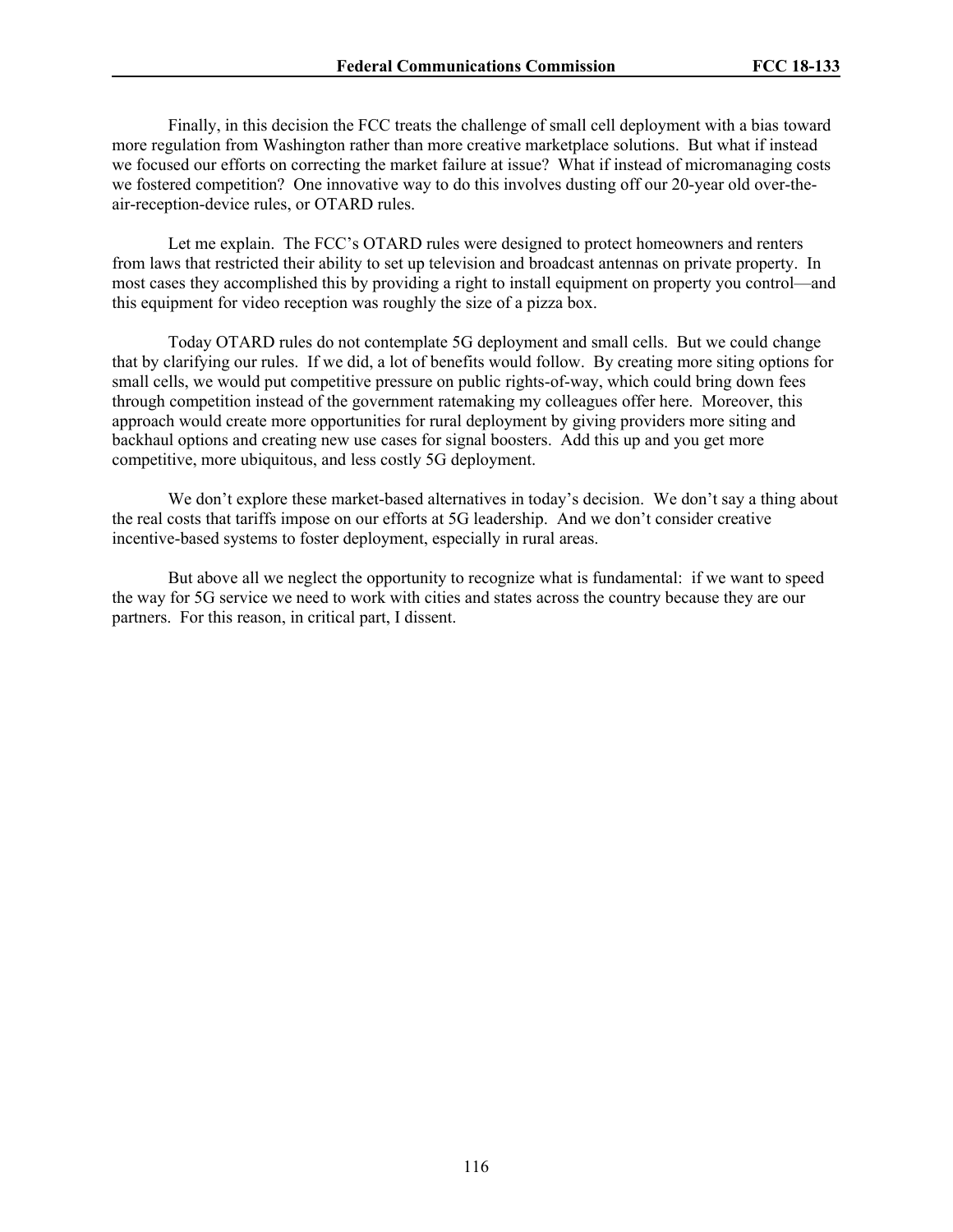Finally, in this decision the FCC treats the challenge of small cell deployment with a bias toward more regulation from Washington rather than more creative marketplace solutions. But what if instead we focused our efforts on correcting the market failure at issue? What if instead of micromanaging costs we fostered competition? One innovative way to do this involves dusting off our 20-year old over-the-air-reception-device rules, or OTARD rules.

Let me explain. The FCC's OTARD rules were designed to protect homeowners and renters from laws that restricted their ability to set up television and broadcast antennas on private property. In most cases they accomplished this by providing a right to install equipment on property you control—and this equipment for video reception was roughly the size of a pizza box.

Today OTARD rules do not contemplate 5G deployment and small cells. But we could change that by clarifying our rules. If we did, a lot of benefits would follow. By creating more siting options for small cells, we would put competitive pressure on public rights-of-way, which could bring down fees through competition instead of the government ratemaking my colleagues offer here. Moreover, this approach would create more opportunities for rural deployment by giving providers more siting and backhaul options and creating new use cases for signal boosters. Add this up and you get more competitive, more ubiquitous, and less costly 5G deployment.

We don't explore these market-based alternatives in today's decision. We don't say a thing about the real costs that tariffs impose on our efforts at 5G leadership. And we don't consider creative incentive-based systems to foster deployment, especially in rural areas.

But above all we neglect the opportunity to recognize what is fundamental: if we want to speed the way for 5G service we need to work with cities and states across the country because they are our partners. For this reason, in critical part, I dissent.